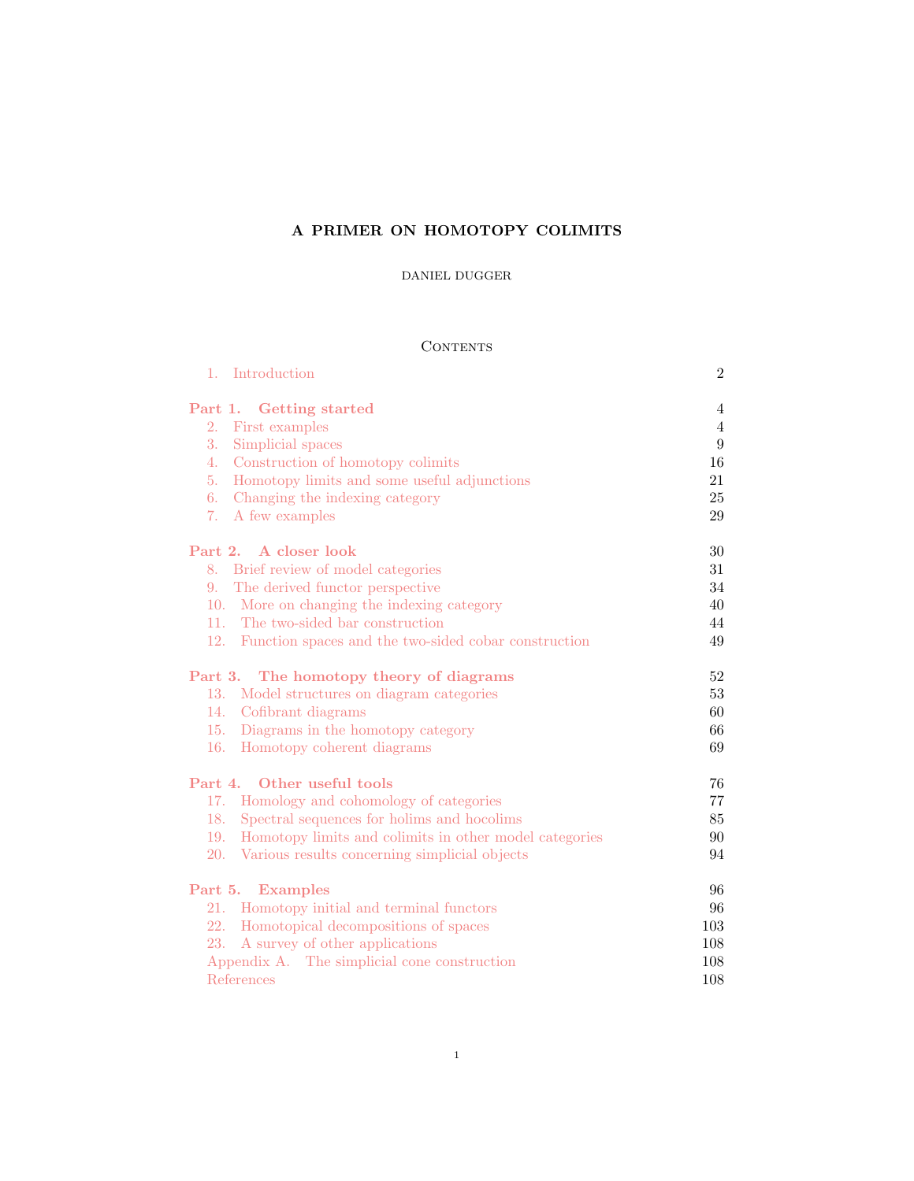# A PRIMER ON HOMOTOPY COLIMITS

DANIEL DUGGER

## Contents

| | |
|---|---|
| 1. Introduction | 2 |
| **Part 1. Getting started** | 4 |
| 2. First examples | 4 |
| 3. Simplicial spaces | 9 |
| 4. Construction of homotopy colimits | 16 |
| 5. Homotopy limits and some useful adjunctions | 21 |
| 6. Changing the indexing category | 25 |
| 7. A few examples | 29 |
| **Part 2. A closer look** | 30 |
| 8. Brief review of model categories | 31 |
| 9. The derived functor perspective | 34 |
| 10. More on changing the indexing category | 40 |
| 11. The two-sided bar construction | 44 |
| 12. Function spaces and the two-sided cobar construction | 49 |
| **Part 3. The homotopy theory of diagrams** | 52 |
| 13. Model structures on diagram categories | 53 |
| 14. Cofibrant diagrams | 60 |
| 15. Diagrams in the homotopy category | 66 |
| 16. Homotopy coherent diagrams | 69 |
| **Part 4. Other useful tools** | 76 |
| 17. Homology and cohomology of categories | 77 |
| 18. Spectral sequences for holims and hocolims | 85 |
| 19. Homotopy limits and colimits in other model categories | 90 |
| 20. Various results concerning simplicial objects | 94 |
| **Part 5. Examples** | 96 |
| 21. Homotopy initial and terminal functors | 96 |
| 22. Homotopical decompositions of spaces | 103 |
| 23. A survey of other applications | 108 |
| Appendix A. The simplicial cone construction | 108 |
| References | 108 |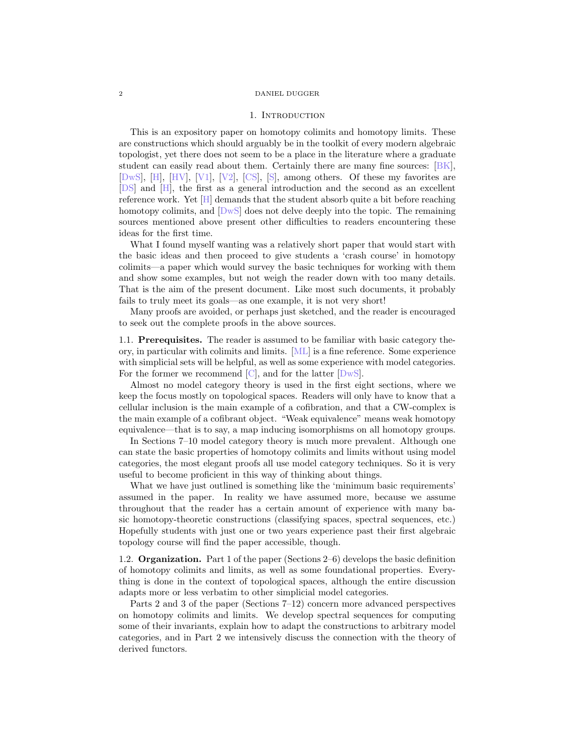## 1. Introduction

This is an expository paper on homotopy colimits and homotopy limits. These are constructions which should arguably be in the toolkit of every modern algebraic topologist, yet there does not seem to be a place in the literature where a graduate student can easily read about them. Certainly there are many fine sources: [BK], [DwS], [H], [HV], [V1], [V2], [CS], [S], among others. Of these my favorites are [DS] and [H], the first as a general introduction and the second as an excellent reference work. Yet [H] demands that the student absorb quite a bit before reaching homotopy colimits, and [DwS] does not delve deeply into the topic. The remaining sources mentioned above present other difficulties to readers encountering these ideas for the first time.

What I found myself wanting was a relatively short paper that would start with the basic ideas and then proceed to give students a 'crash course' in homotopy colimits—a paper which would survey the basic techniques for working with them and show some examples, but not weigh the reader down with too many details. That is the aim of the present document. Like most such documents, it probably fails to truly meet its goals—as one example, it is not very short!

Many proofs are avoided, or perhaps just sketched, and the reader is encouraged to seek out the complete proofs in the above sources.

1.1. **Prerequisites.** The reader is assumed to be familiar with basic category theory, in particular with colimits and limits. [ML] is a fine reference. Some experience with simplicial sets will be helpful, as well as some experience with model categories. For the former we recommend [C], and for the latter [DwS].

Almost no model category theory is used in the first eight sections, where we keep the focus mostly on topological spaces. Readers will only have to know that a cellular inclusion is the main example of a cofibration, and that a CW-complex is the main example of a cofibrant object. "Weak equivalence" means weak homotopy equivalence—that is to say, a map inducing isomorphisms on all homotopy groups.

In Sections 7–10 model category theory is much more prevalent. Although one can state the basic properties of homotopy colimits and limits without using model categories, the most elegant proofs all use model category techniques. So it is very useful to become proficient in this way of thinking about things.

What we have just outlined is something like the 'minimum basic requirements' assumed in the paper. In reality we have assumed more, because we assume throughout that the reader has a certain amount of experience with many basic homotopy-theoretic constructions (classifying spaces, spectral sequences, etc.) Hopefully students with just one or two years experience past their first algebraic topology course will find the paper accessible, though.

1.2. **Organization.** Part 1 of the paper (Sections 2–6) develops the basic definition of homotopy colimits and limits, as well as some foundational properties. Everything is done in the context of topological spaces, although the entire discussion adapts more or less verbatim to other simplicial model categories.

Parts 2 and 3 of the paper (Sections 7–12) concern more advanced perspectives on homotopy colimits and limits. We develop spectral sequences for computing some of their invariants, explain how to adapt the constructions to arbitrary model categories, and in Part 2 we intensively discuss the connection with the theory of derived functors.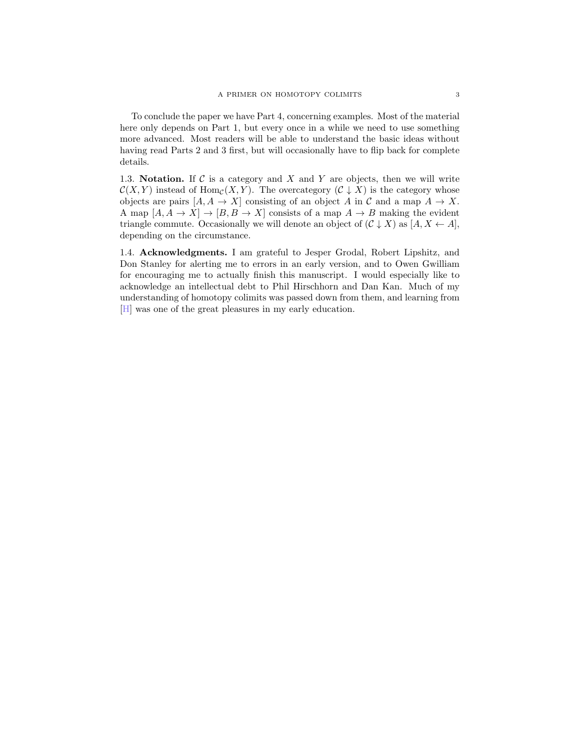To conclude the paper we have Part 4, concerning examples. Most of the material here only depends on Part 1, but every once in a while we need to use something more advanced. Most readers will be able to understand the basic ideas without having read Parts 2 and 3 first, but will occasionally have to flip back for complete details.

1.3. **Notation.** If $\mathcal{C}$ is a category and $X$ and $Y$ are objects, then we will write $\mathcal{C}(X, Y)$ instead of $\mathrm{Hom}_{\mathcal{C}}(X, Y)$. The overcategory $(\mathcal{C} \downarrow X)$ is the category whose objects are pairs $[A, A \to X]$ consisting of an object $A$ in $\mathcal{C}$ and a map $A \to X$. A map $[A, A \to X] \to [B, B \to X]$ consists of a map $A \to B$ making the evident triangle commute. Occasionally we will denote an object of $(\mathcal{C} \downarrow X)$ as $[A, X \leftarrow A]$, depending on the circumstance.

1.4. **Acknowledgments.** I am grateful to Jesper Grodal, Robert Lipshitz, and Don Stanley for alerting me to errors in an early version, and to Owen Gwilliam for encouraging me to actually finish this manuscript. I would especially like to acknowledge an intellectual debt to Phil Hirschhorn and Dan Kan. Much of my understanding of homotopy colimits was passed down from them, and learning from [H] was one of the great pleasures in my early education.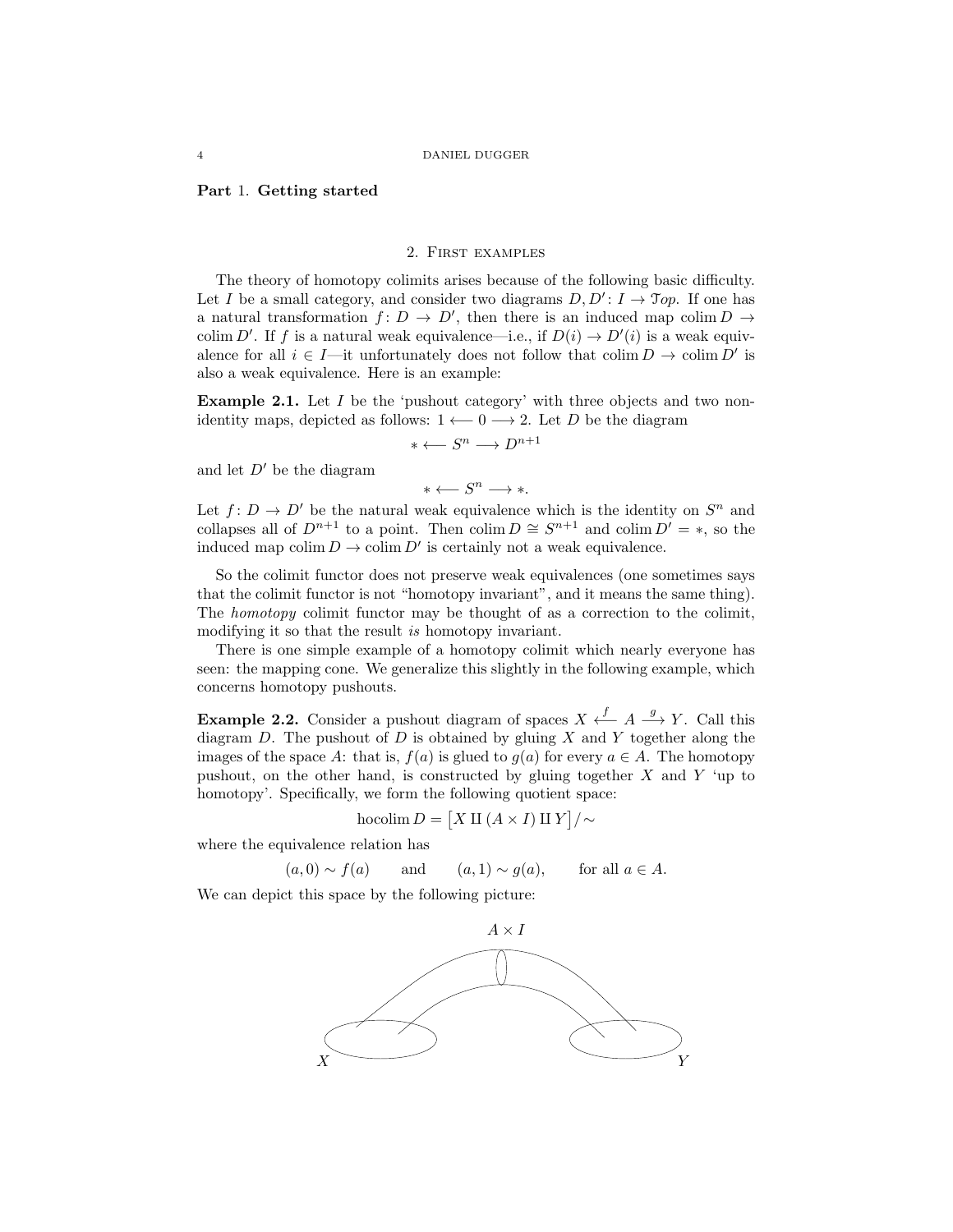**Part 1. Getting started**

## 2. First examples

The theory of homotopy colimits arises because of the following basic difficulty. Let $I$ be a small category, and consider two diagrams $D, D' \colon I \to \mathcal{T}op$. If one has a natural transformation $f \colon D \to D'$, then there is an induced map $\operatorname{colim} D \to \operatorname{colim} D'$. If $f$ is a natural weak equivalence—i.e., if $D(i) \to D'(i)$ is a weak equivalence for all $i \in I$—it unfortunately does not follow that $\operatorname{colim} D \to \operatorname{colim} D'$ is also a weak equivalence. Here is an example:

**Example 2.1.** Let $I$ be the 'pushout category' with three objects and two non-identity maps, depicted as follows: $1 \longleftarrow 0 \longrightarrow 2$. Let $D$ be the diagram

$$* \longleftarrow S^n \longrightarrow D^{n+1}$$

and let $D'$ be the diagram

$$* \longleftarrow S^n \longrightarrow *.$$

Let $f \colon D \to D'$ be the natural weak equivalence which is the identity on $S^n$ and collapses all of $D^{n+1}$ to a point. Then $\operatorname{colim} D \cong S^{n+1}$ and $\operatorname{colim} D' = *$, so the induced map $\operatorname{colim} D \to \operatorname{colim} D'$ is certainly not a weak equivalence.

So the colimit functor does not preserve weak equivalences (one sometimes says that the colimit functor is not "homotopy invariant", and it means the same thing). The *homotopy* colimit functor may be thought of as a correction to the colimit, modifying it so that the result *is* homotopy invariant.

There is one simple example of a homotopy colimit which nearly everyone has seen: the mapping cone. We generalize this slightly in the following example, which concerns homotopy pushouts.

**Example 2.2.** Consider a pushout diagram of spaces $X \xleftarrow{f} A \xrightarrow{g} Y$. Call this diagram $D$. The pushout of $D$ is obtained by gluing $X$ and $Y$ together along the images of the space $A$: that is, $f(a)$ is glued to $g(a)$ for every $a \in A$. The homotopy pushout, on the other hand, is constructed by gluing together $X$ and $Y$ 'up to homotopy'. Specifically, we form the following quotient space:

$$\operatorname{hocolim} D = \left[ X \amalg (A \times I) \amalg Y \right] / \sim$$

where the equivalence relation has

$$(a, 0) \sim f(a) \qquad \text{and} \qquad (a, 1) \sim g(a), \qquad \text{for all } a \in A.$$

We can depict this space by the following picture: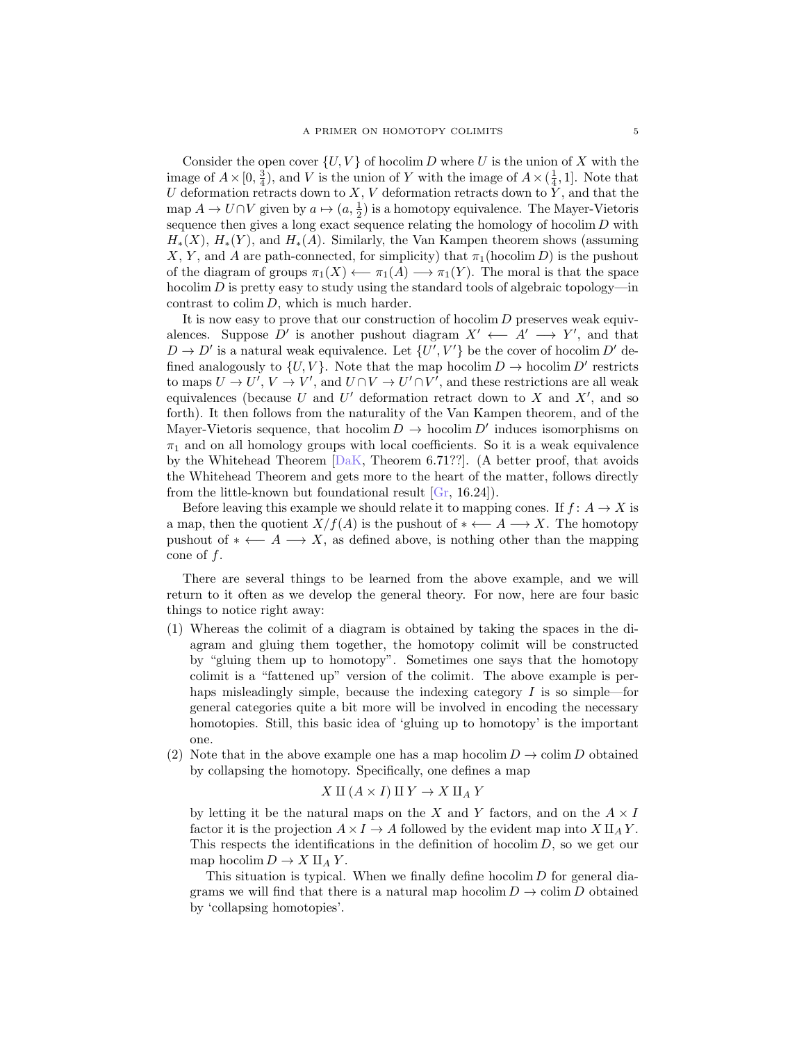Consider the open cover $\{U, V\}$ of $\operatorname{hocolim} D$ where $U$ is the union of $X$ with the image of $A \times [0, \frac{3}{4})$, and $V$ is the union of $Y$ with the image of $A \times (\frac{1}{4}, 1]$. Note that $U$ deformation retracts down to $X$, $V$ deformation retracts down to $Y$, and that the map $A \to U \cap V$ given by $a \mapsto (a, \frac{1}{2})$ is a homotopy equivalence. The Mayer-Vietoris sequence then gives a long exact sequence relating the homology of $\operatorname{hocolim} D$ with $H_*(X)$, $H_*(Y)$, and $H_*(A)$. Similarly, the Van Kampen theorem shows (assuming $X$, $Y$, and $A$ are path-connected, for simplicity) that $\pi_1(\operatorname{hocolim} D)$ is the pushout of the diagram of groups $\pi_1(X) \longleftarrow \pi_1(A) \longrightarrow \pi_1(Y)$. The moral is that the space $\operatorname{hocolim} D$ is pretty easy to study using the standard tools of algebraic topology—in contrast to $\operatorname{colim} D$, which is much harder.

It is now easy to prove that our construction of $\operatorname{hocolim} D$ preserves weak equivalences. Suppose $D'$ is another pushout diagram $X' \longleftarrow A' \longrightarrow Y'$, and that $D \to D'$ is a natural weak equivalence. Let $\{U', V'\}$ be the cover of $\operatorname{hocolim} D'$ defined analogously to $\{U, V\}$. Note that the map $\operatorname{hocolim} D \to \operatorname{hocolim} D'$ restricts to maps $U \to U'$, $V \to V'$, and $U \cap V \to U' \cap V'$, and these restrictions are all weak equivalences (because $U$ and $U'$ deformation retract down to $X$ and $X'$, and so forth). It then follows from the naturality of the Van Kampen theorem, and of the Mayer-Vietoris sequence, that $\operatorname{hocolim} D \to \operatorname{hocolim} D'$ induces isomorphisms on $\pi_1$ and on all homology groups with local coefficients. So it is a weak equivalence by the Whitehead Theorem [DaK, Theorem 6.71??]. (A better proof, that avoids the Whitehead Theorem and gets more to the heart of the matter, follows directly from the little-known but foundational result [Gr, 16.24]).

Before leaving this example we should relate it to mapping cones. If $f \colon A \to X$ is a map, then the quotient $X/f(A)$ is the pushout of $* \longleftarrow A \longrightarrow X$. The homotopy pushout of $* \longleftarrow A \longrightarrow X$, as defined above, is nothing other than the mapping cone of $f$.

There are several things to be learned from the above example, and we will return to it often as we develop the general theory. For now, here are four basic things to notice right away:

(1) Whereas the colimit of a diagram is obtained by taking the spaces in the diagram and gluing them together, the homotopy colimit will be constructed by "gluing them up to homotopy". Sometimes one says that the homotopy colimit is a "fattened up" version of the colimit. The above example is perhaps misleadingly simple, because the indexing category $I$ is so simple—for general categories quite a bit more will be involved in encoding the necessary homotopies. Still, this basic idea of 'gluing up to homotopy' is the important one.

(2) Note that in the above example one has a map $\operatorname{hocolim} D \to \operatorname{colim} D$ obtained by collapsing the homotopy. Specifically, one defines a map

$$X \amalg (A \times I) \amalg Y \to X \amalg_A Y$$

by letting it be the natural maps on the $X$ and $Y$ factors, and on the $A \times I$ factor it is the projection $A \times I \to A$ followed by the evident map into $X \amalg_A Y$. This respects the identifications in the definition of $\operatorname{hocolim} D$, so we get our map $\operatorname{hocolim} D \to X \amalg_A Y$.

This situation is typical. When we finally define $\operatorname{hocolim} D$ for general diagrams we will find that there is a natural map $\operatorname{hocolim} D \to \operatorname{colim} D$ obtained by 'collapsing homotopies'.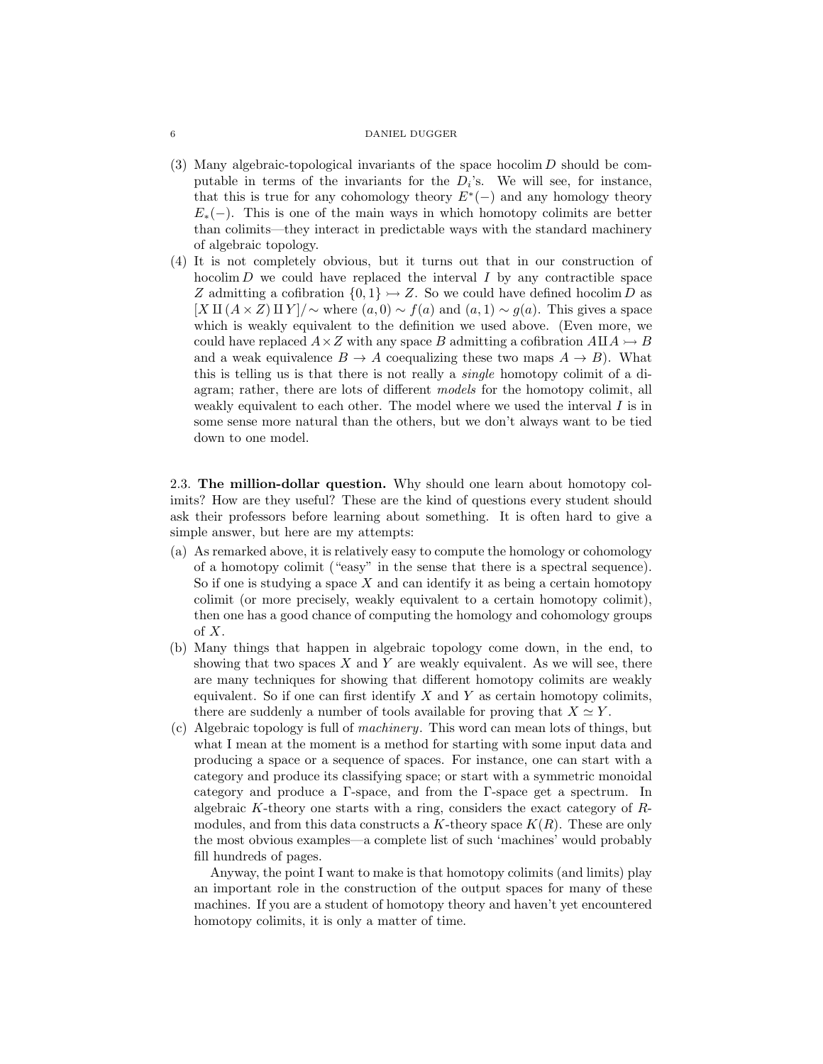(3) Many algebraic-topological invariants of the space $\operatorname{hocolim} D$ should be computable in terms of the invariants for the $D_i$'s. We will see, for instance, that this is true for any cohomology theory $E^*(-)$ and any homology theory $E_*(-)$. This is one of the main ways in which homotopy colimits are better than colimits—they interact in predictable ways with the standard machinery of algebraic topology.

(4) It is not completely obvious, but it turns out that in our construction of $\operatorname{hocolim} D$ we could have replaced the interval $I$ by any contractible space $Z$ admitting a cofibration $\{0,1\} \rightarrowtail Z$. So we could have defined $\operatorname{hocolim} D$ as $[X \amalg (A \times Z) \amalg Y]/\sim$ where $(a,0) \sim f(a)$ and $(a,1) \sim g(a)$. This gives a space which is weakly equivalent to the definition we used above. (Even more, we could have replaced $A \times Z$ with any space $B$ admitting a cofibration $A \amalg A \rightarrowtail B$ and a weak equivalence $B \to A$ coequalizing these two maps $A \to B$). What this is telling us is that there is not really a *single* homotopy colimit of a diagram; rather, there are lots of different *models* for the homotopy colimit, all weakly equivalent to each other. The model where we used the interval $I$ is in some sense more natural than the others, but we don't always want to be tied down to one model.

2.3. **The million-dollar question.** Why should one learn about homotopy colimits? How are they useful? These are the kind of questions every student should ask their professors before learning about something. It is often hard to give a simple answer, but here are my attempts:

(a) As remarked above, it is relatively easy to compute the homology or cohomology of a homotopy colimit ("easy" in the sense that there is a spectral sequence). So if one is studying a space $X$ and can identify it as being a certain homotopy colimit (or more precisely, weakly equivalent to a certain homotopy colimit), then one has a good chance of computing the homology and cohomology groups of $X$.

(b) Many things that happen in algebraic topology come down, in the end, to showing that two spaces $X$ and $Y$ are weakly equivalent. As we will see, there are many techniques for showing that different homotopy colimits are weakly equivalent. So if one can first identify $X$ and $Y$ as certain homotopy colimits, there are suddenly a number of tools available for proving that $X \simeq Y$.

(c) Algebraic topology is full of *machinery*. This word can mean lots of things, but what I mean at the moment is a method for starting with some input data and producing a space or a sequence of spaces. For instance, one can start with a category and produce its classifying space; or start with a symmetric monoidal category and produce a $\Gamma$-space, and from the $\Gamma$-space get a spectrum. In algebraic $K$-theory one starts with a ring, considers the exact category of $R$-modules, and from this data constructs a $K$-theory space $K(R)$. These are only the most obvious examples—a complete list of such 'machines' would probably fill hundreds of pages.

Anyway, the point I want to make is that homotopy colimits (and limits) play an important role in the construction of the output spaces for many of these machines. If you are a student of homotopy theory and haven't yet encountered homotopy colimits, it is only a matter of time.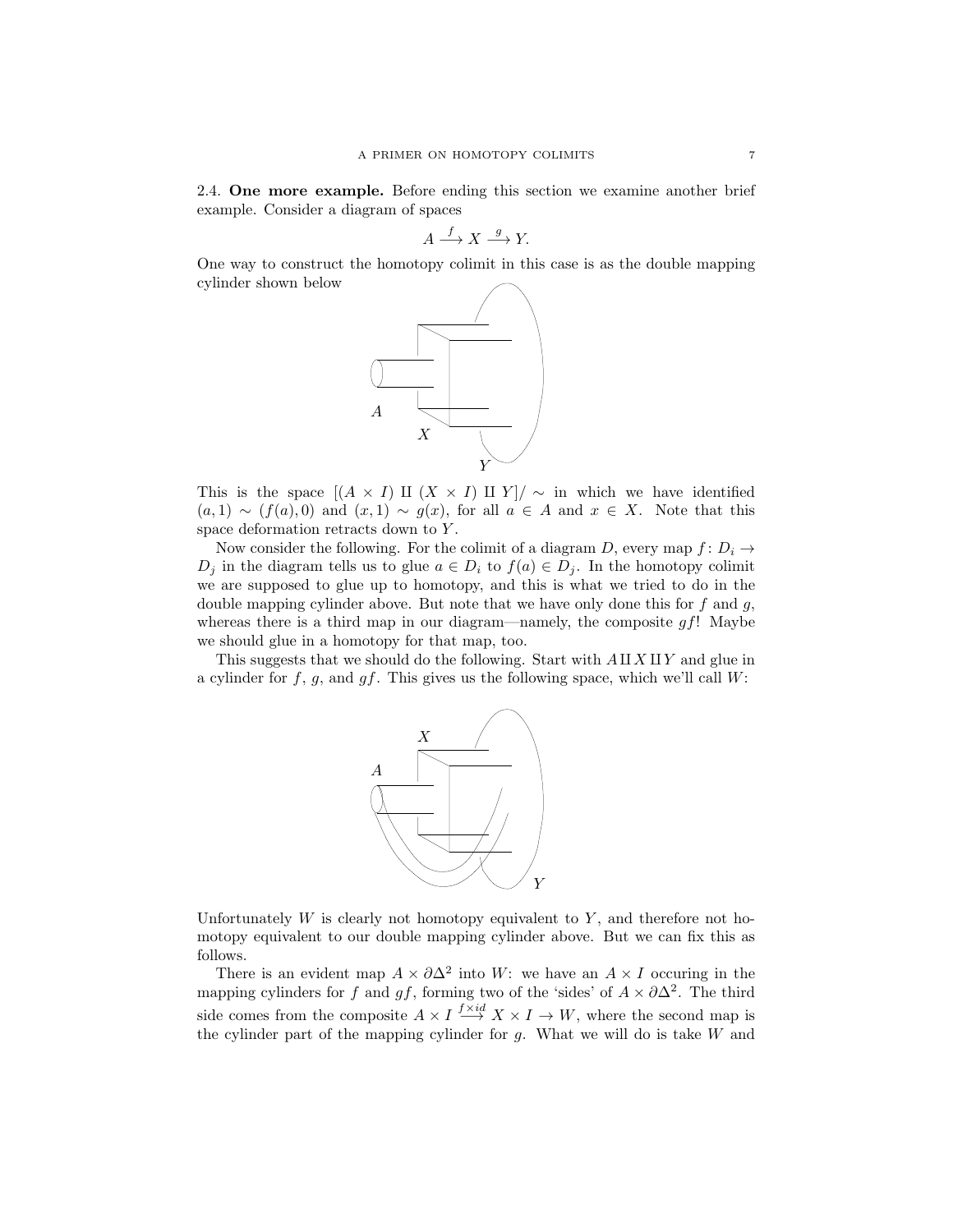2.4. **One more example.** Before ending this section we examine another brief example. Consider a diagram of spaces

$$A \xrightarrow{f} X \xrightarrow{g} Y.$$

One way to construct the homotopy colimit in this case is as the double mapping cylinder shown below

This is the space $[(A \times I) \amalg (X \times I) \amalg Y]/\sim$ in which we have identified $(a, 1) \sim (f(a), 0)$ and $(x, 1) \sim g(x)$, for all $a \in A$ and $x \in X$. Note that this space deformation retracts down to $Y$.

Now consider the following. For the colimit of a diagram $D$, every map $f : D_i \to D_j$ in the diagram tells us to glue $a \in D_i$ to $f(a) \in D_j$. In the homotopy colimit we are supposed to glue up to homotopy, and this is what we tried to do in the double mapping cylinder above. But note that we have only done this for $f$ and $g$, whereas there is a third map in our diagram—namely, the composite $gf$! Maybe we should glue in a homotopy for that map, too.

This suggests that we should do the following. Start with $A \amalg X \amalg Y$ and glue in a cylinder for $f$, $g$, and $gf$. This gives us the following space, which we'll call $W$:

Unfortunately $W$ is clearly not homotopy equivalent to $Y$, and therefore not homotopy equivalent to our double mapping cylinder above. But we can fix this as follows.

There is an evident map $A \times \partial\Delta^2$ into $W$: we have an $A \times I$ occuring in the mapping cylinders for $f$ and $gf$, forming two of the 'sides' of $A \times \partial\Delta^2$. The third side comes from the composite $A \times I \xrightarrow{f \times id} X \times I \to W$, where the second map is the cylinder part of the mapping cylinder for $g$. What we will do is take $W$ and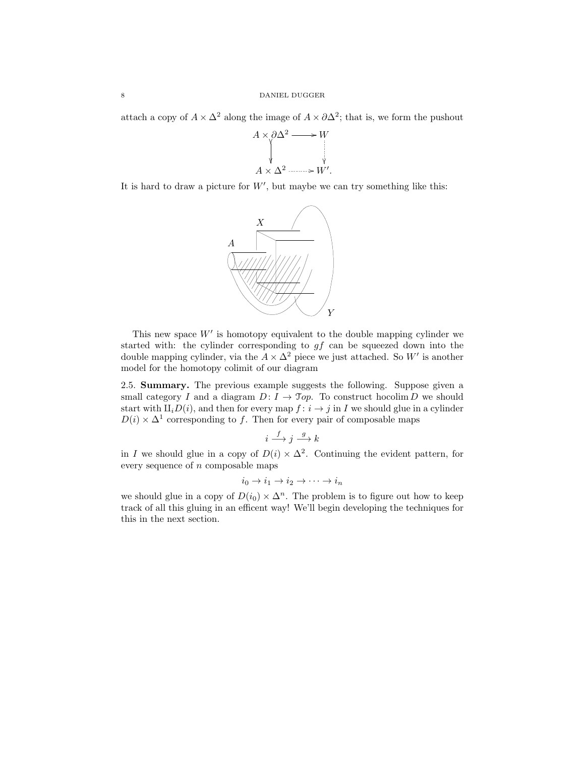attach a copy of $A \times \Delta^2$ along the image of $A \times \partial\Delta^2$; that is, we form the pushout

$$\begin{array}{ccc} A \times \partial\Delta^2 & \longrightarrow & W \\ \downarrow & & \downarrow \\ A \times \Delta^2 & \dashrightarrow & W'. \end{array}$$

It is hard to draw a picture for $W'$, but maybe we can try something like this:

This new space $W'$ is homotopy equivalent to the double mapping cylinder we started with: the cylinder corresponding to $gf$ can be squeezed down into the double mapping cylinder, via the $A \times \Delta^2$ piece we just attached. So $W'$ is another model for the homotopy colimit of our diagram

2.5. **Summary.** The previous example suggests the following. Suppose given a small category $I$ and a diagram $D \colon I \to \mathcal{T}op$. To construct $\operatorname{hocolim} D$ we should start with $\amalg_i D(i)$, and then for every map $f \colon i \to j$ in $I$ we should glue in a cylinder $D(i) \times \Delta^1$ corresponding to $f$. Then for every pair of composable maps

$$i \xrightarrow{f} j \xrightarrow{g} k$$

in $I$ we should glue in a copy of $D(i) \times \Delta^2$. Continuing the evident pattern, for every sequence of $n$ composable maps

$$i_0 \to i_1 \to i_2 \to \cdots \to i_n$$

we should glue in a copy of $D(i_0) \times \Delta^n$. The problem is to figure out how to keep track of all this gluing in an efficent way! We'll begin developing the techniques for this in the next section.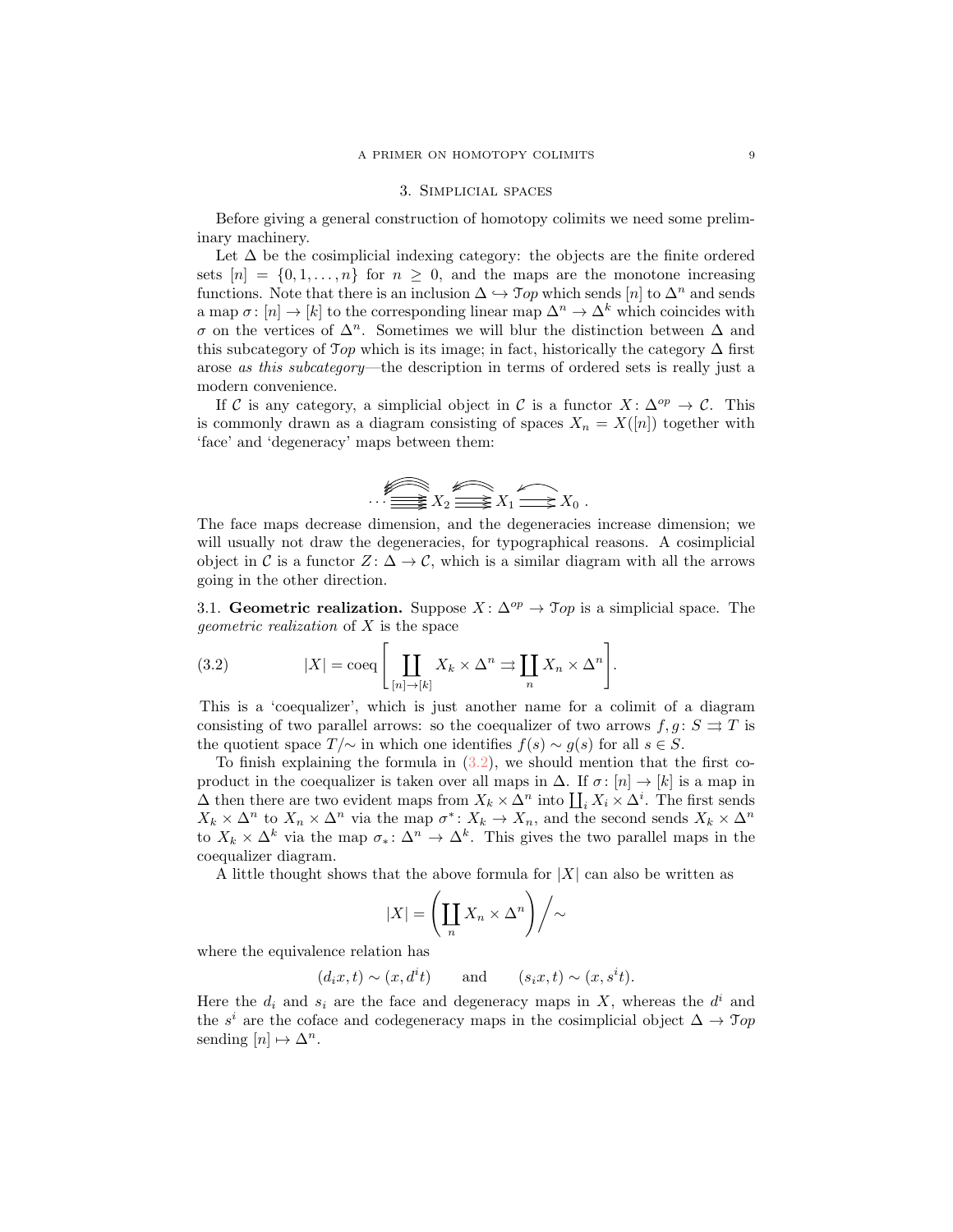## 3. Simplicial spaces

Before giving a general construction of homotopy colimits we need some preliminary machinery.

Let $\Delta$ be the cosimplicial indexing category: the objects are the finite ordered sets $[n] = \{0, 1, \dots, n\}$ for $n \geq 0$, and the maps are the monotone increasing functions. Note that there is an inclusion $\Delta \hookrightarrow \mathcal{T}op$ which sends $[n]$ to $\Delta^n$ and sends a map $\sigma\colon [n] \to [k]$ to the corresponding linear map $\Delta^n \to \Delta^k$ which coincides with $\sigma$ on the vertices of $\Delta^n$. Sometimes we will blur the distinction between $\Delta$ and this subcategory of $\mathcal{T}op$ which is its image; in fact, historically the category $\Delta$ first arose *as this subcategory*—the description in terms of ordered sets is really just a modern convenience.

If $\mathcal{C}$ is any category, a simplicial object in $\mathcal{C}$ is a functor $X\colon \Delta^{op} \to \mathcal{C}$. This is commonly drawn as a diagram consisting of spaces $X_n = X([n])$ together with 'face' and 'degeneracy' maps between them:

$$\cdots \; X_2 \;\substack{\longrightarrow\\[-2pt]\longrightarrow\\[-2pt]\longrightarrow} \; X_1 \;\substack{\longrightarrow\\[-2pt]\longrightarrow}\; X_0 \,.$$

The face maps decrease dimension, and the degeneracies increase dimension; we will usually not draw the degeneracies, for typographical reasons. A cosimplicial object in $\mathcal{C}$ is a functor $Z\colon \Delta \to \mathcal{C}$, which is a similar diagram with all the arrows going in the other direction.

3.1. **Geometric realization.** Suppose $X\colon \Delta^{op} \to \mathcal{T}op$ is a simplicial space. The *geometric realization* of $X$ is the space

$$|X| = \operatorname{coeq}\left[\coprod_{[n]\to[k]} X_k \times \Delta^n \rightrightarrows \coprod_n X_n \times \Delta^n\right]. \tag{3.2}$$

This is a 'coequalizer', which is just another name for a colimit of a diagram consisting of two parallel arrows: so the coequalizer of two arrows $f, g\colon S \rightrightarrows T$ is the quotient space $T/{\sim}$ in which one identifies $f(s) \sim g(s)$ for all $s \in S$.

To finish explaining the formula in (3.2), we should mention that the first coproduct in the coequalizer is taken over all maps in $\Delta$. If $\sigma\colon [n] \to [k]$ is a map in $\Delta$ then there are two evident maps from $X_k \times \Delta^n$ into $\coprod_i X_i \times \Delta^i$. The first sends $X_k \times \Delta^n$ to $X_n \times \Delta^n$ via the map $\sigma^*\colon X_k \to X_n$, and the second sends $X_k \times \Delta^n$ to $X_k \times \Delta^k$ via the map $\sigma_*\colon \Delta^n \to \Delta^k$. This gives the two parallel maps in the coequalizer diagram.

A little thought shows that the above formula for $|X|$ can also be written as

$$|X| = \left(\coprod_n X_n \times \Delta^n\right)\Big/\sim$$

where the equivalence relation has

$$(d_i x, t) \sim (x, d^i t) \qquad \text{and} \qquad (s_i x, t) \sim (x, s^i t).$$

Here the $d_i$ and $s_i$ are the face and degeneracy maps in $X$, whereas the $d^i$ and the $s^i$ are the coface and codegeneracy maps in the cosimplicial object $\Delta \to \mathcal{T}op$ sending $[n] \mapsto \Delta^n$.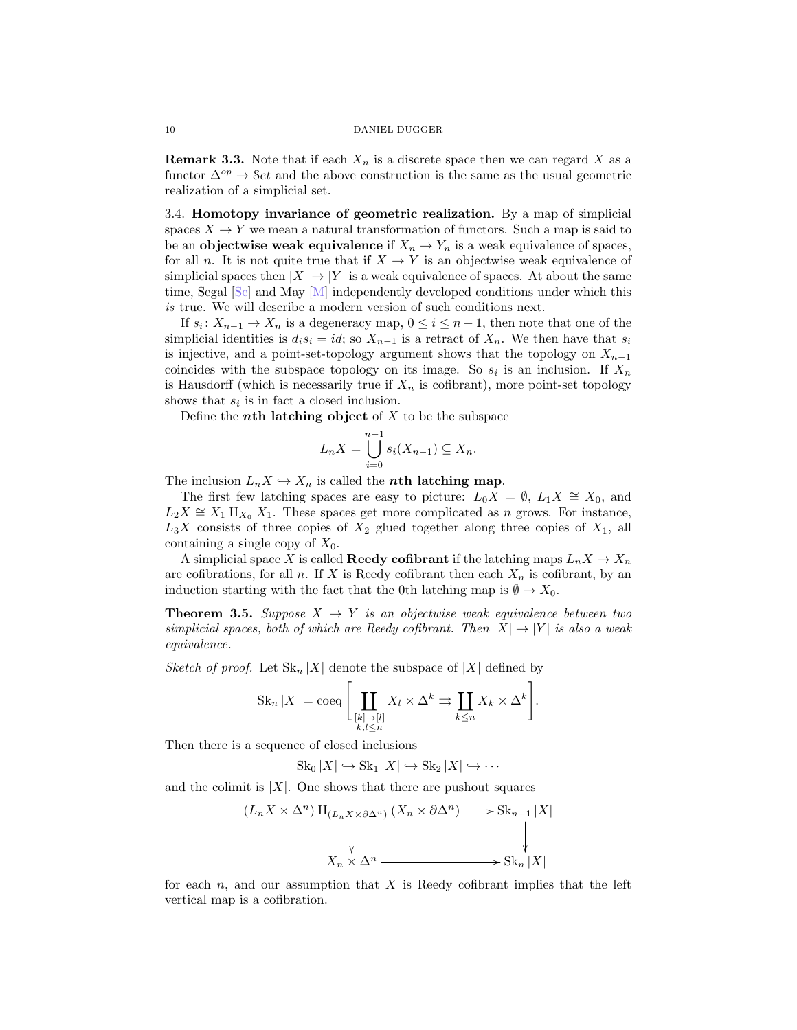**Remark 3.3.** Note that if each $X_n$ is a discrete space then we can regard $X$ as a functor $\Delta^{op} \to \mathcal{S}et$ and the above construction is the same as the usual geometric realization of a simplicial set.

3.4. **Homotopy invariance of geometric realization.** By a map of simplicial spaces $X \to Y$ we mean a natural transformation of functors. Such a map is said to be an **objectwise weak equivalence** if $X_n \to Y_n$ is a weak equivalence of spaces, for all $n$. It is not quite true that if $X \to Y$ is an objectwise weak equivalence of simplicial spaces then $|X| \to |Y|$ is a weak equivalence of spaces. At about the same time, Segal [Se] and May [M] independently developed conditions under which this *is* true. We will describe a modern version of such conditions next.

If $s_i\colon X_{n-1} \to X_n$ is a degeneracy map, $0 \le i \le n-1$, then note that one of the simplicial identities is $d_i s_i = id$; so $X_{n-1}$ is a retract of $X_n$. We then have that $s_i$ is injective, and a point-set-topology argument shows that the topology on $X_{n-1}$ coincides with the subspace topology on its image. So $s_i$ is an inclusion. If $X_n$ is Hausdorff (which is necessarily true if $X_n$ is cofibrant), more point-set topology shows that $s_i$ is in fact a closed inclusion.

Define the ***n*th latching object** of $X$ to be the subspace

$$L_n X = \bigcup_{i=0}^{n-1} s_i(X_{n-1}) \subseteq X_n.$$

The inclusion $L_n X \hookrightarrow X_n$ is called the ***n*th latching map**.

The first few latching spaces are easy to picture: $L_0 X = \emptyset$, $L_1 X \cong X_0$, and $L_2 X \cong X_1 \amalg_{X_0} X_1$. These spaces get more complicated as $n$ grows. For instance, $L_3 X$ consists of three copies of $X_2$ glued together along three copies of $X_1$, all containing a single copy of $X_0$.

A simplicial space $X$ is called **Reedy cofibrant** if the latching maps $L_n X \to X_n$ are cofibrations, for all $n$. If $X$ is Reedy cofibrant then each $X_n$ is cofibrant, by an induction starting with the fact that the 0th latching map is $\emptyset \to X_0$.

**Theorem 3.5.** *Suppose $X \to Y$ is an objectwise weak equivalence between two simplicial spaces, both of which are Reedy cofibrant. Then $|X| \to |Y|$ is also a weak equivalence.*

*Sketch of proof.* Let $\operatorname{Sk}_n |X|$ denote the subspace of $|X|$ defined by

$$\operatorname{Sk}_n |X| = \operatorname{coeq}\left[ \coprod_{\substack{[k]\to[l] \\ k,l\le n}} X_l \times \Delta^k \rightrightarrows \coprod_{k \le n} X_k \times \Delta^k \right].$$

Then there is a sequence of closed inclusions

$$\operatorname{Sk}_0 |X| \hookrightarrow \operatorname{Sk}_1 |X| \hookrightarrow \operatorname{Sk}_2 |X| \hookrightarrow \cdots$$

and the colimit is $|X|$. One shows that there are pushout squares

$$\begin{array}{ccc}
(L_n X \times \Delta^n) \amalg_{(L_n X \times \partial\Delta^n)} (X_n \times \partial\Delta^n) & \longrightarrow & \operatorname{Sk}_{n-1} |X| \\
\downarrow & & \downarrow \\
X_n \times \Delta^n & \longrightarrow & \operatorname{Sk}_n |X|
\end{array}$$

for each $n$, and our assumption that $X$ is Reedy cofibrant implies that the left vertical map is a cofibration.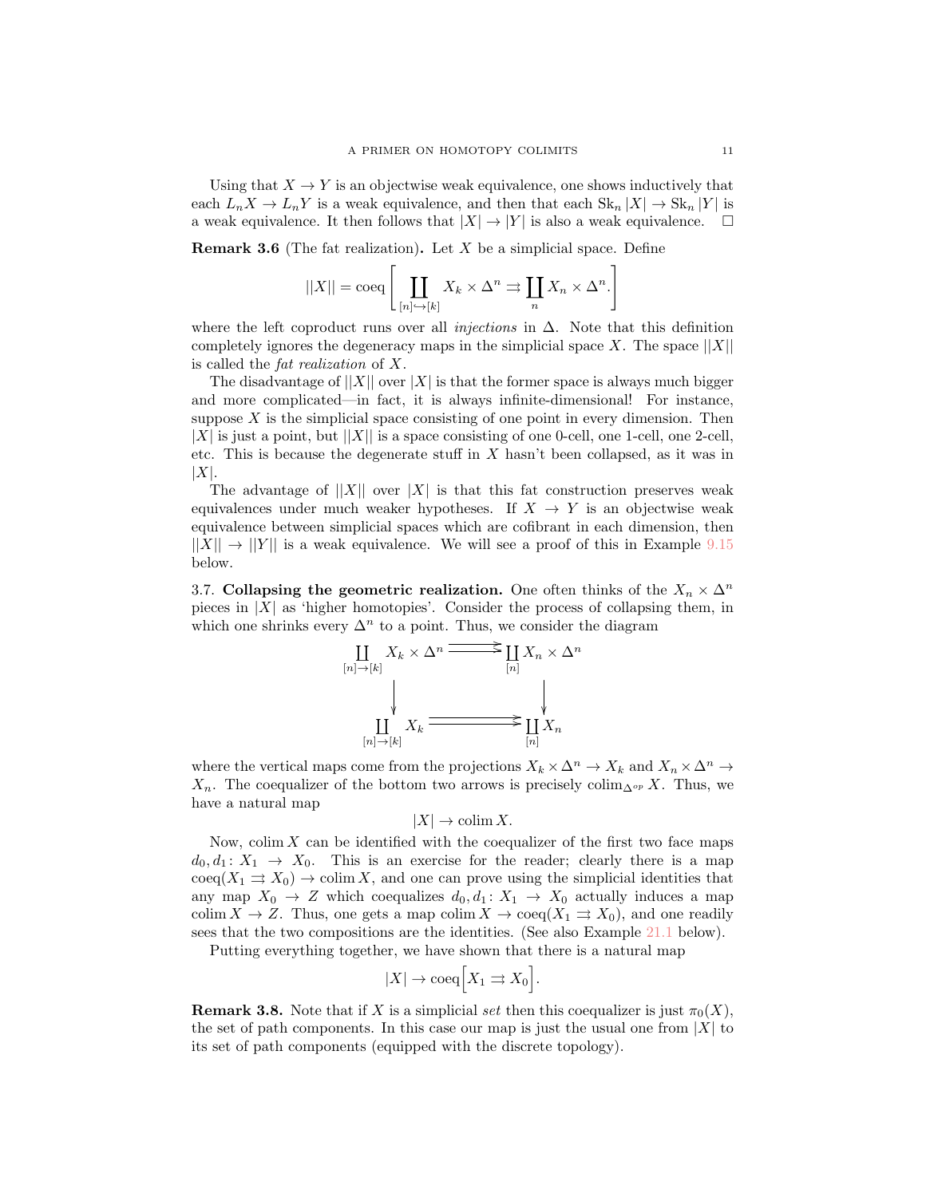Using that $X \to Y$ is an objectwise weak equivalence, one shows inductively that each $L_n X \to L_n Y$ is a weak equivalence, and then that each $\mathrm{Sk}_n |X| \to \mathrm{Sk}_n |Y|$ is a weak equivalence. It then follows that $|X| \to |Y|$ is also a weak equivalence. $\square$

**Remark 3.6** (The fat realization)**.** Let $X$ be a simplicial space. Define

$$||X|| = \mathrm{coeq}\left[ \coprod_{[n] \hookrightarrow [k]} X_k \times \Delta^n \rightrightarrows \coprod_n X_n \times \Delta^n. \right]$$

where the left coproduct runs over all *injections* in $\Delta$. Note that this definition completely ignores the degeneracy maps in the simplicial space $X$. The space $||X||$ is called the *fat realization* of $X$.

The disadvantage of $||X||$ over $|X|$ is that the former space is always much bigger and more complicated—in fact, it is always infinite-dimensional! For instance, suppose $X$ is the simplicial space consisting of one point in every dimension. Then $|X|$ is just a point, but $||X||$ is a space consisting of one 0-cell, one 1-cell, one 2-cell, etc. This is because the degenerate stuff in $X$ hasn't been collapsed, as it was in $|X|$.

The advantage of $||X||$ over $|X|$ is that this fat construction preserves weak equivalences under much weaker hypotheses. If $X \to Y$ is an objectwise weak equivalence between simplicial spaces which are cofibrant in each dimension, then $||X|| \to ||Y||$ is a weak equivalence. We will see a proof of this in Example 9.15 below.

3.7. **Collapsing the geometric realization.** One often thinks of the $X_n \times \Delta^n$ pieces in $|X|$ as 'higher homotopies'. Consider the process of collapsing them, in which one shrinks every $\Delta^n$ to a point. Thus, we consider the diagram

$$\begin{array}{ccc} \coprod_{[n]\to[k]} X_k \times \Delta^n & \rightrightarrows & \coprod_{[n]} X_n \times \Delta^n \\ \downarrow & & \downarrow \\ \coprod_{[n]\to[k]} X_k & \rightrightarrows & \coprod_{[n]} X_n \end{array}$$

where the vertical maps come from the projections $X_k \times \Delta^n \to X_k$ and $X_n \times \Delta^n \to X_n$. The coequalizer of the bottom two arrows is precisely $\mathrm{colim}_{\Delta^{op}} X$. Thus, we have a natural map

$$|X| \to \mathrm{colim}\, X.$$

Now, $\mathrm{colim}\, X$ can be identified with the coequalizer of the first two face maps $d_0, d_1 \colon X_1 \to X_0$. This is an exercise for the reader; clearly there is a map $\mathrm{coeq}(X_1 \rightrightarrows X_0) \to \mathrm{colim}\, X$, and one can prove using the simplicial identities that any map $X_0 \to Z$ which coequalizes $d_0, d_1 \colon X_1 \to X_0$ actually induces a map $\mathrm{colim}\, X \to Z$. Thus, one gets a map $\mathrm{colim}\, X \to \mathrm{coeq}(X_1 \rightrightarrows X_0)$, and one readily sees that the two compositions are the identities. (See also Example 21.1 below).

Putting everything together, we have shown that there is a natural map

$$|X| \to \mathrm{coeq}\Big[X_1 \rightrightarrows X_0\Big].$$

**Remark 3.8.** Note that if $X$ is a simplicial *set* then this coequalizer is just $\pi_0(X)$, the set of path components. In this case our map is just the usual one from $|X|$ to its set of path components (equipped with the discrete topology).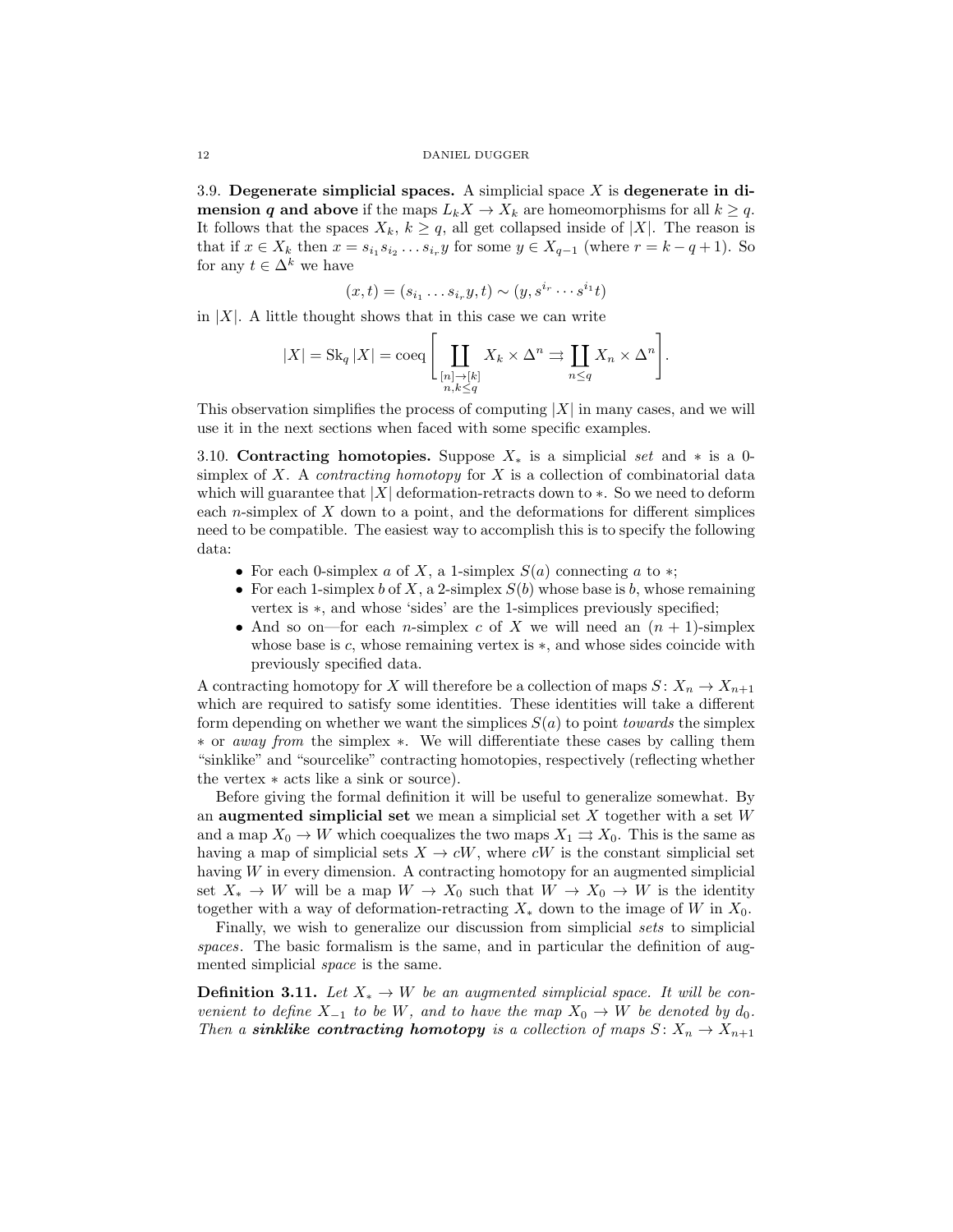3.9. **Degenerate simplicial spaces.** A simplicial space $X$ is **degenerate in dimension $q$ and above** if the maps $L_k X \to X_k$ are homeomorphisms for all $k \geq q$. It follows that the spaces $X_k$, $k \geq q$, all get collapsed inside of $|X|$. The reason is that if $x \in X_k$ then $x = s_{i_1} s_{i_2} \ldots s_{i_r} y$ for some $y \in X_{q-1}$ (where $r = k - q + 1$). So for any $t \in \Delta^k$ we have

$$(x, t) = (s_{i_1} \ldots s_{i_r} y, t) \sim (y, s^{i_r} \cdots s^{i_1} t)$$

in $|X|$. A little thought shows that in this case we can write

$$|X| = \operatorname{Sk}_q |X| = \operatorname{coeq} \left[ \coprod_{\substack{[n] \to [k] \\ n, k \leq q}} X_k \times \Delta^n \rightrightarrows \coprod_{n \leq q} X_n \times \Delta^n \right].$$

This observation simplifies the process of computing $|X|$ in many cases, and we will use it in the next sections when faced with some specific examples.

3.10. **Contracting homotopies.** Suppose $X_*$ is a simplicial *set* and $*$ is a 0-simplex of $X$. A *contracting homotopy* for $X$ is a collection of combinatorial data which will guarantee that $|X|$ deformation-retracts down to $*$. So we need to deform each $n$-simplex of $X$ down to a point, and the deformations for different simplices need to be compatible. The easiest way to accomplish this is to specify the following data:

- For each 0-simplex $a$ of $X$, a 1-simplex $S(a)$ connecting $a$ to $*$;
- For each 1-simplex $b$ of $X$, a 2-simplex $S(b)$ whose base is $b$, whose remaining vertex is $*$, and whose 'sides' are the 1-simplices previously specified;
- And so on—for each $n$-simplex $c$ of $X$ we will need an $(n+1)$-simplex whose base is $c$, whose remaining vertex is $*$, and whose sides coincide with previously specified data.

A contracting homotopy for $X$ will therefore be a collection of maps $S\colon X_n \to X_{n+1}$ which are required to satisfy some identities. These identities will take a different form depending on whether we want the simplices $S(a)$ to point *towards* the simplex $*$ or *away from* the simplex $*$. We will differentiate these cases by calling them "sinklike" and "sourcelike" contracting homotopies, respectively (reflecting whether the vertex $*$ acts like a sink or source).

Before giving the formal definition it will be useful to generalize somewhat. By an **augmented simplicial set** we mean a simplicial set $X$ together with a set $W$ and a map $X_0 \to W$ which coequalizes the two maps $X_1 \rightrightarrows X_0$. This is the same as having a map of simplicial sets $X \to cW$, where $cW$ is the constant simplicial set having $W$ in every dimension. A contracting homotopy for an augmented simplicial set $X_* \to W$ will be a map $W \to X_0$ such that $W \to X_0 \to W$ is the identity together with a way of deformation-retracting $X_*$ down to the image of $W$ in $X_0$.

Finally, we wish to generalize our discussion from simplicial *sets* to simplicial *spaces*. The basic formalism is the same, and in particular the definition of augmented simplicial *space* is the same.

**Definition 3.11.** *Let $X_* \to W$ be an augmented simplicial space. It will be convenient to define $X_{-1}$ to be $W$, and to have the map $X_0 \to W$ be denoted by $d_0$. Then a **sinklike contracting homotopy** is a collection of maps $S\colon X_n \to X_{n+1}$*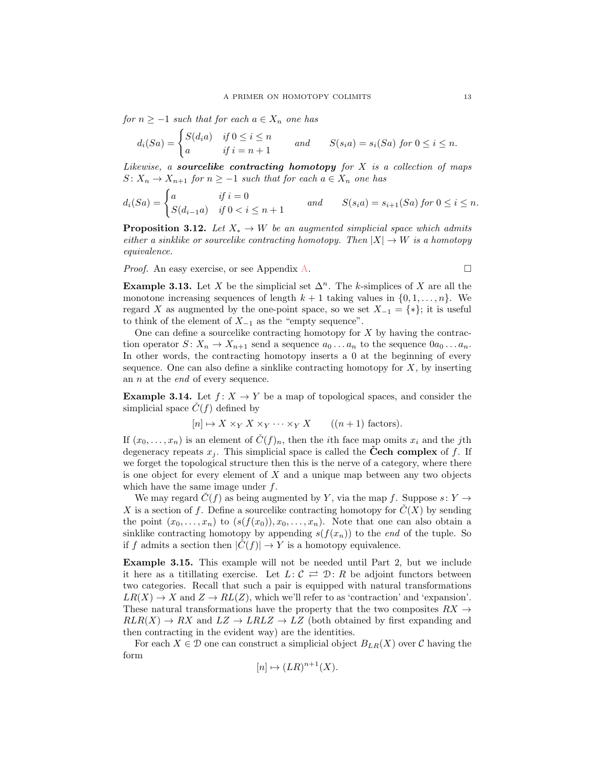*for $n \geq -1$ such that for each $a \in X_n$ one has*

$$d_i(Sa) = \begin{cases} S(d_i a) & \text{if } 0 \leq i \leq n \\ a & \text{if } i = n+1 \end{cases} \qquad \text{and} \qquad S(s_i a) = s_i(Sa) \text{ for } 0 \leq i \leq n.$$

*Likewise, a* ***sourcelike contracting homotopy*** *for $X$ is a collection of maps $S\colon X_n \to X_{n+1}$ for $n \geq -1$ such that for each $a \in X_n$ one has*

$$d_i(Sa) = \begin{cases} a & \text{if } i = 0 \\ S(d_{i-1} a) & \text{if } 0 < i \leq n+1 \end{cases} \qquad \text{and} \qquad S(s_i a) = s_{i+1}(Sa) \text{ for } 0 \leq i \leq n.$$

**Proposition 3.12.** *Let $X_* \to W$ be an augmented simplicial space which admits either a sinklike or sourcelike contracting homotopy. Then $|X| \to W$ is a homotopy equivalence.*

*Proof.* An easy exercise, or see Appendix A. □

**Example 3.13.** Let $X$ be the simplicial set $\Delta^n$. The $k$-simplices of $X$ are all the monotone increasing sequences of length $k+1$ taking values in $\{0, 1, \ldots, n\}$. We regard $X$ as augmented by the one-point space, so we set $X_{-1} = \{*\}$; it is useful to think of the element of $X_{-1}$ as the "empty sequence".

One can define a sourcelike contracting homotopy for $X$ by having the contraction operator $S\colon X_n \to X_{n+1}$ send a sequence $a_0 \ldots a_n$ to the sequence $0a_0 \ldots a_n$. In other words, the contracting homotopy inserts a 0 at the beginning of every sequence. One can also define a sinklike contracting homotopy for $X$, by inserting an $n$ at the *end* of every sequence.

**Example 3.14.** Let $f\colon X \to Y$ be a map of topological spaces, and consider the simplicial space $\check{C}(f)$ defined by

$$[n] \mapsto X \times_Y X \times_Y \cdots \times_Y X \qquad ((n+1) \text{ factors}).$$

If $(x_0, \ldots, x_n)$ is an element of $\check{C}(f)_n$, then the $i$th face map omits $x_i$ and the $j$th degeneracy repeats $x_j$. This simplicial space is called the **Čech complex** of $f$. If we forget the topological structure then this is the nerve of a category, where there is one object for every element of $X$ and a unique map between any two objects which have the same image under $f$.

We may regard $\check{C}(f)$ as being augmented by $Y$, via the map $f$. Suppose $s\colon Y \to X$ is a section of $f$. Define a sourcelike contracting homotopy for $\check{C}(X)$ by sending the point $(x_0, \ldots, x_n)$ to $(s(f(x_0)), x_0, \ldots, x_n)$. Note that one can also obtain a sinklike contracting homotopy by appending $s(f(x_n))$ to the *end* of the tuple. So if $f$ admits a section then $|\check{C}(f)| \to Y$ is a homotopy equivalence.

**Example 3.15.** This example will not be needed until Part 2, but we include it here as a titillating exercise. Let $L\colon \mathcal{C} \rightleftarrows \mathcal{D}\colon R$ be adjoint functors between two categories. Recall that such a pair is equipped with natural transformations $LR(X) \to X$ and $Z \to RL(Z)$, which we'll refer to as 'contraction' and 'expansion'. These natural transformations have the property that the two composites $RX \to RLR(X) \to RX$ and $LZ \to LRLZ \to LZ$ (both obtained by first expanding and then contracting in the evident way) are the identities.

For each $X \in \mathcal{D}$ one can construct a simplicial object $B_{LR}(X)$ over $\mathcal{C}$ having the form

$$[n] \mapsto (LR)^{n+1}(X).$$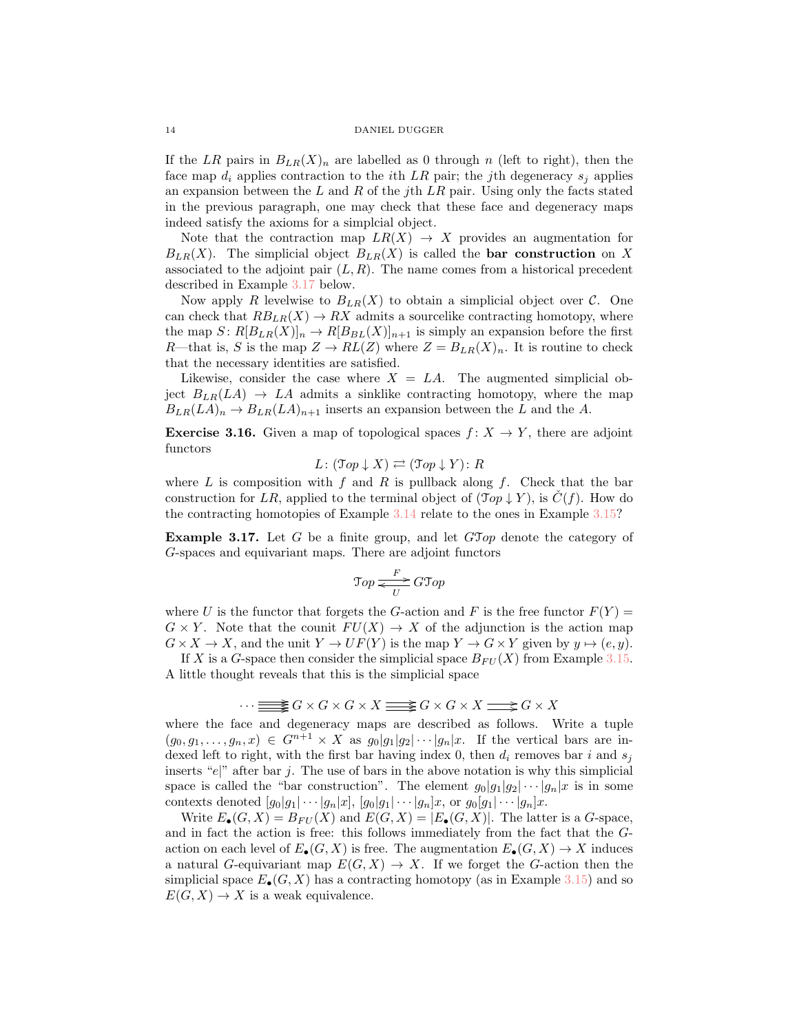If the $LR$ pairs in $B_{LR}(X)_n$ are labelled as 0 through $n$ (left to right), then the face map $d_i$ applies contraction to the $i$th $LR$ pair; the $j$th degeneracy $s_j$ applies an expansion between the $L$ and $R$ of the $j$th $LR$ pair. Using only the facts stated in the previous paragraph, one may check that these face and degeneracy maps indeed satisfy the axioms for a simplcial object.

Note that the contraction map $LR(X) \to X$ provides an augmentation for $B_{LR}(X)$. The simplicial object $B_{LR}(X)$ is called the **bar construction** on $X$ associated to the adjoint pair $(L, R)$. The name comes from a historical precedent described in Example 3.17 below.

Now apply $R$ levelwise to $B_{LR}(X)$ to obtain a simplicial object over $\mathcal{C}$. One can check that $RB_{LR}(X) \to RX$ admits a sourcelike contracting homotopy, where the map $S\colon R[B_{LR}(X)]_n \to R[B_{BL}(X)]_{n+1}$ is simply an expansion before the first $R$—that is, $S$ is the map $Z \to RL(Z)$ where $Z = B_{LR}(X)_n$. It is routine to check that the necessary identities are satisfied.

Likewise, consider the case where $X = LA$. The augmented simplicial object $B_{LR}(LA) \to LA$ admits a sinklike contracting homotopy, where the map $B_{LR}(LA)_n \to B_{LR}(LA)_{n+1}$ inserts an expansion between the $L$ and the $A$.

**Exercise 3.16.** Given a map of topological spaces $f\colon X \to Y$, there are adjoint functors

$$L\colon (\mathcal{T}op \downarrow X) \rightleftarrows (\mathcal{T}op \downarrow Y)\colon R$$

where $L$ is composition with $f$ and $R$ is pullback along $f$. Check that the bar construction for $LR$, applied to the terminal object of $(\mathcal{T}op \downarrow Y)$, is $\check{C}(f)$. How do the contracting homotopies of Example 3.14 relate to the ones in Example 3.15?

**Example 3.17.** Let $G$ be a finite group, and let $G\mathcal{T}op$ denote the category of $G$-spaces and equivariant maps. There are adjoint functors

$$\mathcal{T}op \underset{U}{\overset{F}{\rightleftarrows}} G\mathcal{T}op$$

where $U$ is the functor that forgets the $G$-action and $F$ is the free functor $F(Y) = G \times Y$. Note that the counit $FU(X) \to X$ of the adjunction is the action map $G \times X \to X$, and the unit $Y \to UF(Y)$ is the map $Y \to G \times Y$ given by $y \mapsto (e, y)$.

If $X$ is a $G$-space then consider the simplicial space $B_{FU}(X)$ from Example 3.15. A little thought reveals that this is the simplicial space

$$\cdots \; G \times G \times G \times X \;\substack{\longrightarrow\\\longrightarrow\\\longrightarrow}\; G \times G \times X \;\substack{\longrightarrow\\\longrightarrow}\; G \times X$$

where the face and degeneracy maps are described as follows. Write a tuple $(g_0, g_1, \ldots, g_n, x) \in G^{n+1} \times X$ as $g_0|g_1|g_2|\cdots|g_n|x$. If the vertical bars are indexed left to right, with the first bar having index 0, then $d_i$ removes bar $i$ and $s_j$ inserts "$e|$" after bar $j$. The use of bars in the above notation is why this simplicial space is called the "bar construction". The element $g_0|g_1|g_2|\cdots|g_n|x$ is in some contexts denoted $[g_0|g_1|\cdots|g_n|x]$, $[g_0|g_1|\cdots|g_n]x$, or $g_0[g_1|\cdots|g_n]x$.

Write $E_\bullet(G, X) = B_{FU}(X)$ and $E(G, X) = |E_\bullet(G, X)|$. The latter is a $G$-space, and in fact the action is free: this follows immediately from the fact that the $G$-action on each level of $E_\bullet(G, X)$ is free. The augmentation $E_\bullet(G, X) \to X$ induces a natural $G$-equivariant map $E(G, X) \to X$. If we forget the $G$-action then the simplicial space $E_\bullet(G, X)$ has a contracting homotopy (as in Example 3.15) and so $E(G, X) \to X$ is a weak equivalence.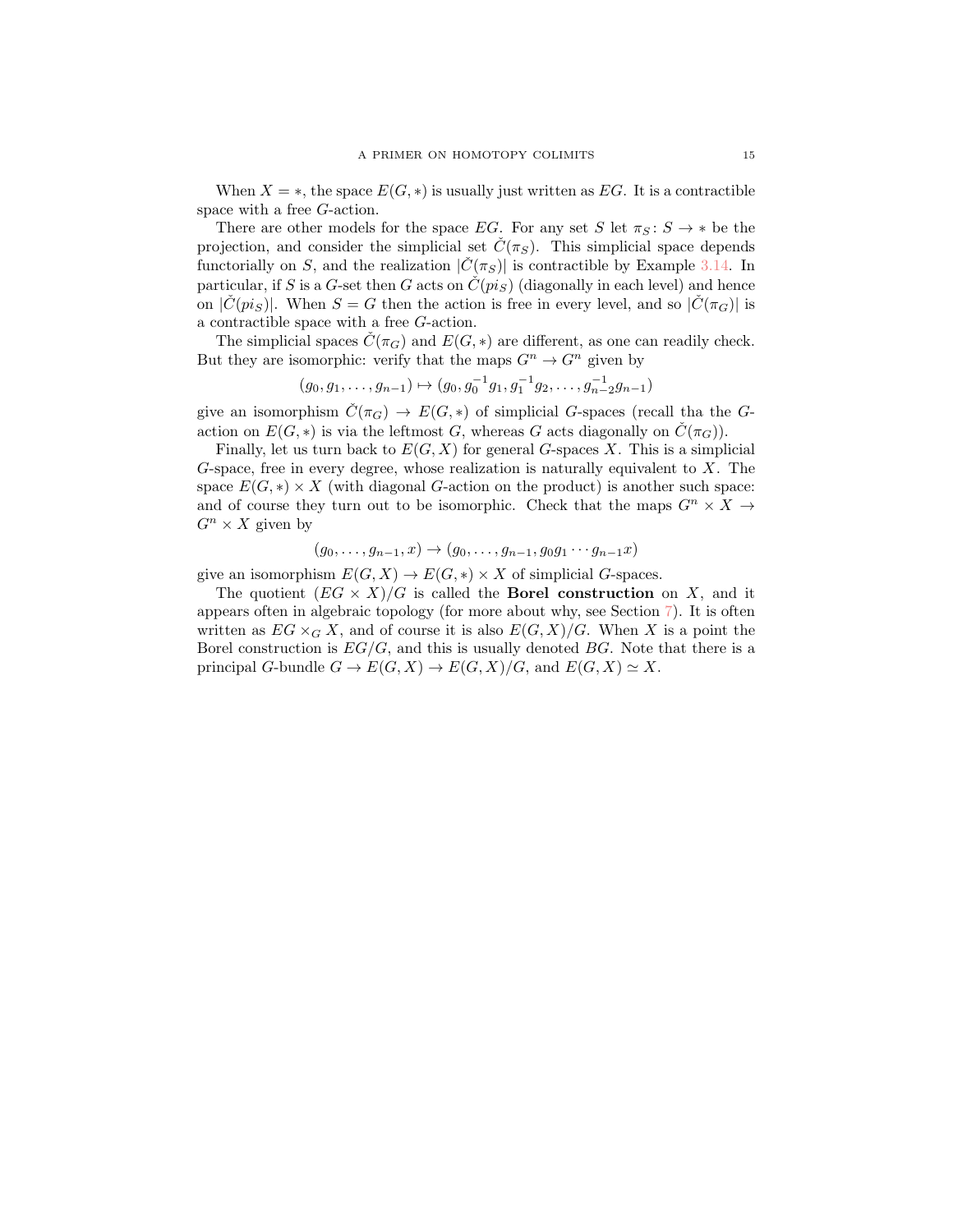When $X = *$, the space $E(G, *)$ is usually just written as $EG$. It is a contractible space with a free $G$-action.

There are other models for the space $EG$. For any set $S$ let $\pi_S \colon S \to *$ be the projection, and consider the simplicial set $\check{C}(\pi_S)$. This simplicial space depends functorially on $S$, and the realization $|\check{C}(\pi_S)|$ is contractible by Example 3.14. In particular, if $S$ is a $G$-set then $G$ acts on $\check{C}(pi_S)$ (diagonally in each level) and hence on $|\check{C}(pi_S)|$. When $S = G$ then the action is free in every level, and so $|\check{C}(\pi_G)|$ is a contractible space with a free $G$-action.

The simplicial spaces $\check{C}(\pi_G)$ and $E(G, *)$ are different, as one can readily check. But they are isomorphic: verify that the maps $G^n \to G^n$ given by

$$(g_0, g_1, \ldots, g_{n-1}) \mapsto (g_0, g_0^{-1} g_1, g_1^{-1} g_2, \ldots, g_{n-2}^{-1} g_{n-1})$$

give an isomorphism $\check{C}(\pi_G) \to E(G, *)$ of simplicial $G$-spaces (recall tha the $G$-action on $E(G, *)$ is via the leftmost $G$, whereas $G$ acts diagonally on $\check{C}(\pi_G)$).

Finally, let us turn back to $E(G, X)$ for general $G$-spaces $X$. This is a simplicial $G$-space, free in every degree, whose realization is naturally equivalent to $X$. The space $E(G, *) \times X$ (with diagonal $G$-action on the product) is another such space: and of course they turn out to be isomorphic. Check that the maps $G^n \times X \to G^n \times X$ given by

$$(g_0, \ldots, g_{n-1}, x) \to (g_0, \ldots, g_{n-1}, g_0 g_1 \cdots g_{n-1} x)$$

give an isomorphism $E(G, X) \to E(G, *) \times X$ of simplicial $G$-spaces.

The quotient $(EG \times X)/G$ is called the **Borel construction** on $X$, and it appears often in algebraic topology (for more about why, see Section 7). It is often written as $EG \times_G X$, and of course it is also $E(G, X)/G$. When $X$ is a point the Borel construction is $EG/G$, and this is usually denoted $BG$. Note that there is a principal $G$-bundle $G \to E(G, X) \to E(G, X)/G$, and $E(G, X) \simeq X$.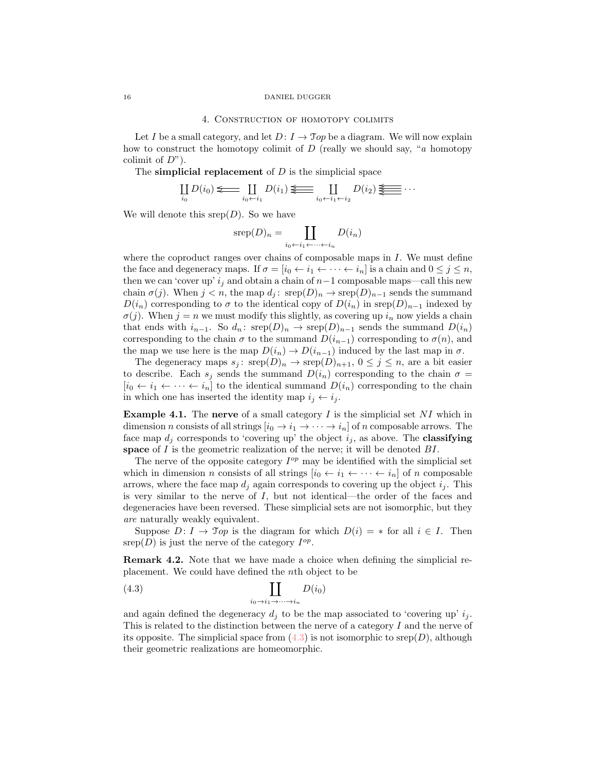## 4. Construction of homotopy colimits

Let $I$ be a small category, and let $D\colon I \to \mathcal{T}op$ be a diagram. We will now explain how to construct the homotopy colimit of $D$ (really we should say, "*a* homotopy colimit of $D$").

The **simplicial replacement** of $D$ is the simplicial space

$$\coprod_{i_0} D(i_0) \Leftarrow \coprod_{i_0 \leftarrow i_1} D(i_1) \Lleftarrow \coprod_{i_0 \leftarrow i_1 \leftarrow i_2} D(i_2) \;\cdots$$

We will denote this $\text{srep}(D)$. So we have

$$\text{srep}(D)_n = \coprod_{i_0 \leftarrow i_1 \leftarrow \cdots \leftarrow i_n} D(i_n)$$

where the coproduct ranges over chains of composable maps in $I$. We must define the face and degeneracy maps. If $\sigma = [i_0 \leftarrow i_1 \leftarrow \cdots \leftarrow i_n]$ is a chain and $0 \leq j \leq n$, then we can 'cover up' $i_j$ and obtain a chain of $n-1$ composable maps—call this new chain $\sigma(j)$. When $j < n$, the map $d_j\colon \text{srep}(D)_n \to \text{srep}(D)_{n-1}$ sends the summand $D(i_n)$ corresponding to $\sigma$ to the identical copy of $D(i_n)$ in $\text{srep}(D)_{n-1}$ indexed by $\sigma(j)$. When $j = n$ we must modify this slightly, as covering up $i_n$ now yields a chain that ends with $i_{n-1}$. So $d_n\colon \text{srep}(D)_n \to \text{srep}(D)_{n-1}$ sends the summand $D(i_n)$ corresponding to the chain $\sigma$ to the summand $D(i_{n-1})$ corresponding to $\sigma(n)$, and the map we use here is the map $D(i_n) \to D(i_{n-1})$ induced by the last map in $\sigma$.

The degeneracy maps $s_j\colon \text{srep}(D)_n \to \text{srep}(D)_{n+1}$, $0 \leq j \leq n$, are a bit easier to describe. Each $s_j$ sends the summand $D(i_n)$ corresponding to the chain $\sigma = [i_0 \leftarrow i_1 \leftarrow \cdots \leftarrow i_n]$ to the identical summand $D(i_n)$ corresponding to the chain in which one has inserted the identity map $i_j \leftarrow i_j$.

**Example 4.1.** The **nerve** of a small category $I$ is the simplicial set $NI$ which in dimension $n$ consists of all strings $[i_0 \to i_1 \to \cdots \to i_n]$ of $n$ composable arrows. The face map $d_j$ corresponds to 'covering up' the object $i_j$, as above. The **classifying space** of $I$ is the geometric realization of the nerve; it will be denoted $BI$.

The nerve of the opposite category $I^{op}$ may be identified with the simplicial set which in dimension $n$ consists of all strings $[i_0 \leftarrow i_1 \leftarrow \cdots \leftarrow i_n]$ of $n$ composable arrows, where the face map $d_j$ again corresponds to covering up the object $i_j$. This is very similar to the nerve of $I$, but not identical—the order of the faces and degeneracies have been reversed. These simplicial sets are not isomorphic, but they *are* naturally weakly equivalent.

Suppose $D\colon I \to \mathcal{T}op$ is the diagram for which $D(i) = *$ for all $i \in I$. Then $\text{srep}(D)$ is just the nerve of the category $I^{op}$.

**Remark 4.2.** Note that we have made a choice when defining the simplicial replacement. We could have defined the $n$th object to be

$$\coprod_{i_0 \to i_1 \to \cdots \to i_n} D(i_0) \tag{4.3}$$

and again defined the degeneracy $d_j$ to be the map associated to 'covering up' $i_j$. This is related to the distinction between the nerve of a category $I$ and the nerve of its opposite. The simplicial space from (4.3) is not isomorphic to $\text{srep}(D)$, although their geometric realizations are homeomorphic.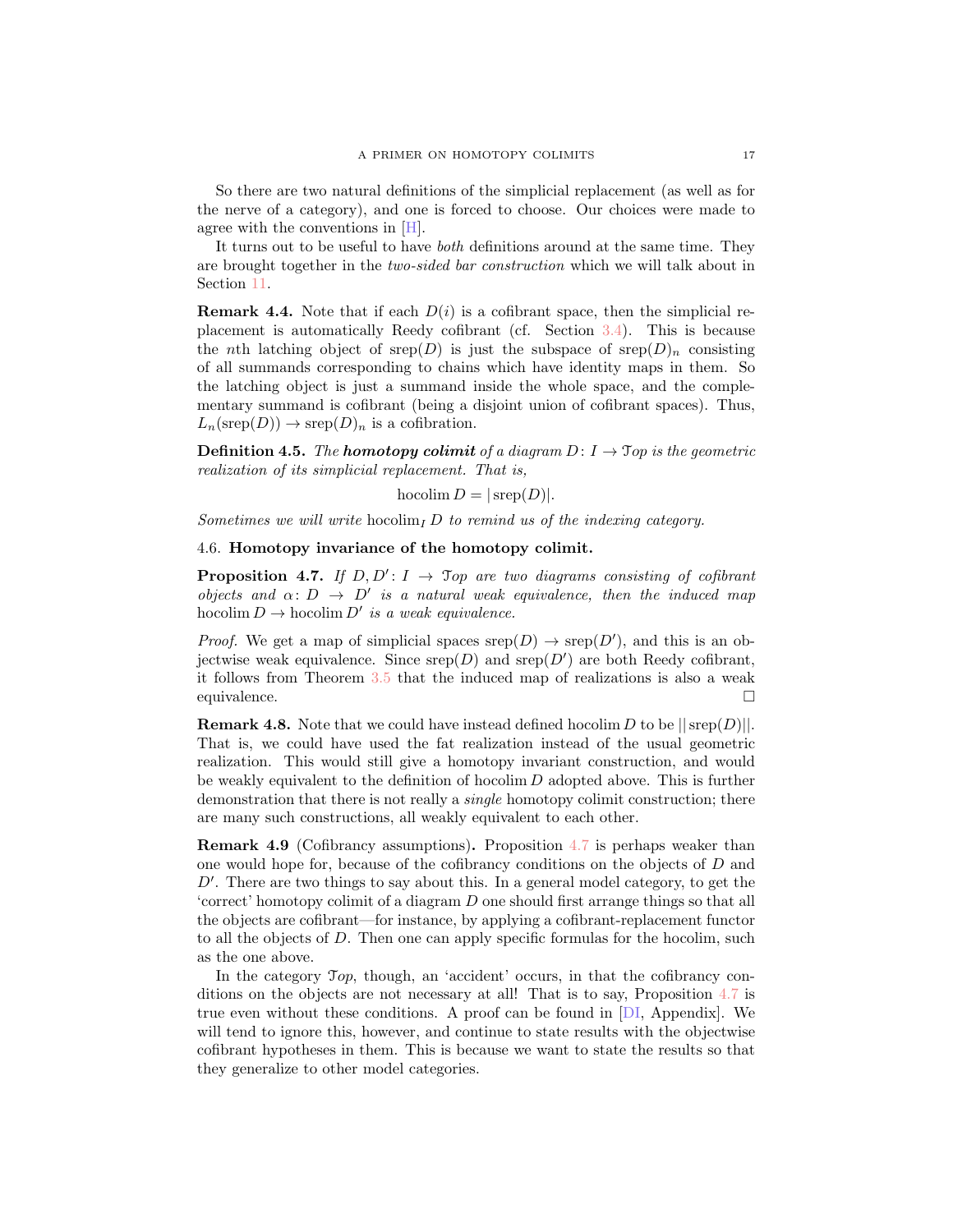So there are two natural definitions of the simplicial replacement (as well as for the nerve of a category), and one is forced to choose. Our choices were made to agree with the conventions in [H].

It turns out to be useful to have *both* definitions around at the same time. They are brought together in the *two-sided bar construction* which we will talk about in Section 11.

**Remark 4.4.** Note that if each $D(i)$ is a cofibrant space, then the simplicial replacement is automatically Reedy cofibrant (cf. Section 3.4). This is because the $n$th latching object of $\text{srep}(D)$ is just the subspace of $\text{srep}(D)_n$ consisting of all summands corresponding to chains which have identity maps in them. So the latching object is just a summand inside the whole space, and the complementary summand is cofibrant (being a disjoint union of cofibrant spaces). Thus, $L_n(\text{srep}(D)) \to \text{srep}(D)_n$ is a cofibration.

**Definition 4.5.** *The* ***homotopy colimit*** *of a diagram $D\colon I \to \mathcal{T}op$ is the geometric realization of its simplicial replacement. That is,*

$$\text{hocolim}\, D = |\,\text{srep}(D)|.$$

*Sometimes we will write $\text{hocolim}_I\, D$ to remind us of the indexing category.*

### 4.6. Homotopy invariance of the homotopy colimit.

**Proposition 4.7.** *If $D, D'\colon I \to \mathcal{T}op$ are two diagrams consisting of cofibrant objects and $\alpha\colon D \to D'$ is a natural weak equivalence, then the induced map $\text{hocolim}\, D \to \text{hocolim}\, D'$ is a weak equivalence.*

*Proof.* We get a map of simplicial spaces $\text{srep}(D) \to \text{srep}(D')$, and this is an objectwise weak equivalence. Since $\text{srep}(D)$ and $\text{srep}(D')$ are both Reedy cofibrant, it follows from Theorem 3.5 that the induced map of realizations is also a weak equivalence. □

**Remark 4.8.** Note that we could have instead defined $\text{hocolim}\, D$ to be $||\,\text{srep}(D)||$. That is, we could have used the fat realization instead of the usual geometric realization. This would still give a homotopy invariant construction, and would be weakly equivalent to the definition of $\text{hocolim}\, D$ adopted above. This is further demonstration that there is not really a *single* homotopy colimit construction; there are many such constructions, all weakly equivalent to each other.

**Remark 4.9** (Cofibrancy assumptions)**.** Proposition 4.7 is perhaps weaker than one would hope for, because of the cofibrancy conditions on the objects of $D$ and $D'$. There are two things to say about this. In a general model category, to get the 'correct' homotopy colimit of a diagram $D$ one should first arrange things so that all the objects are cofibrant—for instance, by applying a cofibrant-replacement functor to all the objects of $D$. Then one can apply specific formulas for the hocolim, such as the one above.

In the category $\mathcal{T}op$, though, an 'accident' occurs, in that the cofibrancy conditions on the objects are not necessary at all! That is to say, Proposition 4.7 is true even without these conditions. A proof can be found in [DI, Appendix]. We will tend to ignore this, however, and continue to state results with the objectwise cofibrant hypotheses in them. This is because we want to state the results so that they generalize to other model categories.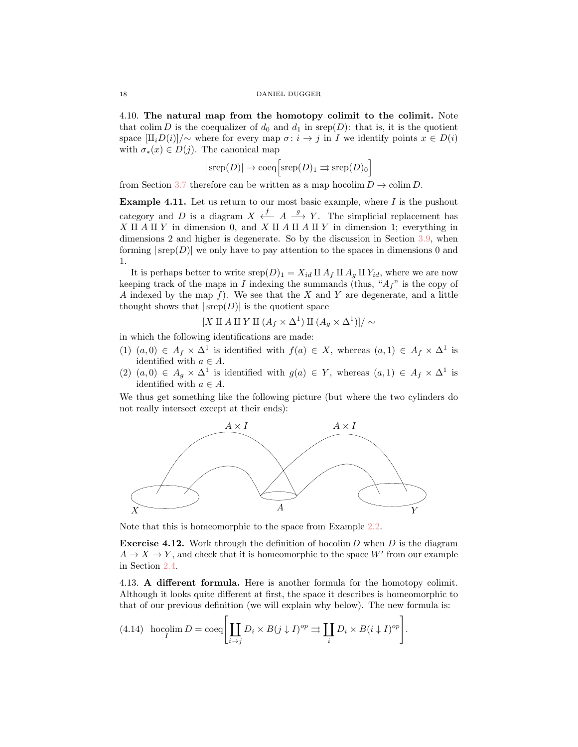4.10. **The natural map from the homotopy colimit to the colimit.** Note that $\operatorname{colim} D$ is the coequalizer of $d_0$ and $d_1$ in $\operatorname{srep}(D)$: that is, it is the quotient space $[\amalg_i D(i)]/\sim$ where for every map $\sigma\colon i \to j$ in $I$ we identify points $x \in D(i)$ with $\sigma_*(x) \in D(j)$. The canonical map

$$|\operatorname{srep}(D)| \to \operatorname{coeq}\Big[\operatorname{srep}(D)_1 \rightrightarrows \operatorname{srep}(D)_0\Big]$$

from Section 3.7 therefore can be written as a map $\operatorname{hocolim} D \to \operatorname{colim} D$.

**Example 4.11.** Let us return to our most basic example, where $I$ is the pushout category and $D$ is a diagram $X \xleftarrow{f} A \xrightarrow{g} Y$. The simplicial replacement has $X \amalg A \amalg Y$ in dimension 0, and $X \amalg A \amalg A \amalg Y$ in dimension 1; everything in dimensions 2 and higher is degenerate. So by the discussion in Section 3.9, when forming $|\operatorname{srep}(D)|$ we only have to pay attention to the spaces in dimensions 0 and 1.

It is perhaps better to write $\operatorname{srep}(D)_1 = X_{id} \amalg A_f \amalg A_g \amalg Y_{id}$, where we are now keeping track of the maps in $I$ indexing the summands (thus, "$A_f$" is the copy of $A$ indexed by the map $f$). We see that the $X$ and $Y$ are degenerate, and a little thought shows that $|\operatorname{srep}(D)|$ is the quotient space

$$[X \amalg A \amalg Y \amalg (A_f \times \Delta^1) \amalg (A_g \times \Delta^1)]/\sim$$

in which the following identifications are made:

1. $(a, 0) \in A_f \times \Delta^1$ is identified with $f(a) \in X$, whereas $(a, 1) \in A_f \times \Delta^1$ is identified with $a \in A$.
2. $(a, 0) \in A_g \times \Delta^1$ is identified with $g(a) \in Y$, whereas $(a, 1) \in A_f \times \Delta^1$ is identified with $a \in A$.

We thus get something like the following picture (but where the two cylinders do not really intersect except at their ends):

Note that this is homeomorphic to the space from Example 2.2.

**Exercise 4.12.** Work through the definition of $\operatorname{hocolim} D$ when $D$ is the diagram $A \to X \to Y$, and check that it is homeomorphic to the space $W'$ from our example in Section 2.4.

4.13. **A different formula.** Here is another formula for the homotopy colimit. Although it looks quite different at first, the space it describes is homeomorphic to that of our previous definition (we will explain why below). The new formula is:

$$\operatorname*{hocolim}_I D = \operatorname{coeq}\left[\coprod_{i \to j} D_i \times B(j \downarrow I)^{op} \rightrightarrows \coprod_i D_i \times B(i \downarrow I)^{op}\right]. \tag{4.14}$$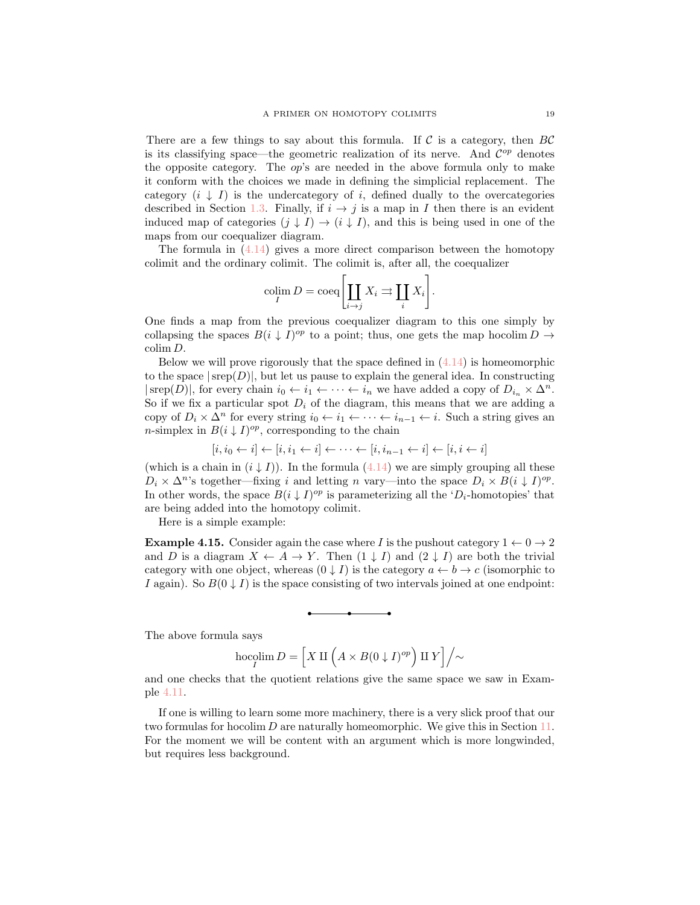There are a few things to say about this formula. If $\mathcal{C}$ is a category, then $B\mathcal{C}$ is its classifying space—the geometric realization of its nerve. And $\mathcal{C}^{op}$ denotes the opposite category. The *op*'s are needed in the above formula only to make it conform with the choices we made in defining the simplicial replacement. The category $(i \downarrow I)$ is the undercategory of $i$, defined dually to the overcategories described in Section 1.3. Finally, if $i \to j$ is a map in $I$ then there is an evident induced map of categories $(j \downarrow I) \to (i \downarrow I)$, and this is being used in one of the maps from our coequalizer diagram.

The formula in (4.14) gives a more direct comparison between the homotopy colimit and the ordinary colimit. The colimit is, after all, the coequalizer

$$\operatorname*{colim}_I D = \operatorname{coeq}\left[\coprod_{i \to j} X_i \rightrightarrows \coprod_i X_i\right].$$

One finds a map from the previous coequalizer diagram to this one simply by collapsing the spaces $B(i \downarrow I)^{op}$ to a point; thus, one gets the map $\operatorname{hocolim} D \to \operatorname{colim} D$.

Below we will prove rigorously that the space defined in (4.14) is homeomorphic to the space $|\operatorname{srep}(D)|$, but let us pause to explain the general idea. In constructing $|\operatorname{srep}(D)|$, for every chain $i_0 \leftarrow i_1 \leftarrow \cdots \leftarrow i_n$ we have added a copy of $D_{i_n} \times \Delta^n$. So if we fix a particular spot $D_i$ of the diagram, this means that we are adding a copy of $D_i \times \Delta^n$ for every string $i_0 \leftarrow i_1 \leftarrow \cdots \leftarrow i_{n-1} \leftarrow i$. Such a string gives an $n$-simplex in $B(i \downarrow I)^{op}$, corresponding to the chain

$$[i, i_0 \leftarrow i] \leftarrow [i, i_1 \leftarrow i] \leftarrow \cdots \leftarrow [i, i_{n-1} \leftarrow i] \leftarrow [i, i \leftarrow i]$$

(which is a chain in $(i \downarrow I)$). In the formula (4.14) we are simply grouping all these $D_i \times \Delta^n$'s together—fixing $i$ and letting $n$ vary—into the space $D_i \times B(i \downarrow I)^{op}$. In other words, the space $B(i \downarrow I)^{op}$ is parameterizing all the '$D_i$-homotopies' that are being added into the homotopy colimit.

Here is a simple example:

**Example 4.15.** Consider again the case where $I$ is the pushout category $1 \leftarrow 0 \to 2$ and $D$ is a diagram $X \leftarrow A \to Y$. Then $(1 \downarrow I)$ and $(2 \downarrow I)$ are both the trivial category with one object, whereas $(0 \downarrow I)$ is the category $a \leftarrow b \to c$ (isomorphic to $I$ again). So $B(0 \downarrow I)$ is the space consisting of two intervals joined at one endpoint:

•———•———•

The above formula says

$$\operatorname*{hocolim}_I D = \left[X \amalg \left(A \times B(0 \downarrow I)^{op}\right) \amalg Y\right] \Big/ \sim$$

and one checks that the quotient relations give the same space we saw in Example 4.11.

If one is willing to learn some more machinery, there is a very slick proof that our two formulas for $\operatorname{hocolim} D$ are naturally homeomorphic. We give this in Section 11. For the moment we will be content with an argument which is more longwinded, but requires less background.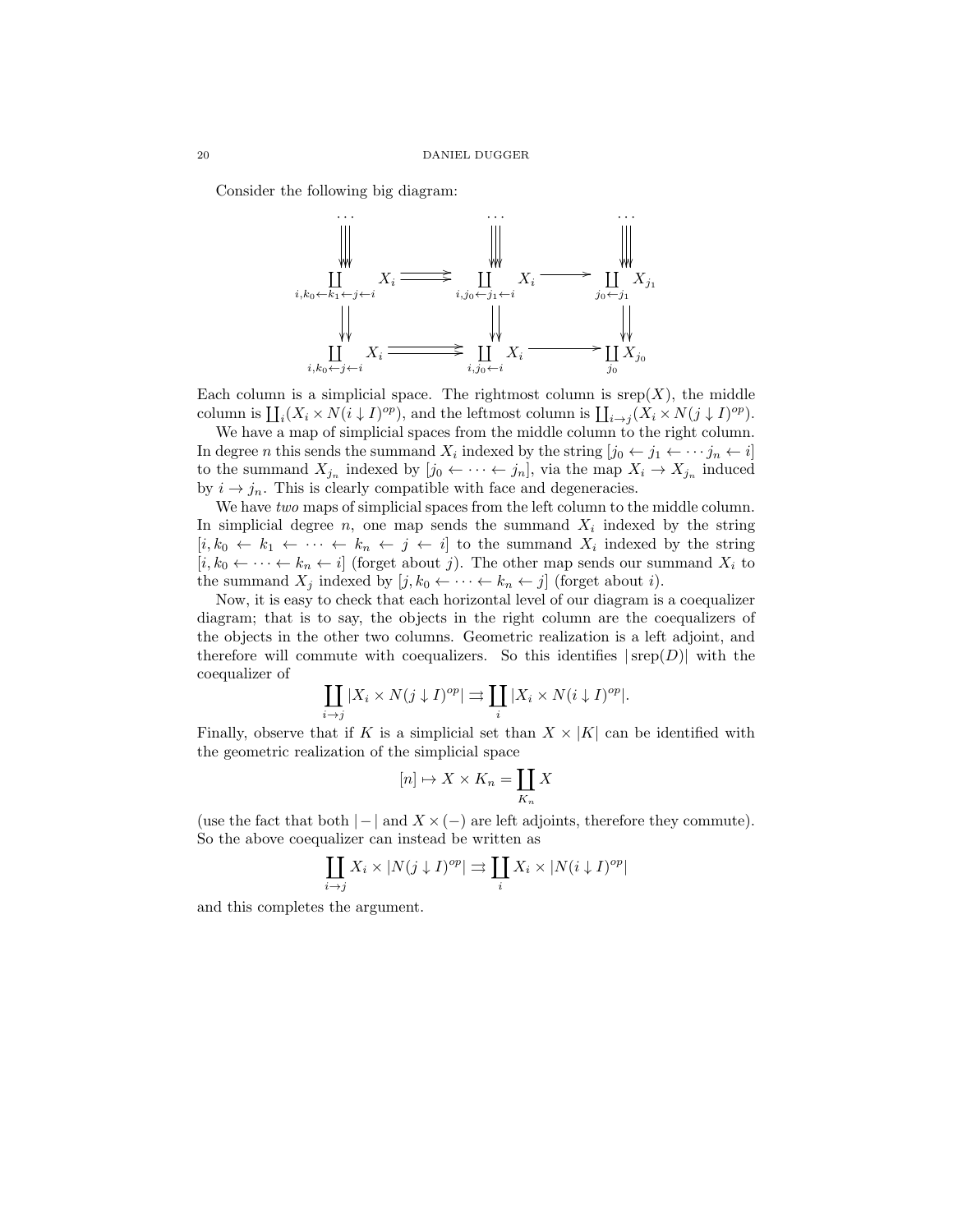Consider the following big diagram:

$$
\begin{array}{ccccc}
\cdots & & \cdots & & \cdots \\
\downarrow\!\downarrow\!\downarrow\!\downarrow & & \downarrow\!\downarrow\!\downarrow\!\downarrow & & \downarrow\!\downarrow\!\downarrow\!\downarrow \\
\coprod_{i,k_0\leftarrow k_1\leftarrow j\leftarrow i} X_i & \rightrightarrows & \coprod_{i,j_0\leftarrow j_1\leftarrow i} X_i & \longrightarrow & \coprod_{j_0\leftarrow j_1} X_{j_1} \\
\downarrow\!\downarrow\!\downarrow & & \downarrow\!\downarrow\!\downarrow & & \downarrow\!\downarrow\!\downarrow \\
\coprod_{i,k_0\leftarrow j\leftarrow i} X_i & \rightrightarrows & \coprod_{i,j_0\leftarrow i} X_i & \longrightarrow & \coprod_{j_0} X_{j_0}
\end{array}
$$

Each column is a simplicial space. The rightmost column is $\operatorname{srep}(X)$, the middle column is $\coprod_i (X_i \times N(i \downarrow I)^{op})$, and the leftmost column is $\coprod_{i \to j}(X_i \times N(j \downarrow I)^{op})$.

We have a map of simplicial spaces from the middle column to the right column. In degree $n$ this sends the summand $X_i$ indexed by the string $[j_0 \leftarrow j_1 \leftarrow \cdots j_n \leftarrow i]$ to the summand $X_{j_n}$ indexed by $[j_0 \leftarrow \cdots \leftarrow j_n]$, via the map $X_i \to X_{j_n}$ induced by $i \to j_n$. This is clearly compatible with face and degeneracies.

We have *two* maps of simplicial spaces from the left column to the middle column. In simplicial degree $n$, one map sends the summand $X_i$ indexed by the string $[i, k_0 \leftarrow k_1 \leftarrow \cdots \leftarrow k_n \leftarrow j \leftarrow i]$ to the summand $X_i$ indexed by the string $[i, k_0 \leftarrow \cdots \leftarrow k_n \leftarrow i]$ (forget about $j$). The other map sends our summand $X_i$ to the summand $X_j$ indexed by $[j, k_0 \leftarrow \cdots \leftarrow k_n \leftarrow j]$ (forget about $i$).

Now, it is easy to check that each horizontal level of our diagram is a coequalizer diagram; that is to say, the objects in the right column are the coequalizers of the objects in the other two columns. Geometric realization is a left adjoint, and therefore will commute with coequalizers. So this identifies $|\operatorname{srep}(D)|$ with the coequalizer of

$$\coprod_{i \to j} |X_i \times N(j \downarrow I)^{op}| \rightrightarrows \coprod_i |X_i \times N(i \downarrow I)^{op}|.$$

Finally, observe that if $K$ is a simplicial set than $X \times |K|$ can be identified with the geometric realization of the simplicial space

$$[n] \mapsto X \times K_n = \coprod_{K_n} X$$

(use the fact that both $|-|$ and $X \times (-)$ are left adjoints, therefore they commute). So the above coequalizer can instead be written as

$$\coprod_{i \to j} X_i \times |N(j \downarrow I)^{op}| \rightrightarrows \coprod_i X_i \times |N(i \downarrow I)^{op}|$$

and this completes the argument.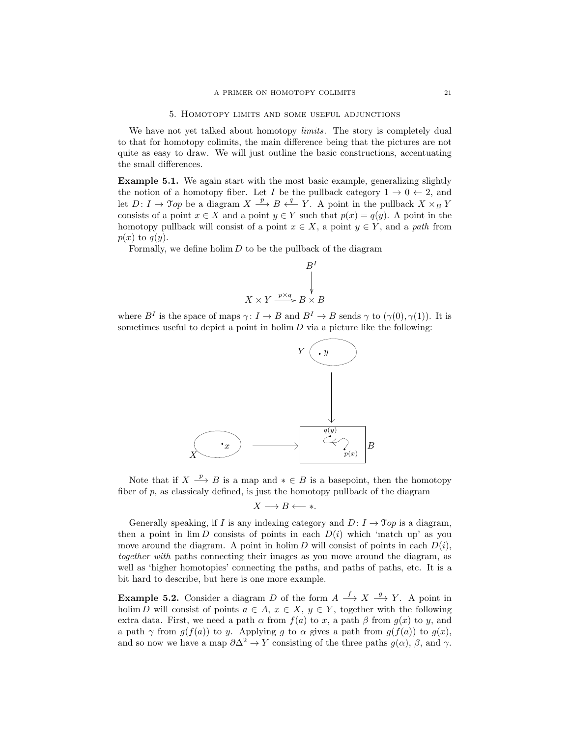## 5. Homotopy limits and some useful adjunctions

We have not yet talked about homotopy *limits*. The story is completely dual to that for homotopy colimits, the main difference being that the pictures are not quite as easy to draw. We will just outline the basic constructions, accentuating the small differences.

**Example 5.1.** We again start with the most basic example, generalizing slightly the notion of a homotopy fiber. Let $I$ be the pullback category $1 \to 0 \leftarrow 2$, and let $D: I \to \mathcal{T}op$ be a diagram $X \xrightarrow{p} B \xleftarrow{q} Y$. A point in the pullback $X \times_B Y$ consists of a point $x \in X$ and a point $y \in Y$ such that $p(x) = q(y)$. A point in the homotopy pullback will consist of a point $x \in X$, a point $y \in Y$, and a *path* from $p(x)$ to $q(y)$.

Formally, we define $\operatorname{holim} D$ to be the pullback of the diagram

$$\begin{array}{ccc} & & B^I \\ & & \downarrow \\ X \times Y & \xrightarrow{p \times q} & B \times B \end{array}$$

where $B^I$ is the space of maps $\gamma: I \to B$ and $B^I \to B$ sends $\gamma$ to $(\gamma(0), \gamma(1))$. It is sometimes useful to depict a point in $\operatorname{holim} D$ via a picture like the following:

Note that if $X \xrightarrow{p} B$ is a map and $* \in B$ is a basepoint, then the homotopy fiber of $p$, as classicaly defined, is just the homotopy pullback of the diagram

$$X \longrightarrow B \longleftarrow *.$$

Generally speaking, if $I$ is any indexing category and $D: I \to \mathcal{T}op$ is a diagram, then a point in $\lim D$ consists of points in each $D(i)$ which 'match up' as you move around the diagram. A point in $\operatorname{holim} D$ will consist of points in each $D(i)$, *together with* paths connecting their images as you move around the diagram, as well as 'higher homotopies' connecting the paths, and paths of paths, etc. It is a bit hard to describe, but here is one more example.

**Example 5.2.** Consider a diagram $D$ of the form $A \xrightarrow{f} X \xrightarrow{g} Y$. A point in $\operatorname{holim} D$ will consist of points $a \in A$, $x \in X$, $y \in Y$, together with the following extra data. First, we need a path $\alpha$ from $f(a)$ to $x$, a path $\beta$ from $g(x)$ to $y$, and a path $\gamma$ from $g(f(a))$ to $y$. Applying $g$ to $\alpha$ gives a path from $g(f(a))$ to $g(x)$, and so now we have a map $\partial\Delta^2 \to Y$ consisting of the three paths $g(\alpha)$, $\beta$, and $\gamma$.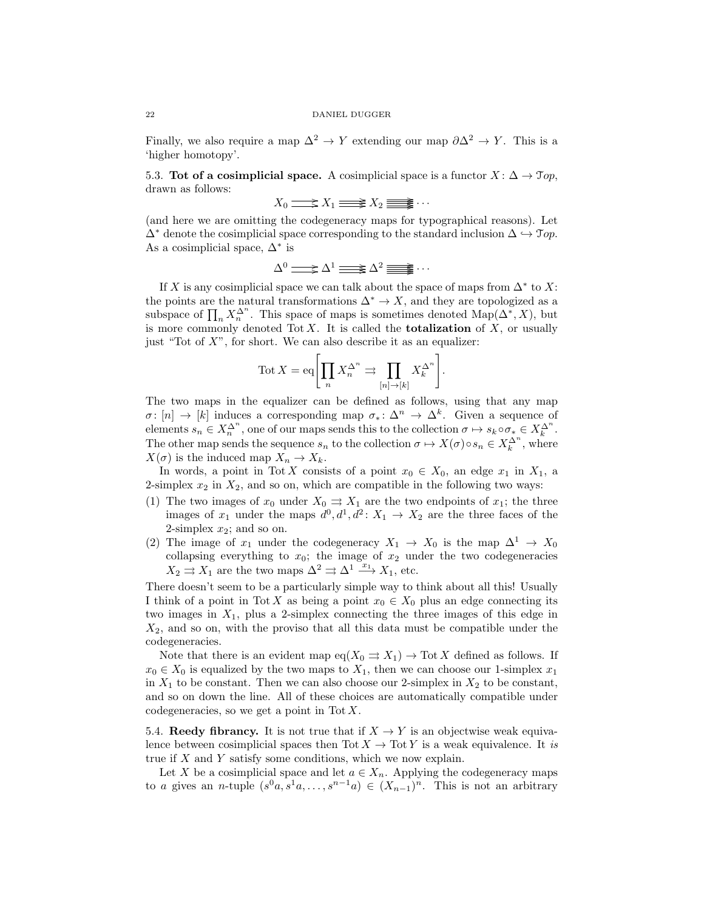Finally, we also require a map $\Delta^2 \to Y$ extending our map $\partial\Delta^2 \to Y$. This is a 'higher homotopy'.

**5.3. Tot of a cosimplicial space.** A cosimplicial space is a functor $X\colon \Delta \to \mathcal{T}op$, drawn as follows:

$$X_0 \rightrightarrows X_1 \mathrel{\substack{\textstyle\rightarrow\\[-0.6ex]\textstyle\rightarrow\\[-0.6ex]\textstyle\rightarrow}} X_2 \mathrel{\substack{\textstyle\rightarrow\\[-0.6ex]\textstyle\rightarrow\\[-0.6ex]\textstyle\rightarrow\\[-0.6ex]\textstyle\rightarrow}} \cdots$$

(and here we are omitting the codegeneracy maps for typographical reasons). Let $\Delta^*$ denote the cosimplicial space corresponding to the standard inclusion $\Delta \hookrightarrow \mathcal{T}op$. As a cosimplicial space, $\Delta^*$ is

$$\Delta^0 \rightrightarrows \Delta^1 \mathrel{\substack{\textstyle\rightarrow\\[-0.6ex]\textstyle\rightarrow\\[-0.6ex]\textstyle\rightarrow}} \Delta^2 \mathrel{\substack{\textstyle\rightarrow\\[-0.6ex]\textstyle\rightarrow\\[-0.6ex]\textstyle\rightarrow\\[-0.6ex]\textstyle\rightarrow}} \cdots$$

If $X$ is any cosimplicial space we can talk about the space of maps from $\Delta^*$ to $X$: the points are the natural transformations $\Delta^* \to X$, and they are topologized as a subspace of $\prod_n X_n^{\Delta^n}$. This space of maps is sometimes denoted $\operatorname{Map}(\Delta^*, X)$, but is more commonly denoted $\operatorname{Tot} X$. It is called the **totalization** of $X$, or usually just "Tot of $X$", for short. We can also describe it as an equalizer:

$$\operatorname{Tot} X = \operatorname{eq}\left[\prod_n X_n^{\Delta^n} \rightrightarrows \prod_{[n]\to[k]} X_k^{\Delta^n}\right].$$

The two maps in the equalizer can be defined as follows, using that any map $\sigma\colon [n] \to [k]$ induces a corresponding map $\sigma_*\colon \Delta^n \to \Delta^k$. Given a sequence of elements $s_n \in X_n^{\Delta^n}$, one of our maps sends this to the collection $\sigma \mapsto s_k \circ \sigma_* \in X_k^{\Delta^n}$. The other map sends the sequence $s_n$ to the collection $\sigma \mapsto X(\sigma) \circ s_n \in X_k^{\Delta^n}$, where $X(\sigma)$ is the induced map $X_n \to X_k$.

In words, a point in $\operatorname{Tot} X$ consists of a point $x_0 \in X_0$, an edge $x_1$ in $X_1$, a 2-simplex $x_2$ in $X_2$, and so on, which are compatible in the following two ways:

1. The two images of $x_0$ under $X_0 \rightrightarrows X_1$ are the two endpoints of $x_1$; the three images of $x_1$ under the maps $d^0, d^1, d^2\colon X_1 \to X_2$ are the three faces of the 2-simplex $x_2$; and so on.
2. The image of $x_1$ under the codegeneracy $X_1 \to X_0$ is the map $\Delta^1 \to X_0$ collapsing everything to $x_0$; the image of $x_2$ under the two codegeneracies $X_2 \rightrightarrows X_1$ are the two maps $\Delta^2 \rightrightarrows \Delta^1 \xrightarrow{x_1} X_1$, etc.

There doesn't seem to be a particularly simple way to think about all this! Usually I think of a point in $\operatorname{Tot} X$ as being a point $x_0 \in X_0$ plus an edge connecting its two images in $X_1$, plus a 2-simplex connecting the three images of this edge in $X_2$, and so on, with the proviso that all this data must be compatible under the codegeneracies.

Note that there is an evident map $\operatorname{eq}(X_0 \rightrightarrows X_1) \to \operatorname{Tot} X$ defined as follows. If $x_0 \in X_0$ is equalized by the two maps to $X_1$, then we can choose our 1-simplex $x_1$ in $X_1$ to be constant. Then we can also choose our 2-simplex in $X_2$ to be constant, and so on down the line. All of these choices are automatically compatible under codegeneracies, so we get a point in $\operatorname{Tot} X$.

**5.4. Reedy fibrancy.** It is not true that if $X \to Y$ is an objectwise weak equivalence between cosimplicial spaces then $\operatorname{Tot} X \to \operatorname{Tot} Y$ is a weak equivalence. It *is* true if $X$ and $Y$ satisfy some conditions, which we now explain.

Let $X$ be a cosimplicial space and let $a \in X_n$. Applying the codegeneracy maps to $a$ gives an $n$-tuple $(s^0a, s^1a, \ldots, s^{n-1}a) \in (X_{n-1})^n$. This is not an arbitrary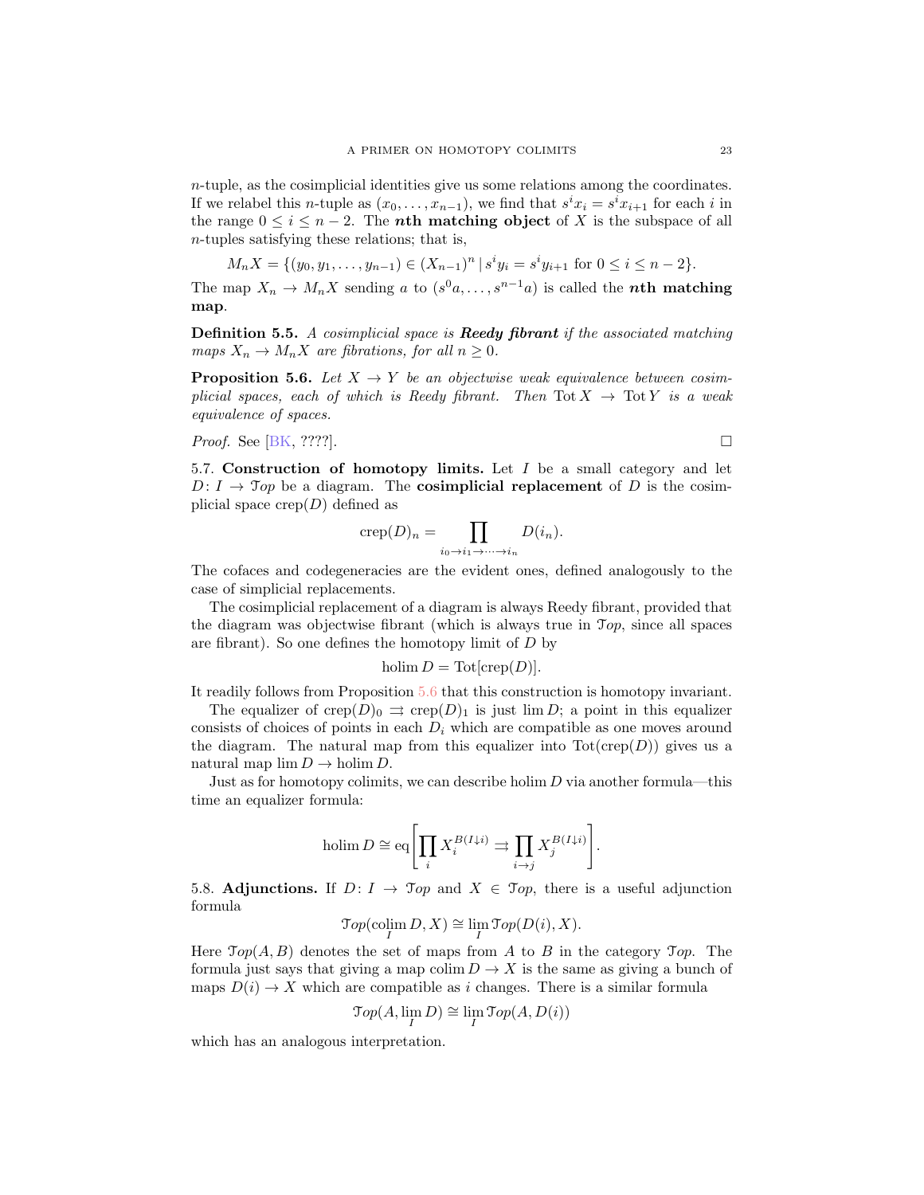$n$-tuple, as the cosimplicial identities give us some relations among the coordinates. If we relabel this $n$-tuple as $(x_0, \dots, x_{n-1})$, we find that $s^i x_i = s^i x_{i+1}$ for each $i$ in the range $0 \le i \le n-2$. The ***n*th matching object** of $X$ is the subspace of all $n$-tuples satisfying these relations; that is,

$$M_n X = \{(y_0, y_1, \dots, y_{n-1}) \in (X_{n-1})^n \mid s^i y_i = s^i y_{i+1} \text{ for } 0 \le i \le n-2\}.$$

The map $X_n \to M_n X$ sending $a$ to $(s^0 a, \dots, s^{n-1} a)$ is called the ***n*th matching map**.

**Definition 5.5.** *A cosimplicial space is **Reedy fibrant** if the associated matching maps $X_n \to M_n X$ are fibrations, for all $n \ge 0$.*

**Proposition 5.6.** *Let $X \to Y$ be an objectwise weak equivalence between cosimplicial spaces, each of which is Reedy fibrant. Then $\operatorname{Tot} X \to \operatorname{Tot} Y$ is a weak equivalence of spaces.*

*Proof.* See [BK, ????]. □

5.7. **Construction of homotopy limits.** Let $I$ be a small category and let $D\colon I \to \mathcal{T}op$ be a diagram. The **cosimplicial replacement** of $D$ is the cosimplicial space $\operatorname{crep}(D)$ defined as

$$\operatorname{crep}(D)_n = \prod_{i_0 \to i_1 \to \cdots \to i_n} D(i_n).$$

The cofaces and codegeneracies are the evident ones, defined analogously to the case of simplicial replacements.

The cosimplicial replacement of a diagram is always Reedy fibrant, provided that the diagram was objectwise fibrant (which is always true in $\mathcal{T}op$, since all spaces are fibrant). So one defines the homotopy limit of $D$ by

$$\operatorname{holim} D = \operatorname{Tot}[\operatorname{crep}(D)].$$

It readily follows from Proposition 5.6 that this construction is homotopy invariant.

The equalizer of $\operatorname{crep}(D)_0 \rightrightarrows \operatorname{crep}(D)_1$ is just $\lim D$; a point in this equalizer consists of choices of points in each $D_i$ which are compatible as one moves around the diagram. The natural map from this equalizer into $\operatorname{Tot}(\operatorname{crep}(D))$ gives us a natural map $\lim D \to \operatorname{holim} D$.

Just as for homotopy colimits, we can describe $\operatorname{holim} D$ via another formula—this time an equalizer formula:

$$\operatorname{holim} D \cong \operatorname{eq}\left[\prod_i X_i^{B(I\downarrow i)} \rightrightarrows \prod_{i \to j} X_j^{B(I\downarrow i)}\right].$$

5.8. **Adjunctions.** If $D\colon I \to \mathcal{T}op$ and $X \in \mathcal{T}op$, there is a useful adjunction formula

$$\mathcal{T}op(\operatorname*{colim}_I D, X) \cong \lim_I \mathcal{T}op(D(i), X).$$

Here $\mathcal{T}op(A, B)$ denotes the set of maps from $A$ to $B$ in the category $\mathcal{T}op$. The formula just says that giving a map $\operatorname{colim} D \to X$ is the same as giving a bunch of maps $D(i) \to X$ which are compatible as $i$ changes. There is a similar formula

$$\mathcal{T}op(A, \lim_I D) \cong \lim_I \mathcal{T}op(A, D(i))$$

which has an analogous interpretation.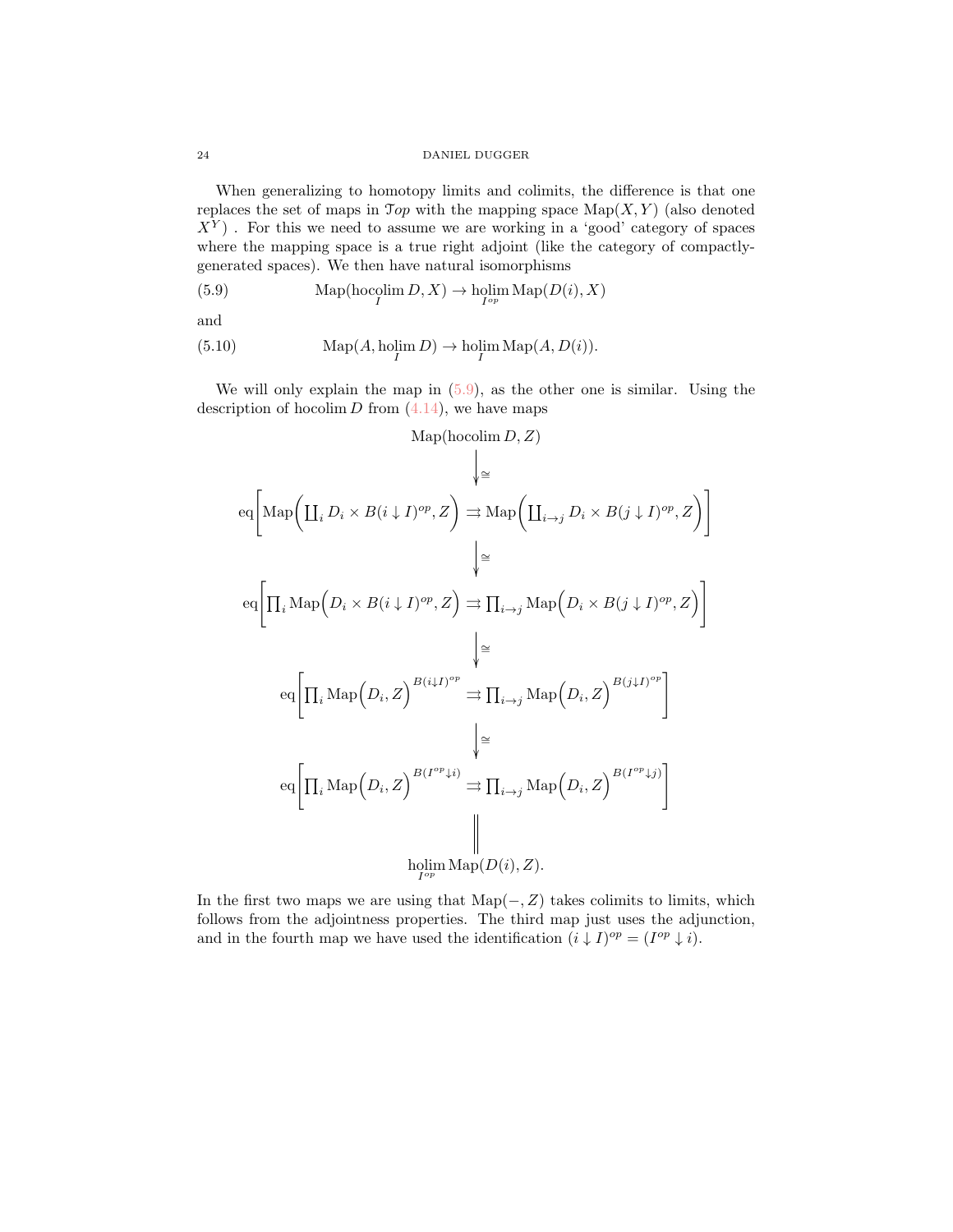When generalizing to homotopy limits and colimits, the difference is that one replaces the set of maps in $\mathcal{T}op$ with the mapping space $\operatorname{Map}(X, Y)$ (also denoted $X^Y$) . For this we need to assume we are working in a 'good' category of spaces where the mapping space is a true right adjoint (like the category of compactly-generated spaces). We then have natural isomorphisms

$$\operatorname{Map}(\operatorname{hocolim}_I D, X) \to \operatorname{holim}_{I^{op}} \operatorname{Map}(D(i), X) \tag{5.9}$$

and

$$\operatorname{Map}(A, \operatorname{holim}_I D) \to \operatorname{holim}_I \operatorname{Map}(A, D(i)). \tag{5.10}$$

We will only explain the map in (5.9), as the other one is similar. Using the description of $\operatorname{hocolim} D$ from (4.14), we have maps

$$\begin{array}{c}
\operatorname{Map}(\operatorname{hocolim} D, Z) \\
\downarrow \cong \\
\operatorname{eq}\left[\operatorname{Map}\Big(\coprod_i D_i \times B(i \downarrow I)^{op}, Z\Big) \rightrightarrows \operatorname{Map}\Big(\coprod_{i\to j} D_i \times B(j \downarrow I)^{op}, Z\Big)\right] \\
\downarrow \cong \\
\operatorname{eq}\left[\prod_i \operatorname{Map}\Big(D_i \times B(i \downarrow I)^{op}, Z\Big) \rightrightarrows \prod_{i\to j} \operatorname{Map}\Big(D_i \times B(j \downarrow I)^{op}, Z\Big)\right] \\
\downarrow \cong \\
\operatorname{eq}\left[\prod_i \operatorname{Map}\Big(D_i, Z\Big)^{B(i\downarrow I)^{op}} \rightrightarrows \prod_{i\to j} \operatorname{Map}\Big(D_i, Z\Big)^{B(j\downarrow I)^{op}}\right] \\
\downarrow \cong \\
\operatorname{eq}\left[\prod_i \operatorname{Map}\Big(D_i, Z\Big)^{B(I^{op}\downarrow i)} \rightrightarrows \prod_{i\to j} \operatorname{Map}\Big(D_i, Z\Big)^{B(I^{op}\downarrow j)}\right] \\
\| \\
\operatorname{holim}_{I^{op}} \operatorname{Map}(D(i), Z).
\end{array}$$

In the first two maps we are using that $\operatorname{Map}(-, Z)$ takes colimits to limits, which follows from the adjointness properties. The third map just uses the adjunction, and in the fourth map we have used the identification $(i \downarrow I)^{op} = (I^{op} \downarrow i)$.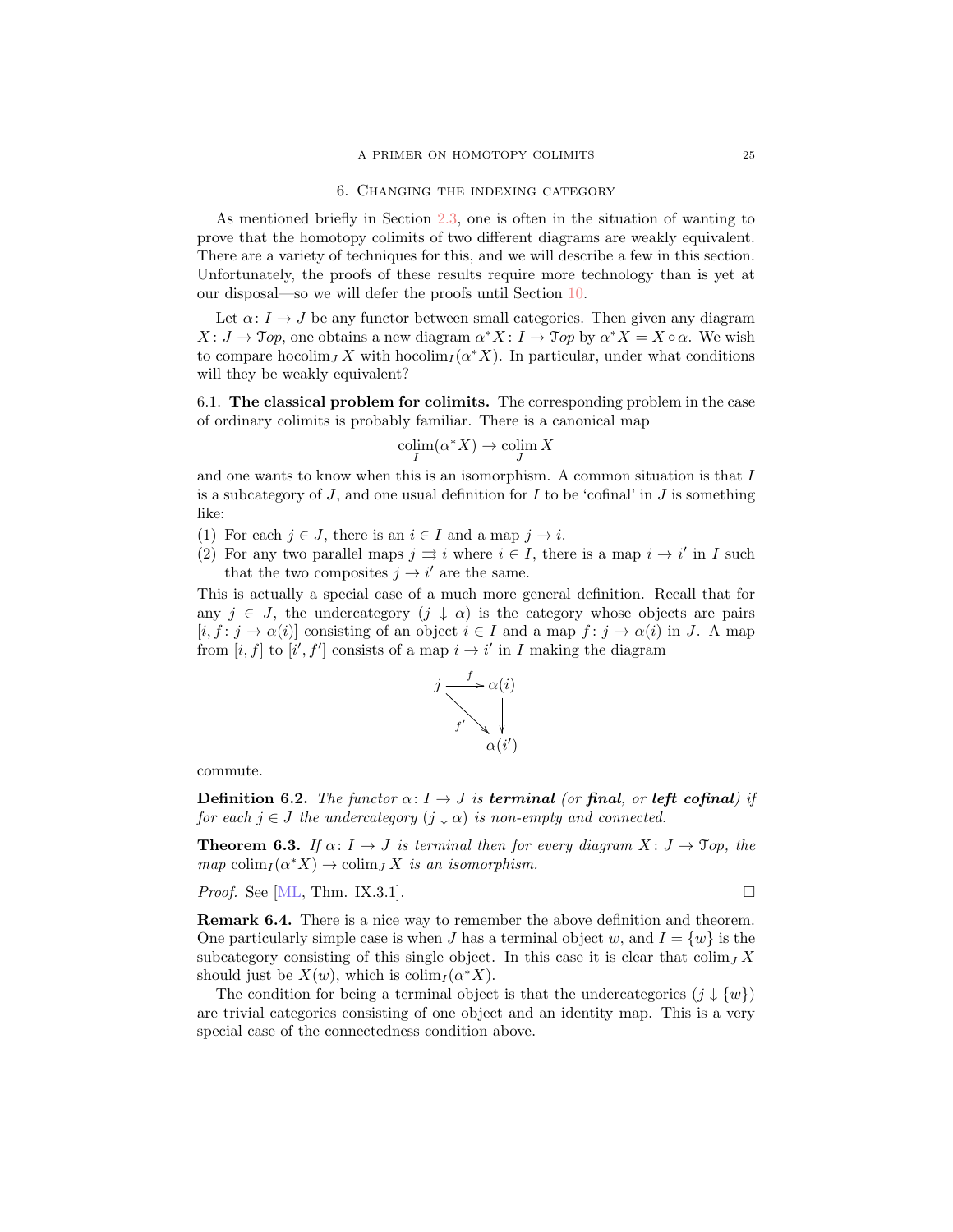## 6. Changing the indexing category

As mentioned briefly in Section 2.3, one is often in the situation of wanting to prove that the homotopy colimits of two different diagrams are weakly equivalent. There are a variety of techniques for this, and we will describe a few in this section. Unfortunately, the proofs of these results require more technology than is yet at our disposal—so we will defer the proofs until Section 10.

Let $\alpha\colon I \to J$ be any functor between small categories. Then given any diagram $X\colon J \to \mathcal{T}op$, one obtains a new diagram $\alpha^*X\colon I \to \mathcal{T}op$ by $\alpha^*X = X \circ \alpha$. We wish to compare $\operatorname{hocolim}_J X$ with $\operatorname{hocolim}_I(\alpha^*X)$. In particular, under what conditions will they be weakly equivalent?

6.1. **The classical problem for colimits.** The corresponding problem in the case of ordinary colimits is probably familiar. There is a canonical map

$$\operatorname*{colim}_I(\alpha^*X) \to \operatorname*{colim}_J X$$

and one wants to know when this is an isomorphism. A common situation is that $I$ is a subcategory of $J$, and one usual definition for $I$ to be 'cofinal' in $J$ is something like:

(1) For each $j \in J$, there is an $i \in I$ and a map $j \to i$.
(2) For any two parallel maps $j \rightrightarrows i$ where $i \in I$, there is a map $i \to i'$ in $I$ such that the two composites $j \to i'$ are the same.

This is actually a special case of a much more general definition. Recall that for any $j \in J$, the undercategory $(j \downarrow \alpha)$ is the category whose objects are pairs $[i, f\colon j \to \alpha(i)]$ consisting of an object $i \in I$ and a map $f\colon j \to \alpha(i)$ in $J$. A map from $[i, f]$ to $[i', f']$ consists of a map $i \to i'$ in $I$ making the diagram

$$\begin{array}{ccc} j & \xrightarrow{f} & \alpha(i) \\ & \searrow^{f'} & \downarrow \\ & & \alpha(i') \end{array}$$

commute.

**Definition 6.2.** *The functor $\alpha\colon I \to J$ is* ***terminal*** *(or* ***final****, or* ***left cofinal****) if for each $j \in J$ the undercategory $(j \downarrow \alpha)$ is non-empty and connected.*

**Theorem 6.3.** *If $\alpha\colon I \to J$ is terminal then for every diagram $X\colon J \to \mathcal{T}op$, the map $\operatorname{colim}_I(\alpha^*X) \to \operatorname{colim}_J X$ is an isomorphism.*

*Proof.* See [ML, Thm. IX.3.1]. □

**Remark 6.4.** There is a nice way to remember the above definition and theorem. One particularly simple case is when $J$ has a terminal object $w$, and $I = \{w\}$ is the subcategory consisting of this single object. In this case it is clear that $\operatorname{colim}_J X$ should just be $X(w)$, which is $\operatorname{colim}_I(\alpha^*X)$.

The condition for being a terminal object is that the undercategories $(j \downarrow \{w\})$ are trivial categories consisting of one object and an identity map. This is a very special case of the connectedness condition above.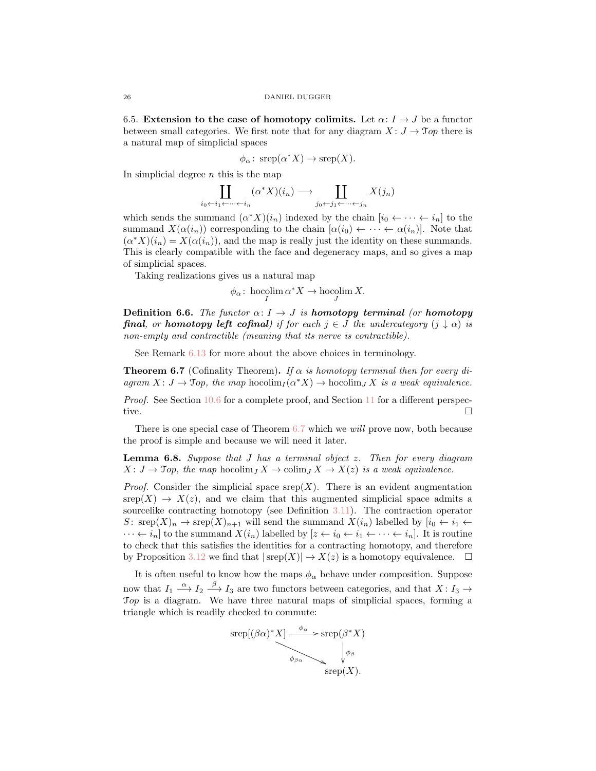6.5. **Extension to the case of homotopy colimits.** Let $\alpha\colon I \to J$ be a functor between small categories. We first note that for any diagram $X\colon J \to \mathcal{T}op$ there is a natural map of simplicial spaces

$$\phi_\alpha\colon \operatorname{srep}(\alpha^* X) \to \operatorname{srep}(X).$$

In simplicial degree $n$ this is the map

$$\coprod_{i_0 \leftarrow i_1 \leftarrow \cdots \leftarrow i_n} (\alpha^* X)(i_n) \longrightarrow \coprod_{j_0 \leftarrow j_1 \leftarrow \cdots \leftarrow j_n} X(j_n)$$

which sends the summand $(\alpha^* X)(i_n)$ indexed by the chain $[i_0 \leftarrow \cdots \leftarrow i_n]$ to the summand $X(\alpha(i_n))$ corresponding to the chain $[\alpha(i_0) \leftarrow \cdots \leftarrow \alpha(i_n)]$. Note that $(\alpha^* X)(i_n) = X(\alpha(i_n))$, and the map is really just the identity on these summands. This is clearly compatible with the face and degeneracy maps, and so gives a map of simplicial spaces.

Taking realizations gives us a natural map

$$\phi_\alpha\colon \operatorname*{hocolim}_I \alpha^* X \to \operatorname*{hocolim}_J X.$$

**Definition 6.6.** *The functor $\alpha\colon I \to J$ is **homotopy terminal** (or **homotopy final**, or **homotopy left cofinal**) if for each $j \in J$ the undercategory $(j \downarrow \alpha)$ is non-empty and contractible (meaning that its nerve is contractible).*

See Remark 6.13 for more about the above choices in terminology.

**Theorem 6.7** (Cofinality Theorem)**.** *If $\alpha$ is homotopy terminal then for every diagram $X\colon J \to \mathcal{T}op$, the map $\operatorname{hocolim}_I(\alpha^* X) \to \operatorname{hocolim}_J X$ is a weak equivalence.*

*Proof.* See Section 10.6 for a complete proof, and Section 11 for a different perspective. $\square$

There is one special case of Theorem 6.7 which we *will* prove now, both because the proof is simple and because we will need it later.

**Lemma 6.8.** *Suppose that $J$ has a terminal object $z$. Then for every diagram $X\colon J \to \mathcal{T}op$, the map $\operatorname{hocolim}_J X \to \operatorname{colim}_J X \to X(z)$ is a weak equivalence.*

*Proof.* Consider the simplicial space $\operatorname{srep}(X)$. There is an evident augmentation $\operatorname{srep}(X) \to X(z)$, and we claim that this augmented simplicial space admits a sourcelike contracting homotopy (see Definition 3.11). The contraction operator $S\colon \operatorname{srep}(X)_n \to \operatorname{srep}(X)_{n+1}$ will send the summand $X(i_n)$ labelled by $[i_0 \leftarrow i_1 \leftarrow \cdots \leftarrow i_n]$ to the summand $X(i_n)$ labelled by $[z \leftarrow i_0 \leftarrow i_1 \leftarrow \cdots \leftarrow i_n]$. It is routine to check that this satisfies the identities for a contracting homotopy, and therefore by Proposition 3.12 we find that $|\operatorname{srep}(X)| \to X(z)$ is a homotopy equivalence. $\square$

It is often useful to know how the maps $\phi_\alpha$ behave under composition. Suppose now that $I_1 \xrightarrow{\alpha} I_2 \xrightarrow{\beta} I_3$ are two functors between categories, and that $X\colon I_3 \to \mathcal{T}op$ is a diagram. We have three natural maps of simplicial spaces, forming a triangle which is readily checked to commute:

$$\begin{array}{ccc} \operatorname{srep}[(\beta\alpha)^* X] & \xrightarrow{\phi_\alpha} & \operatorname{srep}(\beta^* X) \\ & \underset{\phi_{\beta\alpha}}{\searrow} & \Big\downarrow{\scriptstyle \phi_\beta} \\ & & \operatorname{srep}(X). \end{array}$$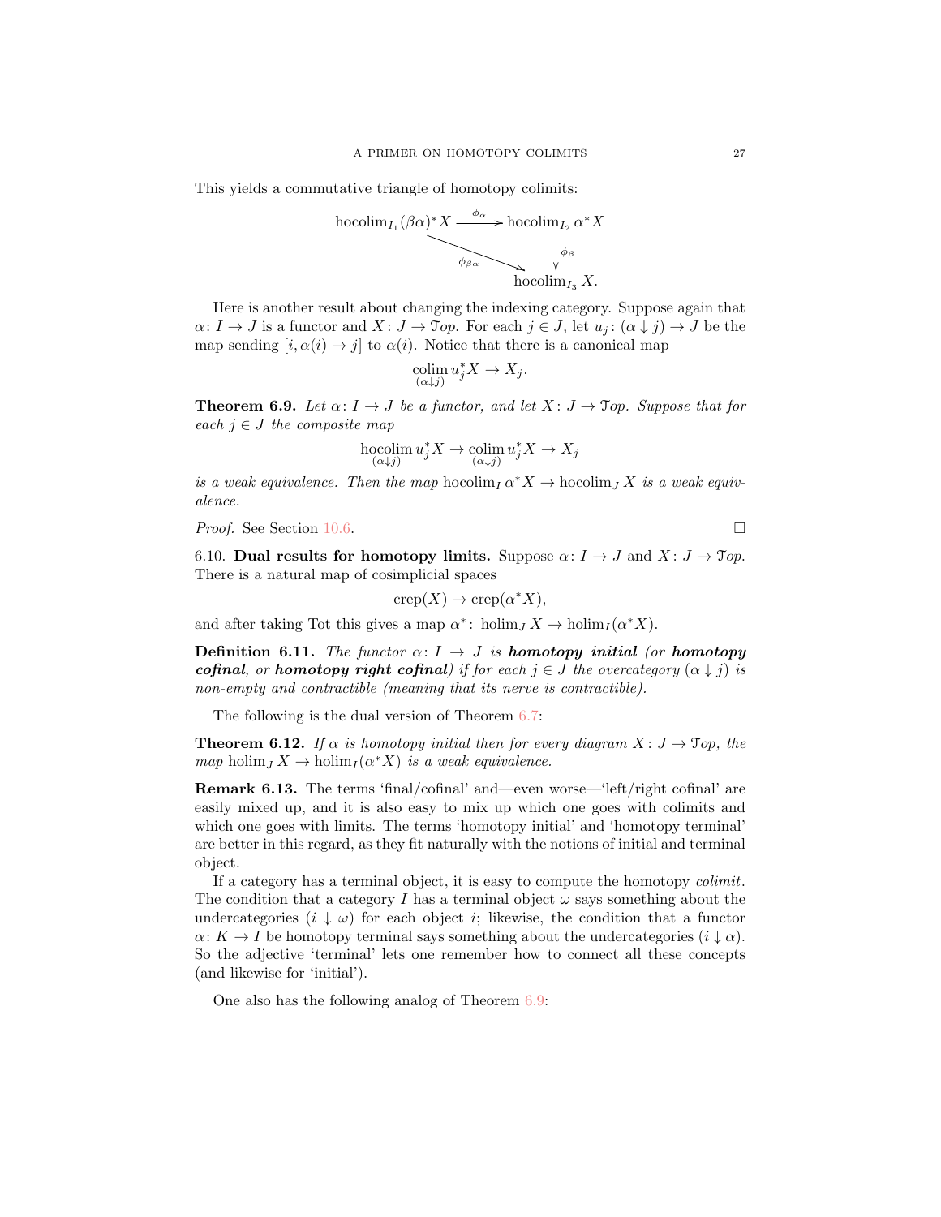This yields a commutative triangle of homotopy colimits:

$$\begin{array}{ccc} \operatorname{hocolim}_{I_1}(\beta\alpha)^*X & \xrightarrow{\phi_\alpha} & \operatorname{hocolim}_{I_2}\alpha^*X \\ & \searrow^{\phi_{\beta\alpha}} & \downarrow \phi_\beta \\ & & \operatorname{hocolim}_{I_3} X. \end{array}$$

Here is another result about changing the indexing category. Suppose again that $\alpha\colon I \to J$ is a functor and $X\colon J \to \mathcal{T}op$. For each $j \in J$, let $u_j\colon (\alpha \downarrow j) \to J$ be the map sending $[i, \alpha(i) \to j]$ to $\alpha(i)$. Notice that there is a canonical map

$$\operatorname*{colim}_{(\alpha\downarrow j)} u_j^* X \to X_j.$$

**Theorem 6.9.** *Let $\alpha\colon I \to J$ be a functor, and let $X\colon J \to \mathcal{T}op$. Suppose that for each $j \in J$ the composite map*

$$\operatorname*{hocolim}_{(\alpha\downarrow j)} u_j^* X \to \operatorname*{colim}_{(\alpha\downarrow j)} u_j^* X \to X_j$$

*is a weak equivalence. Then the map $\operatorname{hocolim}_I \alpha^* X \to \operatorname{hocolim}_J X$ is a weak equivalence.*

*Proof.* See Section 10.6. $\square$

6.10. **Dual results for homotopy limits.** Suppose $\alpha\colon I \to J$ and $X\colon J \to \mathcal{T}op$. There is a natural map of cosimplicial spaces

$$\operatorname{crep}(X) \to \operatorname{crep}(\alpha^* X),$$

and after taking Tot this gives a map $\alpha^*\colon \operatorname{holim}_J X \to \operatorname{holim}_I(\alpha^* X)$.

**Definition 6.11.** *The functor $\alpha\colon I \to J$ is **homotopy initial** (or **homotopy cofinal**, or **homotopy right cofinal**) if for each $j \in J$ the overcategory $(\alpha \downarrow j)$ is non-empty and contractible (meaning that its nerve is contractible).*

The following is the dual version of Theorem 6.7:

**Theorem 6.12.** *If $\alpha$ is homotopy initial then for every diagram $X\colon J \to \mathcal{T}op$, the map $\operatorname{holim}_J X \to \operatorname{holim}_I(\alpha^* X)$ is a weak equivalence.*

**Remark 6.13.** The terms 'final/cofinal' and—even worse—'left/right cofinal' are easily mixed up, and it is also easy to mix up which one goes with colimits and which one goes with limits. The terms 'homotopy initial' and 'homotopy terminal' are better in this regard, as they fit naturally with the notions of initial and terminal object.

If a category has a terminal object, it is easy to compute the homotopy *colimit*. The condition that a category $I$ has a terminal object $\omega$ says something about the undercategories $(i \downarrow \omega)$ for each object $i$; likewise, the condition that a functor $\alpha\colon K \to I$ be homotopy terminal says something about the undercategories $(i \downarrow \alpha)$. So the adjective 'terminal' lets one remember how to connect all these concepts (and likewise for 'initial').

One also has the following analog of Theorem 6.9: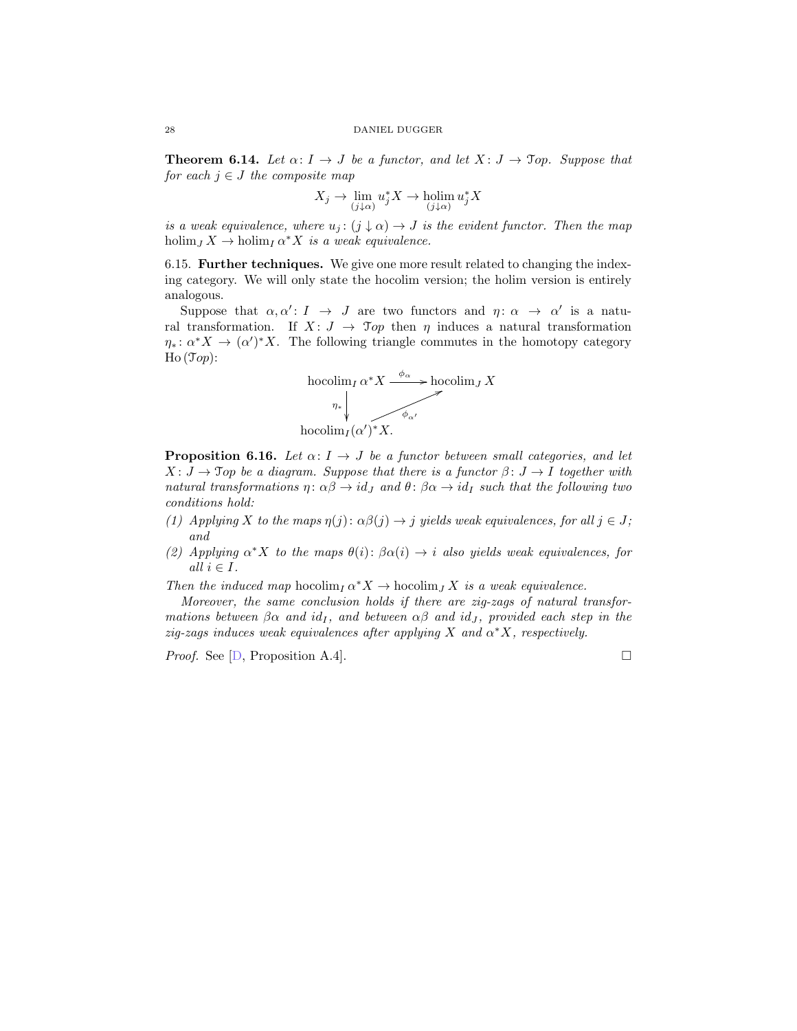**Theorem 6.14.** *Let $\alpha\colon I \to J$ be a functor, and let $X\colon J \to \mathcal{T}op$. Suppose that for each $j \in J$ the composite map*

$$X_j \to \lim_{(j\downarrow\alpha)} u_j^* X \to \operatorname*{holim}_{(j\downarrow\alpha)} u_j^* X$$

*is a weak equivalence, where $u_j\colon (j \downarrow \alpha) \to J$ is the evident functor. Then the map $\operatorname{holim}_J X \to \operatorname{holim}_I \alpha^* X$ is a weak equivalence.*

6.15. **Further techniques.** We give one more result related to changing the indexing category. We will only state the hocolim version; the holim version is entirely analogous.

Suppose that $\alpha, \alpha'\colon I \to J$ are two functors and $\eta\colon \alpha \to \alpha'$ is a natural transformation. If $X\colon J \to \mathcal{T}op$ then $\eta$ induces a natural transformation $\eta_*\colon \alpha^* X \to (\alpha')^* X$. The following triangle commutes in the homotopy category $\operatorname{Ho}(\mathcal{T}op)$:

$$\begin{array}{ccc} \operatorname{hocolim}_I \alpha^* X & \xrightarrow{\phi_\alpha} & \operatorname{hocolim}_J X \\ {\scriptstyle\eta_*}\downarrow & \nearrow_{\phi_{\alpha'}} & \\ \operatorname{hocolim}_I (\alpha')^* X. & & \end{array}$$

**Proposition 6.16.** *Let $\alpha\colon I \to J$ be a functor between small categories, and let $X\colon J \to \mathcal{T}op$ be a diagram. Suppose that there is a functor $\beta\colon J \to I$ together with natural transformations $\eta\colon \alpha\beta \to id_J$ and $\theta\colon \beta\alpha \to id_I$ such that the following two conditions hold:*

*(1) Applying $X$ to the maps $\eta(j)\colon \alpha\beta(j) \to j$ yields weak equivalences, for all $j \in J$; and*

*(2) Applying $\alpha^* X$ to the maps $\theta(i)\colon \beta\alpha(i) \to i$ also yields weak equivalences, for all $i \in I$.*

*Then the induced map $\operatorname{hocolim}_I \alpha^* X \to \operatorname{hocolim}_J X$ is a weak equivalence.*

*Moreover, the same conclusion holds if there are zig-zags of natural transformations between $\beta\alpha$ and $id_I$, and between $\alpha\beta$ and $id_J$, provided each step in the zig-zags induces weak equivalences after applying $X$ and $\alpha^* X$, respectively.*

*Proof.* See [D, Proposition A.4]. $\square$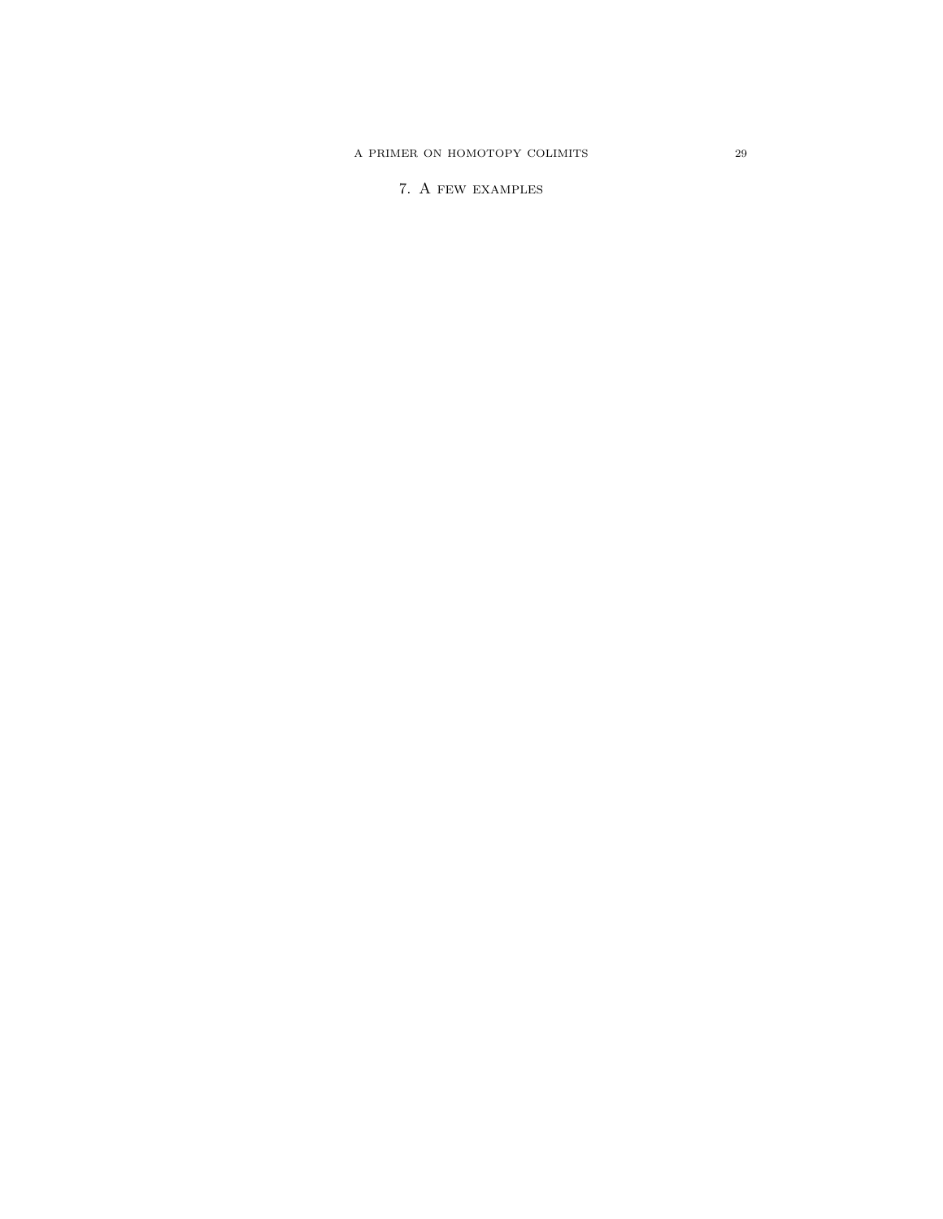## 7. A few examples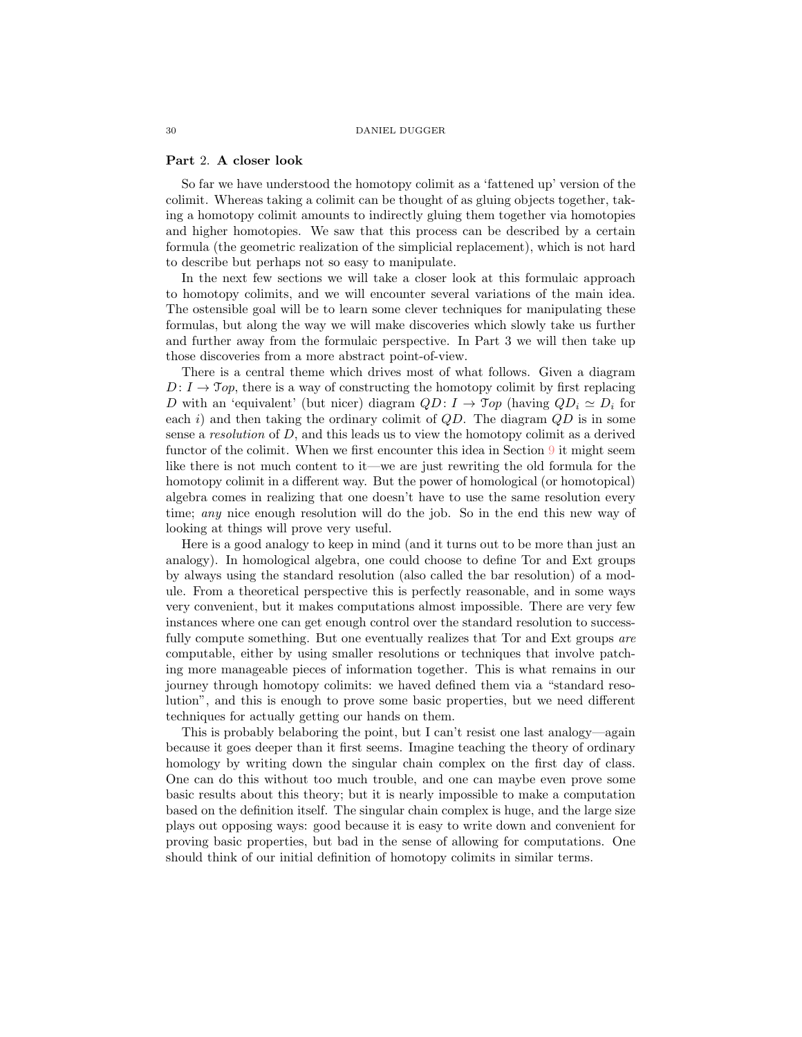# Part 2. A closer look

So far we have understood the homotopy colimit as a 'fattened up' version of the colimit. Whereas taking a colimit can be thought of as gluing objects together, taking a homotopy colimit amounts to indirectly gluing them together via homotopies and higher homotopies. We saw that this process can be described by a certain formula (the geometric realization of the simplicial replacement), which is not hard to describe but perhaps not so easy to manipulate.

In the next few sections we will take a closer look at this formulaic approach to homotopy colimits, and we will encounter several variations of the main idea. The ostensible goal will be to learn some clever techniques for manipulating these formulas, but along the way we will make discoveries which slowly take us further and further away from the formulaic perspective. In Part 3 we will then take up those discoveries from a more abstract point-of-view.

There is a central theme which drives most of what follows. Given a diagram $D\colon I \to \mathcal{T}op$, there is a way of constructing the homotopy colimit by first replacing $D$ with an 'equivalent' (but nicer) diagram $QD\colon I \to \mathcal{T}op$ (having $QD_i \simeq D_i$ for each $i$) and then taking the ordinary colimit of $QD$. The diagram $QD$ is in some sense a *resolution* of $D$, and this leads us to view the homotopy colimit as a derived functor of the colimit. When we first encounter this idea in Section 9 it might seem like there is not much content to it—we are just rewriting the old formula for the homotopy colimit in a different way. But the power of homological (or homotopical) algebra comes in realizing that one doesn't have to use the same resolution every time; *any* nice enough resolution will do the job. So in the end this new way of looking at things will prove very useful.

Here is a good analogy to keep in mind (and it turns out to be more than just an analogy). In homological algebra, one could choose to define Tor and Ext groups by always using the standard resolution (also called the bar resolution) of a module. From a theoretical perspective this is perfectly reasonable, and in some ways very convenient, but it makes computations almost impossible. There are very few instances where one can get enough control over the standard resolution to successfully compute something. But one eventually realizes that Tor and Ext groups *are* computable, either by using smaller resolutions or techniques that involve patching more manageable pieces of information together. This is what remains in our journey through homotopy colimits: we haved defined them via a "standard resolution", and this is enough to prove some basic properties, but we need different techniques for actually getting our hands on them.

This is probably belaboring the point, but I can't resist one last analogy—again because it goes deeper than it first seems. Imagine teaching the theory of ordinary homology by writing down the singular chain complex on the first day of class. One can do this without too much trouble, and one can maybe even prove some basic results about this theory; but it is nearly impossible to make a computation based on the definition itself. The singular chain complex is huge, and the large size plays out opposing ways: good because it is easy to write down and convenient for proving basic properties, but bad in the sense of allowing for computations. One should think of our initial definition of homotopy colimits in similar terms.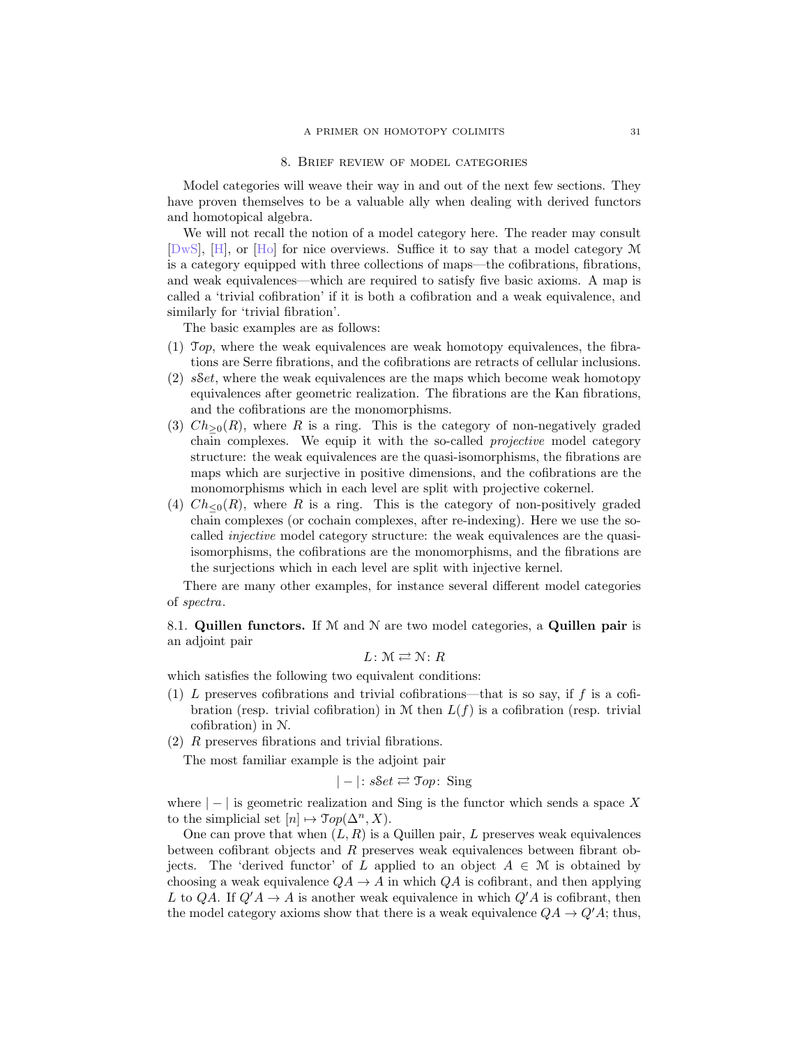## 8. Brief review of model categories

Model categories will weave their way in and out of the next few sections. They have proven themselves to be a valuable ally when dealing with derived functors and homotopical algebra.

We will not recall the notion of a model category here. The reader may consult [DwS], [H], or [Ho] for nice overviews. Suffice it to say that a model category $\mathcal{M}$ is a category equipped with three collections of maps—the cofibrations, fibrations, and weak equivalences—which are required to satisfy five basic axioms. A map is called a 'trivial cofibration' if it is both a cofibration and a weak equivalence, and similarly for 'trivial fibration'.

The basic examples are as follows:

1. $\mathcal{T}op$, where the weak equivalences are weak homotopy equivalences, the fibrations are Serre fibrations, and the cofibrations are retracts of cellular inclusions.
2. $s\mathcal{S}et$, where the weak equivalences are the maps which become weak homotopy equivalences after geometric realization. The fibrations are the Kan fibrations, and the cofibrations are the monomorphisms.
3. $Ch_{\geq 0}(R)$, where $R$ is a ring. This is the category of non-negatively graded chain complexes. We equip it with the so-called *projective* model category structure: the weak equivalences are the quasi-isomorphisms, the fibrations are maps which are surjective in positive dimensions, and the cofibrations are the monomorphisms which in each level are split with projective cokernel.
4. $Ch_{\leq 0}(R)$, where $R$ is a ring. This is the category of non-positively graded chain complexes (or cochain complexes, after re-indexing). Here we use the so-called *injective* model category structure: the weak equivalences are the quasi-isomorphisms, the cofibrations are the monomorphisms, and the fibrations are the surjections which in each level are split with injective kernel.

There are many other examples, for instance several different model categories of *spectra*.

### 8.1. Quillen functors.

If $\mathcal{M}$ and $\mathcal{N}$ are two model categories, a **Quillen pair** is an adjoint pair

$$L\colon \mathcal{M} \rightleftarrows \mathcal{N}\colon R$$

which satisfies the following two equivalent conditions:

1. $L$ preserves cofibrations and trivial cofibrations—that is so say, if $f$ is a cofibration (resp. trivial cofibration) in $\mathcal{M}$ then $L(f)$ is a cofibration (resp. trivial cofibration) in $\mathcal{N}$.
2. $R$ preserves fibrations and trivial fibrations.

The most familiar example is the adjoint pair

$$|-|\colon s\mathcal{S}et \rightleftarrows \mathcal{T}op\colon \text{Sing}$$

where $|-|$ is geometric realization and Sing is the functor which sends a space $X$ to the simplicial set $[n] \mapsto \mathcal{T}op(\Delta^n, X)$.

One can prove that when $(L, R)$ is a Quillen pair, $L$ preserves weak equivalences between cofibrant objects and $R$ preserves weak equivalences between fibrant objects. The 'derived functor' of $L$ applied to an object $A \in \mathcal{M}$ is obtained by choosing a weak equivalence $QA \to A$ in which $QA$ is cofibrant, and then applying $L$ to $QA$. If $Q'A \to A$ is another weak equivalence in which $Q'A$ is cofibrant, then the model category axioms show that there is a weak equivalence $QA \to Q'A$; thus,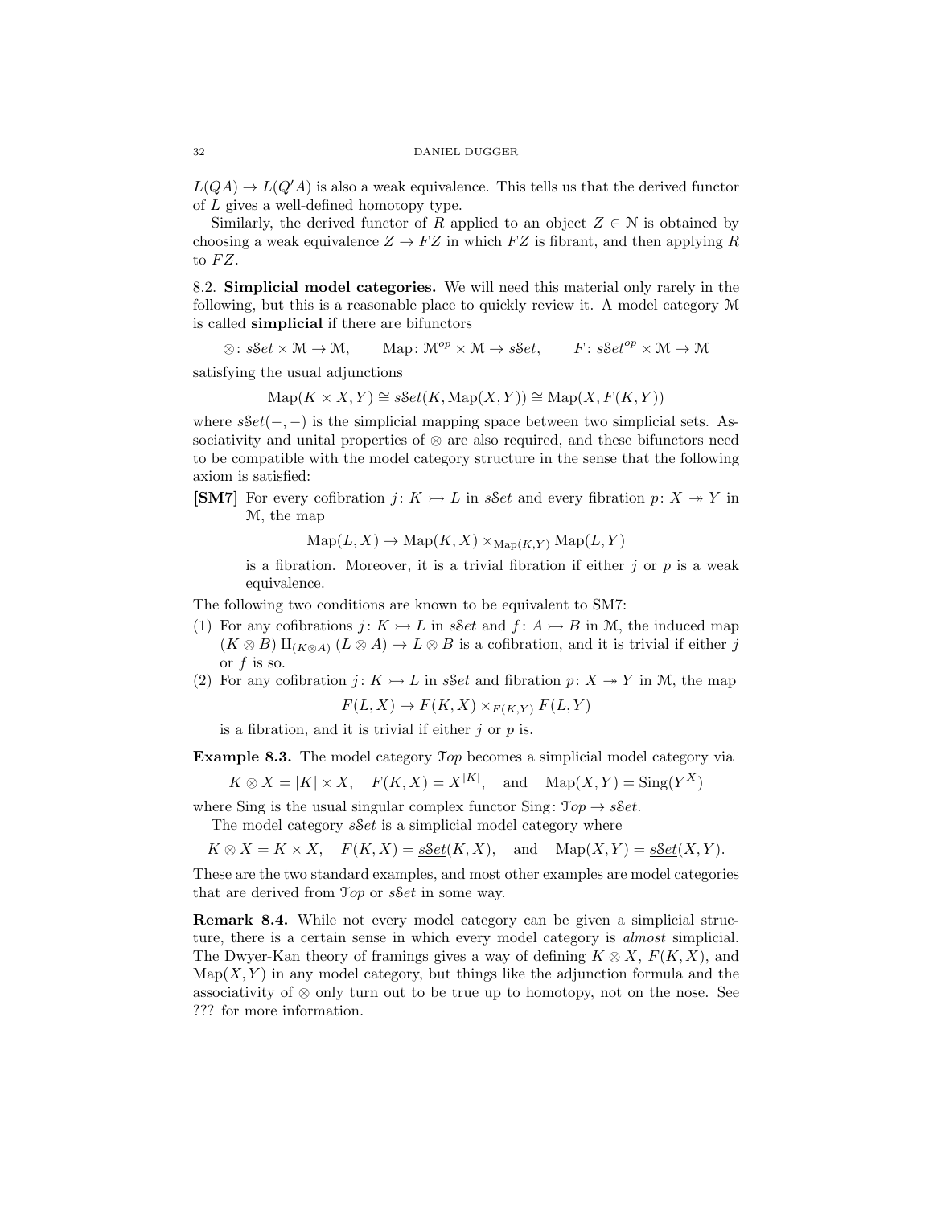$L(QA) \to L(Q'A)$ is also a weak equivalence. This tells us that the derived functor of $L$ gives a well-defined homotopy type.

Similarly, the derived functor of $R$ applied to an object $Z \in \mathcal{N}$ is obtained by choosing a weak equivalence $Z \to FZ$ in which $FZ$ is fibrant, and then applying $R$ to $FZ$.

8.2. **Simplicial model categories.** We will need this material only rarely in the following, but this is a reasonable place to quickly review it. A model category $\mathcal{M}$ is called **simplicial** if there are bifunctors

$$\otimes\colon s\mathcal{S}et \times \mathcal{M} \to \mathcal{M}, \qquad \mathrm{Map}\colon \mathcal{M}^{op} \times \mathcal{M} \to s\mathcal{S}et, \qquad F\colon s\mathcal{S}et^{op} \times \mathcal{M} \to \mathcal{M}$$

satisfying the usual adjunctions

$$\mathrm{Map}(K \times X, Y) \cong \underline{s\mathcal{S}et}(K, \mathrm{Map}(X,Y)) \cong \mathrm{Map}(X, F(K,Y))$$

where $\underline{s\mathcal{S}et}(-,-)$ is the simplicial mapping space between two simplicial sets. Associativity and unital properties of $\otimes$ are also required, and these bifunctors need to be compatible with the model category structure in the sense that the following axiom is satisfied:

**[SM7]** For every cofibration $j\colon K \rightarrowtail L$ in $s\mathcal{S}et$ and every fibration $p\colon X \twoheadrightarrow Y$ in $\mathcal{M}$, the map

$$\mathrm{Map}(L,X) \to \mathrm{Map}(K,X) \times_{\mathrm{Map}(K,Y)} \mathrm{Map}(L,Y)$$

is a fibration. Moreover, it is a trivial fibration if either $j$ or $p$ is a weak equivalence.

The following two conditions are known to be equivalent to SM7:

1. For any cofibrations $j\colon K \rightarrowtail L$ in $s\mathcal{S}et$ and $f\colon A \rightarrowtail B$ in $\mathcal{M}$, the induced map $(K \otimes B) \amalg_{(K \otimes A)} (L \otimes A) \to L \otimes B$ is a cofibration, and it is trivial if either $j$ or $f$ is so.
2. For any cofibration $j\colon K \rightarrowtail L$ in $s\mathcal{S}et$ and fibration $p\colon X \twoheadrightarrow Y$ in $\mathcal{M}$, the map
$$F(L,X) \to F(K,X) \times_{F(K,Y)} F(L,Y)$$
is a fibration, and it is trivial if either $j$ or $p$ is.

**Example 8.3.** The model category $\mathcal{T}op$ becomes a simplicial model category via

$$K \otimes X = |K| \times X, \quad F(K,X) = X^{|K|}, \quad \text{and} \quad \mathrm{Map}(X,Y) = \mathrm{Sing}(Y^X)$$

where Sing is the usual singular complex functor $\mathrm{Sing}\colon \mathcal{T}op \to s\mathcal{S}et$.

The model category $s\mathcal{S}et$ is a simplicial model category where

$$K \otimes X = K \times X, \quad F(K,X) = \underline{s\mathcal{S}et}(K,X), \quad \text{and} \quad \mathrm{Map}(X,Y) = \underline{s\mathcal{S}et}(X,Y).$$

These are the two standard examples, and most other examples are model categories that are derived from $\mathcal{T}op$ or $s\mathcal{S}et$ in some way.

**Remark 8.4.** While not every model category can be given a simplicial structure, there is a certain sense in which every model category is *almost* simplicial. The Dwyer-Kan theory of framings gives a way of defining $K \otimes X$, $F(K,X)$, and $\mathrm{Map}(X,Y)$ in any model category, but things like the adjunction formula and the associativity of $\otimes$ only turn out to be true up to homotopy, not on the nose. See ??? for more information.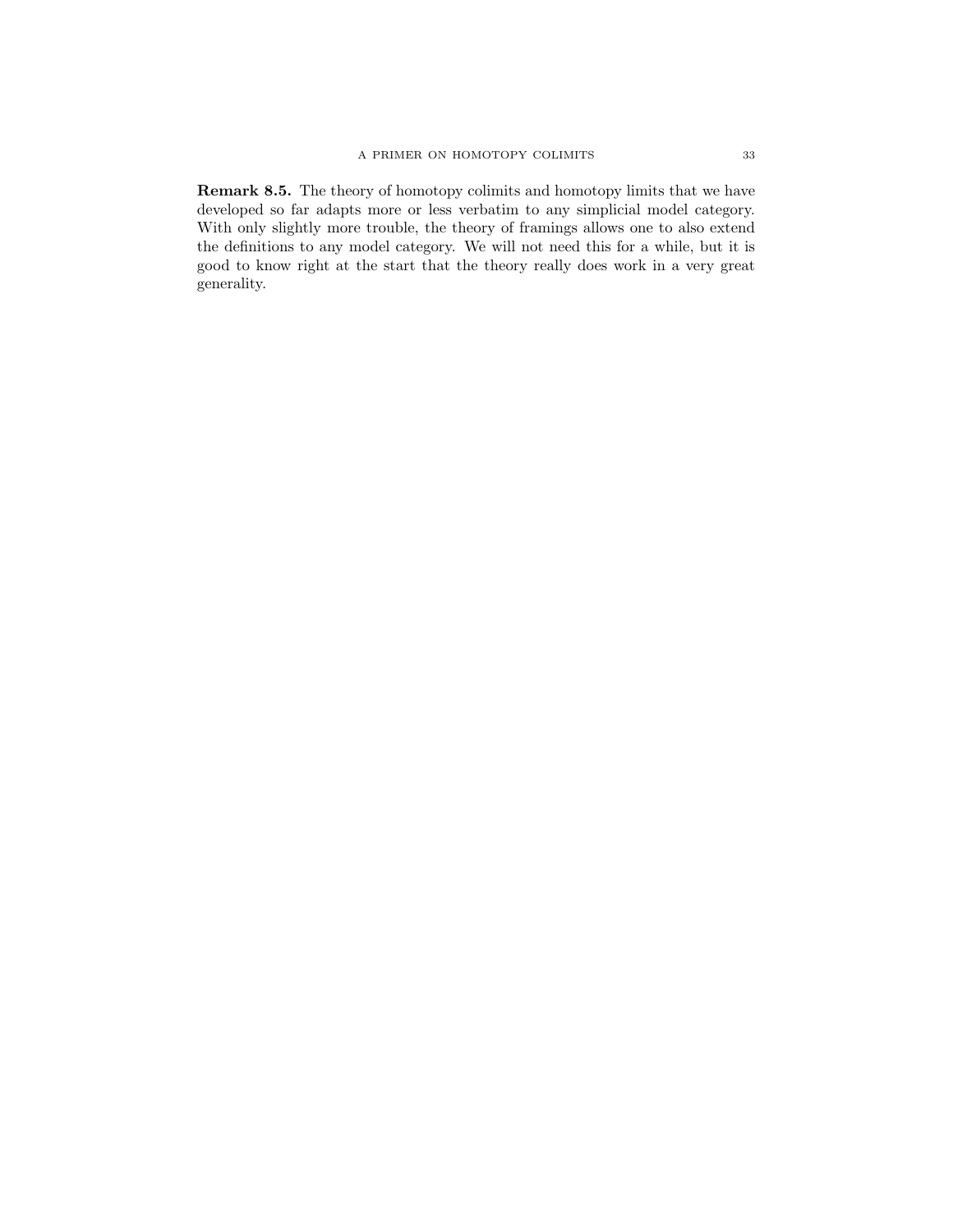**Remark 8.5.** The theory of homotopy colimits and homotopy limits that we have developed so far adapts more or less verbatim to any simplicial model category. With only slightly more trouble, the theory of framings allows one to also extend the definitions to any model category. We will not need this for a while, but it is good to know right at the start that the theory really does work in a very great generality.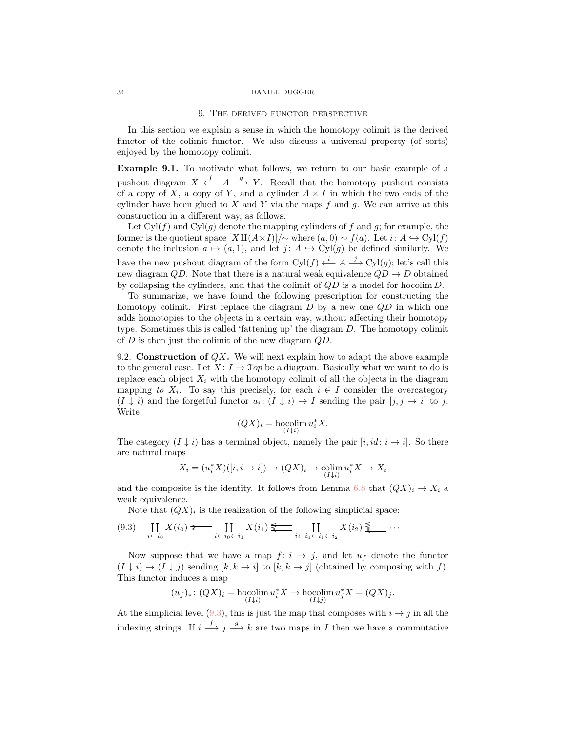## 9. The derived functor perspective

In this section we explain a sense in which the homotopy colimit is the derived functor of the colimit functor. We also discuss a universal property (of sorts) enjoyed by the homotopy colimit.

**Example 9.1.** To motivate what follows, we return to our basic example of a pushout diagram $X \xleftarrow{f} A \xrightarrow{g} Y$. Recall that the homotopy pushout consists of a copy of $X$, a copy of $Y$, and a cylinder $A \times I$ in which the two ends of the cylinder have been glued to $X$ and $Y$ via the maps $f$ and $g$. We can arrive at this construction in a different way, as follows.

Let $\mathrm{Cyl}(f)$ and $\mathrm{Cyl}(g)$ denote the mapping cylinders of $f$ and $g$; for example, the former is the quotient space $[X \amalg (A \times I)]/\!\sim$ where $(a,0) \sim f(a)$. Let $i\colon A \hookrightarrow \mathrm{Cyl}(f)$ denote the inclusion $a \mapsto (a,1)$, and let $j\colon A \hookrightarrow \mathrm{Cyl}(g)$ be defined similarly. We have the new pushout diagram of the form $\mathrm{Cyl}(f) \xleftarrow{i} A \xrightarrow{j} \mathrm{Cyl}(g)$; let's call this new diagram $QD$. Note that there is a natural weak equivalence $QD \to D$ obtained by collapsing the cylinders, and that the colimit of $QD$ is a model for $\mathrm{hocolim}\, D$.

To summarize, we have found the following prescription for constructing the homotopy colimit. First replace the diagram $D$ by a new one $QD$ in which one adds homotopies to the objects in a certain way, without affecting their homotopy type. Sometimes this is called 'fattening up' the diagram $D$. The homotopy colimit of $D$ is then just the colimit of the new diagram $QD$.

9.2. **Construction of $QX$.** We will next explain how to adapt the above example to the general case. Let $X\colon I \to \mathcal{T}op$ be a diagram. Basically what we want to do is replace each object $X_i$ with the homotopy colimit of all the objects in the diagram mapping *to* $X_i$. To say this precisely, for each $i \in I$ consider the overcategory $(I \downarrow i)$ and the forgetful functor $u_i\colon (I \downarrow i) \to I$ sending the pair $[j, j \to i]$ to $j$. Write

$$(QX)_i = \underset{(I\downarrow i)}{\mathrm{hocolim}}\, u_i^* X.$$

The category $(I \downarrow i)$ has a terminal object, namely the pair $[i, id\colon i \to i]$. So there are natural maps

$$X_i = (u_i^*X)([i, i \to i]) \to (QX)_i \to \underset{(I\downarrow i)}{\mathrm{colim}}\, u_i^* X \to X_i$$

and the composite is the identity. It follows from Lemma 6.8 that $(QX)_i \to X_i$ a weak equivalence.

Note that $(QX)_i$ is the realization of the following simplicial space:

$$\coprod_{i \leftarrow i_0} X(i_0) \Leftarrow \coprod_{i \leftarrow i_0 \leftarrow i_1} X(i_1) \Lleftarrow \coprod_{i \leftarrow i_0 \leftarrow i_1 \leftarrow i_2} X(i_2) \cdots \tag{9.3}$$

Now suppose that we have a map $f\colon i \to j$, and let $u_f$ denote the functor $(I \downarrow i) \to (I \downarrow j)$ sending $[k, k \to i]$ to $[k, k \to j]$ (obtained by composing with $f$). This functor induces a map

$$(u_f)_*\colon (QX)_i = \underset{(I\downarrow i)}{\mathrm{hocolim}}\, u_i^* X \to \underset{(I\downarrow j)}{\mathrm{hocolim}}\, u_j^* X = (QX)_j.$$

At the simplicial level (9.3), this is just the map that composes with $i \to j$ in all the indexing strings. If $i \xrightarrow{f} j \xrightarrow{g} k$ are two maps in $I$ then we have a commutative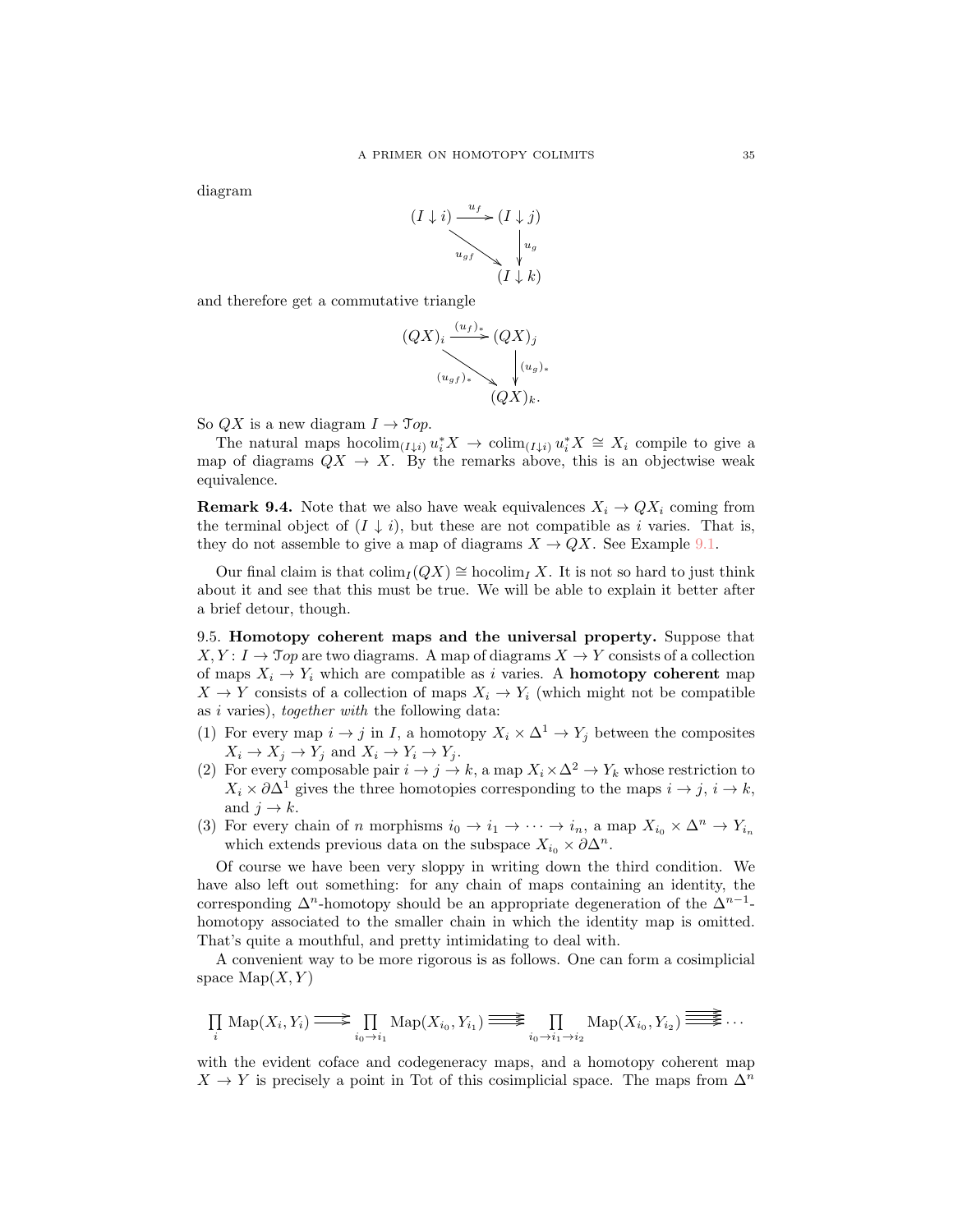diagram

$$\begin{array}{ccc} (I \downarrow i) & \xrightarrow{u_f} & (I \downarrow j) \\ & \searrow^{u_{gf}} & \downarrow u_g \\ & & (I \downarrow k) \end{array}$$

and therefore get a commutative triangle

$$\begin{array}{ccc} (QX)_i & \xrightarrow{(u_f)_*} & (QX)_j \\ & \searrow^{(u_{gf})_*} & \downarrow (u_g)_* \\ & & (QX)_k. \end{array}$$

So $QX$ is a new diagram $I \to \mathcal{T}op$.

The natural maps $\operatorname{hocolim}_{(I\downarrow i)} u_i^* X \to \operatorname{colim}_{(I\downarrow i)} u_i^* X \cong X_i$ compile to give a map of diagrams $QX \to X$. By the remarks above, this is an objectwise weak equivalence.

**Remark 9.4.** Note that we also have weak equivalences $X_i \to QX_i$ coming from the terminal object of $(I \downarrow i)$, but these are not compatible as $i$ varies. That is, they do not assemble to give a map of diagrams $X \to QX$. See Example 9.1.

Our final claim is that $\operatorname{colim}_I(QX) \cong \operatorname{hocolim}_I X$. It is not so hard to just think about it and see that this must be true. We will be able to explain it better after a brief detour, though.

9.5. **Homotopy coherent maps and the universal property.** Suppose that $X, Y : I \to \mathcal{T}op$ are two diagrams. A map of diagrams $X \to Y$ consists of a collection of maps $X_i \to Y_i$ which are compatible as $i$ varies. A **homotopy coherent** map $X \to Y$ consists of a collection of maps $X_i \to Y_i$ (which might not be compatible as $i$ varies), *together with* the following data:

(1) For every map $i \to j$ in $I$, a homotopy $X_i \times \Delta^1 \to Y_j$ between the composites $X_i \to X_j \to Y_j$ and $X_i \to Y_i \to Y_j$.
(2) For every composable pair $i \to j \to k$, a map $X_i \times \Delta^2 \to Y_k$ whose restriction to $X_i \times \partial\Delta^1$ gives the three homotopies corresponding to the maps $i \to j$, $i \to k$, and $j \to k$.
(3) For every chain of $n$ morphisms $i_0 \to i_1 \to \cdots \to i_n$, a map $X_{i_0} \times \Delta^n \to Y_{i_n}$ which extends previous data on the subspace $X_{i_0} \times \partial\Delta^n$.

Of course we have been very sloppy in writing down the third condition. We have also left out something: for any chain of maps containing an identity, the corresponding $\Delta^n$-homotopy should be an appropriate degeneration of the $\Delta^{n-1}$-homotopy associated to the smaller chain in which the identity map is omitted. That's quite a mouthful, and pretty intimidating to deal with.

A convenient way to be more rigorous is as follows. One can form a cosimplicial space $\operatorname{Map}(X, Y)$

$$\prod_i \operatorname{Map}(X_i, Y_i) \rightrightarrows \prod_{i_0 \to i_1} \operatorname{Map}(X_{i_0}, Y_{i_1}) \Rrightarrow \prod_{i_0 \to i_1 \to i_2} \operatorname{Map}(X_{i_0}, Y_{i_2}) \cdots$$

with the evident coface and codegeneracy maps, and a homotopy coherent map $X \to Y$ is precisely a point in Tot of this cosimplicial space. The maps from $\Delta^n$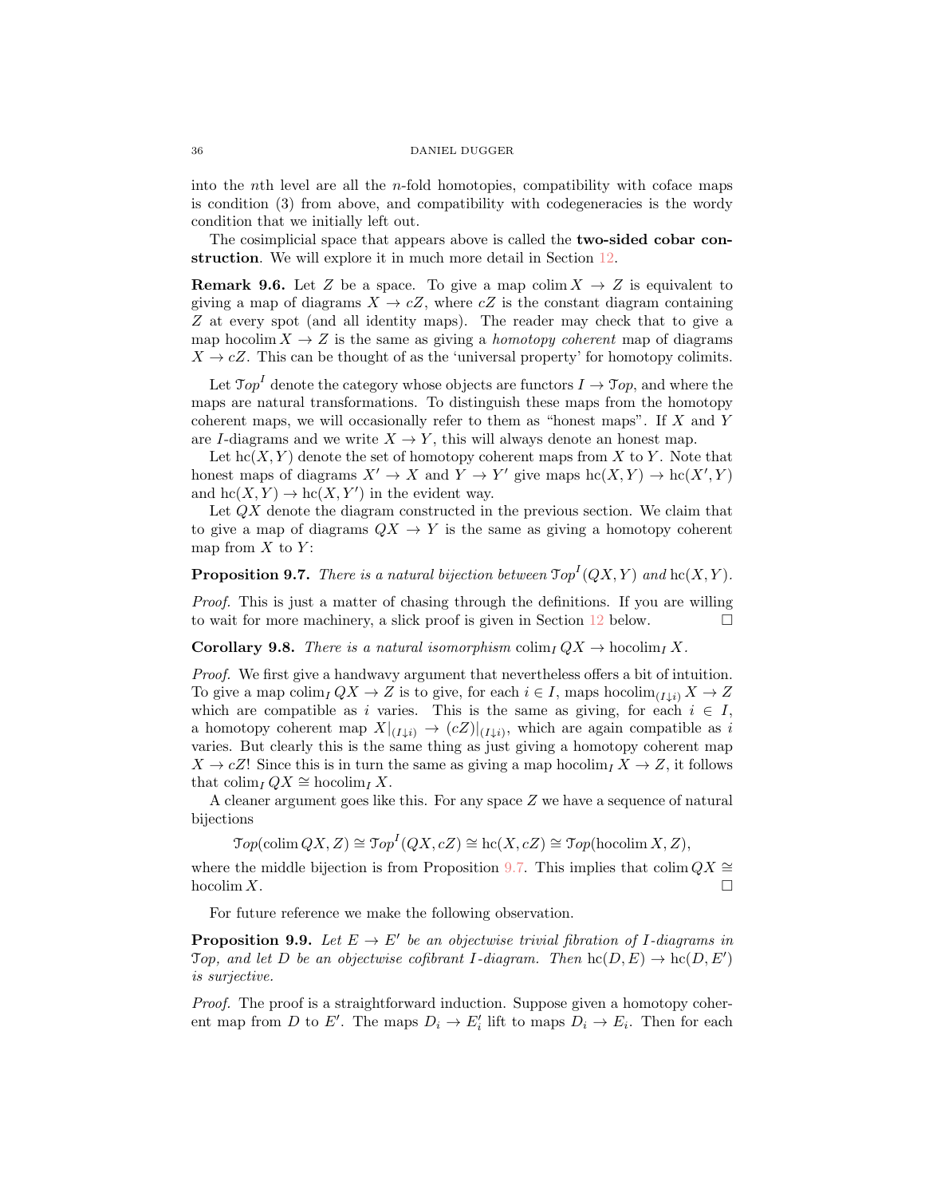into the $n$th level are all the $n$-fold homotopies, compatibility with coface maps is condition (3) from above, and compatibility with codegeneracies is the wordy condition that we initially left out.

The cosimplicial space that appears above is called the **two-sided cobar construction**. We will explore it in much more detail in Section 12.

**Remark 9.6.** Let $Z$ be a space. To give a map $\operatorname{colim} X \to Z$ is equivalent to giving a map of diagrams $X \to cZ$, where $cZ$ is the constant diagram containing $Z$ at every spot (and all identity maps). The reader may check that to give a map $\operatorname{hocolim} X \to Z$ is the same as giving a *homotopy coherent* map of diagrams $X \to cZ$. This can be thought of as the 'universal property' for homotopy colimits.

Let $\mathcal{T}op^I$ denote the category whose objects are functors $I \to \mathcal{T}op$, and where the maps are natural transformations. To distinguish these maps from the homotopy coherent maps, we will occasionally refer to them as "honest maps". If $X$ and $Y$ are $I$-diagrams and we write $X \to Y$, this will always denote an honest map.

Let $\operatorname{hc}(X, Y)$ denote the set of homotopy coherent maps from $X$ to $Y$. Note that honest maps of diagrams $X' \to X$ and $Y \to Y'$ give maps $\operatorname{hc}(X, Y) \to \operatorname{hc}(X', Y)$ and $\operatorname{hc}(X, Y) \to \operatorname{hc}(X, Y')$ in the evident way.

Let $QX$ denote the diagram constructed in the previous section. We claim that to give a map of diagrams $QX \to Y$ is the same as giving a homotopy coherent map from $X$ to $Y$:

**Proposition 9.7.** *There is a natural bijection between $\mathcal{T}op^I(QX, Y)$ and $\operatorname{hc}(X, Y)$.*

*Proof.* This is just a matter of chasing through the definitions. If you are willing to wait for more machinery, a slick proof is given in Section 12 below. $\square$

**Corollary 9.8.** *There is a natural isomorphism $\operatorname{colim}_I QX \to \operatorname{hocolim}_I X$.*

*Proof.* We first give a handwavy argument that nevertheless offers a bit of intuition. To give a map $\operatorname{colim}_I QX \to Z$ is to give, for each $i \in I$, maps $\operatorname{hocolim}_{(I \downarrow i)} X \to Z$ which are compatible as $i$ varies. This is the same as giving, for each $i \in I$, a homotopy coherent map $X|_{(I\downarrow i)} \to (cZ)|_{(I \downarrow i)}$, which are again compatible as $i$ varies. But clearly this is the same thing as just giving a homotopy coherent map $X \to cZ$! Since this is in turn the same as giving a map $\operatorname{hocolim}_I X \to Z$, it follows that $\operatorname{colim}_I QX \cong \operatorname{hocolim}_I X$.

A cleaner argument goes like this. For any space $Z$ we have a sequence of natural bijections

$$\mathcal{T}op(\operatorname{colim} QX, Z) \cong \mathcal{T}op^I(QX, cZ) \cong \operatorname{hc}(X, cZ) \cong \mathcal{T}op(\operatorname{hocolim} X, Z),$$

where the middle bijection is from Proposition 9.7. This implies that $\operatorname{colim} QX \cong \operatorname{hocolim} X$. $\square$

For future reference we make the following observation.

**Proposition 9.9.** *Let $E \to E'$ be an objectwise trivial fibration of $I$-diagrams in $\mathcal{T}op$, and let $D$ be an objectwise cofibrant $I$-diagram. Then $\operatorname{hc}(D, E) \to \operatorname{hc}(D, E')$ is surjective.*

*Proof.* The proof is a straightforward induction. Suppose given a homotopy coherent map from $D$ to $E'$. The maps $D_i \to E'_i$ lift to maps $D_i \to E_i$. Then for each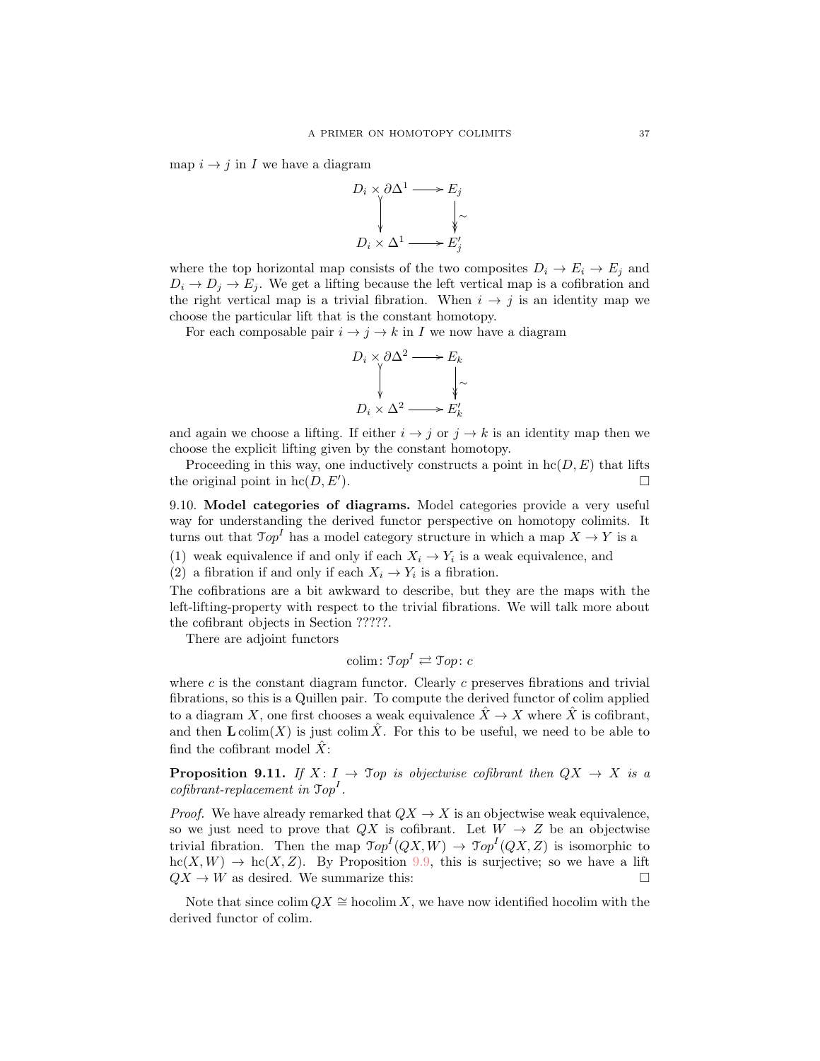map $i \to j$ in $I$ we have a diagram

$$\begin{array}{ccc} D_i \times \partial\Delta^1 & \longrightarrow & E_j \\ \downarrow & & \downarrow \sim \\ D_i \times \Delta^1 & \longrightarrow & E'_j \end{array}$$

where the top horizontal map consists of the two composites $D_i \to E_i \to E_j$ and $D_i \to D_j \to E_j$. We get a lifting because the left vertical map is a cofibration and the right vertical map is a trivial fibration. When $i \to j$ is an identity map we choose the particular lift that is the constant homotopy.

For each composable pair $i \to j \to k$ in $I$ we now have a diagram

$$\begin{array}{ccc} D_i \times \partial\Delta^2 & \longrightarrow & E_k \\ \downarrow & & \downarrow \sim \\ D_i \times \Delta^2 & \longrightarrow & E'_k \end{array}$$

and again we choose a lifting. If either $i \to j$ or $j \to k$ is an identity map then we choose the explicit lifting given by the constant homotopy.

Proceeding in this way, one inductively constructs a point in $\mathrm{hc}(D, E)$ that lifts the original point in $\mathrm{hc}(D, E')$. □

9.10. **Model categories of diagrams.** Model categories provide a very useful way for understanding the derived functor perspective on homotopy colimits. It turns out that $\mathcal{T}op^I$ has a model category structure in which a map $X \to Y$ is a

(1) weak equivalence if and only if each $X_i \to Y_i$ is a weak equivalence, and
(2) a fibration if and only if each $X_i \to Y_i$ is a fibration.

The cofibrations are a bit awkward to describe, but they are the maps with the left-lifting-property with respect to the trivial fibrations. We will talk more about the cofibrant objects in Section ?????.

There are adjoint functors

$$\mathrm{colim}\colon \mathcal{T}op^I \rightleftarrows \mathcal{T}op\colon c$$

where $c$ is the constant diagram functor. Clearly $c$ preserves fibrations and trivial fibrations, so this is a Quillen pair. To compute the derived functor of colim applied to a diagram $X$, one first chooses a weak equivalence $\hat{X} \to X$ where $\hat{X}$ is cofibrant, and then $\mathbf{L}\,\mathrm{colim}(X)$ is just $\mathrm{colim}\,\hat{X}$. For this to be useful, we need to be able to find the cofibrant model $\hat{X}$:

**Proposition 9.11.** *If $X\colon I \to \mathcal{T}op$ is objectwise cofibrant then $QX \to X$ is a cofibrant-replacement in $\mathcal{T}op^I$.*

*Proof.* We have already remarked that $QX \to X$ is an objectwise weak equivalence, so we just need to prove that $QX$ is cofibrant. Let $W \to Z$ be an objectwise trivial fibration. Then the map $\mathcal{T}op^I(QX, W) \to \mathcal{T}op^I(QX, Z)$ is isomorphic to $\mathrm{hc}(X, W) \to \mathrm{hc}(X, Z)$. By Proposition 9.9, this is surjective; so we have a lift $QX \to W$ as desired. We summarize this: □

Note that since $\mathrm{colim}\, QX \cong \mathrm{hocolim}\, X$, we have now identified hocolim with the derived functor of colim.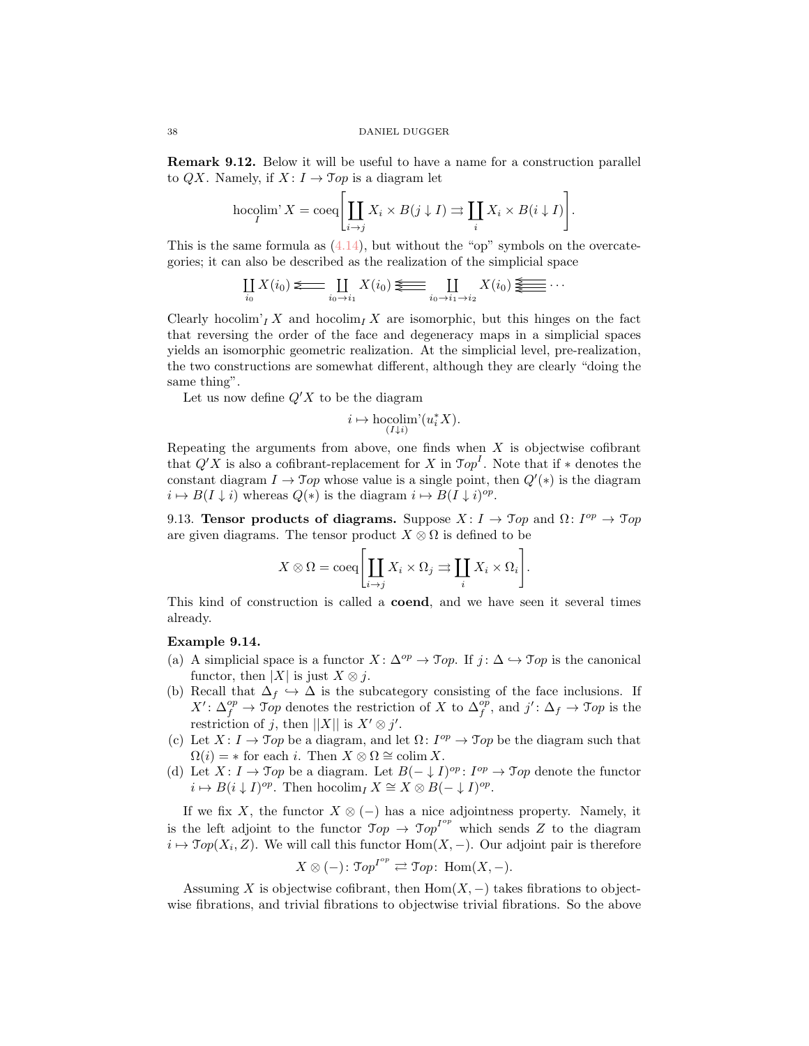**Remark 9.12.** Below it will be useful to have a name for a construction parallel to $QX$. Namely, if $X\colon I \to \mathcal{T}op$ is a diagram let

$$\operatorname*{hocolim'}_I X = \operatorname{coeq}\left[\coprod_{i\to j} X_i \times B(j\downarrow I) \rightrightarrows \coprod_i X_i \times B(i \downarrow I)\right].$$

This is the same formula as (4.14), but without the "op" symbols on the overcategories; it can also be described as the realization of the simplicial space

$$\coprod_{i_0} X(i_0) \leftleftarrows \coprod_{i_0\to i_1} X(i_0) \,\substack{\leftarrow\\[-2pt]\leftarrow\\[-2pt]\leftarrow}\, \coprod_{i_0\to i_1\to i_2} X(i_0) \,\substack{\leftarrow\\[-2pt]\leftarrow\\[-2pt]\leftarrow\\[-2pt]\leftarrow}\, \cdots$$

Clearly $\operatorname{hocolim'}_I X$ and $\operatorname{hocolim}_I X$ are isomorphic, but this hinges on the fact that reversing the order of the face and degeneracy maps in a simplicial spaces yields an isomorphic geometric realization. At the simplicial level, pre-realization, the two constructions are somewhat different, although they are clearly "doing the same thing".

Let us now define $Q'X$ to be the diagram

$$i \mapsto \operatorname*{hocolim'}_{(I\downarrow i)}(u_i^* X).$$

Repeating the arguments from above, one finds when $X$ is objectwise cofibrant that $Q'X$ is also a cofibrant-replacement for $X$ in $\mathcal{T}op^I$. Note that if $*$ denotes the constant diagram $I \to \mathcal{T}op$ whose value is a single point, then $Q'(*)$ is the diagram $i \mapsto B(I\downarrow i)$ whereas $Q(*)$ is the diagram $i \mapsto B(I\downarrow i)^{op}$.

9.13. **Tensor products of diagrams.** Suppose $X\colon I \to \mathcal{T}op$ and $\Omega\colon I^{op} \to \mathcal{T}op$ are given diagrams. The tensor product $X \otimes \Omega$ is defined to be

$$X \otimes \Omega = \operatorname{coeq}\left[\coprod_{i\to j} X_i \times \Omega_j \rightrightarrows \coprod_i X_i \times \Omega_i\right].$$

This kind of construction is called a **coend**, and we have seen it several times already.

**Example 9.14.**

(a) A simplicial space is a functor $X\colon \Delta^{op} \to \mathcal{T}op$. If $j\colon \Delta \hookrightarrow \mathcal{T}op$ is the canonical functor, then $|X|$ is just $X \otimes j$.

(b) Recall that $\Delta_f \hookrightarrow \Delta$ is the subcategory consisting of the face inclusions. If $X'\colon \Delta_f^{op} \to \mathcal{T}op$ denotes the restriction of $X$ to $\Delta_f^{op}$, and $j'\colon \Delta_f \to \mathcal{T}op$ is the restriction of $j$, then $||X||$ is $X' \otimes j'$.

(c) Let $X\colon I \to \mathcal{T}op$ be a diagram, and let $\Omega\colon I^{op} \to \mathcal{T}op$ be the diagram such that $\Omega(i) = *$ for each $i$. Then $X \otimes \Omega \cong \operatorname{colim} X$.

(d) Let $X\colon I \to \mathcal{T}op$ be a diagram. Let $B(-\downarrow I)^{op}\colon I^{op} \to \mathcal{T}op$ denote the functor $i \mapsto B(i\downarrow I)^{op}$. Then $\operatorname{hocolim}_I X \cong X \otimes B(-\downarrow I)^{op}$.

If we fix $X$, the functor $X \otimes (-)$ has a nice adjointness property. Namely, it is the left adjoint to the functor $\mathcal{T}op \to \mathcal{T}op^{I^{op}}$ which sends $Z$ to the diagram $i \mapsto \mathcal{T}op(X_i, Z)$. We will call this functor $\operatorname{Hom}(X,-)$. Our adjoint pair is therefore

$$X \otimes (-)\colon \mathcal{T}op^{I^{op}} \rightleftarrows \mathcal{T}op\colon \operatorname{Hom}(X,-).$$

Assuming $X$ is objectwise cofibrant, then $\operatorname{Hom}(X,-)$ takes fibrations to objectwise fibrations, and trivial fibrations to objectwise trivial fibrations. So the above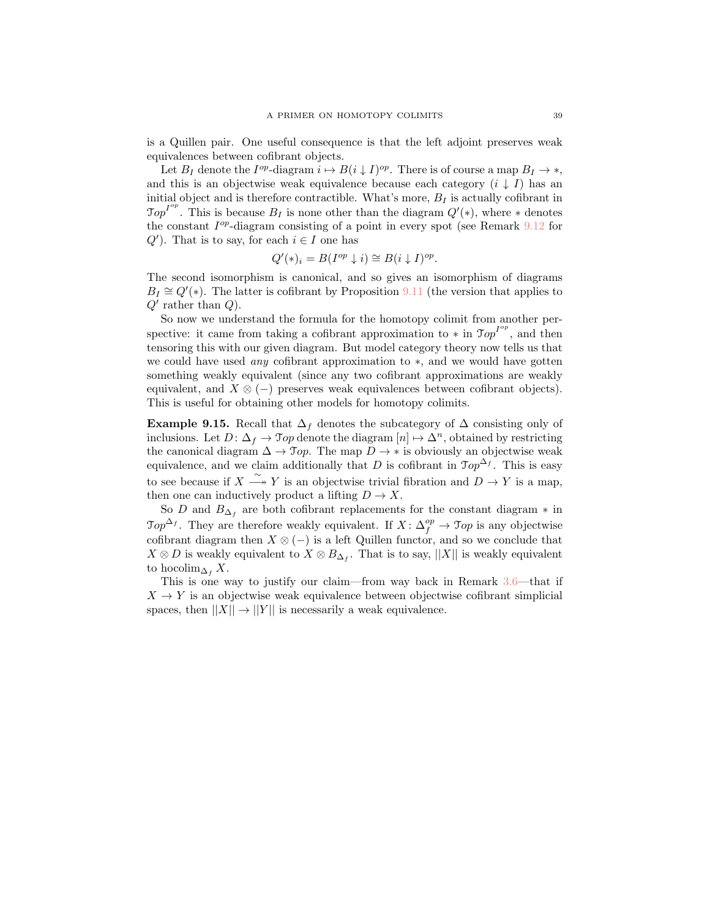is a Quillen pair. One useful consequence is that the left adjoint preserves weak equivalences between cofibrant objects.

Let $B_I$ denote the $I^{op}$-diagram $i \mapsto B(i \downarrow I)^{op}$. There is of course a map $B_I \to *$, and this is an objectwise weak equivalence because each category $(i \downarrow I)$ has an initial object and is therefore contractible. What's more, $B_I$ is actually cofibrant in $\mathcal{T}op^{I^{op}}$. This is because $B_I$ is none other than the diagram $Q'(*)$, where $*$ denotes the constant $I^{op}$-diagram consisting of a point in every spot (see Remark 9.12 for $Q'$). That is to say, for each $i \in I$ one has

$$Q'(*)_i = B(I^{op} \downarrow i) \cong B(i \downarrow I)^{op}.$$

The second isomorphism is canonical, and so gives an isomorphism of diagrams $B_I \cong Q'(*)$. The latter is cofibrant by Proposition 9.11 (the version that applies to $Q'$ rather than $Q$).

So now we understand the formula for the homotopy colimit from another perspective: it came from taking a cofibrant approximation to $*$ in $\mathcal{T}op^{I^{op}}$, and then tensoring this with our given diagram. But model category theory now tells us that we could have used *any* cofibrant approximation to $*$, and we would have gotten something weakly equivalent (since any two cofibrant approximations are weakly equivalent, and $X \otimes (-)$ preserves weak equivalences between cofibrant objects). This is useful for obtaining other models for homotopy colimits.

**Example 9.15.** Recall that $\Delta_f$ denotes the subcategory of $\Delta$ consisting only of inclusions. Let $D\colon \Delta_f \to \mathcal{T}op$ denote the diagram $[n] \mapsto \Delta^n$, obtained by restricting the canonical diagram $\Delta \to \mathcal{T}op$. The map $D \to *$ is obviously an objectwise weak equivalence, and we claim additionally that $D$ is cofibrant in $\mathcal{T}op^{\Delta_f}$. This is easy to see because if $X \xrightarrow{\sim} Y$ is an objectwise trivial fibration and $D \to Y$ is a map, then one can inductively product a lifting $D \to X$.

So $D$ and $B_{\Delta_f}$ are both cofibrant replacements for the constant diagram $*$ in $\mathcal{T}op^{\Delta_f}$. They are therefore weakly equivalent. If $X\colon \Delta_f^{op} \to \mathcal{T}op$ is any objectwise cofibrant diagram then $X \otimes (-)$ is a left Quillen functor, and so we conclude that $X \otimes D$ is weakly equivalent to $X \otimes B_{\Delta_f}$. That is to say, $||X||$ is weakly equivalent to $\operatorname{hocolim}_{\Delta_f} X$.

This is one way to justify our claim—from way back in Remark 3.6—that if $X \to Y$ is an objectwise weak equivalence between objectwise cofibrant simplicial spaces, then $||X|| \to ||Y||$ is necessarily a weak equivalence.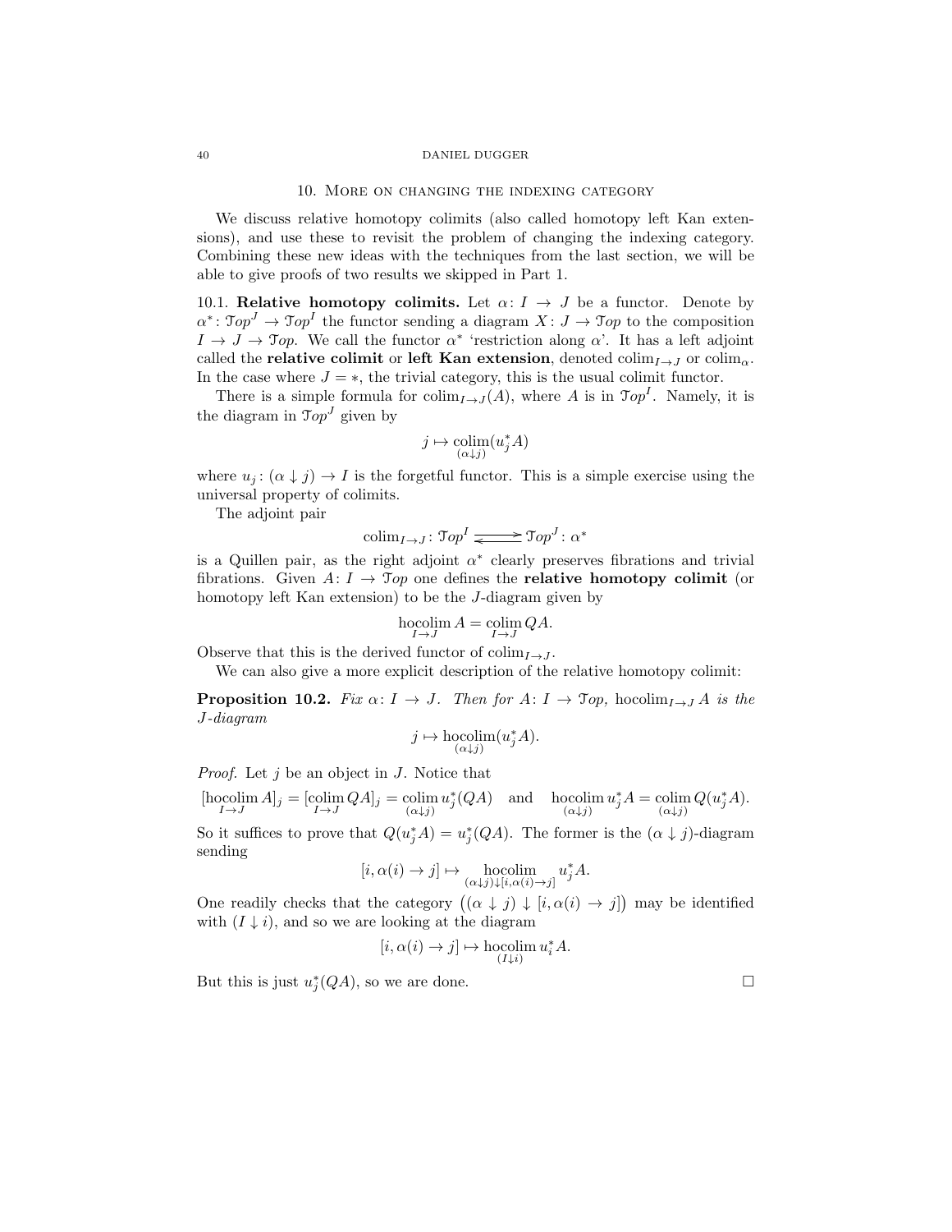## 10. More on changing the indexing category

We discuss relative homotopy colimits (also called homotopy left Kan extensions), and use these to revisit the problem of changing the indexing category. Combining these new ideas with the techniques from the last section, we will be able to give proofs of two results we skipped in Part 1.

**10.1. Relative homotopy colimits.** Let $\alpha\colon I \to J$ be a functor. Denote by $\alpha^*\colon \mathcal{T}op^J \to \mathcal{T}op^I$ the functor sending a diagram $X\colon J \to \mathcal{T}op$ to the composition $I \to J \to \mathcal{T}op$. We call the functor $\alpha^*$ 'restriction along $\alpha$'. It has a left adjoint called the **relative colimit** or **left Kan extension**, denoted $\operatorname{colim}_{I\to J}$ or $\operatorname{colim}_\alpha$. In the case where $J = *$, the trivial category, this is the usual colimit functor.

There is a simple formula for $\operatorname{colim}_{I\to J}(A)$, where $A$ is in $\mathcal{T}op^I$. Namely, it is the diagram in $\mathcal{T}op^J$ given by

$$j \mapsto \operatorname*{colim}_{(\alpha\downarrow j)}(u_j^* A)$$

where $u_j\colon (\alpha \downarrow j) \to I$ is the forgetful functor. This is a simple exercise using the universal property of colimits.

The adjoint pair

$$\operatorname{colim}_{I\to J}\colon \mathcal{T}op^I \rightleftarrows \mathcal{T}op^J\colon \alpha^*$$

is a Quillen pair, as the right adjoint $\alpha^*$ clearly preserves fibrations and trivial fibrations. Given $A\colon I \to \mathcal{T}op$ one defines the **relative homotopy colimit** (or homotopy left Kan extension) to be the $J$-diagram given by

$$\operatorname*{hocolim}_{I\to J} A = \operatorname*{colim}_{I\to J} QA.$$

Observe that this is the derived functor of $\operatorname{colim}_{I\to J}$.

We can also give a more explicit description of the relative homotopy colimit:

**Proposition 10.2.** *Fix $\alpha\colon I \to J$. Then for $A\colon I \to \mathcal{T}op$, $\operatorname{hocolim}_{I\to J} A$ is the $J$-diagram*

$$j \mapsto \operatorname*{hocolim}_{(\alpha\downarrow j)}(u_j^* A).$$

*Proof.* Let $j$ be an object in $J$. Notice that

$$[\operatorname*{hocolim}_{I\to J} A]_j = [\operatorname*{colim}_{I\to J} QA]_j = \operatorname*{colim}_{(\alpha\downarrow j)} u_j^*(QA) \quad \text{and} \quad \operatorname*{hocolim}_{(\alpha\downarrow j)} u_j^* A = \operatorname*{colim}_{(\alpha\downarrow j)} Q(u_j^* A).$$

So it suffices to prove that $Q(u_j^* A) = u_j^*(QA)$. The former is the $(\alpha \downarrow j)$-diagram sending

$$[i, \alpha(i) \to j] \mapsto \operatorname*{hocolim}_{(\alpha\downarrow j)\downarrow[i,\alpha(i)\to j]} u_j^* A.$$

One readily checks that the category $\big((\alpha \downarrow j) \downarrow [i, \alpha(i) \to j]\big)$ may be identified with $(I \downarrow i)$, and so we are looking at the diagram

$$[i, \alpha(i) \to j] \mapsto \operatorname*{hocolim}_{(I\downarrow i)} u_i^* A.$$

But this is just $u_j^*(QA)$, so we are done. $\square$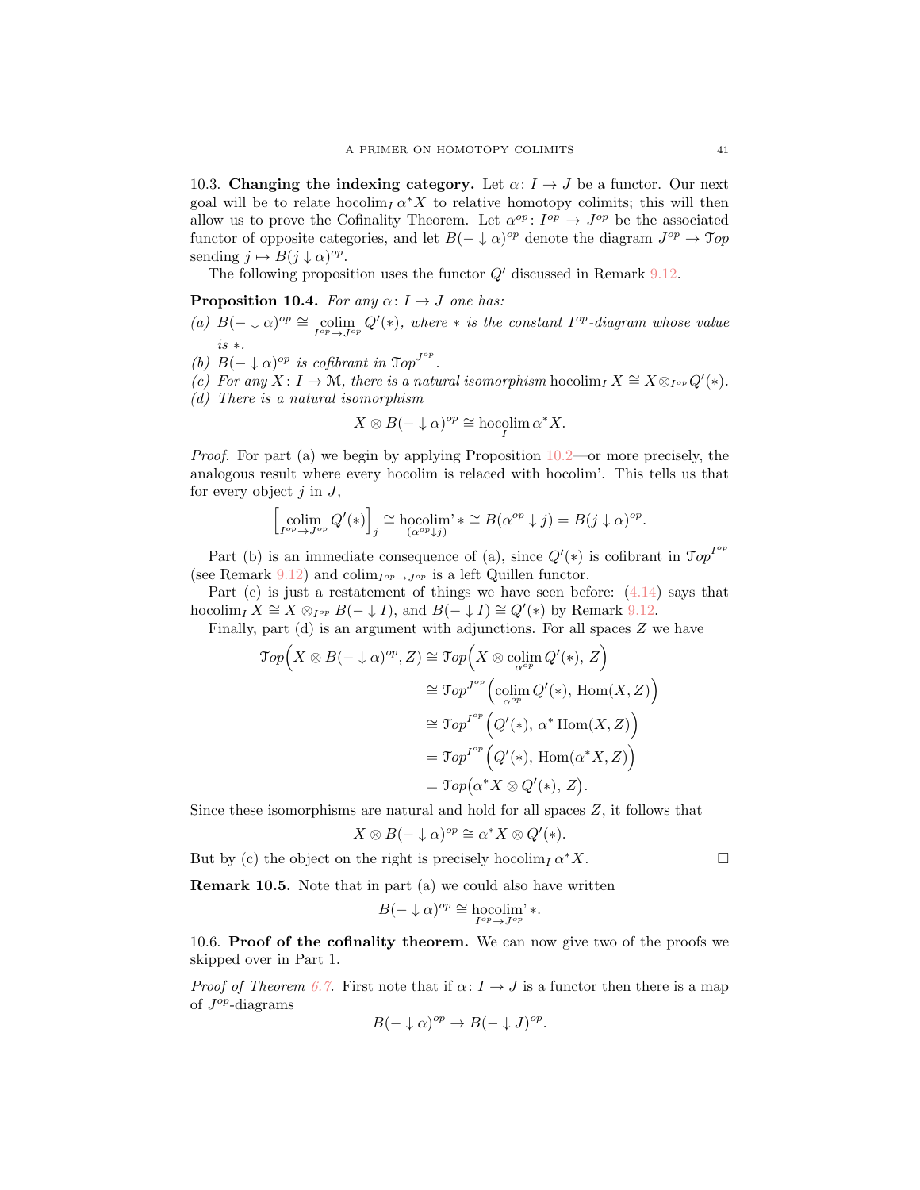10.3. **Changing the indexing category.** Let $\alpha\colon I \to J$ be a functor. Our next goal will be to relate $\operatorname{hocolim}_I \alpha^* X$ to relative homotopy colimits; this will then allow us to prove the Cofinality Theorem. Let $\alpha^{op}\colon I^{op} \to J^{op}$ be the associated functor of opposite categories, and let $B(-\downarrow \alpha)^{op}$ denote the diagram $J^{op} \to \mathcal{T}op$ sending $j \mapsto B(j \downarrow \alpha)^{op}$.

The following proposition uses the functor $Q'$ discussed in Remark 9.12.

**Proposition 10.4.** *For any $\alpha\colon I \to J$ one has:*

*(a) $B(-\downarrow \alpha)^{op} \cong \operatorname*{colim}_{I^{op}\to J^{op}} Q'(*)$, where $*$ is the constant $I^{op}$-diagram whose value is $*$.*

*(b) $B(-\downarrow \alpha)^{op}$ is cofibrant in $\mathcal{T}op^{J^{op}}$.*

*(c) For any $X\colon I \to \mathcal{M}$, there is a natural isomorphism $\operatorname{hocolim}_I X \cong X \otimes_{I^{op}} Q'(*)$.*

*(d) There is a natural isomorphism*

$$X \otimes B(-\downarrow \alpha)^{op} \cong \operatorname*{hocolim}_I \alpha^* X.$$

*Proof.* For part (a) we begin by applying Proposition 10.2—or more precisely, the analogous result where every hocolim is relaced with hocolim'. This tells us that for every object $j$ in $J$,

$$\Big[\operatorname*{colim}_{I^{op}\to J^{op}} Q'(*)\Big]_j \cong \operatorname*{hocolim'}_{(\alpha^{op}\downarrow j)} * \cong B(\alpha^{op}\downarrow j) = B(j\downarrow \alpha)^{op}.$$

Part (b) is an immediate consequence of (a), since $Q'(*)$ is cofibrant in $\mathcal{T}op^{I^{op}}$ (see Remark 9.12) and $\operatorname{colim}_{I^{op}\to J^{op}}$ is a left Quillen functor.

Part (c) is just a restatement of things we have seen before: (4.14) says that $\operatorname{hocolim}_I X \cong X \otimes_{I^{op}} B(-\downarrow I)$, and $B(-\downarrow I) \cong Q'(*)$ by Remark 9.12.

Finally, part (d) is an argument with adjunctions. For all spaces $Z$ we have

$$\begin{aligned}
\mathcal{T}op\Big(X \otimes B(-\downarrow \alpha)^{op}, Z\Big) &\cong \mathcal{T}op\Big(X \otimes \operatorname*{colim}_{\alpha^{op}} Q'(*),\, Z\Big)\\
&\cong \mathcal{T}op^{J^{op}}\Big(\operatorname*{colim}_{\alpha^{op}} Q'(*),\, \operatorname{Hom}(X,Z)\Big)\\
&\cong \mathcal{T}op^{I^{op}}\Big(Q'(*),\, \alpha^* \operatorname{Hom}(X,Z)\Big)\\
&= \mathcal{T}op^{I^{op}}\Big(Q'(*),\, \operatorname{Hom}(\alpha^* X,Z)\Big)\\
&= \mathcal{T}op\big(\alpha^* X \otimes Q'(*),\, Z\big).
\end{aligned}$$

Since these isomorphisms are natural and hold for all spaces $Z$, it follows that

$$X \otimes B(-\downarrow \alpha)^{op} \cong \alpha^* X \otimes Q'(*).$$

But by (c) the object on the right is precisely $\operatorname{hocolim}_I \alpha^* X$. $\square$

**Remark 10.5.** Note that in part (a) we could also have written

$$B(-\downarrow \alpha)^{op} \cong \operatorname*{hocolim'}_{I^{op}\to J^{op}} *.$$

10.6. **Proof of the cofinality theorem.** We can now give two of the proofs we skipped over in Part 1.

*Proof of Theorem 6.7.* First note that if $\alpha\colon I \to J$ is a functor then there is a map of $J^{op}$-diagrams

$$B(-\downarrow \alpha)^{op} \to B(-\downarrow J)^{op}.$$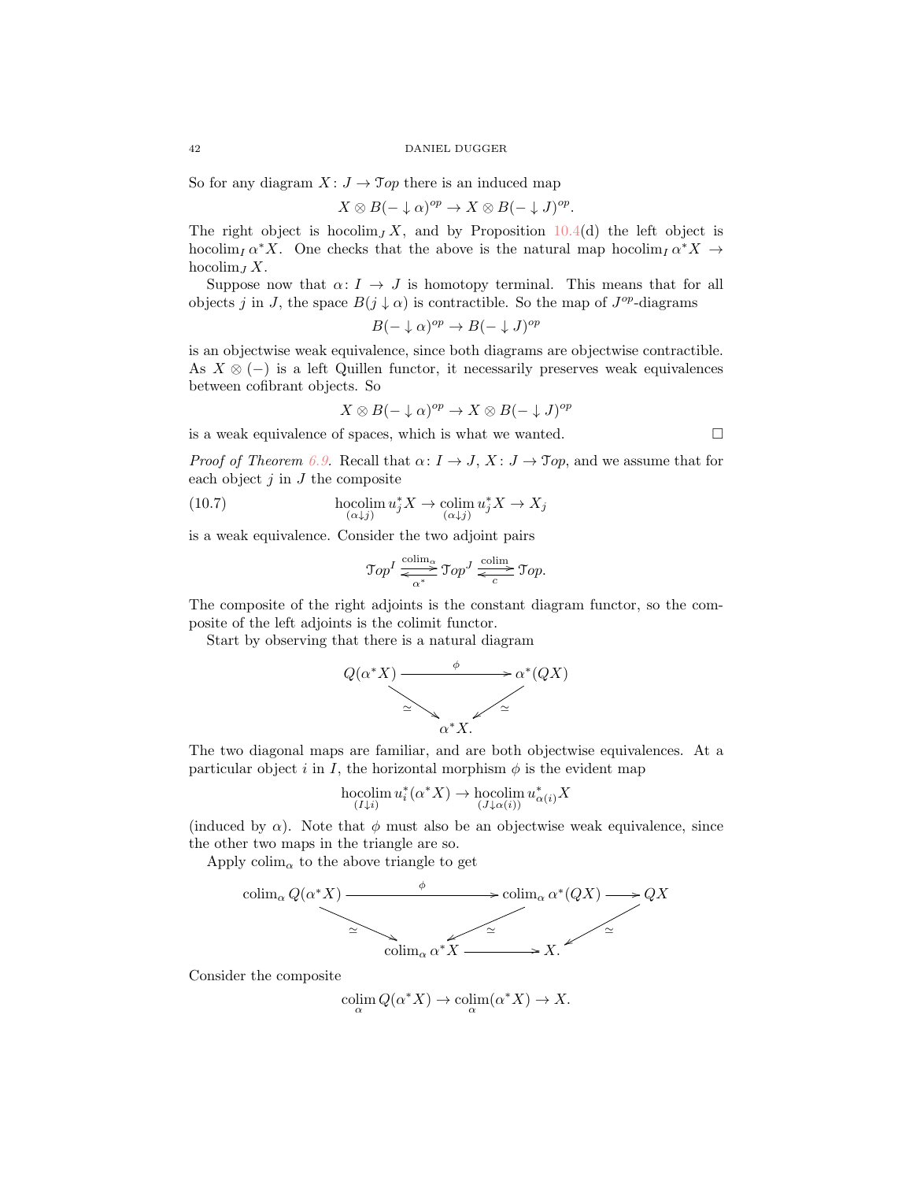So for any diagram $X\colon J \to \mathcal{T}op$ there is an induced map

$$X \otimes B(-\downarrow \alpha)^{op} \to X \otimes B(-\downarrow J)^{op}.$$

The right object is $\operatorname{hocolim}_J X$, and by Proposition 10.4(d) the left object is $\operatorname{hocolim}_I \alpha^* X$. One checks that the above is the natural map $\operatorname{hocolim}_I \alpha^* X \to \operatorname{hocolim}_J X$.

Suppose now that $\alpha\colon I \to J$ is homotopy terminal. This means that for all objects $j$ in $J$, the space $B(j \downarrow \alpha)$ is contractible. So the map of $J^{op}$-diagrams

$$B(-\downarrow \alpha)^{op} \to B(-\downarrow J)^{op}$$

is an objectwise weak equivalence, since both diagrams are objectwise contractible. As $X \otimes (-)$ is a left Quillen functor, it necessarily preserves weak equivalences between cofibrant objects. So

$$X \otimes B(-\downarrow \alpha)^{op} \to X \otimes B(-\downarrow J)^{op}$$

is a weak equivalence of spaces, which is what we wanted. $\square$

*Proof of Theorem 6.9.* Recall that $\alpha\colon I \to J$, $X\colon J \to \mathcal{T}op$, and we assume that for each object $j$ in $J$ the composite

$$\operatorname*{hocolim}_{(\alpha\downarrow j)} u_j^* X \to \operatorname*{colim}_{(\alpha\downarrow j)} u_j^* X \to X_j \tag{10.7}$$

is a weak equivalence. Consider the two adjoint pairs

$$\mathcal{T}op^I \underset{\alpha^*}{\overset{\operatorname{colim}_\alpha}{\rightleftarrows}} \mathcal{T}op^J \underset{c}{\overset{\operatorname{colim}}{\rightleftarrows}} \mathcal{T}op.$$

The composite of the right adjoints is the constant diagram functor, so the composite of the left adjoints is the colimit functor.

Start by observing that there is a natural diagram

$$\begin{array}{ccc} Q(\alpha^*X) & \xrightarrow{\ \phi\ } & \alpha^*(QX) \\ & \searrow_{\simeq} \quad {}_{\simeq}\swarrow & \\ & \alpha^* X. & \end{array}$$

The two diagonal maps are familiar, and are both objectwise equivalences. At a particular object $i$ in $I$, the horizontal morphism $\phi$ is the evident map

$$\operatorname*{hocolim}_{(I\downarrow i)} u_i^*(\alpha^* X) \to \operatorname*{hocolim}_{(J\downarrow \alpha(i))} u_{\alpha(i)}^* X$$

(induced by $\alpha$). Note that $\phi$ must also be an objectwise weak equivalence, since the other two maps in the triangle are so.

Apply $\operatorname{colim}_\alpha$ to the above triangle to get

$$\begin{array}{ccccc} \operatorname{colim}_\alpha Q(\alpha^*X) & \xrightarrow{\ \phi\ } & \operatorname{colim}_\alpha \alpha^*(QX) & \longrightarrow & QX \\ & \searrow_{\simeq} \quad {}_{\simeq}\swarrow & & & {}_{\simeq}\swarrow \\ & & \operatorname{colim}_\alpha \alpha^* X & \longrightarrow & X. \end{array}$$

Consider the composite

$$\operatorname*{colim}_\alpha Q(\alpha^* X) \to \operatorname*{colim}_\alpha(\alpha^* X) \to X.$$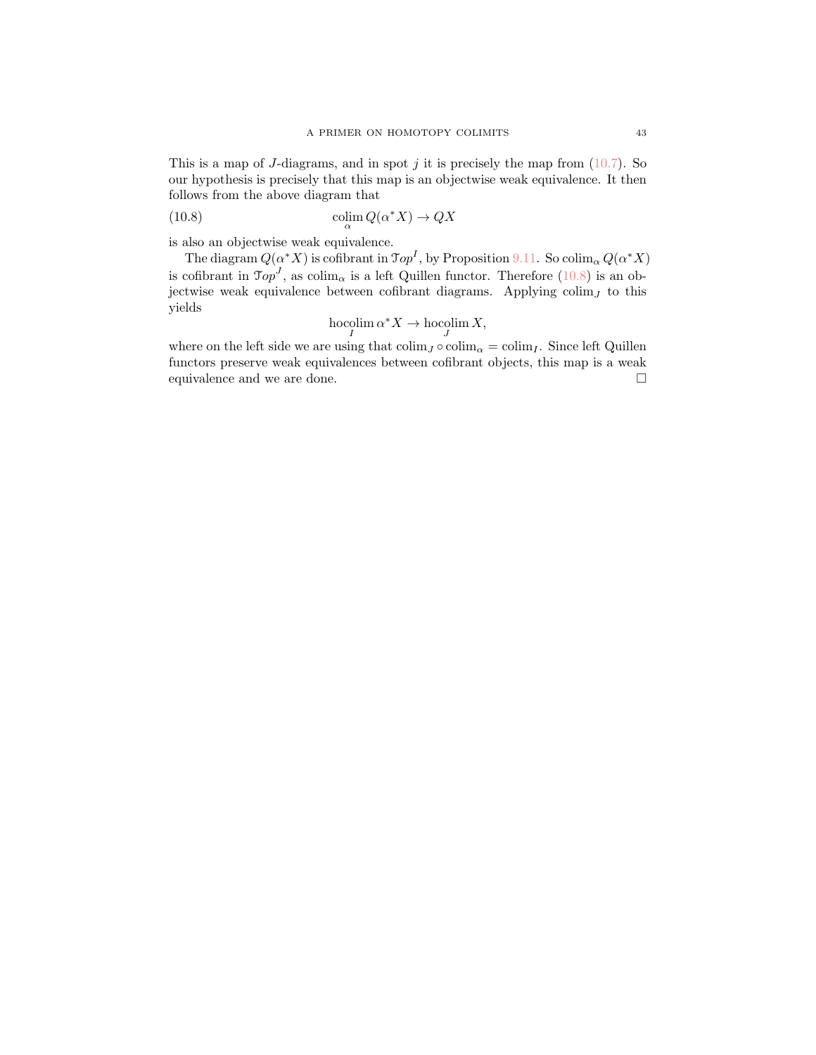This is a map of $J$-diagrams, and in spot $j$ it is precisely the map from (10.7). So our hypothesis is precisely that this map is an objectwise weak equivalence. It then follows from the above diagram that

$$\operatorname*{colim}_{\alpha} Q(\alpha^* X) \to QX \tag{10.8}$$

is also an objectwise weak equivalence.

The diagram $Q(\alpha^* X)$ is cofibrant in $\mathcal{T}op^I$, by Proposition 9.11. So $\operatorname{colim}_\alpha Q(\alpha^* X)$ is cofibrant in $\mathcal{T}op^J$, as $\operatorname{colim}_\alpha$ is a left Quillen functor. Therefore (10.8) is an objectwise weak equivalence between cofibrant diagrams. Applying $\operatorname{colim}_J$ to this yields

$$\operatorname*{hocolim}_{I} \alpha^* X \to \operatorname*{hocolim}_{J} X,$$

where on the left side we are using that $\operatorname{colim}_J \circ \operatorname{colim}_\alpha = \operatorname{colim}_I$. Since left Quillen functors preserve weak equivalences between cofibrant objects, this map is a weak equivalence and we are done. □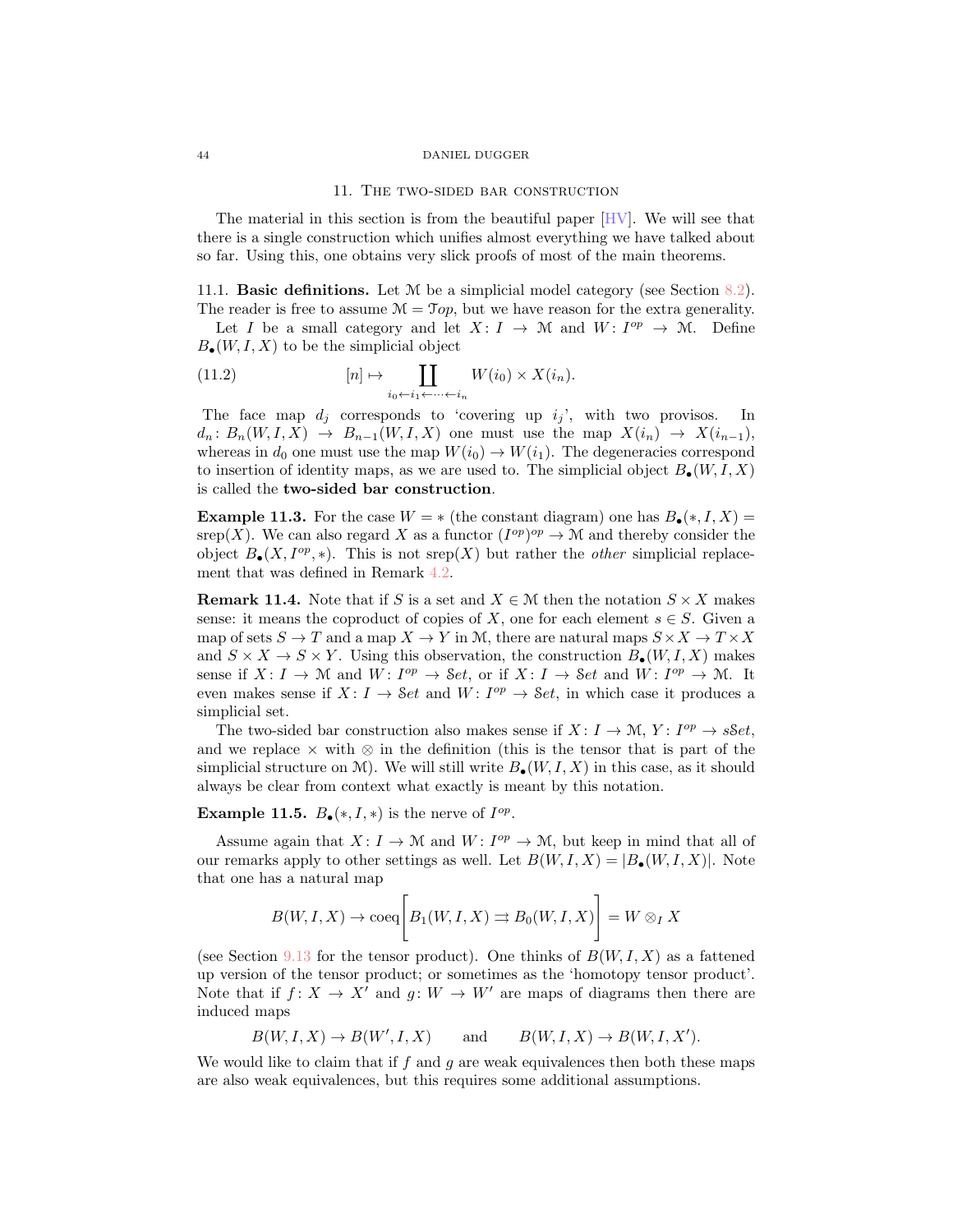## 11. The two-sided bar construction

The material in this section is from the beautiful paper [HV]. We will see that there is a single construction which unifies almost everything we have talked about so far. Using this, one obtains very slick proofs of most of the main theorems.

11.1. **Basic definitions.** Let $\mathcal{M}$ be a simplicial model category (see Section 8.2). The reader is free to assume $\mathcal{M} = \mathcal{T}op$, but we have reason for the extra generality.

Let $I$ be a small category and let $X\colon I \to \mathcal{M}$ and $W\colon I^{op} \to \mathcal{M}$. Define $B_\bullet(W, I, X)$ to be the simplicial object

$$[n] \mapsto \coprod_{i_0 \leftarrow i_1 \leftarrow \cdots \leftarrow i_n} W(i_0) \times X(i_n). \tag{11.2}$$

The face map $d_j$ corresponds to 'covering up $i_j$', with two provisos. In $d_n\colon B_n(W, I, X) \to B_{n-1}(W, I, X)$ one must use the map $X(i_n) \to X(i_{n-1})$, whereas in $d_0$ one must use the map $W(i_0) \to W(i_1)$. The degeneracies correspond to insertion of identity maps, as we are used to. The simplicial object $B_\bullet(W, I, X)$ is called the **two-sided bar construction**.

**Example 11.3.** For the case $W = *$ (the constant diagram) one has $B_\bullet(*, I, X) = \text{srep}(X)$. We can also regard $X$ as a functor $(I^{op})^{op} \to \mathcal{M}$ and thereby consider the object $B_\bullet(X, I^{op}, *)$. This is not $\text{srep}(X)$ but rather the *other* simplicial replacement that was defined in Remark 4.2.

**Remark 11.4.** Note that if $S$ is a set and $X \in \mathcal{M}$ then the notation $S \times X$ makes sense: it means the coproduct of copies of $X$, one for each element $s \in S$. Given a map of sets $S \to T$ and a map $X \to Y$ in $\mathcal{M}$, there are natural maps $S \times X \to T \times X$ and $S \times X \to S \times Y$. Using this observation, the construction $B_\bullet(W, I, X)$ makes sense if $X\colon I \to \mathcal{M}$ and $W\colon I^{op} \to \mathcal{S}et$, or if $X\colon I \to \mathcal{S}et$ and $W\colon I^{op} \to \mathcal{M}$. It even makes sense if $X\colon I \to \mathcal{S}et$ and $W\colon I^{op} \to \mathcal{S}et$, in which case it produces a simplicial set.

The two-sided bar construction also makes sense if $X\colon I \to \mathcal{M}$, $Y\colon I^{op} \to s\mathcal{S}et$, and we replace $\times$ with $\otimes$ in the definition (this is the tensor that is part of the simplicial structure on $\mathcal{M}$). We will still write $B_\bullet(W, I, X)$ in this case, as it should always be clear from context what exactly is meant by this notation.

**Example 11.5.** $B_\bullet(*, I, *)$ is the nerve of $I^{op}$.

Assume again that $X\colon I \to \mathcal{M}$ and $W\colon I^{op} \to \mathcal{M}$, but keep in mind that all of our remarks apply to other settings as well. Let $B(W, I, X) = |B_\bullet(W, I, X)|$. Note that one has a natural map

$$B(W, I, X) \to \text{coeq}\Bigg[B_1(W, I, X) \rightrightarrows B_0(W, I, X)\Bigg] = W \otimes_I X$$

(see Section 9.13 for the tensor product). One thinks of $B(W, I, X)$ as a fattened up version of the tensor product; or sometimes as the 'homotopy tensor product'. Note that if $f\colon X \to X'$ and $g\colon W \to W'$ are maps of diagrams then there are induced maps

$$B(W, I, X) \to B(W', I, X) \qquad \text{and} \qquad B(W, I, X) \to B(W, I, X').$$

We would like to claim that if $f$ and $g$ are weak equivalences then both these maps are also weak equivalences, but this requires some additional assumptions.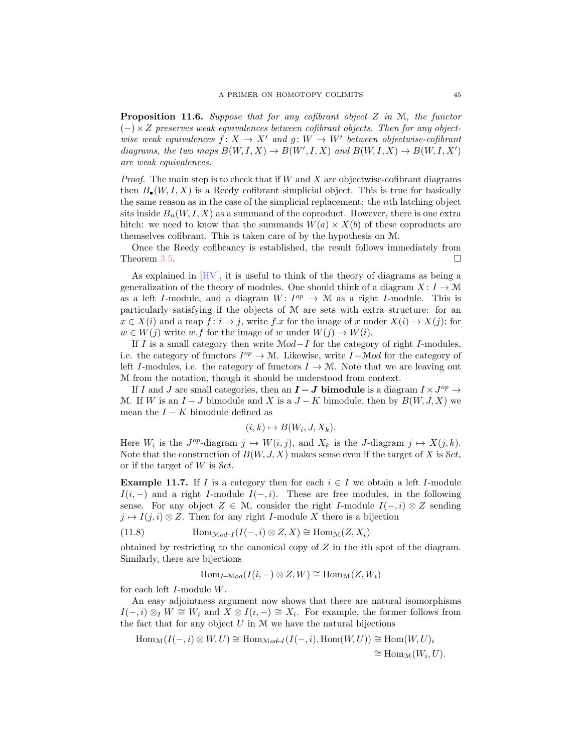**Proposition 11.6.** *Suppose that for any cofibrant object $Z$ in $\mathcal{M}$, the functor $(-) \times Z$ preserves weak equivalences between cofibrant objects. Then for any objectwise weak equivalences $f\colon X \to X'$ and $g\colon W \to W'$ between objectwise-cofibrant diagrams, the two maps $B(W, I, X) \to B(W', I, X)$ and $B(W, I, X) \to B(W, I, X')$ are weak equivalences.*

*Proof.* The main step is to check that if $W$ and $X$ are objectwise-cofibrant diagrams then $B_\bullet(W, I, X)$ is a Reedy cofibrant simplicial object. This is true for basically the same reason as in the case of the simplicial replacement: the $n$th latching object sits inside $B_n(W, I, X)$ as a summand of the coproduct. However, there is one extra hitch: we need to know that the summands $W(a) \times X(b)$ of these coproducts are themselves cofibrant. This is taken care of by the hypothesis on $\mathcal{M}$.

Once the Reedy cofibrancy is established, the result follows immediately from Theorem 3.5. $\square$

As explained in [HV], it is useful to think of the theory of diagrams as being a generalization of the theory of modules. One should think of a diagram $X\colon I \to \mathcal{M}$ as a left $I$-module, and a diagram $W\colon I^{op} \to \mathcal{M}$ as a right $I$-module. This is particularly satisfying if the objects of $\mathcal{M}$ are sets with extra structure: for an $x \in X(i)$ and a map $f\colon i \to j$, write $f.x$ for the image of $x$ under $X(i) \to X(j)$; for $w \in W(j)$ write $w.f$ for the image of $w$ under $W(j) \to W(i)$.

If $I$ is a small category then write $\mathcal{M}od{-}I$ for the category of right $I$-modules, i.e. the category of functors $I^{op} \to \mathcal{M}$. Likewise, write $I{-}\mathcal{M}od$ for the category of left $I$-modules, i.e. the category of functors $I \to \mathcal{M}$. Note that we are leaving out $\mathcal{M}$ from the notation, though it should be understood from context.

If $I$ and $J$ are small categories, then an $\boldsymbol{I - J}$ **bimodule** is a diagram $I \times J^{op} \to \mathcal{M}$. If $W$ is an $I - J$ bimodule and $X$ is a $J - K$ bimodule, then by $B(W, J, X)$ we mean the $I - K$ bimodule defined as

$$(i, k) \mapsto B(W_i, J, X_k).$$

Here $W_i$ is the $J^{op}$-diagram $j \mapsto W(i, j)$, and $X_k$ is the $J$-diagram $j \mapsto X(j, k)$. Note that the construction of $B(W, J, X)$ makes sense even if the target of $X$ is $\mathcal{S}et$, or if the target of $W$ is $\mathcal{S}et$.

**Example 11.7.** If $I$ is a category then for each $i \in I$ we obtain a left $I$-module $I(i, -)$ and a right $I$-module $I(-, i)$. These are free modules, in the following sense. For any object $Z \in \mathcal{M}$, consider the right $I$-module $I(-, i) \otimes Z$ sending $j \mapsto I(j, i) \otimes Z$. Then for any right $I$-module $X$ there is a bijection

$$\mathrm{Hom}_{\mathcal{M}od\text{-}I}(I(-, i) \otimes Z, X) \cong \mathrm{Hom}_{\mathcal{M}}(Z, X_i) \tag{11.8}$$

obtained by restricting to the canonical copy of $Z$ in the $i$th spot of the diagram. Similarly, there are bijections

$$\mathrm{Hom}_{I\text{-}\mathcal{M}od}(I(i, -) \otimes Z, W) \cong \mathrm{Hom}_{\mathcal{M}}(Z, W_i)$$

for each left $I$-module $W$.

An easy adjointness argument now shows that there are natural isomorphisms $I(-, i) \otimes_I W \cong W_i$ and $X \otimes I(i, -) \cong X_i$. For example, the former follows from the fact that for any object $U$ in $\mathcal{M}$ we have the natural bijections

$$\begin{aligned}\mathrm{Hom}_{\mathcal{M}}(I(-, i) \otimes W, U) &\cong \mathrm{Hom}_{\mathcal{M}od\text{-}I}(I(-, i), \mathrm{Hom}(W, U)) \cong \mathrm{Hom}(W, U)_i \\ &\cong \mathrm{Hom}_{\mathcal{M}}(W_i, U).\end{aligned}$$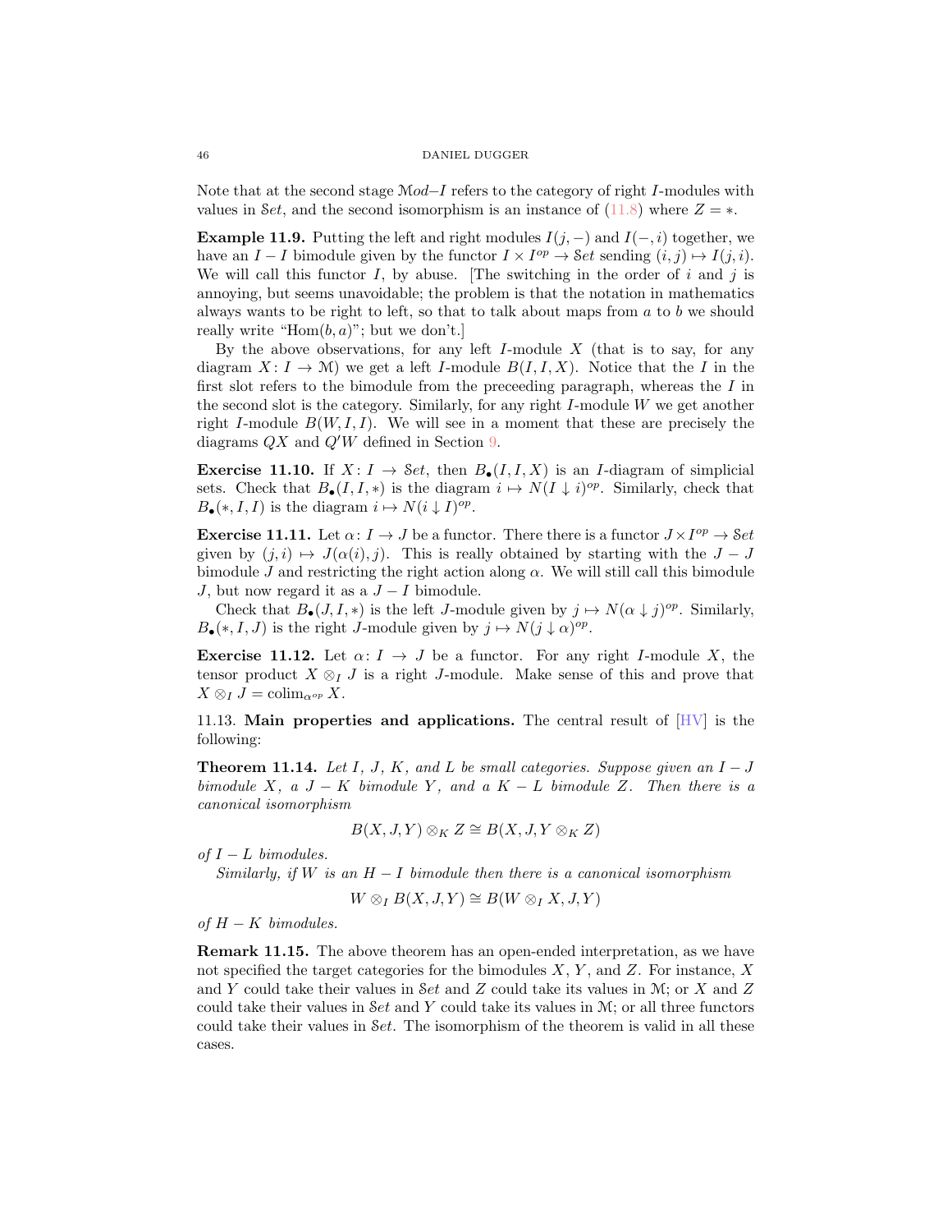Note that at the second stage $\mathcal{M}od\text{–}I$ refers to the category of right $I$-modules with values in $\mathcal{S}et$, and the second isomorphism is an instance of (11.8) where $Z = *$.

**Example 11.9.** Putting the left and right modules $I(j,-)$ and $I(-,i)$ together, we have an $I-I$ bimodule given by the functor $I \times I^{op} \to \mathcal{S}et$ sending $(i,j) \mapsto I(j,i)$. We will call this functor $I$, by abuse. [The switching in the order of $i$ and $j$ is annoying, but seems unavoidable; the problem is that the notation in mathematics always wants to be right to left, so that to talk about maps from $a$ to $b$ we should really write "Hom$(b,a)$"; but we don't.]

By the above observations, for any left $I$-module $X$ (that is to say, for any diagram $X \colon I \to \mathcal{M}$) we get a left $I$-module $B(I,I,X)$. Notice that the $I$ in the first slot refers to the bimodule from the preceeding paragraph, whereas the $I$ in the second slot is the category. Similarly, for any right $I$-module $W$ we get another right $I$-module $B(W,I,I)$. We will see in a moment that these are precisely the diagrams $QX$ and $Q'W$ defined in Section 9.

**Exercise 11.10.** If $X \colon I \to \mathcal{S}et$, then $B_\bullet(I,I,X)$ is an $I$-diagram of simplicial sets. Check that $B_\bullet(I,I,*)$ is the diagram $i \mapsto N(I \downarrow i)^{op}$. Similarly, check that $B_\bullet(*,I,I)$ is the diagram $i \mapsto N(i \downarrow I)^{op}$.

**Exercise 11.11.** Let $\alpha \colon I \to J$ be a functor. There there is a functor $J \times I^{op} \to \mathcal{S}et$ given by $(j,i) \mapsto J(\alpha(i),j)$. This is really obtained by starting with the $J-J$ bimodule $J$ and restricting the right action along $\alpha$. We will still call this bimodule $J$, but now regard it as a $J-I$ bimodule.

Check that $B_\bullet(J,I,*)$ is the left $J$-module given by $j \mapsto N(\alpha \downarrow j)^{op}$. Similarly, $B_\bullet(*,I,J)$ is the right $J$-module given by $j \mapsto N(j \downarrow \alpha)^{op}$.

**Exercise 11.12.** Let $\alpha \colon I \to J$ be a functor. For any right $I$-module $X$, the tensor product $X \otimes_I J$ is a right $J$-module. Make sense of this and prove that $X \otimes_I J = \operatorname{colim}_{\alpha^{op}} X$.

11.13. **Main properties and applications.** The central result of [HV] is the following:

**Theorem 11.14.** *Let $I$, $J$, $K$, and $L$ be small categories. Suppose given an $I-J$ bimodule $X$, a $J-K$ bimodule $Y$, and a $K-L$ bimodule $Z$. Then there is a canonical isomorphism*

$$B(X,J,Y) \otimes_K Z \cong B(X,J,Y \otimes_K Z)$$

*of $I-L$ bimodules.*

*Similarly, if $W$ is an $H-I$ bimodule then there is a canonical isomorphism*

$$W \otimes_I B(X,J,Y) \cong B(W \otimes_I X, J, Y)$$

*of $H-K$ bimodules.*

**Remark 11.15.** The above theorem has an open-ended interpretation, as we have not specified the target categories for the bimodules $X$, $Y$, and $Z$. For instance, $X$ and $Y$ could take their values in $\mathcal{S}et$ and $Z$ could take its values in $\mathcal{M}$; or $X$ and $Z$ could take their values in $\mathcal{S}et$ and $Y$ could take its values in $\mathcal{M}$; or all three functors could take their values in $\mathcal{S}et$. The isomorphism of the theorem is valid in all these cases.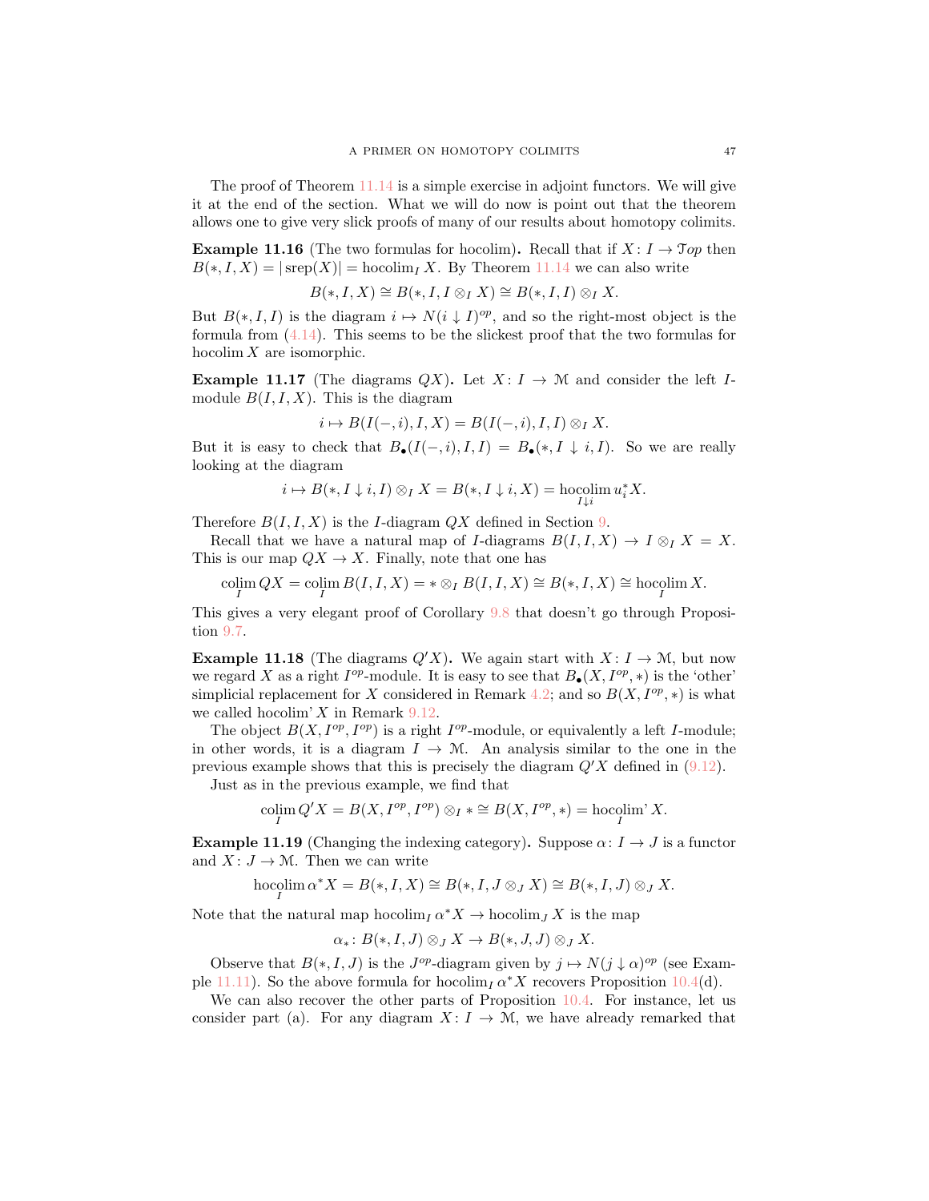The proof of Theorem 11.14 is a simple exercise in adjoint functors. We will give it at the end of the section. What we will do now is point out that the theorem allows one to give very slick proofs of many of our results about homotopy colimits.

**Example 11.16** (The two formulas for hocolim)**.** Recall that if $X\colon I \to \mathcal{T}op$ then $B(*, I, X) = |\operatorname{srep}(X)| = \operatorname{hocolim}_I X$. By Theorem 11.14 we can also write

$$B(*, I, X) \cong B(*, I, I \otimes_I X) \cong B(*, I, I) \otimes_I X.$$

But $B(*, I, I)$ is the diagram $i \mapsto N(i \downarrow I)^{op}$, and so the right-most object is the formula from (4.14). This seems to be the slickest proof that the two formulas for $\operatorname{hocolim} X$ are isomorphic.

**Example 11.17** (The diagrams $QX$)**.** Let $X\colon I \to \mathcal{M}$ and consider the left $I$-module $B(I, I, X)$. This is the diagram

$$i \mapsto B(I(-,i), I, X) = B(I(-,i), I, I) \otimes_I X.$$

But it is easy to check that $B_\bullet(I(-,i), I, I) = B_\bullet(*, I \downarrow i, I)$. So we are really looking at the diagram

$$i \mapsto B(*, I \downarrow i, I) \otimes_I X = B(*, I \downarrow i, X) = \operatorname*{hocolim}_{I \downarrow i} u_i^* X.$$

Therefore $B(I, I, X)$ is the $I$-diagram $QX$ defined in Section 9.

Recall that we have a natural map of $I$-diagrams $B(I, I, X) \to I \otimes_I X = X$. This is our map $QX \to X$. Finally, note that one has

$$\operatorname*{colim}_I QX = \operatorname*{colim}_I B(I, I, X) = * \otimes_I B(I, I, X) \cong B(*, I, X) \cong \operatorname*{hocolim}_I X.$$

This gives a very elegant proof of Corollary 9.8 that doesn't go through Proposition 9.7.

**Example 11.18** (The diagrams $Q'X$)**.** We again start with $X\colon I \to \mathcal{M}$, but now we regard $X$ as a right $I^{op}$-module. It is easy to see that $B_\bullet(X, I^{op}, *)$ is the 'other' simplicial replacement for $X$ considered in Remark 4.2; and so $B(X, I^{op}, *)$ is what we called hocolim' $X$ in Remark 9.12.

The object $B(X, I^{op}, I^{op})$ is a right $I^{op}$-module, or equivalently a left $I$-module; in other words, it is a diagram $I \to \mathcal{M}$. An analysis similar to the one in the previous example shows that this is precisely the diagram $Q'X$ defined in (9.12).

Just as in the previous example, we find that

$$\operatorname*{colim}_I Q'X = B(X, I^{op}, I^{op}) \otimes_I * \cong B(X, I^{op}, *) = \operatorname*{hocolim'}_I X.$$

**Example 11.19** (Changing the indexing category)**.** Suppose $\alpha\colon I \to J$ is a functor and $X\colon J \to \mathcal{M}$. Then we can write

$$\operatorname*{hocolim}_I \alpha^* X = B(*, I, X) \cong B(*, I, J \otimes_J X) \cong B(*, I, J) \otimes_J X.$$

Note that the natural map $\operatorname{hocolim}_I \alpha^* X \to \operatorname{hocolim}_J X$ is the map

$$\alpha_*\colon B(*, I, J) \otimes_J X \to B(*, J, J) \otimes_J X.$$

Observe that $B(*, I, J)$ is the $J^{op}$-diagram given by $j \mapsto N(j \downarrow \alpha)^{op}$ (see Example 11.11). So the above formula for $\operatorname{hocolim}_I \alpha^* X$ recovers Proposition 10.4(d).

We can also recover the other parts of Proposition 10.4. For instance, let us consider part (a). For any diagram $X\colon I \to \mathcal{M}$, we have already remarked that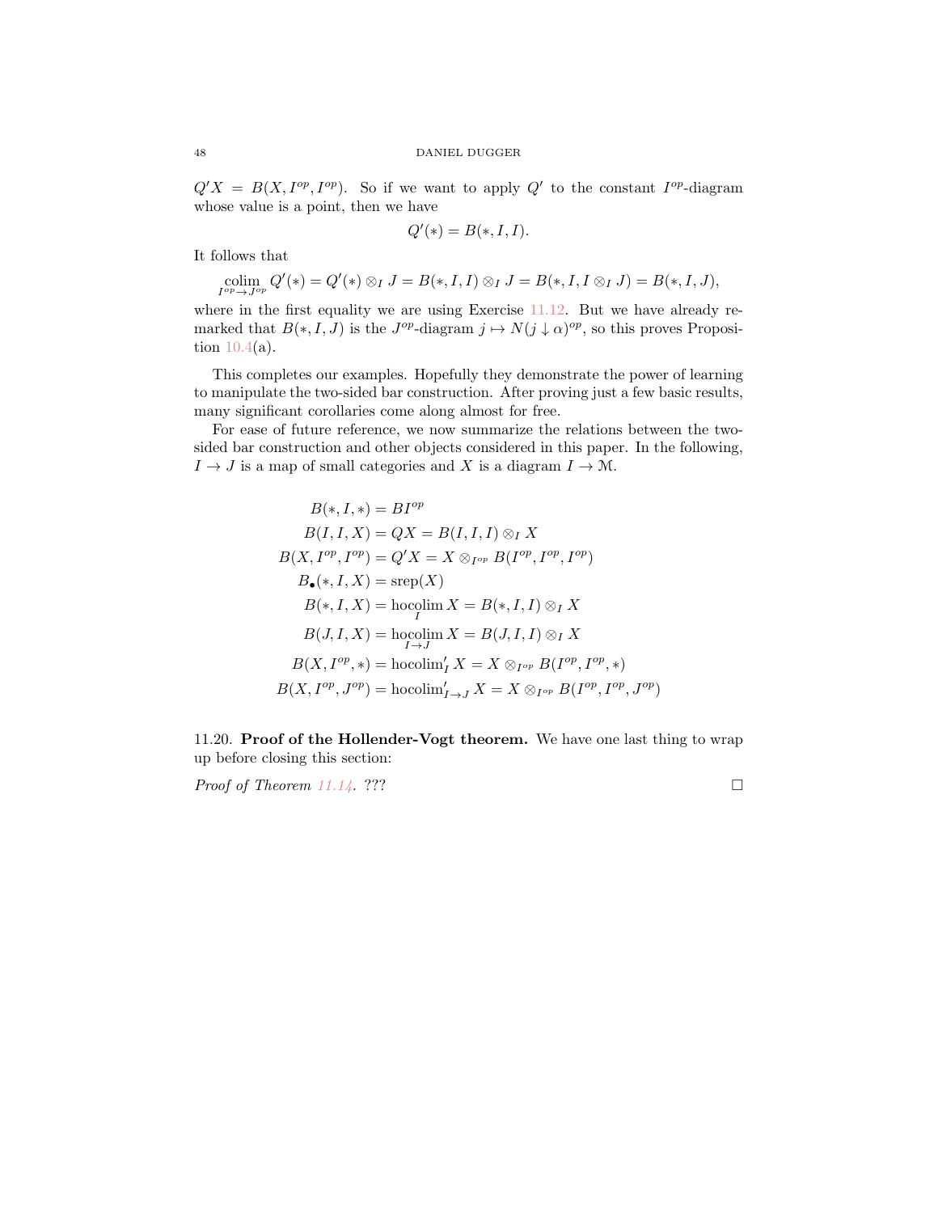$Q'X = B(X, I^{op}, I^{op})$. So if we want to apply $Q'$ to the constant $I^{op}$-diagram whose value is a point, then we have

$$Q'(*) = B(*, I, I).$$

It follows that

$$\operatorname*{colim}_{I^{op}\to J^{op}} Q'(*) = Q'(*) \otimes_I J = B(*, I, I) \otimes_I J = B(*, I, I \otimes_I J) = B(*, I, J),$$

where in the first equality we are using Exercise 11.12. But we have already remarked that $B(*, I, J)$ is the $J^{op}$-diagram $j \mapsto N(j \downarrow \alpha)^{op}$, so this proves Proposition 10.4(a).

This completes our examples. Hopefully they demonstrate the power of learning to manipulate the two-sided bar construction. After proving just a few basic results, many significant corollaries come along almost for free.

For ease of future reference, we now summarize the relations between the two-sided bar construction and other objects considered in this paper. In the following, $I \to J$ is a map of small categories and $X$ is a diagram $I \to \mathcal{M}$.

$$
\begin{aligned}
B(*, I, *) &= BI^{op} \\
B(I, I, X) &= QX = B(I, I, I) \otimes_I X \\
B(X, I^{op}, I^{op}) &= Q'X = X \otimes_{I^{op}} B(I^{op}, I^{op}, I^{op}) \\
B_\bullet(*, I, X) &= \operatorname{srep}(X) \\
B(*, I, X) &= \operatorname*{hocolim}_I X = B(*, I, I) \otimes_I X \\
B(J, I, X) &= \operatorname*{hocolim}_{I\to J} X = B(J, I, I) \otimes_I X \\
B(X, I^{op}, *) &= \operatorname{hocolim}'_I X = X \otimes_{I^{op}} B(I^{op}, I^{op}, *) \\
B(X, I^{op}, J^{op}) &= \operatorname{hocolim}'_{I\to J} X = X \otimes_{I^{op}} B(I^{op}, I^{op}, J^{op})
\end{aligned}
$$

11.20. **Proof of the Hollender-Vogt theorem.** We have one last thing to wrap up before closing this section:

*Proof of Theorem 11.14.* ??? □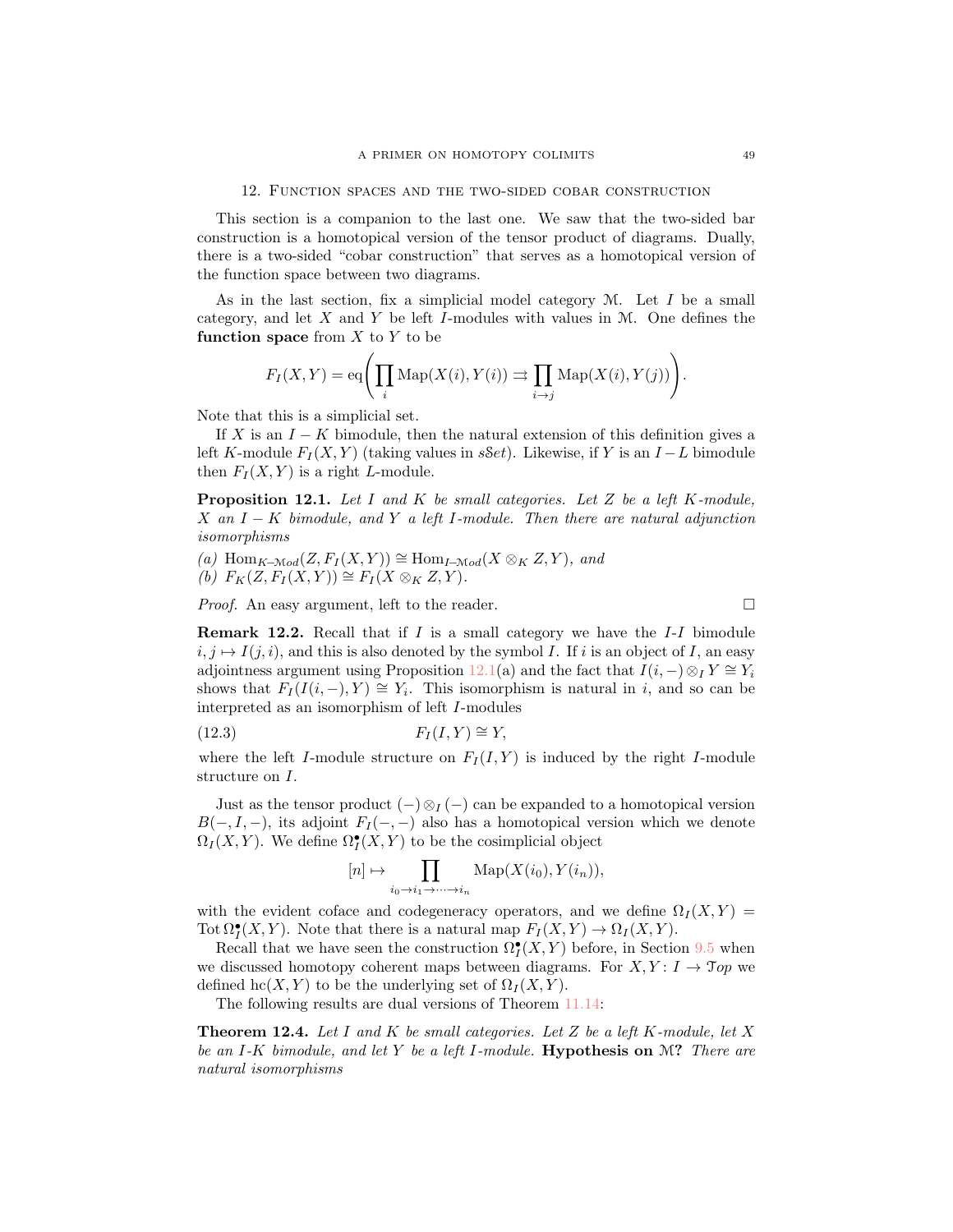## 12. Function spaces and the two-sided cobar construction

This section is a companion to the last one. We saw that the two-sided bar construction is a homotopical version of the tensor product of diagrams. Dually, there is a two-sided "cobar construction" that serves as a homotopical version of the function space between two diagrams.

As in the last section, fix a simplicial model category $\mathcal{M}$. Let $I$ be a small category, and let $X$ and $Y$ be left $I$-modules with values in $\mathcal{M}$. One defines the **function space** from $X$ to $Y$ to be

$$F_I(X,Y) = \mathrm{eq}\Bigg( \prod_i \mathrm{Map}(X(i), Y(i)) \rightrightarrows \prod_{i \to j} \mathrm{Map}(X(i), Y(j)) \Bigg).$$

Note that this is a simplicial set.

If $X$ is an $I-K$ bimodule, then the natural extension of this definition gives a left $K$-module $F_I(X,Y)$ (taking values in $s\mathcal{S}et$). Likewise, if $Y$ is an $I-L$ bimodule then $F_I(X,Y)$ is a right $L$-module.

**Proposition 12.1.** *Let $I$ and $K$ be small categories. Let $Z$ be a left $K$-module, $X$ an $I-K$ bimodule, and $Y$ a left $I$-module. Then there are natural adjunction isomorphisms*

*(a)* $\mathrm{Hom}_{K\text{-}\mathcal{M}od}(Z, F_I(X,Y)) \cong \mathrm{Hom}_{I\text{-}\mathcal{M}od}(X \otimes_K Z, Y)$, *and*
*(b)* $F_K(Z, F_I(X,Y)) \cong F_I(X \otimes_K Z, Y)$.

*Proof.* An easy argument, left to the reader. $\square$

**Remark 12.2.** Recall that if $I$ is a small category we have the $I$-$I$ bimodule $i, j \mapsto I(j,i)$, and this is also denoted by the symbol $I$. If $i$ is an object of $I$, an easy adjointness argument using Proposition 12.1(a) and the fact that $I(i,-) \otimes_I Y \cong Y_i$ shows that $F_I(I(i,-), Y) \cong Y_i$. This isomorphism is natural in $i$, and so can be interpreted as an isomorphism of left $I$-modules

$$F_I(I, Y) \cong Y, \tag{12.3}$$

where the left $I$-module structure on $F_I(I,Y)$ is induced by the right $I$-module structure on $I$.

Just as the tensor product $(-) \otimes_I (-)$ can be expanded to a homotopical version $B(-, I, -)$, its adjoint $F_I(-,-)$ also has a homotopical version which we denote $\Omega_I(X,Y)$. We define $\Omega_I^\bullet(X,Y)$ to be the cosimplicial object

$$[n] \mapsto \prod_{i_0 \to i_1 \to \cdots \to i_n} \mathrm{Map}(X(i_0), Y(i_n)),$$

with the evident coface and codegeneracy operators, and we define $\Omega_I(X,Y) = \mathrm{Tot}\, \Omega_I^\bullet(X,Y)$. Note that there is a natural map $F_I(X,Y) \to \Omega_I(X,Y)$.

Recall that we have seen the construction $\Omega_I^\bullet(X,Y)$ before, in Section 9.5 when we discussed homotopy coherent maps between diagrams. For $X, Y \colon I \to \mathcal{T}op$ we defined $\mathrm{hc}(X,Y)$ to be the underlying set of $\Omega_I(X,Y)$.

The following results are dual versions of Theorem 11.14:

**Theorem 12.4.** *Let $I$ and $K$ be small categories. Let $Z$ be a left $K$-module, let $X$ be an $I$-$K$ bimodule, and let $Y$ be a left $I$-module.* **Hypothesis on $\mathcal{M}$?** *There are natural isomorphisms*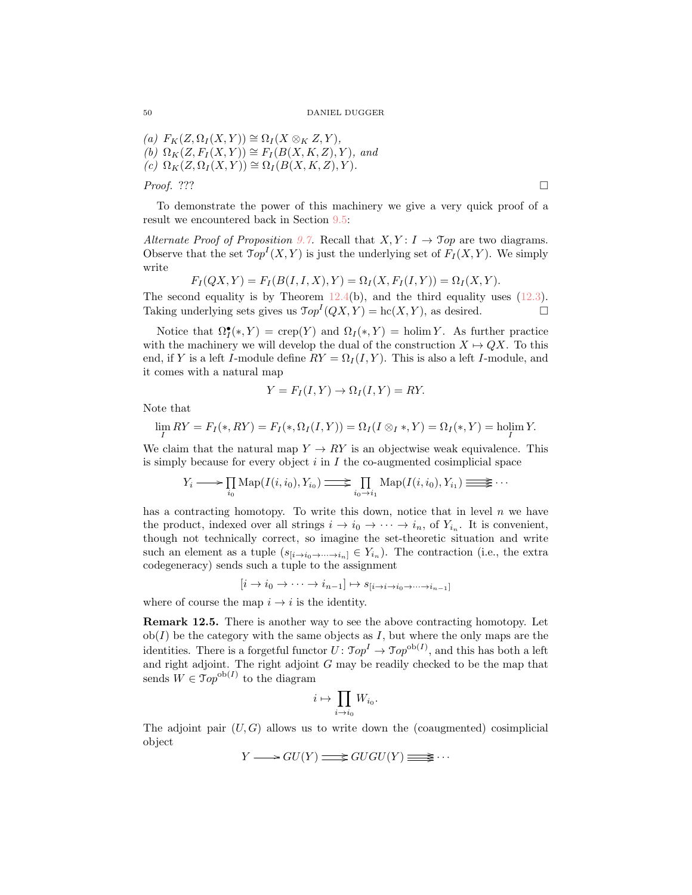*(a)* $F_K(Z, \Omega_I(X,Y)) \cong \Omega_I(X \otimes_K Z, Y)$,
*(b)* $\Omega_K(Z, F_I(X,Y)) \cong F_I(B(X,K,Z), Y)$, *and*
*(c)* $\Omega_K(Z, \Omega_I(X,Y)) \cong \Omega_I(B(X,K,Z), Y)$.

*Proof.* ??? □

To demonstrate the power of this machinery we give a very quick proof of a result we encountered back in Section 9.5:

*Alternate Proof of Proposition 9.7.* Recall that $X, Y \colon I \to \mathcal{T}op$ are two diagrams. Observe that the set $\mathcal{T}op^I(X,Y)$ is just the underlying set of $F_I(X,Y)$. We simply write

$$F_I(QX, Y) = F_I(B(I,I,X), Y) = \Omega_I(X, F_I(I,Y)) = \Omega_I(X,Y).$$

The second equality is by Theorem 12.4(b), and the third equality uses (12.3). Taking underlying sets gives us $\mathcal{T}op^I(QX,Y) = \operatorname{hc}(X,Y)$, as desired. □

Notice that $\Omega_I^\bullet(*,Y) = \operatorname{crep}(Y)$ and $\Omega_I(*,Y) = \operatorname{holim} Y$. As further practice with the machinery we will develop the dual of the construction $X \mapsto QX$. To this end, if $Y$ is a left $I$-module define $RY = \Omega_I(I,Y)$. This is also a left $I$-module, and it comes with a natural map

$$Y = F_I(I,Y) \to \Omega_I(I,Y) = RY.$$

Note that

$$\lim_I RY = F_I(*, RY) = F_I(*, \Omega_I(I,Y)) = \Omega_I(I \otimes_I *, Y) = \Omega_I(*,Y) = \operatorname*{holim}_I Y.$$

We claim that the natural map $Y \to RY$ is an objectwise weak equivalence. This is simply because for every object $i$ in $I$ the co-augmented cosimplicial space

$$Y_i \longrightarrow \prod_{i_0} \operatorname{Map}(I(i,i_0), Y_{i_0}) \rightrightarrows \prod_{i_0 \to i_1} \operatorname{Map}(I(i,i_0), Y_{i_1}) \cdots$$

has a contracting homotopy. To write this down, notice that in level $n$ we have the product, indexed over all strings $i \to i_0 \to \cdots \to i_n$, of $Y_{i_n}$. It is convenient, though not technically correct, so imagine the set-theoretic situation and write such an element as a tuple $(s_{[i \to i_0 \to \cdots \to i_n]} \in Y_{i_n})$. The contraction (i.e., the extra codegeneracy) sends such a tuple to the assignment

$$[i \to i_0 \to \cdots \to i_{n-1}] \mapsto s_{[i \to i \to i_0 \to \cdots \to i_{n-1}]}$$

where of course the map $i \to i$ is the identity.

**Remark 12.5.** There is another way to see the above contracting homotopy. Let $\operatorname{ob}(I)$ be the category with the same objects as $I$, but where the only maps are the identities. There is a forgetful functor $U \colon \mathcal{T}op^I \to \mathcal{T}op^{\operatorname{ob}(I)}$, and this has both a left and right adjoint. The right adjoint $G$ may be readily checked to be the map that sends $W \in \mathcal{T}op^{\operatorname{ob}(I)}$ to the diagram

$$i \mapsto \prod_{i \to i_0} W_{i_0}.$$

The adjoint pair $(U,G)$ allows us to write down the (coaugmented) cosimplicial object

$$Y \longrightarrow GU(Y) \rightrightarrows GUGU(Y) \cdots$$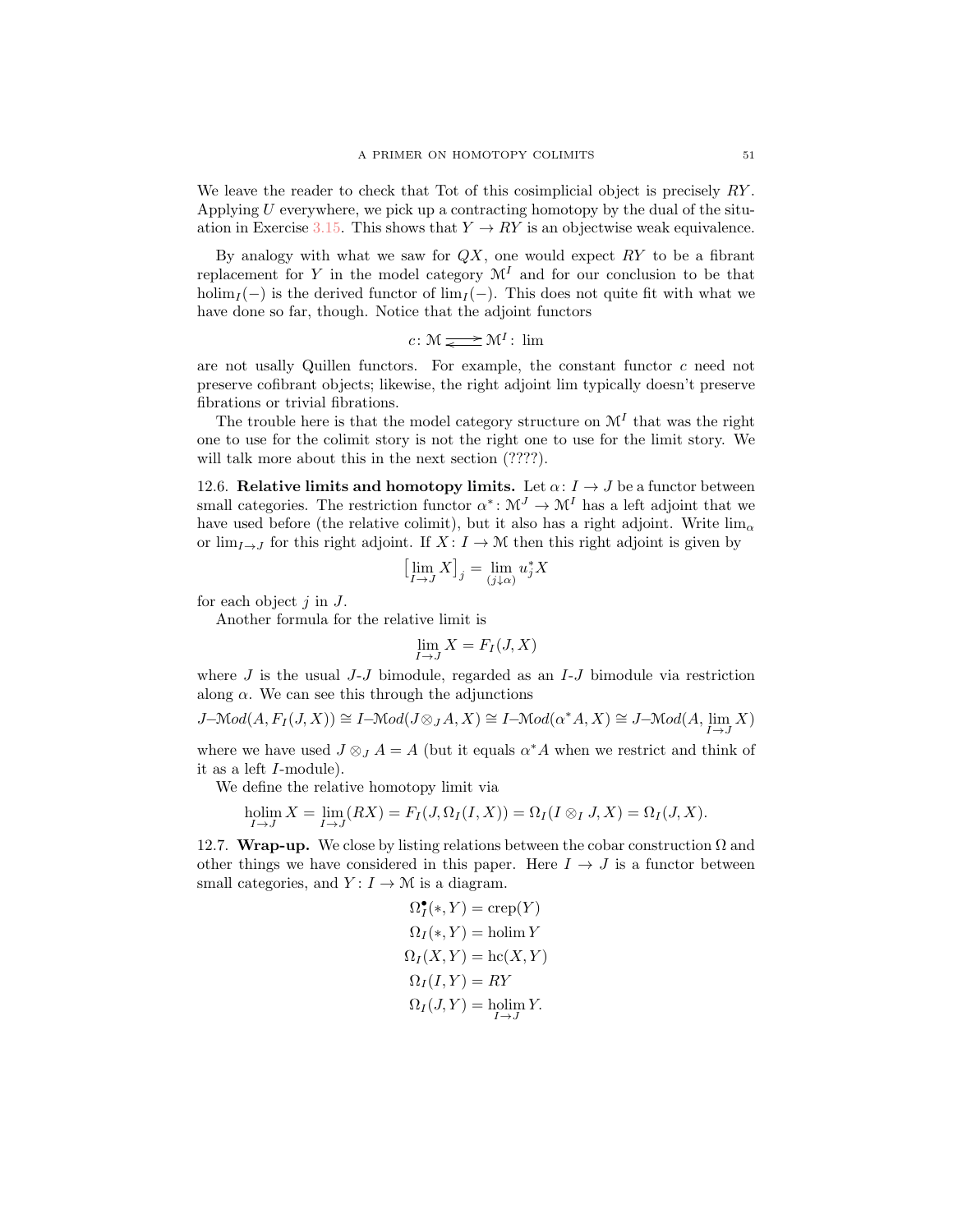We leave the reader to check that Tot of this cosimplicial object is precisely $RY$. Applying $U$ everywhere, we pick up a contracting homotopy by the dual of the situation in Exercise 3.15. This shows that $Y \to RY$ is an objectwise weak equivalence.

By analogy with what we saw for $QX$, one would expect $RY$ to be a fibrant replacement for $Y$ in the model category $\mathcal{M}^I$ and for our conclusion to be that $\operatorname{holim}_I(-)$ is the derived functor of $\lim_I(-)$. This does not quite fit with what we have done so far, though. Notice that the adjoint functors

$$c\colon \mathcal{M} \rightleftarrows \mathcal{M}^I\colon \lim$$

are not usally Quillen functors. For example, the constant functor $c$ need not preserve cofibrant objects; likewise, the right adjoint lim typically doesn't preserve fibrations or trivial fibrations.

The trouble here is that the model category structure on $\mathcal{M}^I$ that was the right one to use for the colimit story is not the right one to use for the limit story. We will talk more about this in the next section (????).

**12.6. Relative limits and homotopy limits.** Let $\alpha\colon I \to J$ be a functor between small categories. The restriction functor $\alpha^*\colon \mathcal{M}^J \to \mathcal{M}^I$ has a left adjoint that we have used before (the relative colimit), but it also has a right adjoint. Write $\lim_\alpha$ or $\lim_{I\to J}$ for this right adjoint. If $X\colon I \to \mathcal{M}$ then this right adjoint is given by

$$\big[\lim_{I\to J} X\big]_j = \lim_{(j\downarrow\alpha)} u_j^* X$$

for each object $j$ in $J$.

Another formula for the relative limit is

$$\lim_{I\to J} X = F_I(J, X)$$

where $J$ is the usual $J$-$J$ bimodule, regarded as an $I$-$J$ bimodule via restriction along $\alpha$. We can see this through the adjunctions

$$J\text{–}\mathcal{M}od(A, F_I(J,X)) \cong I\text{–}\mathcal{M}od(J \otimes_J A, X) \cong I\text{–}\mathcal{M}od(\alpha^* A, X) \cong J\text{–}\mathcal{M}od(A, \lim_{I\to J} X)$$

where we have used $J \otimes_J A = A$ (but it equals $\alpha^* A$ when we restrict and think of it as a left $I$-module).

We define the relative homotopy limit via

$$\operatorname*{holim}_{I\to J} X = \lim_{I\to J}(RX) = F_I(J, \Omega_I(I,X)) = \Omega_I(I \otimes_I J, X) = \Omega_I(J, X).$$

**12.7. Wrap-up.** We close by listing relations between the cobar construction $\Omega$ and other things we have considered in this paper. Here $I \to J$ is a functor between small categories, and $Y\colon I \to \mathcal{M}$ is a diagram.

$$\Omega_I^\bullet(*, Y) = \operatorname{crep}(Y)$$
$$\Omega_I(*, Y) = \operatorname{holim} Y$$
$$\Omega_I(X, Y) = \operatorname{hc}(X, Y)$$
$$\Omega_I(I, Y) = RY$$
$$\Omega_I(J, Y) = \operatorname*{holim}_{I\to J} Y.$$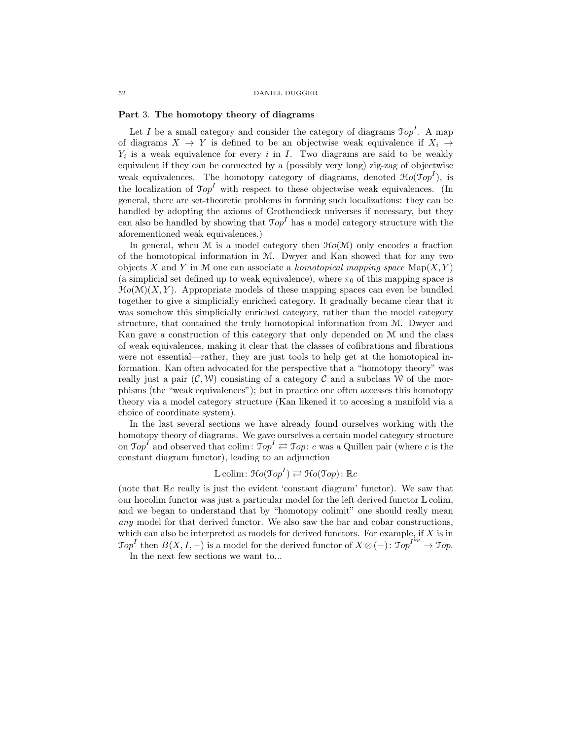## Part 3. The homotopy theory of diagrams

Let $I$ be a small category and consider the category of diagrams $\mathcal{T}op^I$. A map of diagrams $X \to Y$ is defined to be an objectwise weak equivalence if $X_i \to Y_i$ is a weak equivalence for every $i$ in $I$. Two diagrams are said to be weakly equivalent if they can be connected by a (possibly very long) zig-zag of objectwise weak equivalences. The homotopy category of diagrams, denoted $\mathcal{H}o(\mathcal{T}op^I)$, is the localization of $\mathcal{T}op^I$ with respect to these objectwise weak equivalences. (In general, there are set-theoretic problems in forming such localizations: they can be handled by adopting the axioms of Grothendieck universes if necessary, but they can also be handled by showing that $\mathcal{T}op^I$ has a model category structure with the aforementioned weak equivalences.)

In general, when $\mathcal{M}$ is a model category then $\mathcal{H}o(\mathcal{M})$ only encodes a fraction of the homotopical information in $\mathcal{M}$. Dwyer and Kan showed that for any two objects $X$ and $Y$ in $\mathcal{M}$ one can associate a *homotopical mapping space* $\operatorname{Map}(X, Y)$ (a simplicial set defined up to weak equivalence), where $\pi_0$ of this mapping space is $\mathcal{H}o(\mathcal{M})(X, Y)$. Appropriate models of these mapping spaces can even be bundled together to give a simplicially enriched category. It gradually became clear that it was somehow this simplicially enriched category, rather than the model category structure, that contained the truly homotopical information from $\mathcal{M}$. Dwyer and Kan gave a construction of this category that only depended on $\mathcal{M}$ and the class of weak equivalences, making it clear that the classes of cofibrations and fibrations were not essential—rather, they are just tools to help get at the homotopical information. Kan often advocated for the perspective that a "homotopy theory" was really just a pair $(\mathcal{C}, \mathcal{W})$ consisting of a category $\mathcal{C}$ and a subclass $\mathcal{W}$ of the morphisms (the "weak equivalences"); but in practice one often accesses this homotopy theory via a model category structure (Kan likened it to accesing a manifold via a choice of coordinate system).

In the last several sections we have already found ourselves working with the homotopy theory of diagrams. We gave ourselves a certain model category structure on $\mathcal{T}op^I$ and observed that $\operatorname{colim}\colon \mathcal{T}op^I \rightleftarrows \mathcal{T}op\colon c$ was a Quillen pair (where $c$ is the constant diagram functor), leading to an adjunction

$$\mathbb{L}\operatorname{colim}\colon \mathcal{H}o(\mathcal{T}op^I) \rightleftarrows \mathcal{H}o(\mathcal{T}op)\colon \mathbb{R}c$$

(note that $\mathbb{R}c$ really is just the evident 'constant diagram' functor). We saw that our hocolim functor was just a particular model for the left derived functor $\mathbb{L}\operatorname{colim}$, and we began to understand that by "homotopy colimit" one should really mean *any* model for that derived functor. We also saw the bar and cobar constructions, which can also be interpreted as models for derived functors. For example, if $X$ is in $\mathcal{T}op^I$ then $B(X, I, -)$ is a model for the derived functor of $X \otimes (-)\colon \mathcal{T}op^{I^{op}} \to \mathcal{T}op$.

In the next few sections we want to...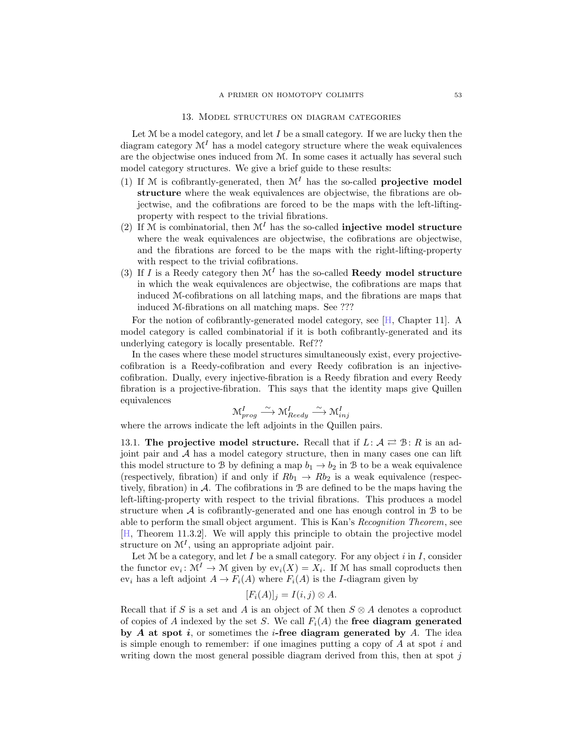## 13. Model structures on diagram categories

Let $\mathcal{M}$ be a model category, and let $I$ be a small category. If we are lucky then the diagram category $\mathcal{M}^I$ has a model category structure where the weak equivalences are the objectwise ones induced from $\mathcal{M}$. In some cases it actually has several such model category structures. We give a brief guide to these results:

1. If $\mathcal{M}$ is cofibrantly-generated, then $\mathcal{M}^I$ has the so-called **projective model structure** where the weak equivalences are objectwise, the fibrations are objectwise, and the cofibrations are forced to be the maps with the left-lifting-property with respect to the trivial fibrations.
2. If $\mathcal{M}$ is combinatorial, then $\mathcal{M}^I$ has the so-called **injective model structure** where the weak equivalences are objectwise, the cofibrations are objectwise, and the fibrations are forced to be the maps with the right-lifting-property with respect to the trivial cofibrations.
3. If $I$ is a Reedy category then $\mathcal{M}^I$ has the so-called **Reedy model structure** in which the weak equivalences are objectwise, the cofibrations are maps that induced $\mathcal{M}$-cofibrations on all latching maps, and the fibrations are maps that induced $\mathcal{M}$-fibrations on all matching maps. See ???

For the notion of cofibrantly-generated model category, see [H, Chapter 11]. A model category is called combinatorial if it is both cofibrantly-generated and its underlying category is locally presentable. Ref??

In the cases where these model structures simultaneously exist, every projective-cofibration is a Reedy-cofibration and every Reedy cofibration is an injective-cofibration. Dually, every injective-fibration is a Reedy fibration and every Reedy fibration is a projective-fibration. This says that the identity maps give Quillen equivalences

$$\mathcal{M}^I_{prog} \xrightarrow{\sim} \mathcal{M}^I_{Reedy} \xrightarrow{\sim} \mathcal{M}^I_{inj}$$

where the arrows indicate the left adjoints in the Quillen pairs.

13.1. **The projective model structure.** Recall that if $L\colon \mathcal{A} \rightleftarrows \mathcal{B}\colon R$ is an adjoint pair and $\mathcal{A}$ has a model category structure, then in many cases one can lift this model structure to $\mathcal{B}$ by defining a map $b_1 \to b_2$ in $\mathcal{B}$ to be a weak equivalence (respectively, fibration) if and only if $Rb_1 \to Rb_2$ is a weak equivalence (respectively, fibration) in $\mathcal{A}$. The cofibrations in $\mathcal{B}$ are defined to be the maps having the left-lifting-property with respect to the trivial fibrations. This produces a model structure when $\mathcal{A}$ is cofibrantly-generated and one has enough control in $\mathcal{B}$ to be able to perform the small object argument. This is Kan's *Recognition Theorem*, see [H, Theorem 11.3.2]. We will apply this principle to obtain the projective model structure on $\mathcal{M}^I$, using an appropriate adjoint pair.

Let $\mathcal{M}$ be a category, and let $I$ be a small category. For any object $i$ in $I$, consider the functor $\mathrm{ev}_i\colon \mathcal{M}^I \to \mathcal{M}$ given by $\mathrm{ev}_i(X) = X_i$. If $\mathcal{M}$ has small coproducts then $\mathrm{ev}_i$ has a left adjoint $A \to F_i(A)$ where $F_i(A)$ is the $I$-diagram given by

$$[F_i(A)]_j = I(i,j) \otimes A.$$

Recall that if $S$ is a set and $A$ is an object of $\mathcal{M}$ then $S \otimes A$ denotes a coproduct of copies of $A$ indexed by the set $S$. We call $F_i(A)$ the **free diagram generated by $A$ at spot $i$**, or sometimes the **$i$-free diagram generated by** $A$. The idea is simple enough to remember: if one imagines putting a copy of $A$ at spot $i$ and writing down the most general possible diagram derived from this, then at spot $j$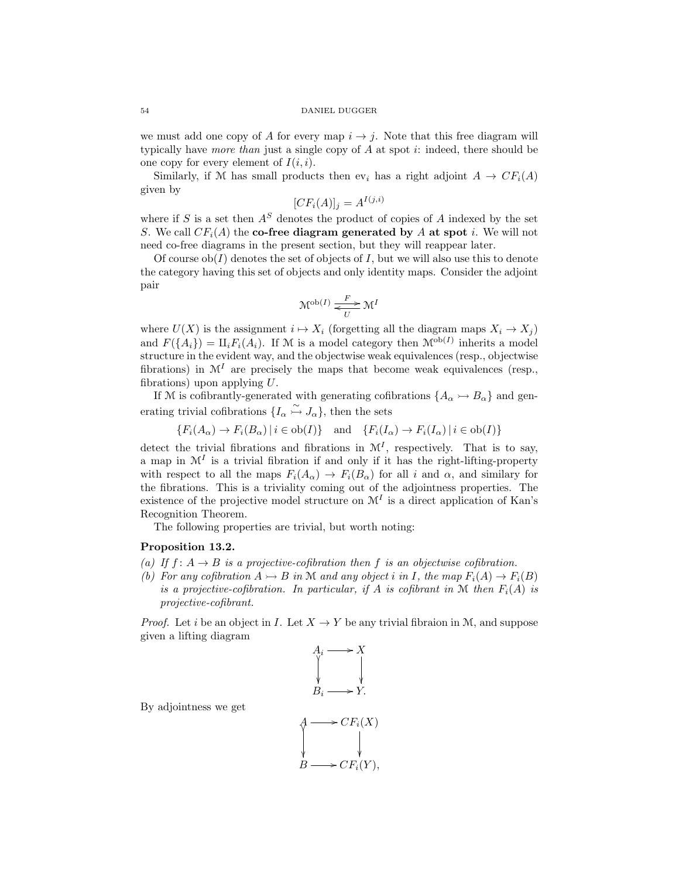we must add one copy of $A$ for every map $i \to j$. Note that this free diagram will typically have *more than* just a single copy of $A$ at spot $i$: indeed, there should be one copy for every element of $I(i,i)$.

Similarly, if $\mathcal{M}$ has small products then $\mathrm{ev}_i$ has a right adjoint $A \to CF_i(A)$ given by

$$[CF_i(A)]_j = A^{I(j,i)}$$

where if $S$ is a set then $A^S$ denotes the product of copies of $A$ indexed by the set $S$. We call $CF_i(A)$ the **co-free diagram generated by** $A$ **at spot** $i$. We will not need co-free diagrams in the present section, but they will reappear later.

Of course $\mathrm{ob}(I)$ denotes the set of objects of $I$, but we will also use this to denote the category having this set of objects and only identity maps. Consider the adjoint pair

$$\mathcal{M}^{\mathrm{ob}(I)} \underset{U}{\overset{F}{\rightleftarrows}} \mathcal{M}^I$$

where $U(X)$ is the assignment $i \mapsto X_i$ (forgetting all the diagram maps $X_i \to X_j$) and $F(\{A_i\}) = \amalg_i F_i(A_i)$. If $\mathcal{M}$ is a model category then $\mathcal{M}^{\mathrm{ob}(I)}$ inherits a model structure in the evident way, and the objectwise weak equivalences (resp., objectwise fibrations) in $\mathcal{M}^I$ are precisely the maps that become weak equivalences (resp., fibrations) upon applying $U$.

If $\mathcal{M}$ is cofibrantly-generated with generating cofibrations $\{A_\alpha \rightarrowtail B_\alpha\}$ and generating trivial cofibrations $\{I_\alpha \overset{\sim}{\rightarrowtail} J_\alpha\}$, then the sets

$$\{F_i(A_\alpha) \to F_i(B_\alpha) \,|\, i \in \mathrm{ob}(I)\} \quad \text{and} \quad \{F_i(I_\alpha) \to F_i(I_\alpha) \,|\, i \in \mathrm{ob}(I)\}$$

detect the trivial fibrations and fibrations in $\mathcal{M}^I$, respectively. That is to say, a map in $\mathcal{M}^I$ is a trivial fibration if and only if it has the right-lifting-property with respect to all the maps $F_i(A_\alpha) \to F_i(B_\alpha)$ for all $i$ and $\alpha$, and similary for the fibrations. This is a triviality coming out of the adjointness properties. The existence of the projective model structure on $\mathcal{M}^I$ is a direct application of Kan's Recognition Theorem.

The following properties are trivial, but worth noting:

**Proposition 13.2.**

*(a) If $f\colon A \to B$ is a projective-cofibration then $f$ is an objectwise cofibration.*

*(b) For any cofibration $A \rightarrowtail B$ in $\mathcal{M}$ and any object $i$ in $I$, the map $F_i(A) \to F_i(B)$ is a projective-cofibration. In particular, if $A$ is cofibrant in $\mathcal{M}$ then $F_i(A)$ is projective-cofibrant.*

*Proof.* Let $i$ be an object in $I$. Let $X \to Y$ be any trivial fibraion in $\mathcal{M}$, and suppose given a lifting diagram

$$\begin{array}{ccc} A_i & \longrightarrow & X \\ \downarrow & & \downarrow \\ B_i & \longrightarrow & Y. \end{array}$$

By adjointness we get

$$\begin{array}{ccc} A & \longrightarrow & CF_i(X) \\ \downarrow & & \downarrow \\ B & \longrightarrow & CF_i(Y), \end{array}$$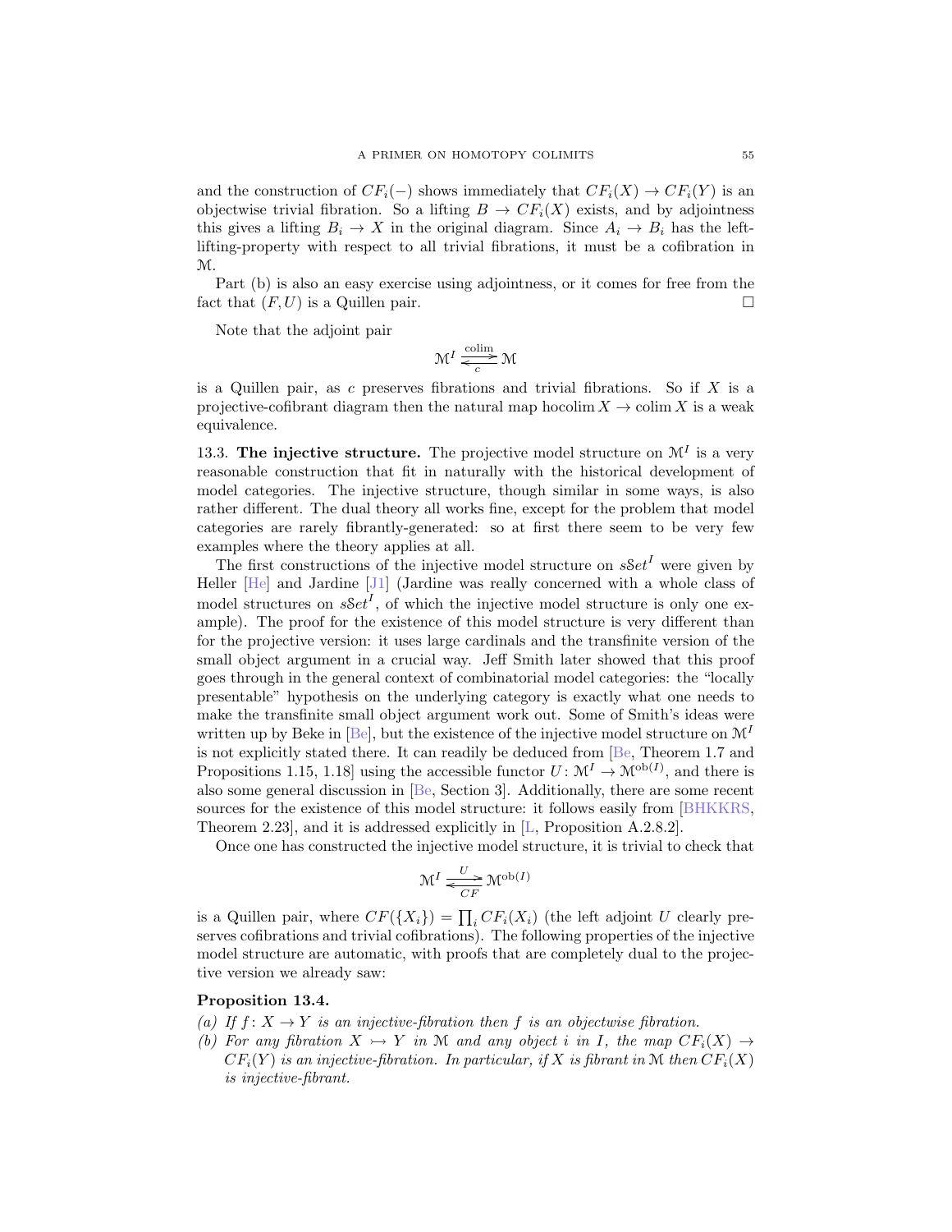and the construction of $CF_i(-)$ shows immediately that $CF_i(X) \to CF_i(Y)$ is an objectwise trivial fibration. So a lifting $B \to CF_i(X)$ exists, and by adjointness this gives a lifting $B_i \to X$ in the original diagram. Since $A_i \to B_i$ has the left-lifting-property with respect to all trivial fibrations, it must be a cofibration in $\mathcal{M}$.

Part (b) is also an easy exercise using adjointness, or it comes for free from the fact that $(F, U)$ is a Quillen pair. □

Note that the adjoint pair

$$\mathcal{M}^I \underset{c}{\overset{\text{colim}}{\rightleftarrows}} \mathcal{M}$$

is a Quillen pair, as $c$ preserves fibrations and trivial fibrations. So if $X$ is a projective-cofibrant diagram then the natural map $\operatorname{hocolim} X \to \operatorname{colim} X$ is a weak equivalence.

13.3. **The injective structure.** The projective model structure on $\mathcal{M}^I$ is a very reasonable construction that fit in naturally with the historical development of model categories. The injective structure, though similar in some ways, is also rather different. The dual theory all works fine, except for the problem that model categories are rarely fibrantly-generated: so at first there seem to be very few examples where the theory applies at all.

The first constructions of the injective model structure on $s\mathcal{S}et^I$ were given by Heller [He] and Jardine [J1] (Jardine was really concerned with a whole class of model structures on $s\mathcal{S}et^I$, of which the injective model structure is only one example). The proof for the existence of this model structure is very different than for the projective version: it uses large cardinals and the transfinite version of the small object argument in a crucial way. Jeff Smith later showed that this proof goes through in the general context of combinatorial model categories: the "locally presentable" hypothesis on the underlying category is exactly what one needs to make the transfinite small object argument work out. Some of Smith's ideas were written up by Beke in [Be], but the existence of the injective model structure on $\mathcal{M}^I$ is not explicitly stated there. It can readily be deduced from [Be, Theorem 1.7 and Propositions 1.15, 1.18] using the accessible functor $U\colon \mathcal{M}^I \to \mathcal{M}^{\text{ob}(I)}$, and there is also some general discussion in [Be, Section 3]. Additionally, there are some recent sources for the existence of this model structure: it follows easily from [BHKKRS, Theorem 2.23], and it is addressed explicitly in [L, Proposition A.2.8.2].

Once one has constructed the injective model structure, it is trivial to check that

$$\mathcal{M}^I \underset{CF}{\overset{U}{\rightleftarrows}} \mathcal{M}^{\text{ob}(I)}$$

is a Quillen pair, where $CF(\{X_i\}) = \prod_i CF_i(X_i)$ (the left adjoint $U$ clearly preserves cofibrations and trivial cofibrations). The following properties of the injective model structure are automatic, with proofs that are completely dual to the projective version we already saw:

**Proposition 13.4.**

*(a) If $f\colon X \to Y$ is an injective-fibration then $f$ is an objectwise fibration.*

*(b) For any fibration $X \rightarrowtail Y$ in $\mathcal{M}$ and any object $i$ in $I$, the map $CF_i(X) \to CF_i(Y)$ is an injective-fibration. In particular, if $X$ is fibrant in $\mathcal{M}$ then $CF_i(X)$ is injective-fibrant.*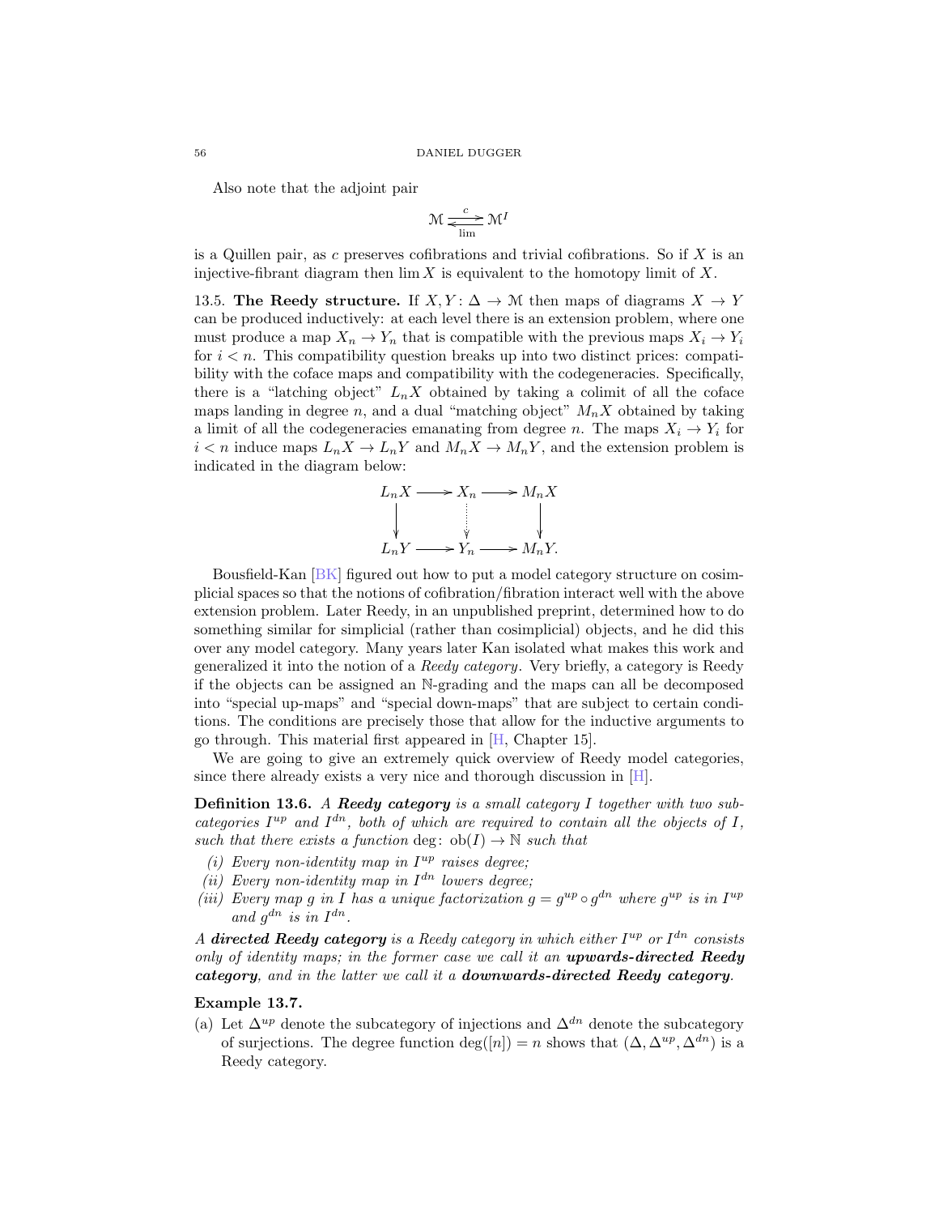Also note that the adjoint pair

$$\mathcal{M} \underset{\lim}{\overset{c}{\rightleftarrows}} \mathcal{M}^I$$

is a Quillen pair, as $c$ preserves cofibrations and trivial cofibrations. So if $X$ is an injective-fibrant diagram then $\lim X$ is equivalent to the homotopy limit of $X$.

13.5. **The Reedy structure.** If $X, Y \colon \Delta \to \mathcal{M}$ then maps of diagrams $X \to Y$ can be produced inductively: at each level there is an extension problem, where one must produce a map $X_n \to Y_n$ that is compatible with the previous maps $X_i \to Y_i$ for $i < n$. This compatibility question breaks up into two distinct prices: compatibility with the coface maps and compatibility with the codegeneracies. Specifically, there is a "latching object" $L_n X$ obtained by taking a colimit of all the coface maps landing in degree $n$, and a dual "matching object" $M_n X$ obtained by taking a limit of all the codegeneracies emanating from degree $n$. The maps $X_i \to Y_i$ for $i < n$ induce maps $L_n X \to L_n Y$ and $M_n X \to M_n Y$, and the extension problem is indicated in the diagram below:

$$\begin{array}{ccccc} L_nX & \longrightarrow & X_n & \longrightarrow & M_nX \\ \downarrow & & \vdots & & \downarrow \\ L_nY & \longrightarrow & Y_n & \longrightarrow & M_nY. \end{array}$$

Bousfield-Kan [BK] figured out how to put a model category structure on cosimplicial spaces so that the notions of cofibration/fibration interact well with the above extension problem. Later Reedy, in an unpublished preprint, determined how to do something similar for simplicial (rather than cosimplicial) objects, and he did this over any model category. Many years later Kan isolated what makes this work and generalized it into the notion of a *Reedy category*. Very briefly, a category is Reedy if the objects can be assigned an $\mathbb{N}$-grading and the maps can all be decomposed into "special up-maps" and "special down-maps" that are subject to certain conditions. The conditions are precisely those that allow for the inductive arguments to go through. This material first appeared in [H, Chapter 15].

We are going to give an extremely quick overview of Reedy model categories, since there already exists a very nice and thorough discussion in [H].

**Definition 13.6.** *A* ***Reedy category*** *is a small category $I$ together with two subcategories $I^{up}$ and $I^{dn}$, both of which are required to contain all the objects of $I$, such that there exists a function $\deg\colon \mathrm{ob}(I) \to \mathbb{N}$ such that*

*(i) Every non-identity map in $I^{up}$ raises degree;*
*(ii) Every non-identity map in $I^{dn}$ lowers degree;*
*(iii) Every map $g$ in $I$ has a unique factorization $g = g^{up} \circ g^{dn}$ where $g^{up}$ is in $I^{up}$ and $g^{dn}$ is in $I^{dn}$.*

*A* ***directed Reedy category*** *is a Reedy category in which either $I^{up}$ or $I^{dn}$ consists only of identity maps; in the former case we call it an* ***upwards-directed Reedy category****, and in the latter we call it a* ***downwards-directed Reedy category****.*

**Example 13.7.**

(a) Let $\Delta^{up}$ denote the subcategory of injections and $\Delta^{dn}$ denote the subcategory of surjections. The degree function $\deg([n]) = n$ shows that $(\Delta, \Delta^{up}, \Delta^{dn})$ is a Reedy category.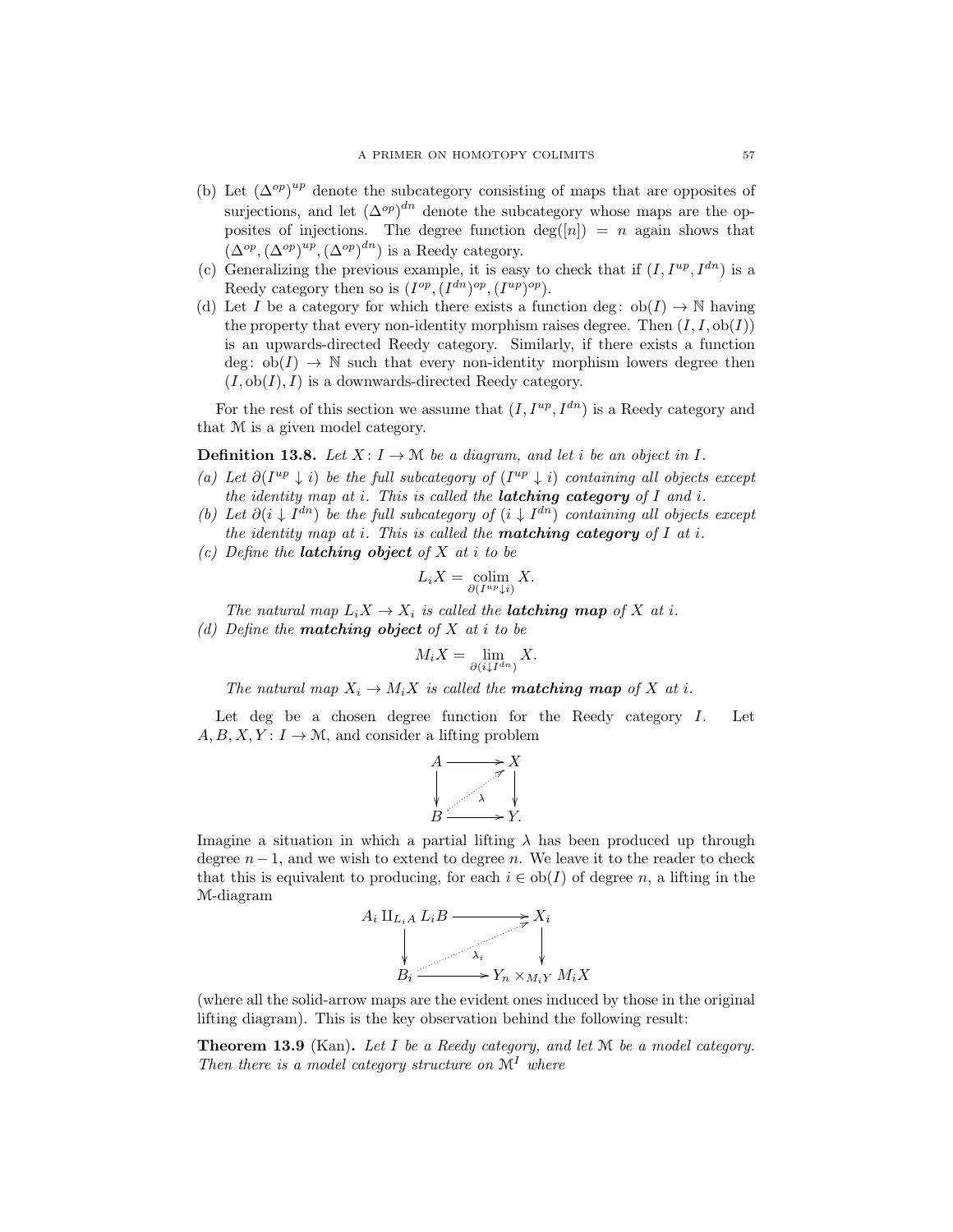(b) Let $(\Delta^{op})^{up}$ denote the subcategory consisting of maps that are opposites of surjections, and let $(\Delta^{op})^{dn}$ denote the subcategory whose maps are the opposites of injections. The degree function $\deg([n]) = n$ again shows that $(\Delta^{op}, (\Delta^{op})^{up}, (\Delta^{op})^{dn})$ is a Reedy category.

(c) Generalizing the previous example, it is easy to check that if $(I, I^{up}, I^{dn})$ is a Reedy category then so is $(I^{op}, (I^{dn})^{op}, (I^{up})^{op})$.

(d) Let $I$ be a category for which there exists a function $\deg\colon \operatorname{ob}(I) \to \mathbb{N}$ having the property that every non-identity morphism raises degree. Then $(I, I, \operatorname{ob}(I))$ is an upwards-directed Reedy category. Similarly, if there exists a function $\deg\colon \operatorname{ob}(I) \to \mathbb{N}$ such that every non-identity morphism lowers degree then $(I, \operatorname{ob}(I), I)$ is a downwards-directed Reedy category.

For the rest of this section we assume that $(I, I^{up}, I^{dn})$ is a Reedy category and that $\mathcal{M}$ is a given model category.

**Definition 13.8.** *Let $X\colon I \to \mathcal{M}$ be a diagram, and let $i$ be an object in $I$.*

*(a) Let $\partial(I^{up} \downarrow i)$ be the full subcategory of $(I^{up} \downarrow i)$ containing all objects except the identity map at $i$. This is called the **latching category** of $I$ and $i$.*

*(b) Let $\partial(i \downarrow I^{dn})$ be the full subcategory of $(i \downarrow I^{dn})$ containing all objects except the identity map at $i$. This is called the **matching category** of $I$ at $i$.*

*(c) Define the **latching object** of $X$ at $i$ to be*

$$L_i X = \operatorname*{colim}_{\partial(I^{up}\downarrow i)} X.$$

*The natural map $L_i X \to X_i$ is called the **latching map** of $X$ at $i$.*

*(d) Define the **matching object** of $X$ at $i$ to be*

$$M_i X = \lim_{\partial(i\downarrow I^{dn})} X.$$

*The natural map $X_i \to M_i X$ is called the **matching map** of $X$ at $i$.*

Let deg be a chosen degree function for the Reedy category $I$. Let $A, B, X, Y\colon I \to \mathcal{M}$, and consider a lifting problem

$$\begin{array}{ccc} A & \longrightarrow & X \\ \downarrow & \overset{\lambda}{\nearrow} & \downarrow \\ B & \longrightarrow & Y. \end{array}$$

Imagine a situation in which a partial lifting $\lambda$ has been produced up through degree $n-1$, and we wish to extend to degree $n$. We leave it to the reader to check that this is equivalent to producing, for each $i \in \operatorname{ob}(I)$ of degree $n$, a lifting in the $\mathcal{M}$-diagram

$$\begin{array}{ccc} A_i \amalg_{L_i A} L_i B & \longrightarrow & X_i \\ \downarrow & \overset{\lambda_i}{\nearrow} & \downarrow \\ B_i & \longrightarrow & Y_n \times_{M_i Y} M_i X \end{array}$$

(where all the solid-arrow maps are the evident ones induced by those in the original lifting diagram). This is the key observation behind the following result:

**Theorem 13.9** (Kan). *Let $I$ be a Reedy category, and let $\mathcal{M}$ be a model category. Then there is a model category structure on $\mathcal{M}^I$ where*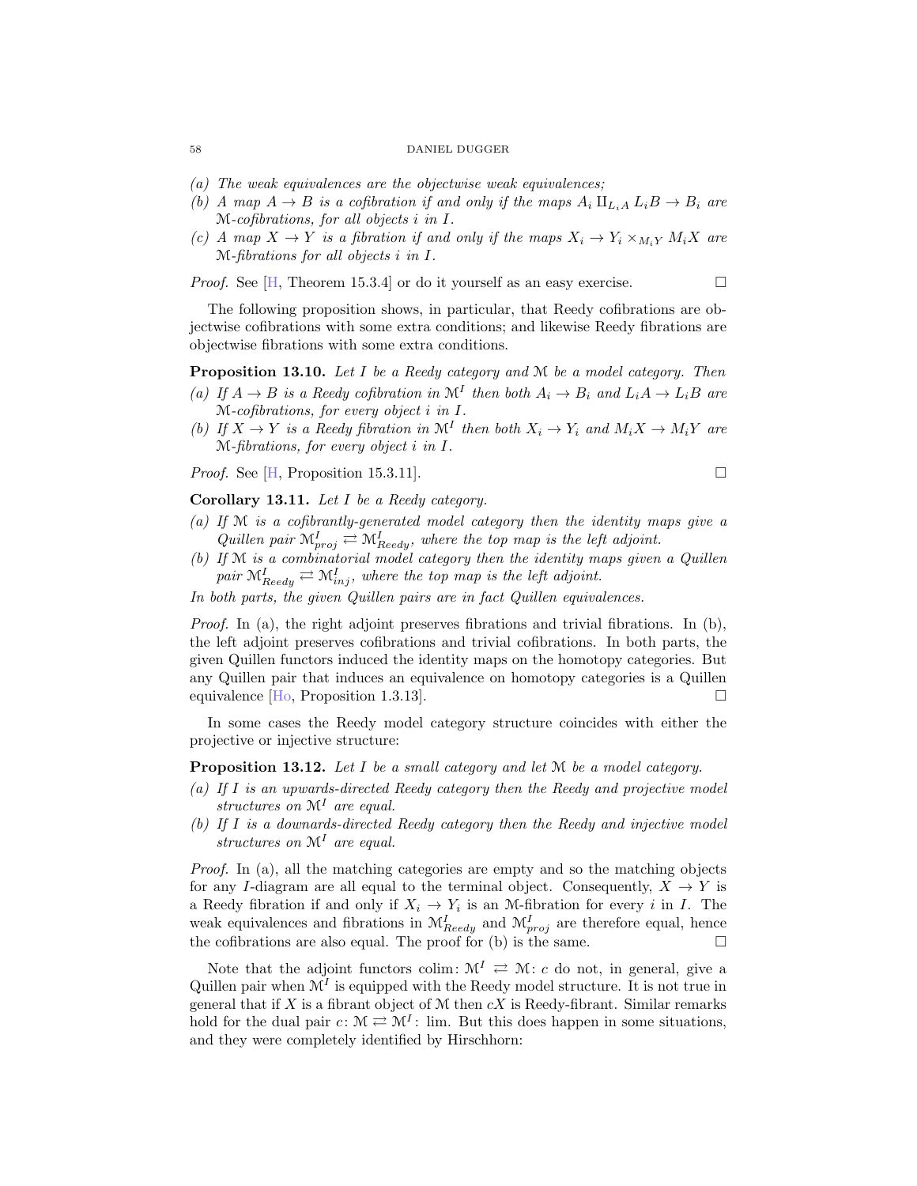(a) *The weak equivalences are the objectwise weak equivalences;*
(b) *A map $A \to B$ is a cofibration if and only if the maps $A_i \amalg_{L_i A} L_i B \to B_i$ are $\mathcal{M}$-cofibrations, for all objects $i$ in $I$.*
(c) *A map $X \to Y$ is a fibration if and only if the maps $X_i \to Y_i \times_{M_i Y} M_i X$ are $\mathcal{M}$-fibrations for all objects $i$ in $I$.*

*Proof.* See [H, Theorem 15.3.4] or do it yourself as an easy exercise. □

The following proposition shows, in particular, that Reedy cofibrations are objectwise cofibrations with some extra conditions; and likewise Reedy fibrations are objectwise fibrations with some extra conditions.

**Proposition 13.10.** *Let $I$ be a Reedy category and $\mathcal{M}$ be a model category. Then*
(a) *If $A \to B$ is a Reedy cofibration in $\mathcal{M}^I$ then both $A_i \to B_i$ and $L_i A \to L_i B$ are $\mathcal{M}$-cofibrations, for every object $i$ in $I$.*
(b) *If $X \to Y$ is a Reedy fibration in $\mathcal{M}^I$ then both $X_i \to Y_i$ and $M_i X \to M_i Y$ are $\mathcal{M}$-fibrations, for every object $i$ in $I$.*

*Proof.* See [H, Proposition 15.3.11]. □

**Corollary 13.11.** *Let $I$ be a Reedy category.*
(a) *If $\mathcal{M}$ is a cofibrantly-generated model category then the identity maps give a Quillen pair $\mathcal{M}^I_{proj} \rightleftarrows \mathcal{M}^I_{Reedy}$, where the top map is the left adjoint.*
(b) *If $\mathcal{M}$ is a combinatorial model category then the identity maps given a Quillen pair $\mathcal{M}^I_{Reedy} \rightleftarrows \mathcal{M}^I_{inj}$, where the top map is the left adjoint.*

*In both parts, the given Quillen pairs are in fact Quillen equivalences.*

*Proof.* In (a), the right adjoint preserves fibrations and trivial fibrations. In (b), the left adjoint preserves cofibrations and trivial cofibrations. In both parts, the given Quillen functors induced the identity maps on the homotopy categories. But any Quillen pair that induces an equivalence on homotopy categories is a Quillen equivalence [Ho, Proposition 1.3.13]. □

In some cases the Reedy model category structure coincides with either the projective or injective structure:

**Proposition 13.12.** *Let $I$ be a small category and let $\mathcal{M}$ be a model category.*
(a) *If $I$ is an upwards-directed Reedy category then the Reedy and projective model structures on $\mathcal{M}^I$ are equal.*
(b) *If $I$ is a downards-directed Reedy category then the Reedy and injective model structures on $\mathcal{M}^I$ are equal.*

*Proof.* In (a), all the matching categories are empty and so the matching objects for any $I$-diagram are all equal to the terminal object. Consequently, $X \to Y$ is a Reedy fibration if and only if $X_i \to Y_i$ is an $\mathcal{M}$-fibration for every $i$ in $I$. The weak equivalences and fibrations in $\mathcal{M}^I_{Reedy}$ and $\mathcal{M}^I_{proj}$ are therefore equal, hence the cofibrations are also equal. The proof for (b) is the same. □

Note that the adjoint functors $\operatorname{colim}\colon \mathcal{M}^I \rightleftarrows \mathcal{M}\colon c$ do not, in general, give a Quillen pair when $\mathcal{M}^I$ is equipped with the Reedy model structure. It is not true in general that if $X$ is a fibrant object of $\mathcal{M}$ then $cX$ is Reedy-fibrant. Similar remarks hold for the dual pair $c\colon \mathcal{M} \rightleftarrows \mathcal{M}^I\colon \lim$. But this does happen in some situations, and they were completely identified by Hirschhorn: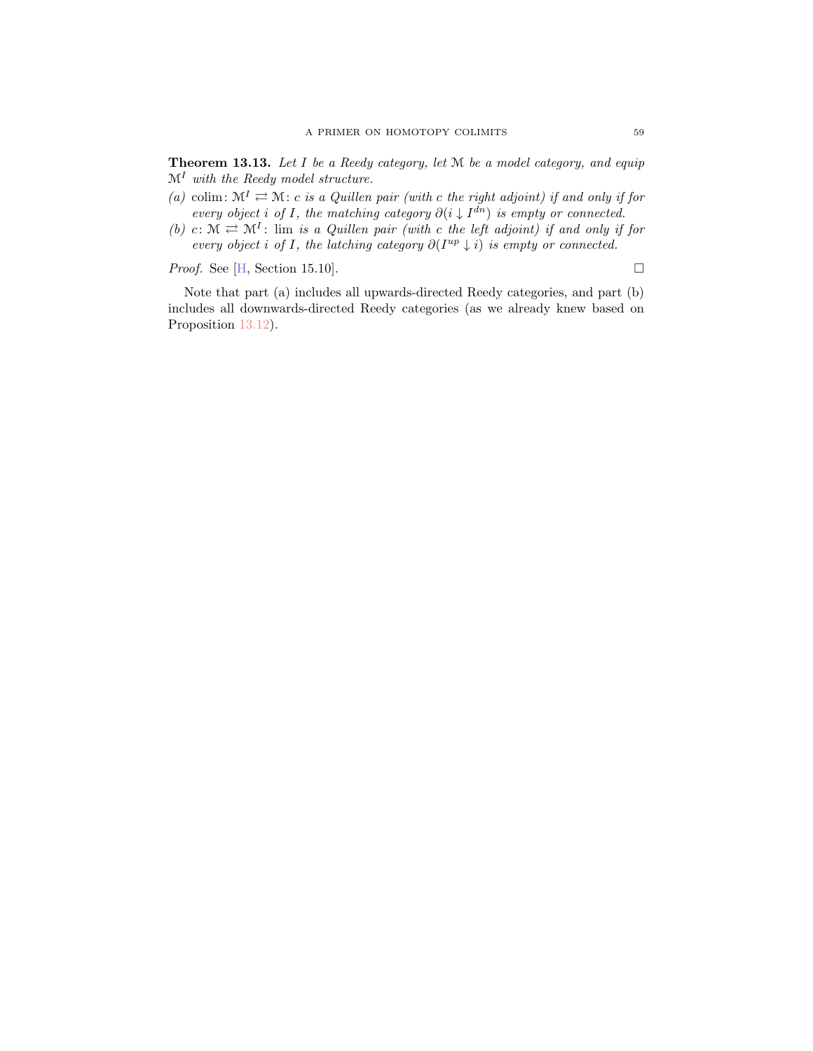**Theorem 13.13.** *Let $I$ be a Reedy category, let $\mathcal{M}$ be a model category, and equip $\mathcal{M}^I$ with the Reedy model structure.*

*(a)* $\operatorname{colim}\colon \mathcal{M}^I \rightleftarrows \mathcal{M} \colon c$ *is a Quillen pair (with $c$ the right adjoint) if and only if for every object $i$ of $I$, the matching category $\partial(i \downarrow I^{dn})$ is empty or connected.*

*(b)* $c\colon \mathcal{M} \rightleftarrows \mathcal{M}^I \colon \lim$ *is a Quillen pair (with $c$ the left adjoint) if and only if for every object $i$ of $I$, the latching category $\partial(I^{up} \downarrow i)$ is empty or connected.*

*Proof.* See [H, Section 15.10]. □

Note that part (a) includes all upwards-directed Reedy categories, and part (b) includes all downwards-directed Reedy categories (as we already knew based on Proposition 13.12).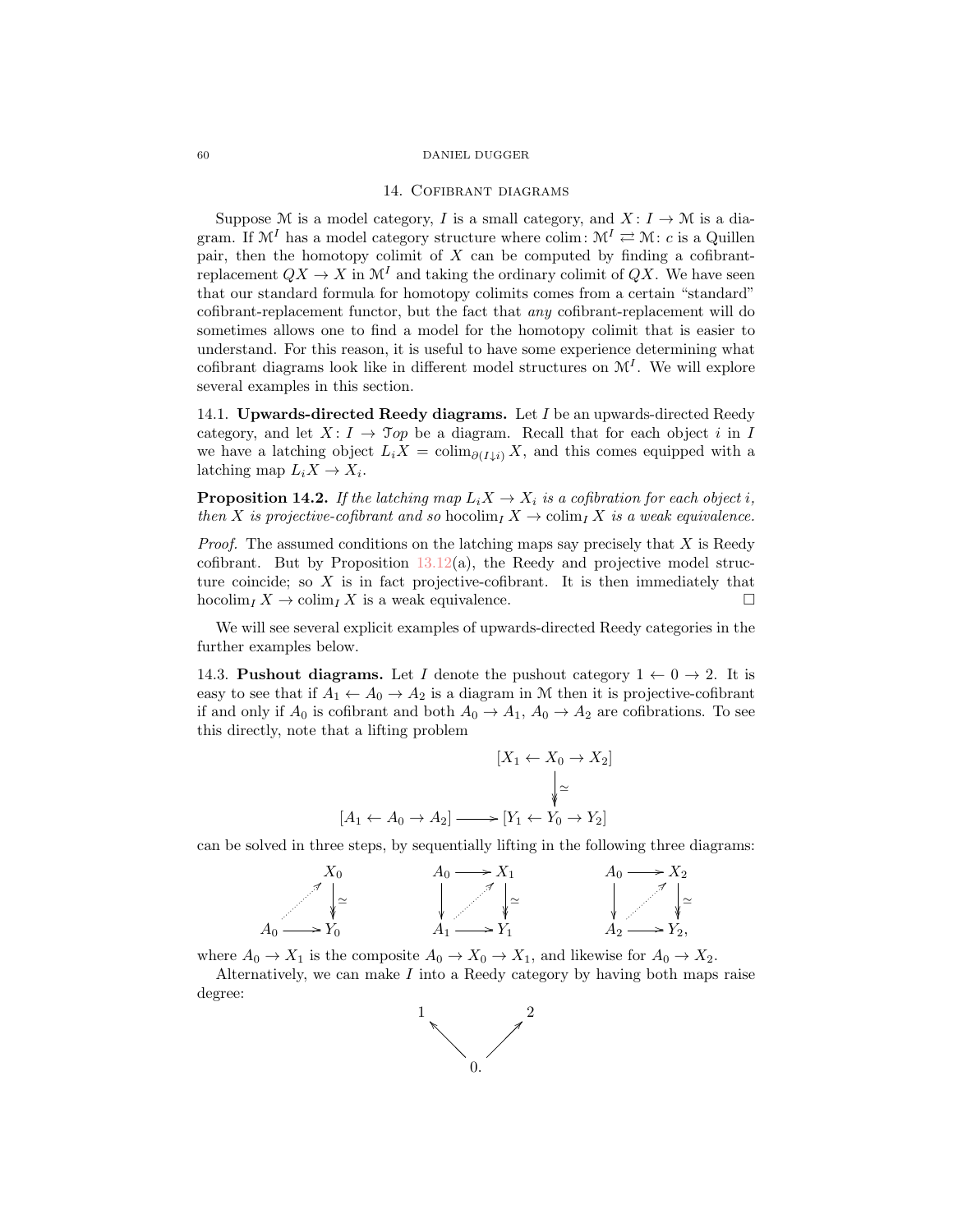## 14. Cofibrant diagrams

Suppose $\mathcal{M}$ is a model category, $I$ is a small category, and $X: I \to \mathcal{M}$ is a diagram. If $\mathcal{M}^I$ has a model category structure where $\operatorname{colim}: \mathcal{M}^I \rightleftarrows \mathcal{M}: c$ is a Quillen pair, then the homotopy colimit of $X$ can be computed by finding a cofibrant-replacement $QX \to X$ in $\mathcal{M}^I$ and taking the ordinary colimit of $QX$. We have seen that our standard formula for homotopy colimits comes from a certain "standard" cofibrant-replacement functor, but the fact that *any* cofibrant-replacement will do sometimes allows one to find a model for the homotopy colimit that is easier to understand. For this reason, it is useful to have some experience determining what cofibrant diagrams look like in different model structures on $\mathcal{M}^I$. We will explore several examples in this section.

14.1. **Upwards-directed Reedy diagrams.** Let $I$ be an upwards-directed Reedy category, and let $X: I \to \mathcal{T}op$ be a diagram. Recall that for each object $i$ in $I$ we have a latching object $L_i X = \operatorname{colim}_{\partial(I\downarrow i)} X$, and this comes equipped with a latching map $L_i X \to X_i$.

**Proposition 14.2.** *If the latching map $L_i X \to X_i$ is a cofibration for each object $i$, then $X$ is projective-cofibrant and so $\operatorname{hocolim}_I X \to \operatorname{colim}_I X$ is a weak equivalence.*

*Proof.* The assumed conditions on the latching maps say precisely that $X$ is Reedy cofibrant. But by Proposition 13.12(a), the Reedy and projective model structure coincide; so $X$ is in fact projective-cofibrant. It is then immediately that $\operatorname{hocolim}_I X \to \operatorname{colim}_I X$ is a weak equivalence. □

We will see several explicit examples of upwards-directed Reedy categories in the further examples below.

14.3. **Pushout diagrams.** Let $I$ denote the pushout category $1 \leftarrow 0 \to 2$. It is easy to see that if $A_1 \leftarrow A_0 \to A_2$ is a diagram in $\mathcal{M}$ then it is projective-cofibrant if and only if $A_0$ is cofibrant and both $A_0 \to A_1$, $A_0 \to A_2$ are cofibrations. To see this directly, note that a lifting problem

$$\begin{array}{ccc} & & [X_1 \leftarrow X_0 \to X_2] \\ & & \downarrow \simeq \\ [A_1 \leftarrow A_0 \to A_2] & \longrightarrow & [Y_1 \leftarrow Y_0 \to Y_2] \end{array}$$

can be solved in three steps, by sequentially lifting in the following three diagrams:

$$\begin{array}{ccc} & & X_0 \\ & \nearrow & \downarrow\simeq \\ A_0 & \longrightarrow & Y_0 \end{array} \qquad \begin{array}{ccc} A_0 & \longrightarrow & X_1 \\ \downarrow & \nearrow & \downarrow\simeq \\ A_1 & \longrightarrow & Y_1 \end{array} \qquad \begin{array}{ccc} A_0 & \longrightarrow & X_2 \\ \downarrow & \nearrow & \downarrow\simeq \\ A_2 & \longrightarrow & Y_2, \end{array}$$

where $A_0 \to X_1$ is the composite $A_0 \to X_0 \to X_1$, and likewise for $A_0 \to X_2$.

Alternatively, we can make $I$ into a Reedy category by having both maps raise degree:

$$\begin{array}{ccc} 1 & & 2 \\ & \nwarrow \quad \nearrow & \\ & 0. & \end{array}$$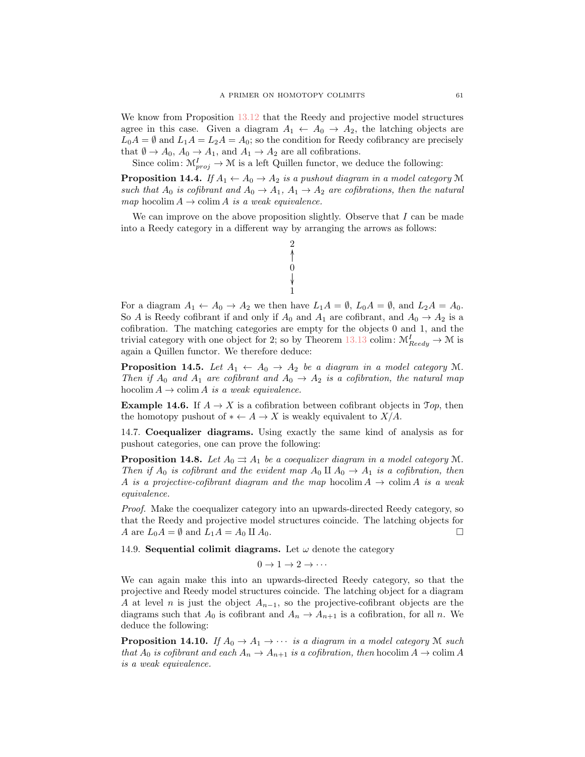We know from Proposition 13.12 that the Reedy and projective model structures agree in this case. Given a diagram $A_1 \leftarrow A_0 \rightarrow A_2$, the latching objects are $L_0 A = \emptyset$ and $L_1 A = L_2 A = A_0$; so the condition for Reedy cofibrancy are precisely that $\emptyset \to A_0$, $A_0 \to A_1$, and $A_1 \to A_2$ are all cofibrations.

Since $\operatorname{colim}\colon \mathcal{M}^I_{proj} \to \mathcal{M}$ is a left Quillen functor, we deduce the following:

**Proposition 14.4.** *If $A_1 \leftarrow A_0 \rightarrow A_2$ is a pushout diagram in a model category $\mathcal{M}$ such that $A_0$ is cofibrant and $A_0 \to A_1$, $A_1 \to A_2$ are cofibrations, then the natural map $\operatorname{hocolim} A \to \operatorname{colim} A$ is a weak equivalence.*

We can improve on the above proposition slightly. Observe that $I$ can be made into a Reedy category in a different way by arranging the arrows as follows:

$$\begin{array}{c} 2 \\ \uparrow \\ 0 \\ \downarrow \\ 1 \end{array}$$

For a diagram $A_1 \leftarrow A_0 \rightarrow A_2$ we then have $L_1 A = \emptyset$, $L_0 A = \emptyset$, and $L_2 A = A_0$. So $A$ is Reedy cofibrant if and only if $A_0$ and $A_1$ are cofibrant, and $A_0 \to A_2$ is a cofibration. The matching categories are empty for the objects 0 and 1, and the trivial category with one object for 2; so by Theorem 13.13 $\operatorname{colim}\colon \mathcal{M}^I_{Reedy} \to \mathcal{M}$ is again a Quillen functor. We therefore deduce:

**Proposition 14.5.** *Let $A_1 \leftarrow A_0 \rightarrow A_2$ be a diagram in a model category $\mathcal{M}$. Then if $A_0$ and $A_1$ are cofibrant and $A_0 \to A_2$ is a cofibration, the natural map $\operatorname{hocolim} A \to \operatorname{colim} A$ is a weak equivalence.*

**Example 14.6.** If $A \to X$ is a cofibration between cofibrant objects in $\mathcal{T}op$, then the homotopy pushout of $* \leftarrow A \rightarrow X$ is weakly equivalent to $X/A$.

14.7. **Coequalizer diagrams.** Using exactly the same kind of analysis as for pushout categories, one can prove the following:

**Proposition 14.8.** *Let $A_0 \rightrightarrows A_1$ be a coequalizer diagram in a model category $\mathcal{M}$. Then if $A_0$ is cofibrant and the evident map $A_0 \amalg A_0 \to A_1$ is a cofibration, then $A$ is a projective-cofibrant diagram and the map $\operatorname{hocolim} A \to \operatorname{colim} A$ is a weak equivalence.*

*Proof.* Make the coequalizer category into an upwards-directed Reedy category, so that the Reedy and projective model structures coincide. The latching objects for $A$ are $L_0 A = \emptyset$ and $L_1 A = A_0 \amalg A_0$. □

14.9. **Sequential colimit diagrams.** Let $\omega$ denote the category

$$0 \to 1 \to 2 \to \cdots$$

We can again make this into an upwards-directed Reedy category, so that the projective and Reedy model structures coincide. The latching object for a diagram $A$ at level $n$ is just the object $A_{n-1}$, so the projective-cofibrant objects are the diagrams such that $A_0$ is cofibrant and $A_n \to A_{n+1}$ is a cofibration, for all $n$. We deduce the following:

**Proposition 14.10.** *If $A_0 \to A_1 \to \cdots$ is a diagram in a model category $\mathcal{M}$ such that $A_0$ is cofibrant and each $A_n \to A_{n+1}$ is a cofibration, then $\operatorname{hocolim} A \to \operatorname{colim} A$ is a weak equivalence.*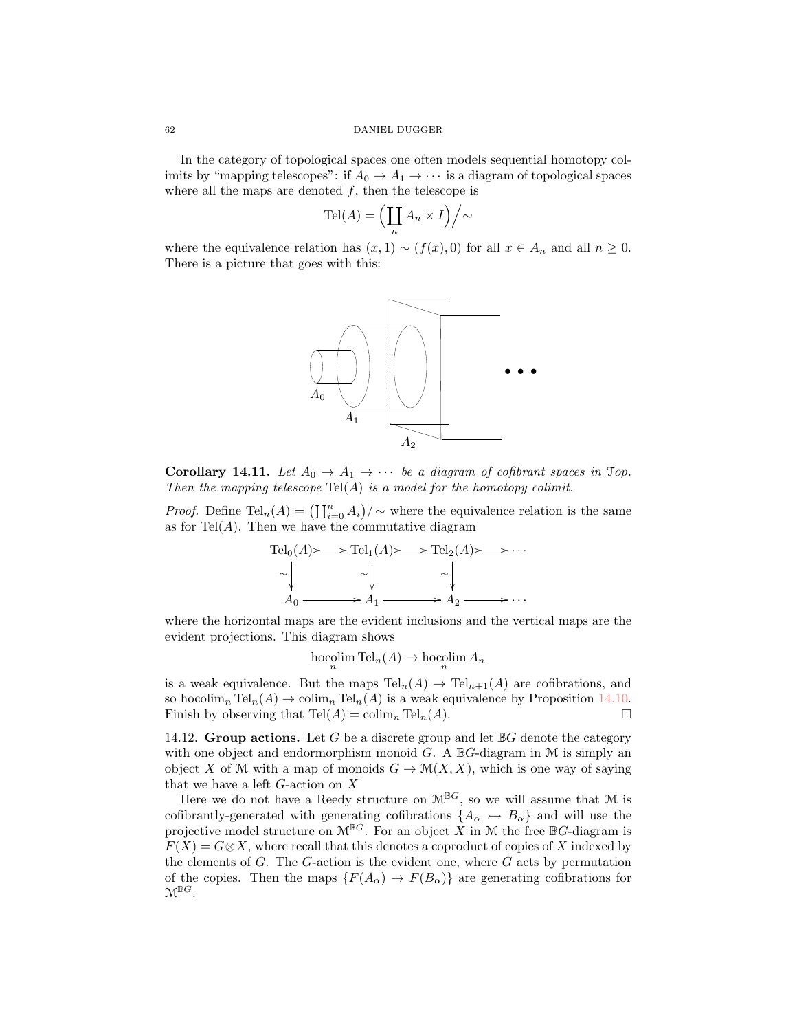In the category of topological spaces one often models sequential homotopy colimits by "mapping telescopes": if $A_0 \to A_1 \to \cdots$ is a diagram of topological spaces where all the maps are denoted $f$, then the telescope is

$$\mathrm{Tel}(A) = \Big(\coprod_n A_n \times I\Big)\Big/\sim$$

where the equivalence relation has $(x,1) \sim (f(x),0)$ for all $x \in A_n$ and all $n \geq 0$. There is a picture that goes with this:

**Corollary 14.11.** *Let $A_0 \to A_1 \to \cdots$ be a diagram of cofibrant spaces in $\mathcal{T}op$. Then the mapping telescope $\mathrm{Tel}(A)$ is a model for the homotopy colimit.*

*Proof.* Define $\mathrm{Tel}_n(A) = \big(\coprod_{i=0}^n A_i\big)/\sim$ where the equivalence relation is the same as for $\mathrm{Tel}(A)$. Then we have the commutative diagram

$$\begin{array}{ccccccc}
\mathrm{Tel}_0(A) & \rightarrowtail & \mathrm{Tel}_1(A) & \rightarrowtail & \mathrm{Tel}_2(A) & \rightarrowtail & \cdots \\
\simeq\downarrow & & \simeq\downarrow & & \simeq\downarrow & & \\
A_0 & \longrightarrow & A_1 & \longrightarrow & A_2 & \longrightarrow & \cdots
\end{array}$$

where the horizontal maps are the evident inclusions and the vertical maps are the evident projections. This diagram shows

$$\operatorname*{hocolim}_n \mathrm{Tel}_n(A) \to \operatorname*{hocolim}_n A_n$$

is a weak equivalence. But the maps $\mathrm{Tel}_n(A) \to \mathrm{Tel}_{n+1}(A)$ are cofibrations, and so $\mathrm{hocolim}_n \mathrm{Tel}_n(A) \to \mathrm{colim}_n \mathrm{Tel}_n(A)$ is a weak equivalence by Proposition 14.10. Finish by observing that $\mathrm{Tel}(A) = \mathrm{colim}_n \mathrm{Tel}_n(A)$. □

14.12. **Group actions.** Let $G$ be a discrete group and let $\mathbb{B}G$ denote the category with one object and endormorphism monoid $G$. A $\mathbb{B}G$-diagram in $\mathcal{M}$ is simply an object $X$ of $\mathcal{M}$ with a map of monoids $G \to \mathcal{M}(X,X)$, which is one way of saying that we have a left $G$-action on $X$

Here we do not have a Reedy structure on $\mathcal{M}^{\mathbb{B}G}$, so we will assume that $\mathcal{M}$ is cofibrantly-generated with generating cofibrations $\{A_\alpha \rightarrowtail B_\alpha\}$ and will use the projective model structure on $\mathcal{M}^{\mathbb{B}G}$. For an object $X$ in $\mathcal{M}$ the free $\mathbb{B}G$-diagram is $F(X) = G \otimes X$, where recall that this denotes a coproduct of copies of $X$ indexed by the elements of $G$. The $G$-action is the evident one, where $G$ acts by permutation of the copies. Then the maps $\{F(A_\alpha) \to F(B_\alpha)\}$ are generating cofibrations for $\mathcal{M}^{\mathbb{B}G}$.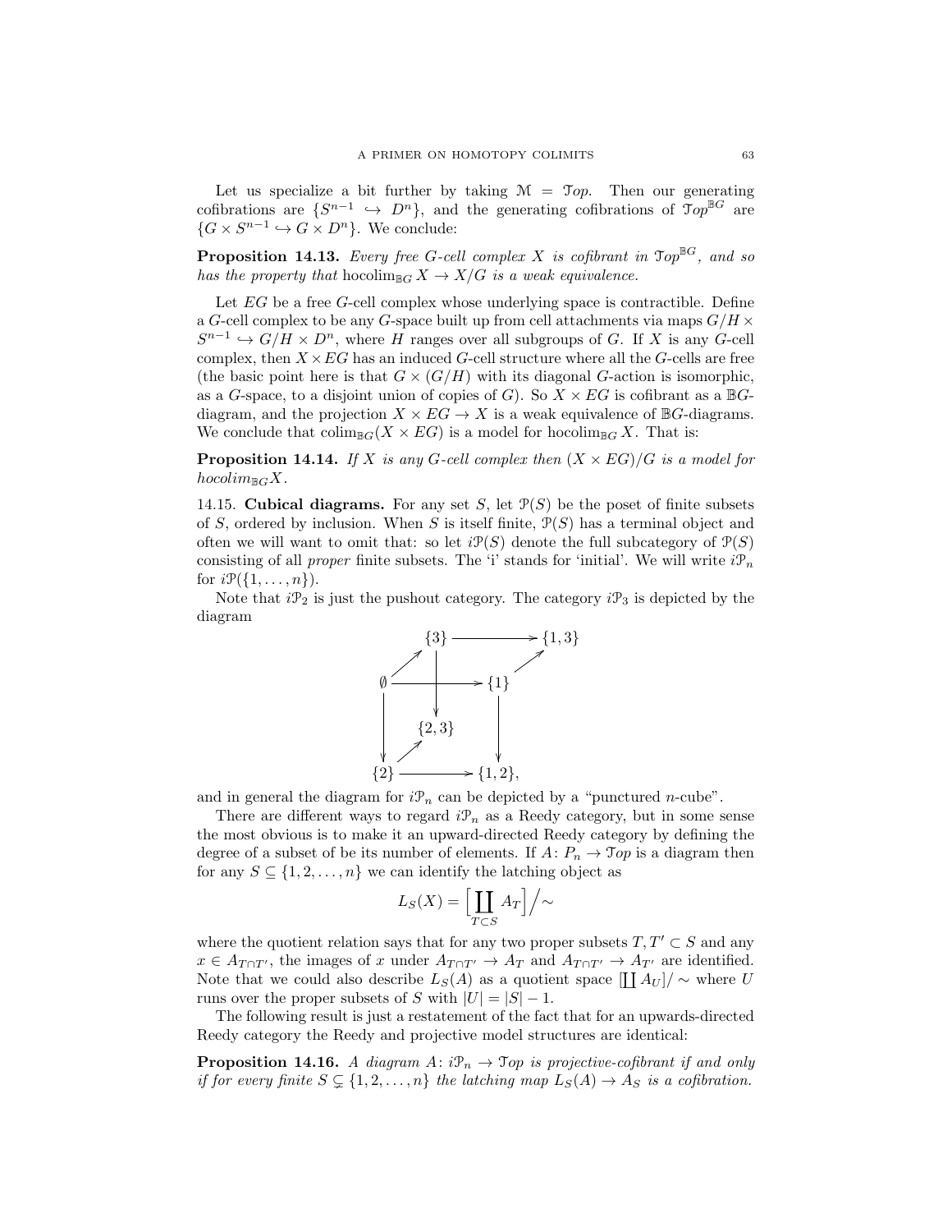Let us specialize a bit further by taking $\mathcal{M} = \mathcal{T}op$. Then our generating cofibrations are $\{S^{n-1} \hookrightarrow D^n\}$, and the generating cofibrations of $\mathcal{T}op^{\mathbb{B}G}$ are $\{G \times S^{n-1} \hookrightarrow G \times D^n\}$. We conclude:

**Proposition 14.13.** *Every free $G$-cell complex $X$ is cofibrant in $\mathcal{T}op^{\mathbb{B}G}$, and so has the property that $\operatorname{hocolim}_{\mathbb{B}G} X \to X/G$ is a weak equivalence.*

Let $EG$ be a free $G$-cell complex whose underlying space is contractible. Define a $G$-cell complex to be any $G$-space built up from cell attachments via maps $G/H \times S^{n-1} \hookrightarrow G/H \times D^n$, where $H$ ranges over all subgroups of $G$. If $X$ is any $G$-cell complex, then $X \times EG$ has an induced $G$-cell structure where all the $G$-cells are free (the basic point here is that $G \times (G/H)$ with its diagonal $G$-action is isomorphic, as a $G$-space, to a disjoint union of copies of $G$). So $X \times EG$ is cofibrant as a $\mathbb{B}G$-diagram, and the projection $X \times EG \to X$ is a weak equivalence of $\mathbb{B}G$-diagrams. We conclude that $\operatorname{colim}_{\mathbb{B}G}(X \times EG)$ is a model for $\operatorname{hocolim}_{\mathbb{B}G} X$. That is:

**Proposition 14.14.** *If $X$ is any $G$-cell complex then $(X \times EG)/G$ is a model for $hocolim_{\mathbb{B}G} X$.*

14.15. **Cubical diagrams.** For any set $S$, let $\mathcal{P}(S)$ be the poset of finite subsets of $S$, ordered by inclusion. When $S$ is itself finite, $\mathcal{P}(S)$ has a terminal object and often we will want to omit that: so let $i\mathcal{P}(S)$ denote the full subcategory of $\mathcal{P}(S)$ consisting of all *proper* finite subsets. The 'i' stands for 'initial'. We will write $i\mathcal{P}_n$ for $i\mathcal{P}(\{1, \dots, n\})$.

Note that $i\mathcal{P}_2$ is just the pushout category. The category $i\mathcal{P}_3$ is depicted by the diagram

$$
\begin{array}{ccccc}
 & \{3\} & \longrightarrow & \{1,3\} & \\
\nearrow & \downarrow & & \nearrow & \\
\emptyset & \longrightarrow & \{1\} & & \\
\downarrow & \{2,3\} & & \downarrow & \\
\{2\} & \nearrow\ \longrightarrow & \{1,2\}, & &
\end{array}
$$

and in general the diagram for $i\mathcal{P}_n$ can be depicted by a "punctured $n$-cube".

There are different ways to regard $i\mathcal{P}_n$ as a Reedy category, but in some sense the most obvious is to make it an upward-directed Reedy category by defining the degree of a subset of be its number of elements. If $A\colon P_n \to \mathcal{T}op$ is a diagram then for any $S \subseteq \{1, 2, \dots, n\}$ we can identify the latching object as

$$L_S(X) = \Big[\coprod_{T \subset S} A_T\Big] \Big/ \sim$$

where the quotient relation says that for any two proper subsets $T, T' \subset S$ and any $x \in A_{T \cap T'}$, the images of $x$ under $A_{T\cap T'} \to A_T$ and $A_{T \cap T'} \to A_{T'}$ are identified. Note that we could also describe $L_S(A)$ as a quotient space $[\coprod A_U]/\sim$ where $U$ runs over the proper subsets of $S$ with $|U| = |S| - 1$.

The following result is just a restatement of the fact that for an upwards-directed Reedy category the Reedy and projective model structures are identical:

**Proposition 14.16.** *A diagram $A\colon i\mathcal{P}_n \to \mathcal{T}op$ is projective-cofibrant if and only if for every finite $S \subsetneq \{1, 2, \dots, n\}$ the latching map $L_S(A) \to A_S$ is a cofibration.*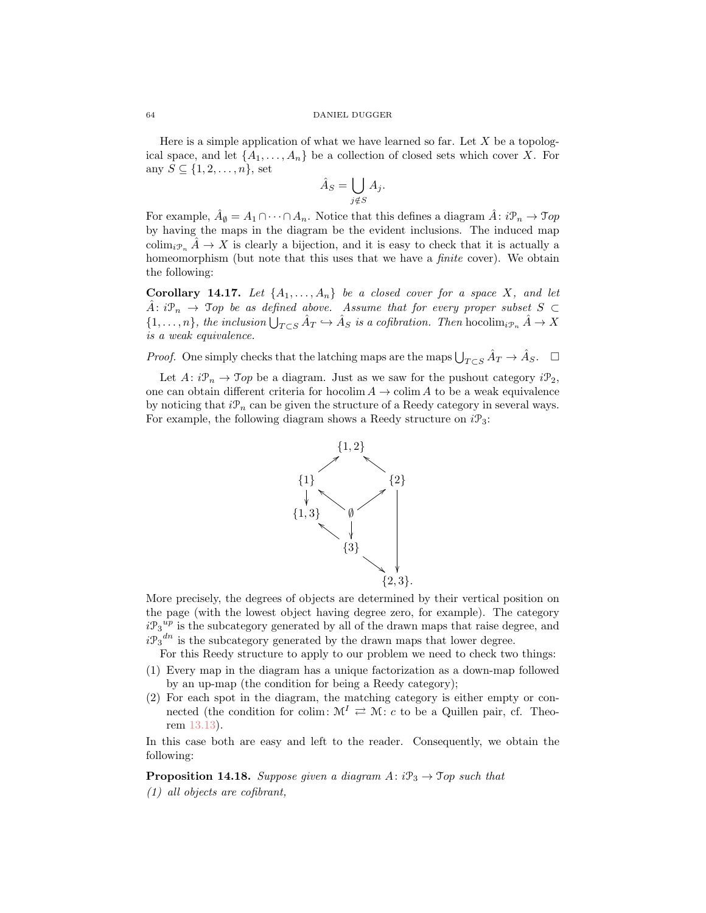Here is a simple application of what we have learned so far. Let $X$ be a topological space, and let $\{A_1, \ldots, A_n\}$ be a collection of closed sets which cover $X$. For any $S \subseteq \{1, 2, \ldots, n\}$, set

$$\hat{A}_S = \bigcup_{j \notin S} A_j.$$

For example, $\hat{A}_\emptyset = A_1 \cap \cdots \cap A_n$. Notice that this defines a diagram $\hat{A}\colon i\mathcal{P}_n \to \mathcal{T}op$ by having the maps in the diagram be the evident inclusions. The induced map $\operatorname{colim}_{i\mathcal{P}_n} \hat{A} \to X$ is clearly a bijection, and it is easy to check that it is actually a homeomorphism (but note that this uses that we have a *finite* cover). We obtain the following:

**Corollary 14.17.** *Let $\{A_1, \ldots, A_n\}$ be a closed cover for a space $X$, and let $\hat{A}\colon i\mathcal{P}_n \to \mathcal{T}op$ be as defined above. Assume that for every proper subset $S \subset \{1, \ldots, n\}$, the inclusion $\bigcup_{T \subset S} \hat{A}_T \hookrightarrow \hat{A}_S$ is a cofibration. Then $\operatorname{hocolim}_{i\mathcal{P}_n} \hat{A} \to X$ is a weak equivalence.*

*Proof.* One simply checks that the latching maps are the maps $\bigcup_{T \subset S} \hat{A}_T \to \hat{A}_S$. $\square$

Let $A\colon i\mathcal{P}_n \to \mathcal{T}op$ be a diagram. Just as we saw for the pushout category $i\mathcal{P}_2$, one can obtain different criteria for $\operatorname{hocolim} A \to \operatorname{colim} A$ to be a weak equivalence by noticing that $i\mathcal{P}_n$ can be given the structure of a Reedy category in several ways. For example, the following diagram shows a Reedy structure on $i\mathcal{P}_3$:

$$\begin{array}{ccccc}
 & & \{1,2\} & & \\
 & \nearrow & & \nwarrow & \\
\{1\} & & & & \{2\} \\
\downarrow & \nwarrow & & \nearrow & \Big| \\
\{1,3\} & & \emptyset & & \Big| \\
 & \nwarrow & \downarrow & & \Big| \\
 & & \{3\} & & \Big| \\
 & & & \searrow & \downarrow \\
 & & & & \{2,3\}.
\end{array}$$

More precisely, the degrees of objects are determined by their vertical position on the page (with the lowest object having degree zero, for example). The category $i\mathcal{P}_3{}^{up}$ is the subcategory generated by all of the drawn maps that raise degree, and $i\mathcal{P}_3{}^{dn}$ is the subcategory generated by the drawn maps that lower degree.

For this Reedy structure to apply to our problem we need to check two things:

1. Every map in the diagram has a unique factorization as a down-map followed by an up-map (the condition for being a Reedy category);
2. For each spot in the diagram, the matching category is either empty or connected (the condition for $\operatorname{colim}\colon \mathcal{M}^I \rightleftarrows \mathcal{M}\colon c$ to be a Quillen pair, cf. Theorem 13.13).

In this case both are easy and left to the reader. Consequently, we obtain the following:

**Proposition 14.18.** *Suppose given a diagram $A\colon i\mathcal{P}_3 \to \mathcal{T}op$ such that*

*(1) all objects are cofibrant,*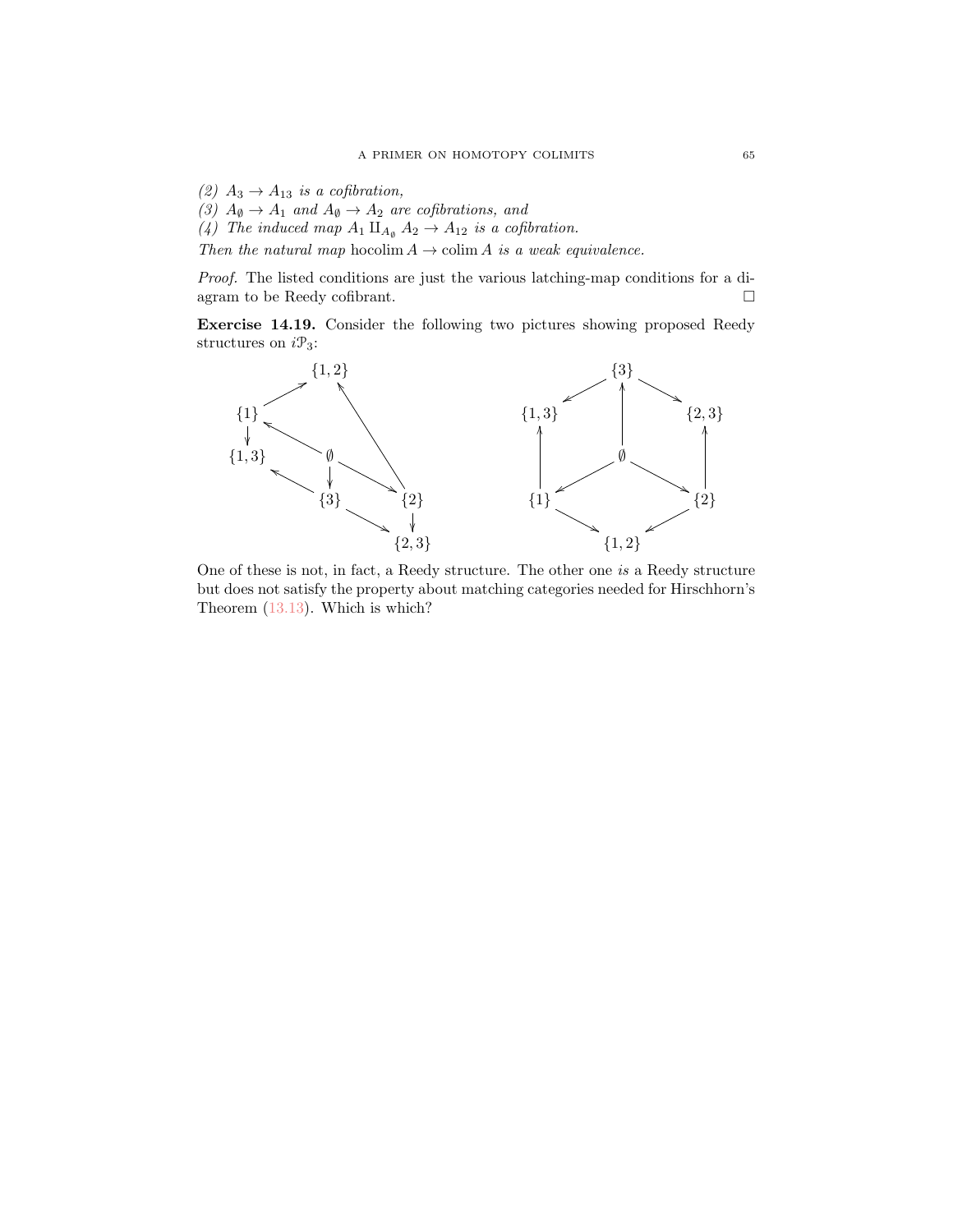(2) $A_3 \to A_{13}$ *is a cofibration,*

(3) $A_\emptyset \to A_1$ *and* $A_\emptyset \to A_2$ *are cofibrations, and*

(4) *The induced map* $A_1 \amalg_{A_\emptyset} A_2 \to A_{12}$ *is a cofibration.*

*Then the natural map* $\operatorname{hocolim} A \to \operatorname{colim} A$ *is a weak equivalence.*

*Proof.* The listed conditions are just the various latching-map conditions for a diagram to be Reedy cofibrant. $\square$

**Exercise 14.19.** Consider the following two pictures showing proposed Reedy structures on $i\mathcal{P}_3$:

$$
\begin{array}{ccc}
 & \{1,2\} & \\
\{1\} & & \\
\{1,3\} & \emptyset & \\
 & \{3\} & \{2\} \\
 & & \{2,3\}
\end{array}
\qquad\qquad
\begin{array}{ccc}
 & \{3\} & \\
\{1,3\} & & \{2,3\} \\
 & \emptyset & \\
\{1\} & & \{2\} \\
 & \{1,2\} &
\end{array}
$$

One of these is not, in fact, a Reedy structure. The other one *is* a Reedy structure but does not satisfy the property about matching categories needed for Hirschhorn's Theorem (13.13). Which is which?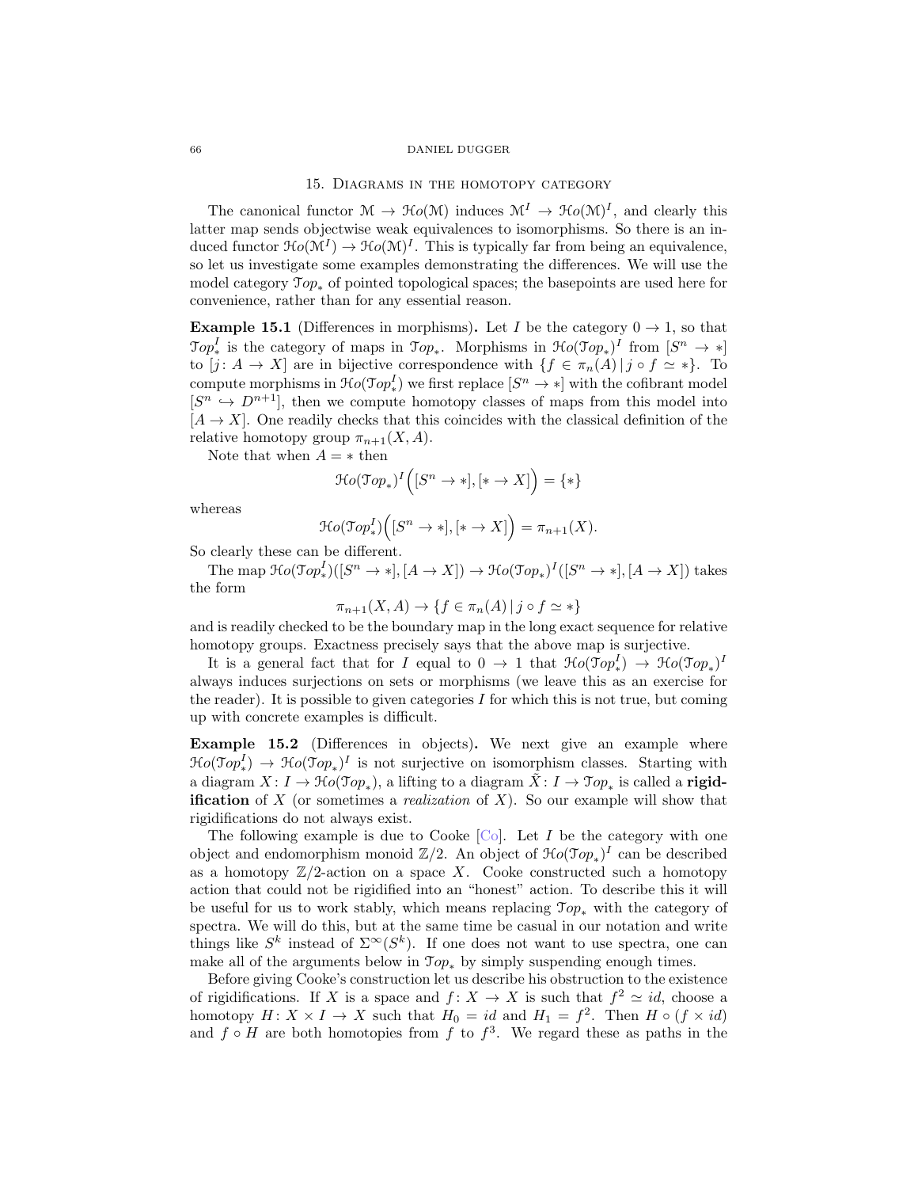## 15. Diagrams in the homotopy category

The canonical functor $\mathcal{M} \to \mathcal{H}o(\mathcal{M})$ induces $\mathcal{M}^I \to \mathcal{H}o(\mathcal{M})^I$, and clearly this latter map sends objectwise weak equivalences to isomorphisms. So there is an induced functor $\mathcal{H}o(\mathcal{M}^I) \to \mathcal{H}o(\mathcal{M})^I$. This is typically far from being an equivalence, so let us investigate some examples demonstrating the differences. We will use the model category $\mathcal{T}op_*$ of pointed topological spaces; the basepoints are used here for convenience, rather than for any essential reason.

**Example 15.1** (Differences in morphisms)**.** Let $I$ be the category $0 \to 1$, so that $\mathcal{T}op_*^I$ is the category of maps in $\mathcal{T}op_*$. Morphisms in $\mathcal{H}o(\mathcal{T}op_*)^I$ from $[S^n \to *]$ to $[j\colon A \to X]$ are in bijective correspondence with $\{f \in \pi_n(A) \,|\, j \circ f \simeq *\}$. To compute morphisms in $\mathcal{H}o(\mathcal{T}op_*^I)$ we first replace $[S^n \to *]$ with the cofibrant model $[S^n \hookrightarrow D^{n+1}]$, then we compute homotopy classes of maps from this model into $[A \to X]$. One readily checks that this coincides with the classical definition of the relative homotopy group $\pi_{n+1}(X, A)$.

Note that when $A = *$ then

$$\mathcal{H}o(\mathcal{T}op_*)^I\Big([S^n \to *], [* \to X]\Big) = \{*\}$$

whereas

$$\mathcal{H}o(\mathcal{T}op_*^I)\Big([S^n \to *], [* \to X]\Big) = \pi_{n+1}(X).$$

So clearly these can be different.

The map $\mathcal{H}o(\mathcal{T}op_*^I)([S^n \to *], [A \to X]) \to \mathcal{H}o(\mathcal{T}op_*)^I([S^n \to *], [A \to X])$ takes the form

$$\pi_{n+1}(X, A) \to \{f \in \pi_n(A) \,|\, j \circ f \simeq *\}$$

and is readily checked to be the boundary map in the long exact sequence for relative homotopy groups. Exactness precisely says that the above map is surjective.

It is a general fact that for $I$ equal to $0 \to 1$ that $\mathcal{H}o(\mathcal{T}op_*^I) \to \mathcal{H}o(\mathcal{T}op_*)^I$ always induces surjections on sets or morphisms (we leave this as an exercise for the reader). It is possible to given categories $I$ for which this is not true, but coming up with concrete examples is difficult.

**Example 15.2** (Differences in objects)**.** We next give an example where $\mathcal{H}o(\mathcal{T}op_*^I) \to \mathcal{H}o(\mathcal{T}op_*)^I$ is not surjective on isomorphism classes. Starting with a diagram $X\colon I \to \mathcal{H}o(\mathcal{T}op_*)$, a lifting to a diagram $\tilde{X}\colon I \to \mathcal{T}op_*$ is called a **rigidification** of $X$ (or sometimes a *realization* of $X$). So our example will show that rigidifications do not always exist.

The following example is due to Cooke [Co]. Let $I$ be the category with one object and endomorphism monoid $\mathbb{Z}/2$. An object of $\mathcal{H}o(\mathcal{T}op_*)^I$ can be described as a homotopy $\mathbb{Z}/2$-action on a space $X$. Cooke constructed such a homotopy action that could not be rigidified into an "honest" action. To describe this it will be useful for us to work stably, which means replacing $\mathcal{T}op_*$ with the category of spectra. We will do this, but at the same time be casual in our notation and write things like $S^k$ instead of $\Sigma^\infty(S^k)$. If one does not want to use spectra, one can make all of the arguments below in $\mathcal{T}op_*$ by simply suspending enough times.

Before giving Cooke's construction let us describe his obstruction to the existence of rigidifications. If $X$ is a space and $f\colon X \to X$ is such that $f^2 \simeq id$, choose a homotopy $H\colon X \times I \to X$ such that $H_0 = id$ and $H_1 = f^2$. Then $H \circ (f \times id)$ and $f \circ H$ are both homotopies from $f$ to $f^3$. We regard these as paths in the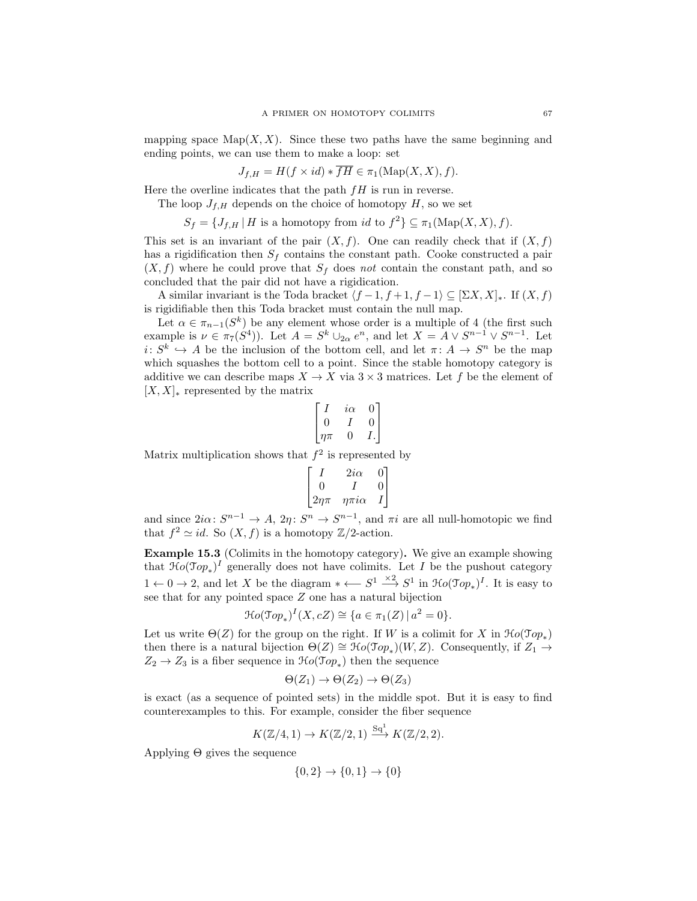mapping space $\mathrm{Map}(X, X)$. Since these two paths have the same beginning and ending points, we can use them to make a loop: set

$$J_{f,H} = H(f \times id) * \overline{fH} \in \pi_1(\mathrm{Map}(X, X), f).$$

Here the overline indicates that the path $fH$ is run in reverse.

The loop $J_{f,H}$ depends on the choice of homotopy $H$, so we set

$$S_f = \{J_{f,H} \mid H \text{ is a homotopy from } id \text{ to } f^2\} \subseteq \pi_1(\mathrm{Map}(X, X), f).$$

This set is an invariant of the pair $(X, f)$. One can readily check that if $(X, f)$ has a rigidification then $S_f$ contains the constant path. Cooke constructed a pair $(X, f)$ where he could prove that $S_f$ does *not* contain the constant path, and so concluded that the pair did not have a rigidication.

A similar invariant is the Toda bracket $\langle f-1, f+1, f-1\rangle \subseteq [\Sigma X, X]_*$. If $(X, f)$ is rigidifiable then this Toda bracket must contain the null map.

Let $\alpha \in \pi_{n-1}(S^k)$ be any element whose order is a multiple of 4 (the first such example is $\nu \in \pi_7(S^4)$). Let $A = S^k \cup_{2\alpha} e^n$, and let $X = A \vee S^{n-1} \vee S^{n-1}$. Let $i\colon S^k \hookrightarrow A$ be the inclusion of the bottom cell, and let $\pi\colon A \to S^n$ be the map which squashes the bottom cell to a point. Since the stable homotopy category is additive we can describe maps $X \to X$ via $3 \times 3$ matrices. Let $f$ be the element of $[X, X]_*$ represented by the matrix

$$\begin{bmatrix} I & i\alpha & 0 \\ 0 & I & 0 \\ \eta\pi & 0 & I. \end{bmatrix}$$

Matrix multiplication shows that $f^2$ is represented by

$$\begin{bmatrix} I & 2i\alpha & 0 \\ 0 & I & 0 \\ 2\eta\pi & \eta\pi i\alpha & I \end{bmatrix}$$

and since $2i\alpha\colon S^{n-1} \to A$, $2\eta\colon S^n \to S^{n-1}$, and $\pi i$ are all null-homotopic we find that $f^2 \simeq id$. So $(X, f)$ is a homotopy $\mathbb{Z}/2$-action.

**Example 15.3** (Colimits in the homotopy category)**.** We give an example showing that $\mathcal{H}o(\mathcal{T}op_*)^I$ generally does not have colimits. Let $I$ be the pushout category $1 \leftarrow 0 \rightarrow 2$, and let $X$ be the diagram $* \longleftarrow S^1 \xrightarrow{\times 2} S^1$ in $\mathcal{H}o(\mathcal{T}op_*)^I$. It is easy to see that for any pointed space $Z$ one has a natural bijection

$$\mathcal{H}o(\mathcal{T}op_*)^I(X, cZ) \cong \{a \in \pi_1(Z) \mid a^2 = 0\}.$$

Let us write $\Theta(Z)$ for the group on the right. If $W$ is a colimit for $X$ in $\mathcal{H}o(\mathcal{T}op_*)$ then there is a natural bijection $\Theta(Z) \cong \mathcal{H}o(\mathcal{T}op_*)(W, Z)$. Consequently, if $Z_1 \to Z_2 \to Z_3$ is a fiber sequence in $\mathcal{H}o(\mathcal{T}op_*)$ then the sequence

$$\Theta(Z_1) \to \Theta(Z_2) \to \Theta(Z_3)$$

is exact (as a sequence of pointed sets) in the middle spot. But it is easy to find counterexamples to this. For example, consider the fiber sequence

$$K(\mathbb{Z}/4, 1) \to K(\mathbb{Z}/2, 1) \xrightarrow{\mathrm{Sq}^1} K(\mathbb{Z}/2, 2).$$

Applying $\Theta$ gives the sequence

$$\{0, 2\} \to \{0, 1\} \to \{0\}$$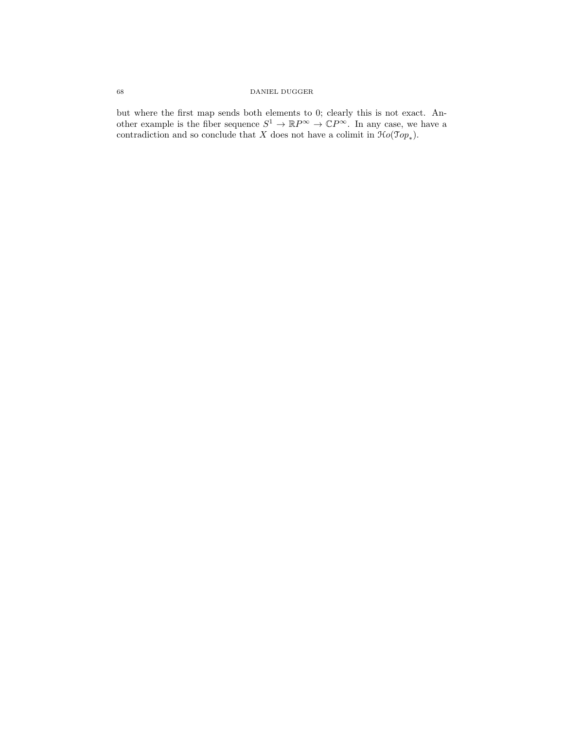but where the first map sends both elements to 0; clearly this is not exact. Another example is the fiber sequence $S^1 \to \mathbb{R}P^\infty \to \mathbb{C}P^\infty$. In any case, we have a contradiction and so conclude that $X$ does not have a colimit in $\mathcal{H}o(\mathcal{T}op_*)$.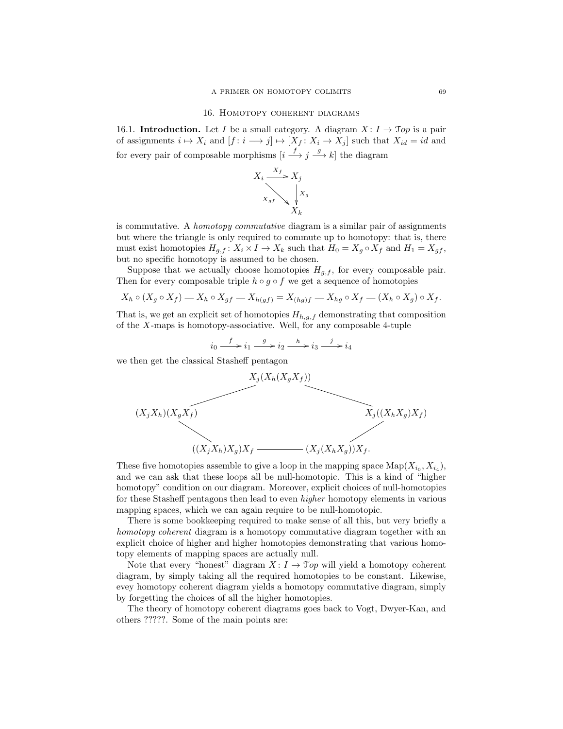## 16. Homotopy coherent diagrams

16.1. **Introduction.** Let $I$ be a small category. A diagram $X\colon I \to \mathcal{T}op$ is a pair of assignments $i \mapsto X_i$ and $[f\colon i \longrightarrow j] \mapsto [X_f\colon X_i \to X_j]$ such that $X_{id} = id$ and for every pair of composable morphisms $[i \xrightarrow{f} j \xrightarrow{g} k]$ the diagram

$$\begin{array}{ccc} X_i & \xrightarrow{X_f} & X_j \\ & \searrow^{X_{gf}} & \downarrow X_g \\ & & X_k \end{array}$$

is commutative. A *homotopy commutative* diagram is a similar pair of assignments but where the triangle is only required to commute up to homotopy: that is, there must exist homotopies $H_{g,f}\colon X_i \times I \to X_k$ such that $H_0 = X_g \circ X_f$ and $H_1 = X_{gf}$, but no specific homotopy is assumed to be chosen.

Suppose that we actually choose homotopies $H_{g,f}$, for every composable pair. Then for every composable triple $h \circ g \circ f$ we get a sequence of homotopies

$$X_h \circ (X_g \circ X_f) \text{ — } X_h \circ X_{gf} \text{ — } X_{h(gf)} = X_{(hg)f} \text{ — } X_{hg} \circ X_f \text{ — } (X_h \circ X_g) \circ X_f.$$

That is, we get an explicit set of homotopies $H_{h,g,f}$ demonstrating that composition of the $X$-maps is homotopy-associative. Well, for any composable 4-tuple

$$i_0 \xrightarrow{f} i_1 \xrightarrow{g} i_2 \xrightarrow{h} i_3 \xrightarrow{j} i_4$$

we then get the classical Stasheff pentagon

$$\begin{array}{ccccc} & & X_j(X_h(X_gX_f)) & & \\ & / & & \backslash & \\ (X_jX_h)(X_gX_f) & & & & X_j((X_hX_g)X_f) \\ & \backslash & & / & \\ & ((X_jX_h)X_g)X_f & \text{———} & (X_j(X_hX_g))X_f. & \end{array}$$

These five homotopies assemble to give a loop in the mapping space $\operatorname{Map}(X_{i_0}, X_{i_4})$, and we can ask that these loops all be null-homotopic. This is a kind of "higher homotopy" condition on our diagram. Moreover, explicit choices of null-homotopies for these Stasheff pentagons then lead to even *higher* homotopy elements in various mapping spaces, which we can again require to be null-homotopic.

There is some bookkeeping required to make sense of all this, but very briefly a *homotopy coherent* diagram is a homotopy commutative diagram together with an explicit choice of higher and higher homotopies demonstrating that various homotopy elements of mapping spaces are actually null.

Note that every "honest" diagram $X\colon I \to \mathcal{T}op$ will yield a homotopy coherent diagram, by simply taking all the required homotopies to be constant. Likewise, evey homotopy coherent diagram yields a homotopy commutative diagram, simply by forgetting the choices of all the higher homotopies.

The theory of homotopy coherent diagrams goes back to Vogt, Dwyer-Kan, and others ?????. Some of the main points are: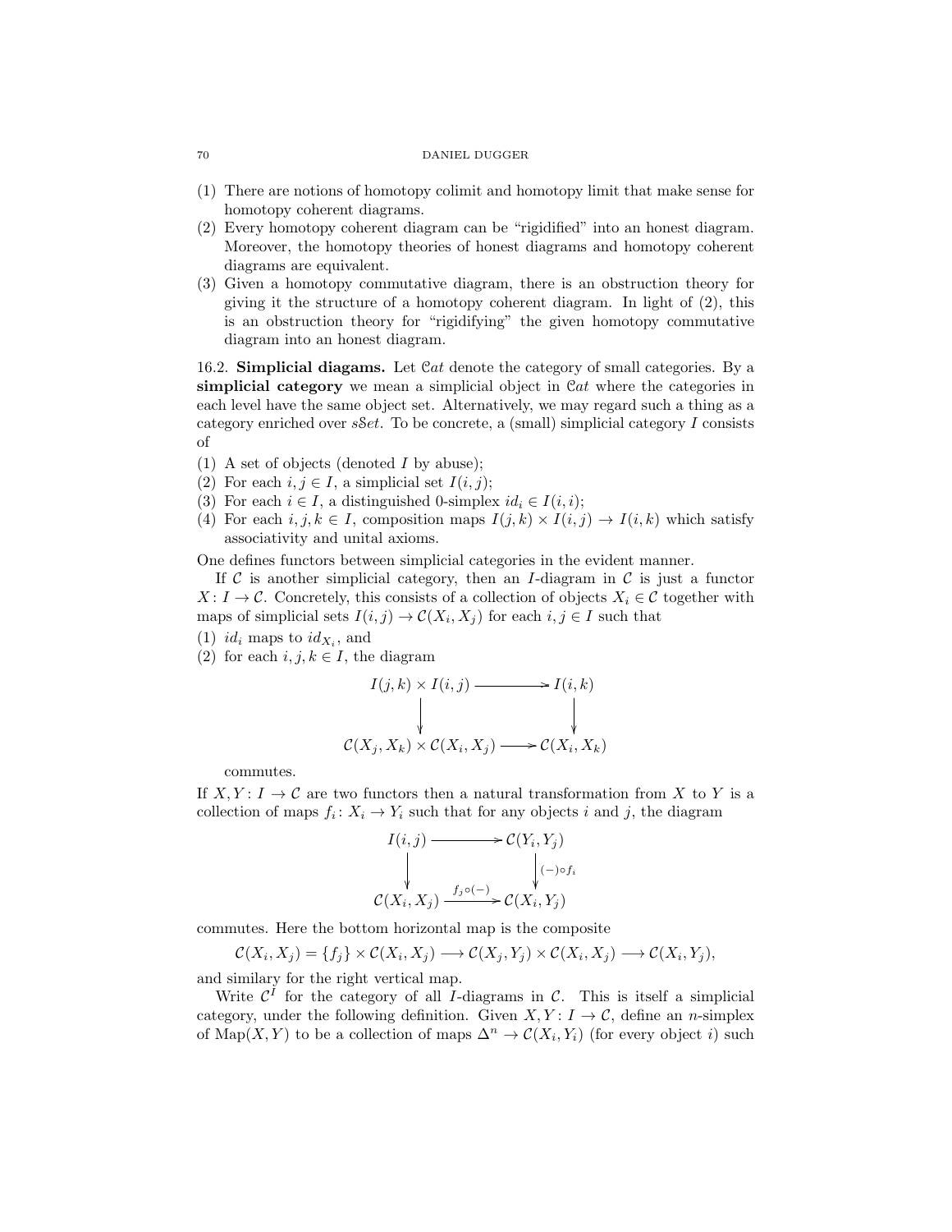(1) There are notions of homotopy colimit and homotopy limit that make sense for homotopy coherent diagrams.
(2) Every homotopy coherent diagram can be "rigidified" into an honest diagram. Moreover, the homotopy theories of honest diagrams and homotopy coherent diagrams are equivalent.
(3) Given a homotopy commutative diagram, there is an obstruction theory for giving it the structure of a homotopy coherent diagram. In light of (2), this is an obstruction theory for "rigidifying" the given homotopy commutative diagram into an honest diagram.

16.2. **Simplicial diagams.** Let $\mathcal{C}at$ denote the category of small categories. By a **simplicial category** we mean a simplicial object in $\mathcal{C}at$ where the categories in each level have the same object set. Alternatively, we may regard such a thing as a category enriched over $sSet$. To be concrete, a (small) simplicial category $I$ consists of

(1) A set of objects (denoted $I$ by abuse);
(2) For each $i, j \in I$, a simplicial set $I(i, j)$;
(3) For each $i \in I$, a distinguished 0-simplex $id_i \in I(i, i)$;
(4) For each $i, j, k \in I$, composition maps $I(j, k) \times I(i, j) \to I(i, k)$ which satisfy associativity and unital axioms.

One defines functors between simplicial categories in the evident manner.

If $\mathcal{C}$ is another simplicial category, then an $I$-diagram in $\mathcal{C}$ is just a functor $X : I \to \mathcal{C}$. Concretely, this consists of a collection of objects $X_i \in \mathcal{C}$ together with maps of simplicial sets $I(i, j) \to \mathcal{C}(X_i, X_j)$ for each $i, j \in I$ such that

(1) $id_i$ maps to $id_{X_i}$, and
(2) for each $i, j, k \in I$, the diagram

$$\begin{array}{ccc} I(j,k) \times I(i,j) & \longrightarrow & I(i,k) \\ \downarrow & & \downarrow \\ \mathcal{C}(X_j, X_k) \times \mathcal{C}(X_i, X_j) & \longrightarrow & \mathcal{C}(X_i, X_k) \end{array}$$

commutes.

If $X, Y : I \to \mathcal{C}$ are two functors then a natural transformation from $X$ to $Y$ is a collection of maps $f_i : X_i \to Y_i$ such that for any objects $i$ and $j$, the diagram

$$\begin{array}{ccc} I(i,j) & \longrightarrow & \mathcal{C}(Y_i, Y_j) \\ \downarrow & & \downarrow {\scriptstyle (-)\circ f_i} \\ \mathcal{C}(X_i, X_j) & \xrightarrow{f_j \circ (-)} & \mathcal{C}(X_i, Y_j) \end{array}$$

commutes. Here the bottom horizontal map is the composite

$$\mathcal{C}(X_i, X_j) = \{f_j\} \times \mathcal{C}(X_i, X_j) \longrightarrow \mathcal{C}(X_j, Y_j) \times \mathcal{C}(X_i, X_j) \longrightarrow \mathcal{C}(X_i, Y_j),$$

and similary for the right vertical map.

Write $\mathcal{C}^I$ for the category of all $I$-diagrams in $\mathcal{C}$. This is itself a simplicial category, under the following definition. Given $X, Y : I \to \mathcal{C}$, define an $n$-simplex of $\operatorname{Map}(X, Y)$ to be a collection of maps $\Delta^n \to \mathcal{C}(X_i, Y_i)$ (for every object $i$) such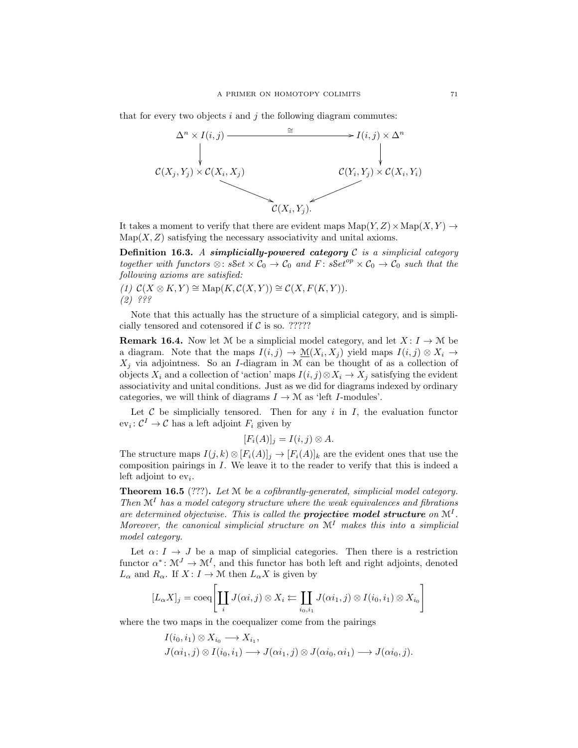that for every two objects $i$ and $j$ the following diagram commutes:

$$
\begin{array}{ccc}
\Delta^n \times I(i,j) & \xrightarrow{\cong} & I(i,j) \times \Delta^n \\
\downarrow & & \downarrow \\
\mathcal{C}(X_j, Y_j) \times \mathcal{C}(X_i, X_j) & & \mathcal{C}(Y_i, Y_j) \times \mathcal{C}(X_i, Y_i) \\
& \searrow \quad \swarrow & \\
& \mathcal{C}(X_i, Y_j). &
\end{array}
$$

It takes a moment to verify that there are evident maps $\mathrm{Map}(Y,Z) \times \mathrm{Map}(X,Y) \to \mathrm{Map}(X,Z)$ satisfying the necessary associativity and unital axioms.

**Definition 16.3.** *A* ***simplicially-powered category*** $\mathcal{C}$ *is a simplicial category together with functors* $\otimes\colon s\mathcal{S}et \times \mathcal{C}_0 \to \mathcal{C}_0$ *and* $F\colon s\mathcal{S}et^{op} \times \mathcal{C}_0 \to \mathcal{C}_0$ *such that the following axioms are satisfied:*

*(1)* $\mathcal{C}(X \otimes K, Y) \cong \mathrm{Map}(K, \mathcal{C}(X,Y)) \cong \mathcal{C}(X, F(K,Y))$.
*(2) ???*

Note that this actually has the structure of a simplicial category, and is simplicially tensored and cotensored if $\mathcal{C}$ is so. ?????

**Remark 16.4.** Now let $\mathcal{M}$ be a simplicial model category, and let $X\colon I \to \mathcal{M}$ be a diagram. Note that the maps $I(i,j) \to \underline{\mathcal{M}}(X_i, X_j)$ yield maps $I(i,j) \otimes X_i \to X_j$ via adjointness. So an $I$-diagram in $\mathcal{M}$ can be thought of as a collection of objects $X_i$ and a collection of 'action' maps $I(i,j) \otimes X_i \to X_j$ satisfying the evident associativity and unital conditions. Just as we did for diagrams indexed by ordinary categories, we will think of diagrams $I \to \mathcal{M}$ as 'left $I$-modules'.

Let $\mathcal{C}$ be simplicially tensored. Then for any $i$ in $I$, the evaluation functor $\mathrm{ev}_i\colon \mathcal{C}^I \to \mathcal{C}$ has a left adjoint $F_i$ given by

$$[F_i(A)]_j = I(i,j) \otimes A.$$

The structure maps $I(j,k) \otimes [F_i(A)]_j \to [F_i(A)]_k$ are the evident ones that use the composition pairings in $I$. We leave it to the reader to verify that this is indeed a left adjoint to $\mathrm{ev}_i$.

**Theorem 16.5** (???)**.** *Let* $\mathcal{M}$ *be a cofibrantly-generated, simplicial model category. Then* $\mathcal{M}^I$ *has a model category structure where the weak equivalences and fibrations are determined objectwise. This is called the* ***projective model structure*** *on* $\mathcal{M}^I$*. Moreover, the canonical simplicial structure on* $\mathcal{M}^I$ *makes this into a simplicial model category.*

Let $\alpha\colon I \to J$ be a map of simplicial categories. Then there is a restriction functor $\alpha^*\colon \mathcal{M}^J \to \mathcal{M}^I$, and this functor has both left and right adjoints, denoted $L_\alpha$ and $R_\alpha$. If $X\colon I \to \mathcal{M}$ then $L_\alpha X$ is given by

$$[L_\alpha X]_j = \mathrm{coeq}\left[\coprod_i J(\alpha i, j) \otimes X_i \leftleftarrows \coprod_{i_0, i_1} J(\alpha i_1, j) \otimes I(i_0, i_1) \otimes X_{i_0}\right]$$

where the two maps in the coequalizer come from the pairings

$$I(i_0, i_1) \otimes X_{i_0} \longrightarrow X_{i_1},$$
$$J(\alpha i_1, j) \otimes I(i_0, i_1) \longrightarrow J(\alpha i_1, j) \otimes J(\alpha i_0, \alpha i_1) \longrightarrow J(\alpha i_0, j).$$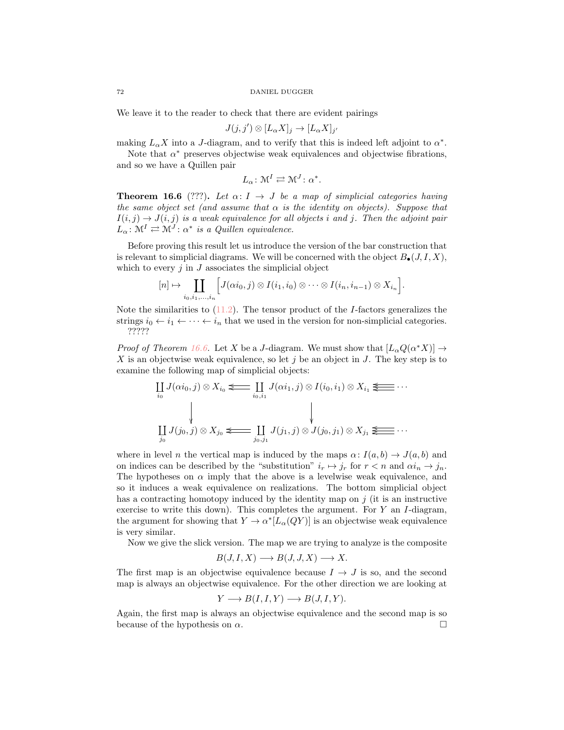We leave it to the reader to check that there are evident pairings

$$J(j,j') \otimes [L_\alpha X]_j \to [L_\alpha X]_{j'}$$

making $L_\alpha X$ into a $J$-diagram, and to verify that this is indeed left adjoint to $\alpha^*$.

Note that $\alpha^*$ preserves objectwise weak equivalences and objectwise fibrations, and so we have a Quillen pair

$$L_\alpha \colon \mathcal{M}^I \rightleftarrows \mathcal{M}^J \colon \alpha^*.$$

**Theorem 16.6** (???). *Let $\alpha\colon I \to J$ be a map of simplicial categories having the same object set (and assume that $\alpha$ is the identity on objects). Suppose that $I(i,j) \to J(i,j)$ is a weak equivalence for all objects $i$ and $j$. Then the adjoint pair $L_\alpha \colon \mathcal{M}^I \rightleftarrows \mathcal{M}^J \colon \alpha^*$ is a Quillen equivalence.*

Before proving this result let us introduce the version of the bar construction that is relevant to simplicial diagrams. We will be concerned with the object $B_\bullet(J,I,X)$, which to every $j$ in $J$ associates the simplicial object

$$[n] \mapsto \coprod_{i_0,i_1,\ldots,i_n} \Big[ J(\alpha i_0, j) \otimes I(i_1,i_0) \otimes \cdots \otimes I(i_n,i_{n-1}) \otimes X_{i_n} \Big].$$

Note the similarities to (11.2). The tensor product of the $I$-factors generalizes the strings $i_0 \leftarrow i_1 \leftarrow \cdots \leftarrow i_n$ that we used in the version for non-simplicial categories. ?????

*Proof of Theorem 16.6.* Let $X$ be a $J$-diagram. We must show that $[L_\alpha Q(\alpha^* X)] \to X$ is an objectwise weak equivalence, so let $j$ be an object in $J$. The key step is to examine the following map of simplicial objects:

$$\begin{array}{ccccc}
\coprod_{i_0} J(\alpha i_0, j) \otimes X_{i_0} & \Leftarrow & \coprod_{i_0,i_1} J(\alpha i_1, j) \otimes I(i_0,i_1) \otimes X_{i_1} & \Lleftarrow & \cdots \\
\downarrow & & \downarrow & & \\
\coprod_{j_0} J(j_0, j) \otimes X_{j_0} & \Leftarrow & \coprod_{j_0,j_1} J(j_1, j) \otimes J(j_0,j_1) \otimes X_{j_1} & \Lleftarrow & \cdots
\end{array}$$

where in level $n$ the vertical map is induced by the maps $\alpha\colon I(a,b) \to J(a,b)$ and on indices can be described by the "substitution" $i_r \mapsto j_r$ for $r < n$ and $\alpha i_n \to j_n$. The hypotheses on $\alpha$ imply that the above is a levelwise weak equivalence, and so it induces a weak equivalence on realizations. The bottom simplicial object has a contracting homotopy induced by the identity map on $j$ (it is an instructive exercise to write this down). This completes the argument. For $Y$ an $I$-diagram, the argument for showing that $Y \to \alpha^*[L_\alpha(QY)]$ is an objectwise weak equivalence is very similar.

Now we give the slick version. The map we are trying to analyze is the composite

$$B(J,I,X) \longrightarrow B(J,J,X) \longrightarrow X.$$

The first map is an objectwise equivalence because $I \to J$ is so, and the second map is always an objectwise equivalence. For the other direction we are looking at

$$Y \longrightarrow B(I,I,Y) \longrightarrow B(J,I,Y).$$

Again, the first map is always an objectwise equivalence and the second map is so because of the hypothesis on $\alpha$. $\square$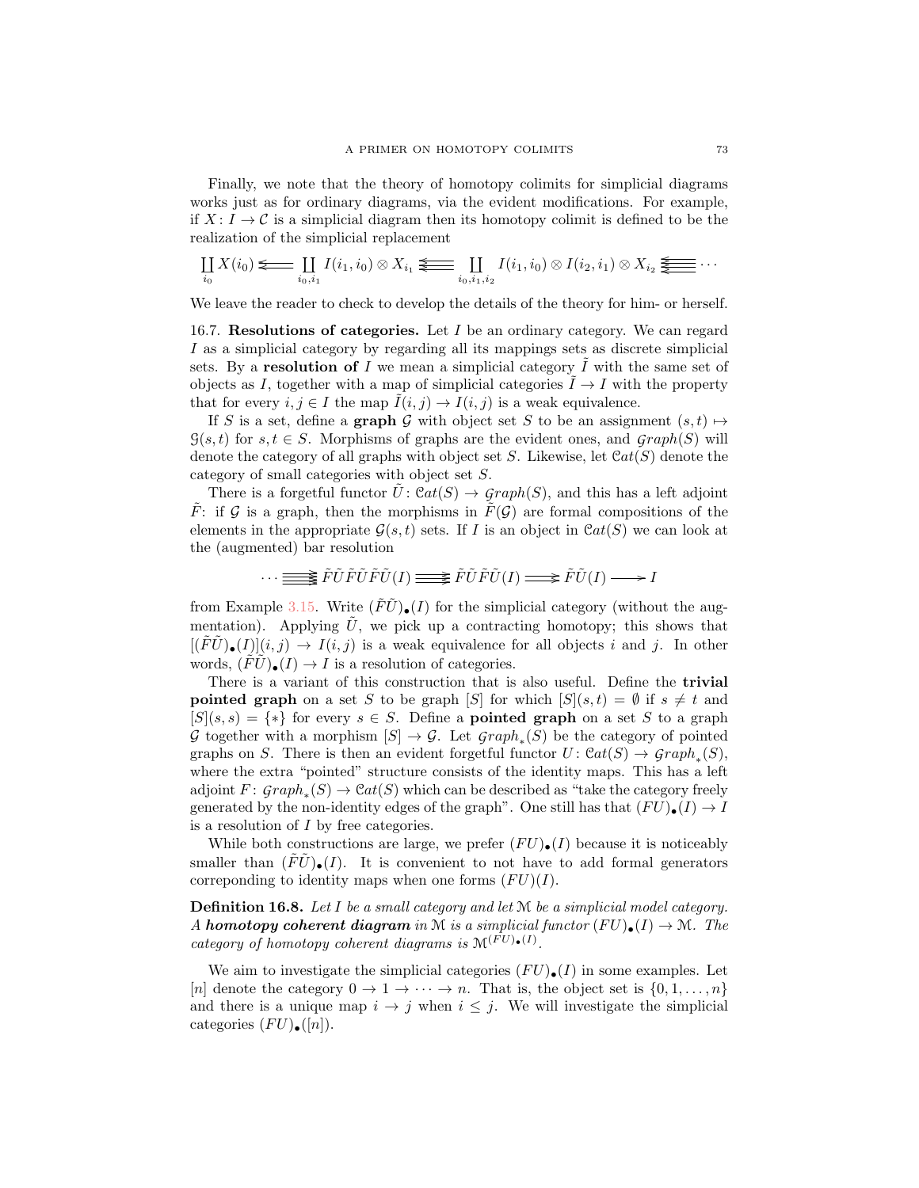Finally, we note that the theory of homotopy colimits for simplicial diagrams works just as for ordinary diagrams, via the evident modifications. For example, if $X\colon I \to \mathcal{C}$ is a simplicial diagram then its homotopy colimit is defined to be the realization of the simplicial replacement

$$\coprod_{i_0} X(i_0) \leftleftarrows \coprod_{i_0,i_1} I(i_1,i_0) \otimes X_{i_1} \,\substack{\leftarrow\\[-1em]\leftarrow\\[-1em]\leftarrow}\, \coprod_{i_0,i_1,i_2} I(i_1,i_0)\otimes I(i_2,i_1)\otimes X_{i_2} \,\substack{\leftarrow\\[-1em]\leftarrow\\[-1em]\leftarrow\\[-1em]\leftarrow}\, \cdots$$

We leave the reader to check to develop the details of the theory for him- or herself.

16.7. **Resolutions of categories.** Let $I$ be an ordinary category. We can regard $I$ as a simplicial category by regarding all its mappings sets as discrete simplicial sets. By a **resolution of** $I$ we mean a simplicial category $\tilde{I}$ with the same set of objects as $I$, together with a map of simplicial categories $\tilde{I} \to I$ with the property that for every $i,j \in I$ the map $\tilde{I}(i,j) \to I(i,j)$ is a weak equivalence.

If $S$ is a set, define a **graph** $\mathcal{G}$ with object set $S$ to be an assignment $(s,t) \mapsto \mathcal{G}(s,t)$ for $s,t \in S$. Morphisms of graphs are the evident ones, and $\mathcal{G}raph(S)$ will denote the category of all graphs with object set $S$. Likewise, let $\mathcal{C}at(S)$ denote the category of small categories with object set $S$.

There is a forgetful functor $\tilde{U}\colon \mathcal{C}at(S) \to \mathcal{G}raph(S)$, and this has a left adjoint $\tilde{F}$: if $\mathcal{G}$ is a graph, then the morphisms in $\tilde{F}(\mathcal{G})$ are formal compositions of the elements in the appropriate $\mathcal{G}(s,t)$ sets. If $I$ is an object in $\mathcal{C}at(S)$ we can look at the (augmented) bar resolution

$$\cdots \,\substack{\rightarrow\\[-1em]\rightarrow\\[-1em]\rightarrow\\[-1em]\rightarrow}\, \tilde{F}\tilde{U}\tilde{F}\tilde{U}\tilde{F}\tilde{U}(I) \,\substack{\rightarrow\\[-1em]\rightarrow\\[-1em]\rightarrow}\, \tilde{F}\tilde{U}\tilde{F}\tilde{U}(I) \rightrightarrows \tilde{F}\tilde{U}(I) \longrightarrow I$$

from Example 3.15. Write $(\tilde{F}\tilde{U})_\bullet(I)$ for the simplicial category (without the augmentation). Applying $\tilde{U}$, we pick up a contracting homotopy; this shows that $[(\tilde{F}\tilde{U})_\bullet(I)](i,j) \to I(i,j)$ is a weak equivalence for all objects $i$ and $j$. In other words, $(\tilde{F}\tilde{U})_\bullet(I) \to I$ is a resolution of categories.

There is a variant of this construction that is also useful. Define the **trivial pointed graph** on a set $S$ to be graph $[S]$ for which $[S](s,t) = \emptyset$ if $s \neq t$ and $[S](s,s) = \{*\}$ for every $s \in S$. Define a **pointed graph** on a set $S$ to a graph $\mathcal{G}$ together with a morphism $[S] \to \mathcal{G}$. Let $\mathcal{G}raph_*(S)$ be the category of pointed graphs on $S$. There is then an evident forgetful functor $U\colon \mathcal{C}at(S) \to \mathcal{G}raph_*(S)$, where the extra "pointed" structure consists of the identity maps. This has a left adjoint $F\colon \mathcal{G}raph_*(S) \to \mathcal{C}at(S)$ which can be described as "take the category freely generated by the non-identity edges of the graph". One still has that $(FU)_\bullet(I) \to I$ is a resolution of $I$ by free categories.

While both constructions are large, we prefer $(FU)_\bullet(I)$ because it is noticeably smaller than $(\tilde{F}\tilde{U})_\bullet(I)$. It is convenient to not have to add formal generators correponding to identity maps when one forms $(FU)(I)$.

**Definition 16.8.** *Let $I$ be a small category and let $\mathcal{M}$ be a simplicial model category. A **homotopy coherent diagram** in $\mathcal{M}$ is a simplicial functor $(FU)_\bullet(I) \to \mathcal{M}$. The category of homotopy coherent diagrams is $\mathcal{M}^{(FU)_\bullet(I)}$.*

We aim to investigate the simplicial categories $(FU)_\bullet(I)$ in some examples. Let $[n]$ denote the category $0 \to 1 \to \cdots \to n$. That is, the object set is $\{0,1,\ldots,n\}$ and there is a unique map $i \to j$ when $i \leq j$. We will investigate the simplicial categories $(FU)_\bullet([n])$.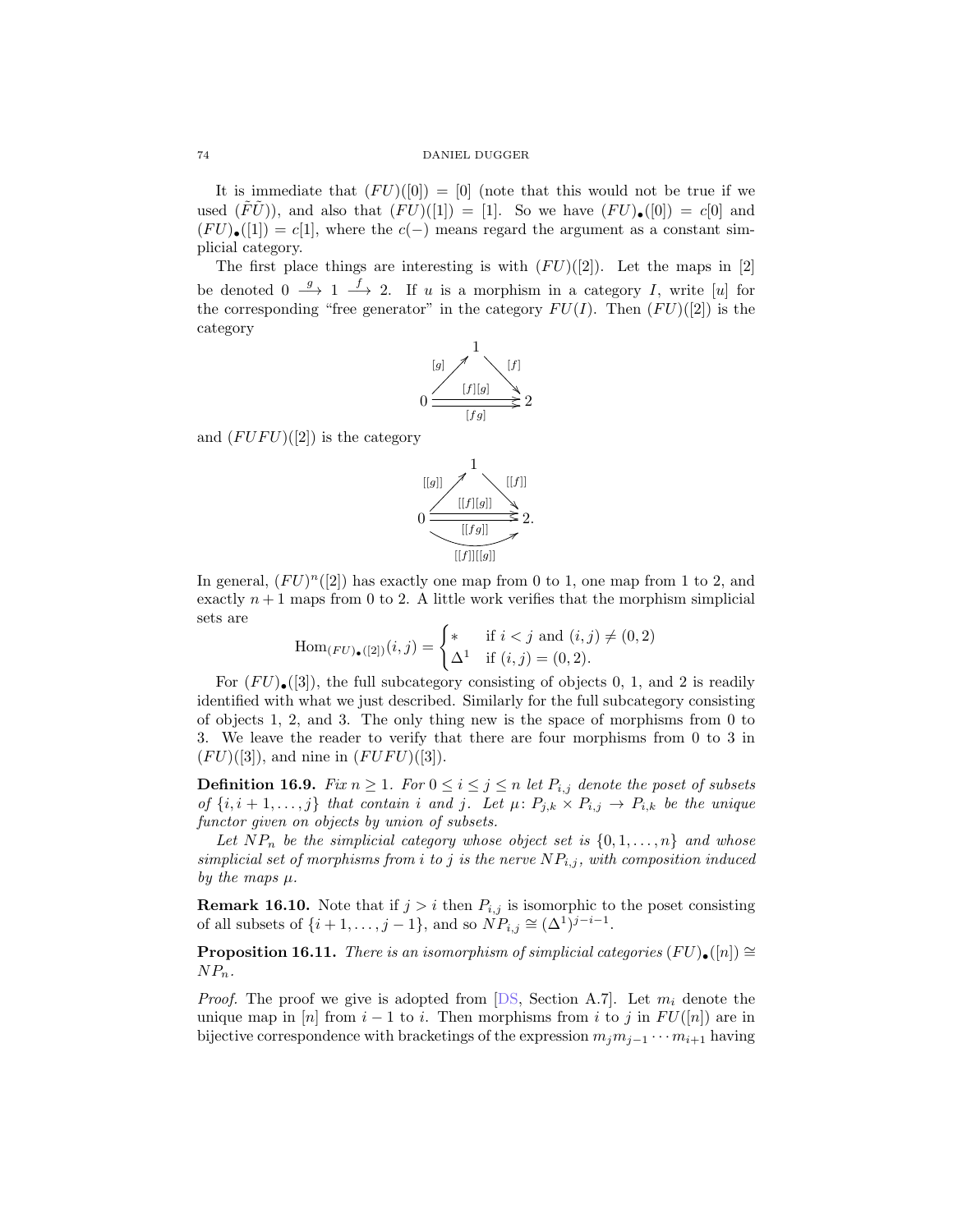It is immediate that $(FU)([0]) = [0]$ (note that this would not be true if we used $(\tilde{F}\tilde{U})$), and also that $(FU)([1]) = [1]$. So we have $(FU)_\bullet([0]) = c[0]$ and $(FU)_\bullet([1]) = c[1]$, where the $c(-)$ means regard the argument as a constant simplicial category.

The first place things are interesting is with $(FU)([2])$. Let the maps in $[2]$ be denoted $0 \xrightarrow{g} 1 \xrightarrow{f} 2$. If $u$ is a morphism in a category $I$, write $[u]$ for the corresponding "free generator" in the category $FU(I)$. Then $(FU)([2])$ is the category

$$\begin{array}{c} \quad 1 \quad \\ {}^{[g]}\nearrow \qquad \searrow^{[f]} \\ 0 \underset{[fg]}{\overset{[f][g]}{\rightrightarrows}} 2 \end{array}$$

and $(FUFU)([2])$ is the category

$$\begin{array}{c} \quad 1 \quad \\ {}^{[[g]]}\nearrow \qquad \searrow^{[[f]]} \\ 0 \underset{[[fg]]}{\overset{[[f][g]]}{\rightrightarrows}} 2. \\ \underset{[[f]][[g]]}{\smile} \end{array}$$

In general, $(FU)^n([2])$ has exactly one map from 0 to 1, one map from 1 to 2, and exactly $n+1$ maps from 0 to 2. A little work verifies that the morphism simplicial sets are

$$\operatorname{Hom}_{(FU)_\bullet([2])}(i,j) = \begin{cases} * & \text{if } i < j \text{ and } (i,j) \neq (0,2) \\ \Delta^1 & \text{if } (i,j) = (0,2). \end{cases}$$

For $(FU)_\bullet([3])$, the full subcategory consisting of objects 0, 1, and 2 is readily identified with what we just described. Similarly for the full subcategory consisting of objects 1, 2, and 3. The only thing new is the space of morphisms from 0 to 3. We leave the reader to verify that there are four morphisms from 0 to 3 in $(FU)([3])$, and nine in $(FUFU)([3])$.

**Definition 16.9.** *Fix $n \geq 1$. For $0 \leq i \leq j \leq n$ let $P_{i,j}$ denote the poset of subsets of $\{i, i+1, \ldots, j\}$ that contain $i$ and $j$. Let $\mu\colon P_{j,k} \times P_{i,j} \to P_{i,k}$ be the unique functor given on objects by union of subsets.*

*Let $NP_n$ be the simplicial category whose object set is $\{0, 1, \ldots, n\}$ and whose simplicial set of morphisms from $i$ to $j$ is the nerve $NP_{i,j}$, with composition induced by the maps $\mu$.*

**Remark 16.10.** Note that if $j > i$ then $P_{i,j}$ is isomorphic to the poset consisting of all subsets of $\{i+1, \ldots, j-1\}$, and so $NP_{i,j} \cong (\Delta^1)^{j-i-1}$.

**Proposition 16.11.** *There is an isomorphism of simplicial categories $(FU)_\bullet([n]) \cong NP_n$.*

*Proof.* The proof we give is adopted from [DS, Section A.7]. Let $m_i$ denote the unique map in $[n]$ from $i-1$ to $i$. Then morphisms from $i$ to $j$ in $FU([n])$ are in bijective correspondence with bracketings of the expression $m_j m_{j-1} \cdots m_{i+1}$ having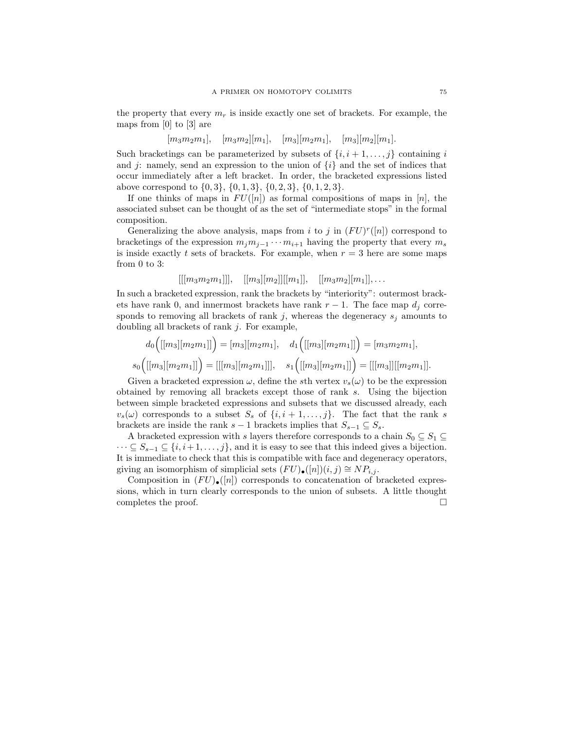the property that every $m_r$ is inside exactly one set of brackets. For example, the maps from [0] to [3] are

$$[m_3 m_2 m_1], \quad [m_3 m_2][m_1], \quad [m_3][m_2 m_1], \quad [m_3][m_2][m_1].$$

Such bracketings can be parameterized by subsets of $\{i, i+1, \ldots, j\}$ containing $i$ and $j$: namely, send an expression to the union of $\{i\}$ and the set of indices that occur immediately after a left bracket. In order, the bracketed expressions listed above correspond to $\{0,3\}$, $\{0,1,3\}$, $\{0,2,3\}$, $\{0,1,2,3\}$.

If one thinks of maps in $FU([n])$ as formal compositions of maps in $[n]$, the associated subset can be thought of as the set of "intermediate stops" in the formal composition.

Generalizing the above analysis, maps from $i$ to $j$ in $(FU)^r([n])$ correspond to bracketings of the expression $m_j m_{j-1} \cdots m_{i+1}$ having the property that every $m_s$ is inside exactly $t$ sets of brackets. For example, when $r = 3$ here are some maps from 0 to 3:

$$[[[m_3 m_2 m_1]]], \quad [[m_3][m_2]][[m_1]], \quad [[m_3 m_2][m_1]], \ldots$$

In such a bracketed expression, rank the brackets by "interiority": outermost brackets have rank 0, and innermost brackets have rank $r-1$. The face map $d_j$ corresponds to removing all brackets of rank $j$, whereas the degeneracy $s_j$ amounts to doubling all brackets of rank $j$. For example,

$$d_0\Big([[m_3][m_2 m_1]]\Big) = [m_3][m_2 m_1], \quad d_1\Big([[m_3][m_2 m_1]]\Big) = [m_3 m_2 m_1],$$

$$s_0\Big([[m_3][m_2 m_1]]\Big) = [[[m_3][m_2 m_1]]], \quad s_1\Big([[m_3][m_2 m_1]]\Big) = [[[m_3]][[m_2 m_1]].$$

Given a bracketed expression $\omega$, define the $s$th vertex $v_s(\omega)$ to be the expression obtained by removing all brackets except those of rank $s$. Using the bijection between simple bracketed expressions and subsets that we discussed already, each $v_s(\omega)$ corresponds to a subset $S_s$ of $\{i, i+1, \ldots, j\}$. The fact that the rank $s$ brackets are inside the rank $s-1$ brackets implies that $S_{s-1} \subseteq S_s$.

A bracketed expression with $s$ layers therefore corresponds to a chain $S_0 \subseteq S_1 \subseteq \cdots \subseteq S_{s-1} \subseteq \{i, i+1, \ldots, j\}$, and it is easy to see that this indeed gives a bijection. It is immediate to check that this is compatible with face and degeneracy operators, giving an isomorphism of simplicial sets $(FU)_\bullet([n])(i,j) \cong NP_{i,j}$.

Composition in $(FU)_\bullet([n])$ corresponds to concatenation of bracketed expressions, which in turn clearly corresponds to the union of subsets. A little thought completes the proof. $\square$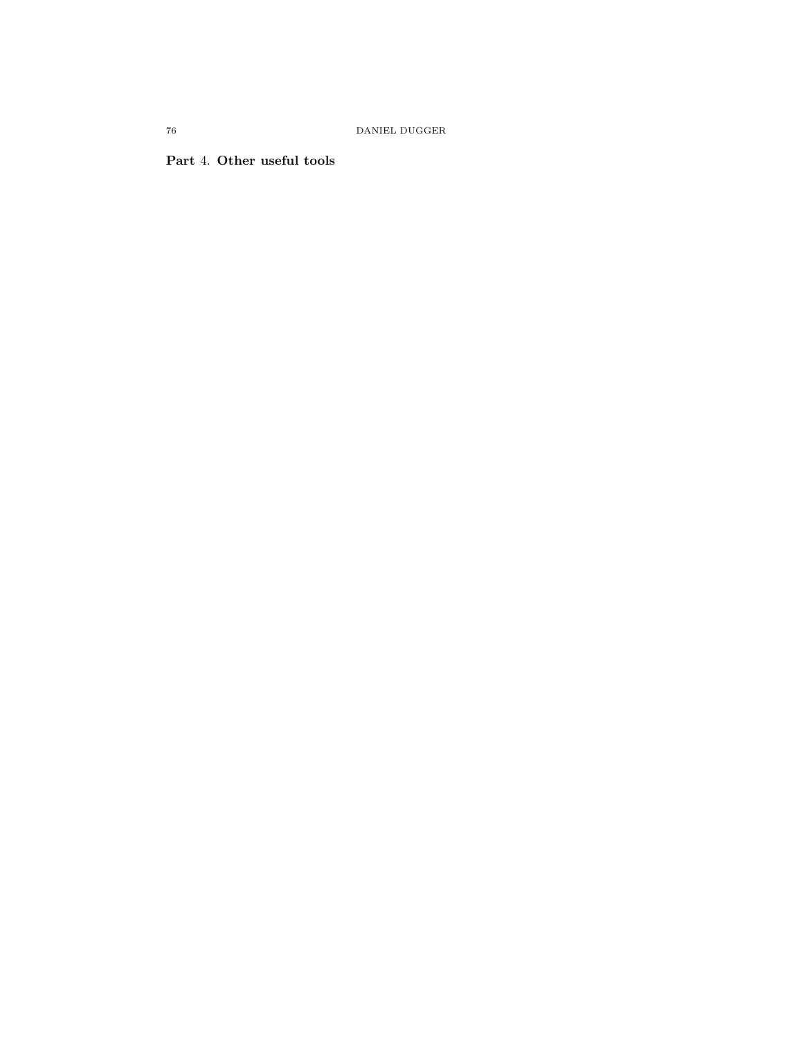# Part 4. Other useful tools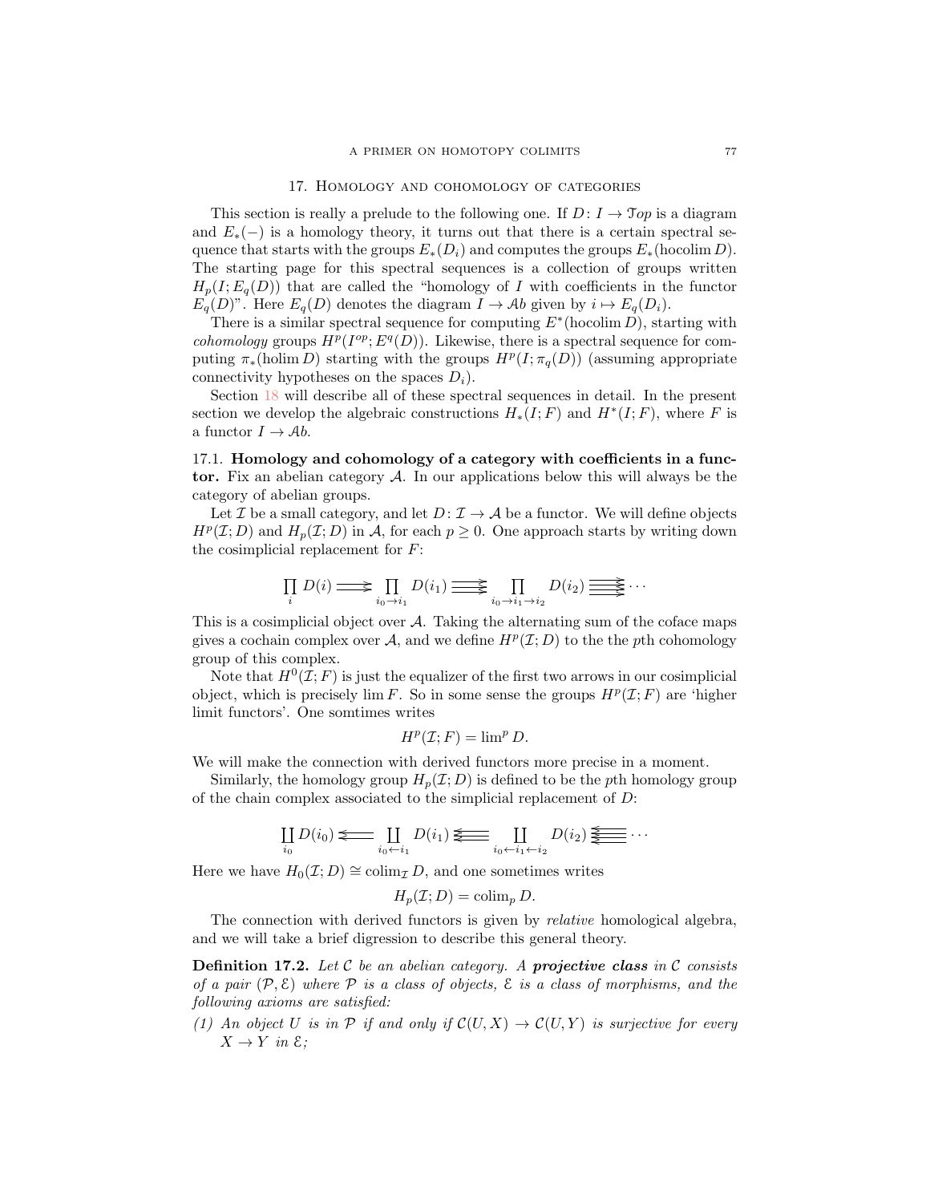## 17. Homology and cohomology of categories

This section is really a prelude to the following one. If $D\colon I \to \mathcal{T}op$ is a diagram and $E_*(-)$ is a homology theory, it turns out that there is a certain spectral sequence that starts with the groups $E_*(D_i)$ and computes the groups $E_*(\text{hocolim}\, D)$. The starting page for this spectral sequences is a collection of groups written $H_p(I; E_q(D))$ that are called the "homology of $I$ with coefficients in the functor $E_q(D)$". Here $E_q(D)$ denotes the diagram $I \to \mathcal{A}b$ given by $i \mapsto E_q(D_i)$.

There is a similar spectral sequence for computing $E^*(\text{hocolim}\, D)$, starting with *cohomology* groups $H^p(I^{op}; E^q(D))$. Likewise, there is a spectral sequence for computing $\pi_*(\text{holim}\, D)$ starting with the groups $H^p(I; \pi_q(D))$ (assuming appropriate connectivity hypotheses on the spaces $D_i$).

Section 18 will describe all of these spectral sequences in detail. In the present section we develop the algebraic constructions $H_*(I; F)$ and $H^*(I; F)$, where $F$ is a functor $I \to \mathcal{A}b$.

17.1. **Homology and cohomology of a category with coefficients in a functor.** Fix an abelian category $\mathcal{A}$. In our applications below this will always be the category of abelian groups.

Let $\mathcal{I}$ be a small category, and let $D\colon \mathcal{I} \to \mathcal{A}$ be a functor. We will define objects $H^p(\mathcal{I}; D)$ and $H_p(\mathcal{I}; D)$ in $\mathcal{A}$, for each $p \geq 0$. One approach starts by writing down the cosimplicial replacement for $F$:

$$\prod_i D(i) \rightrightarrows \prod_{i_0 \to i_1} D(i_1) \;\substack{\longrightarrow\\[-1ex]\longrightarrow\\[-1ex]\longrightarrow}\; \prod_{i_0 \to i_1 \to i_2} D(i_2) \;\substack{\longrightarrow\\[-1ex]\longrightarrow\\[-1ex]\longrightarrow\\[-1ex]\longrightarrow}\; \cdots$$

This is a cosimplicial object over $\mathcal{A}$. Taking the alternating sum of the coface maps gives a cochain complex over $\mathcal{A}$, and we define $H^p(\mathcal{I}; D)$ to the the $p$th cohomology group of this complex.

Note that $H^0(\mathcal{I}; F)$ is just the equalizer of the first two arrows in our cosimplicial object, which is precisely $\lim F$. So in some sense the groups $H^p(\mathcal{I}; F)$ are 'higher limit functors'. One somtimes writes

$$H^p(\mathcal{I}; F) = \lim{}^p D.$$

We will make the connection with derived functors more precise in a moment.

Similarly, the homology group $H_p(\mathcal{I}; D)$ is defined to be the $p$th homology group of the chain complex associated to the simplicial replacement of $D$:

$$\coprod_{i_0} D(i_0) \leftleftarrows \coprod_{i_0 \leftarrow i_1} D(i_1) \;\substack{\longleftarrow\\[-1ex]\longleftarrow\\[-1ex]\longleftarrow}\; \coprod_{i_0 \leftarrow i_1 \leftarrow i_2} D(i_2) \;\substack{\longleftarrow\\[-1ex]\longleftarrow\\[-1ex]\longleftarrow\\[-1ex]\longleftarrow}\; \cdots$$

Here we have $H_0(\mathcal{I}; D) \cong \text{colim}_{\mathcal{I}}\, D$, and one sometimes writes

$$H_p(\mathcal{I}; D) = \text{colim}_p\, D.$$

The connection with derived functors is given by *relative* homological algebra, and we will take a brief digression to describe this general theory.

**Definition 17.2.** *Let $\mathcal{C}$ be an abelian category. A **projective class** in $\mathcal{C}$ consists of a pair $(\mathcal{P}, \mathcal{E})$ where $\mathcal{P}$ is a class of objects, $\mathcal{E}$ is a class of morphisms, and the following axioms are satisfied:*

*(1) An object $U$ is in $\mathcal{P}$ if and only if $\mathcal{C}(U, X) \to \mathcal{C}(U, Y)$ is surjective for every $X \to Y$ in $\mathcal{E}$;*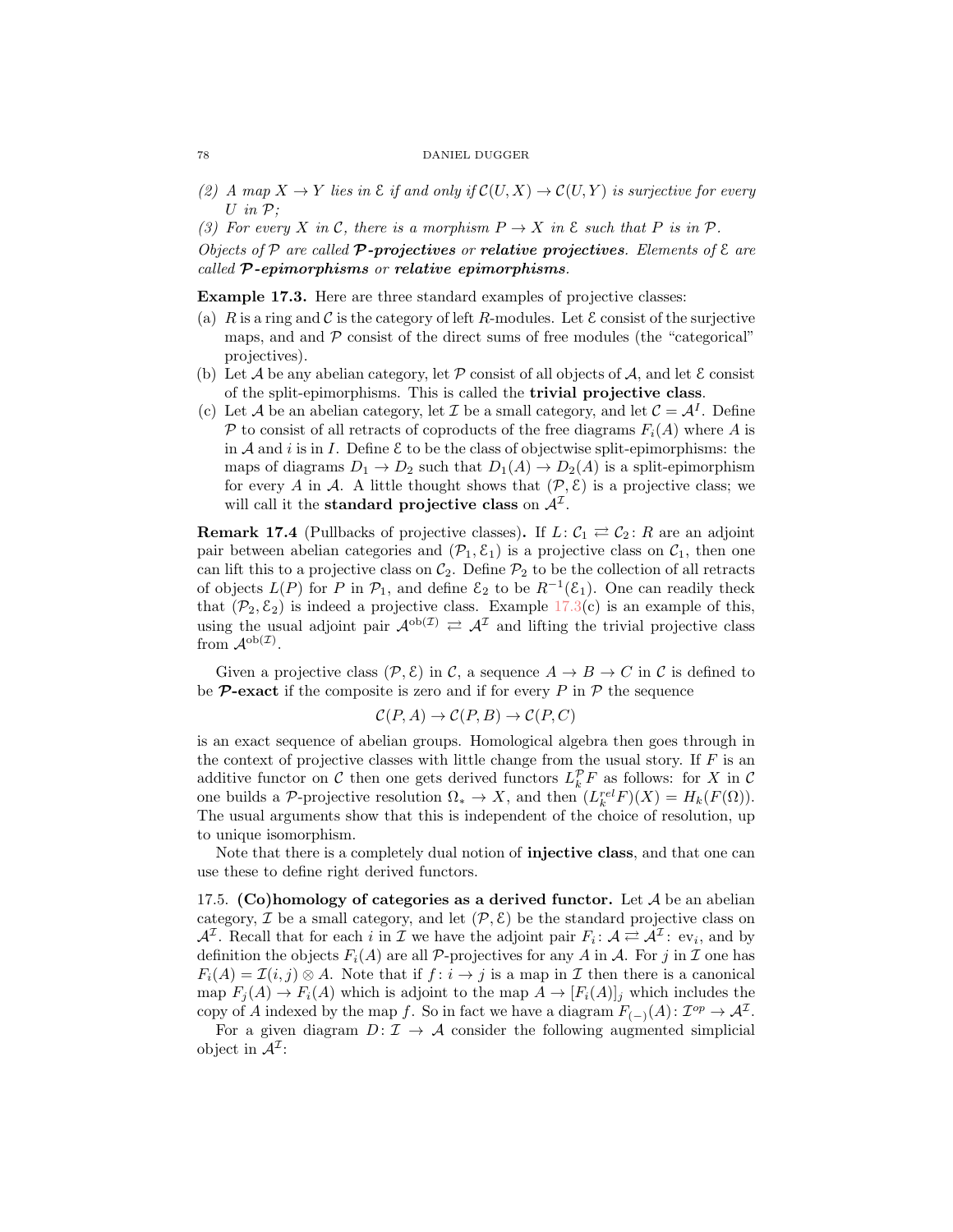*(2) A map $X \to Y$ lies in $\mathcal{E}$ if and only if $\mathcal{C}(U, X) \to \mathcal{C}(U, Y)$ is surjective for every $U$ in $\mathcal{P}$;*

*(3) For every $X$ in $\mathcal{C}$, there is a morphism $P \to X$ in $\mathcal{E}$ such that $P$ is in $\mathcal{P}$.*

*Objects of $\mathcal{P}$ are called* ***$\mathcal{P}$-projectives*** *or* ***relative projectives****. Elements of $\mathcal{E}$ are called* ***$\mathcal{P}$-epimorphisms*** *or* ***relative epimorphisms****.*

**Example 17.3.** Here are three standard examples of projective classes:

(a) $R$ is a ring and $\mathcal{C}$ is the category of left $R$-modules. Let $\mathcal{E}$ consist of the surjective maps, and and $\mathcal{P}$ consist of the direct sums of free modules (the "categorical" projectives).

(b) Let $\mathcal{A}$ be any abelian category, let $\mathcal{P}$ consist of all objects of $\mathcal{A}$, and let $\mathcal{E}$ consist of the split-epimorphisms. This is called the **trivial projective class**.

(c) Let $\mathcal{A}$ be an abelian category, let $\mathcal{I}$ be a small category, and let $\mathcal{C} = \mathcal{A}^I$. Define $\mathcal{P}$ to consist of all retracts of coproducts of the free diagrams $F_i(A)$ where $A$ is in $\mathcal{A}$ and $i$ is in $I$. Define $\mathcal{E}$ to be the class of objectwise split-epimorphisms: the maps of diagrams $D_1 \to D_2$ such that $D_1(A) \to D_2(A)$ is a split-epimorphism for every $A$ in $\mathcal{A}$. A little thought shows that $(\mathcal{P}, \mathcal{E})$ is a projective class; we will call it the **standard projective class** on $\mathcal{A}^{\mathcal{I}}$.

**Remark 17.4** (Pullbacks of projective classes)**.** If $L\colon \mathcal{C}_1 \rightleftarrows \mathcal{C}_2\colon R$ are an adjoint pair between abelian categories and $(\mathcal{P}_1, \mathcal{E}_1)$ is a projective class on $\mathcal{C}_1$, then one can lift this to a projective class on $\mathcal{C}_2$. Define $\mathcal{P}_2$ to be the collection of all retracts of objects $L(P)$ for $P$ in $\mathcal{P}_1$, and define $\mathcal{E}_2$ to be $R^{-1}(\mathcal{E}_1)$. One can readily theck that $(\mathcal{P}_2, \mathcal{E}_2)$ is indeed a projective class. Example 17.3(c) is an example of this, using the usual adjoint pair $\mathcal{A}^{\text{ob}(\mathcal{I})} \rightleftarrows \mathcal{A}^{\mathcal{I}}$ and lifting the trivial projective class from $\mathcal{A}^{\text{ob}(\mathcal{I})}$.

Given a projective class $(\mathcal{P}, \mathcal{E})$ in $\mathcal{C}$, a sequence $A \to B \to C$ in $\mathcal{C}$ is defined to be ***$\mathcal{P}$-exact*** if the composite is zero and if for every $P$ in $\mathcal{P}$ the sequence

$$\mathcal{C}(P, A) \to \mathcal{C}(P, B) \to \mathcal{C}(P, C)$$

is an exact sequence of abelian groups. Homological algebra then goes through in the context of projective classes with little change from the usual story. If $F$ is an additive functor on $\mathcal{C}$ then one gets derived functors $L_k^{\mathcal{P}} F$ as follows: for $X$ in $\mathcal{C}$ one builds a $\mathcal{P}$-projective resolution $\Omega_* \to X$, and then $(L_k^{rel} F)(X) = H_k(F(\Omega))$. The usual arguments show that this is independent of the choice of resolution, up to unique isomorphism.

Note that there is a completely dual notion of **injective class**, and that one can use these to define right derived functors.

17.5. **(Co)homology of categories as a derived functor.** Let $\mathcal{A}$ be an abelian category, $\mathcal{I}$ be a small category, and let $(\mathcal{P}, \mathcal{E})$ be the standard projective class on $\mathcal{A}^{\mathcal{I}}$. Recall that for each $i$ in $\mathcal{I}$ we have the adjoint pair $F_i\colon \mathcal{A} \rightleftarrows \mathcal{A}^{\mathcal{I}}\colon \text{ev}_i$, and by definition the objects $F_i(A)$ are all $\mathcal{P}$-projectives for any $A$ in $\mathcal{A}$. For $j$ in $\mathcal{I}$ one has $F_i(A) = \mathcal{I}(i, j) \otimes A$. Note that if $f\colon i \to j$ is a map in $\mathcal{I}$ then there is a canonical map $F_j(A) \to F_i(A)$ which is adjoint to the map $A \to [F_i(A)]_j$ which includes the copy of $A$ indexed by the map $f$. So in fact we have a diagram $F_{(-)}(A)\colon \mathcal{I}^{op} \to \mathcal{A}^{\mathcal{I}}$.

For a given diagram $D\colon \mathcal{I} \to \mathcal{A}$ consider the following augmented simplicial object in $\mathcal{A}^{\mathcal{I}}$: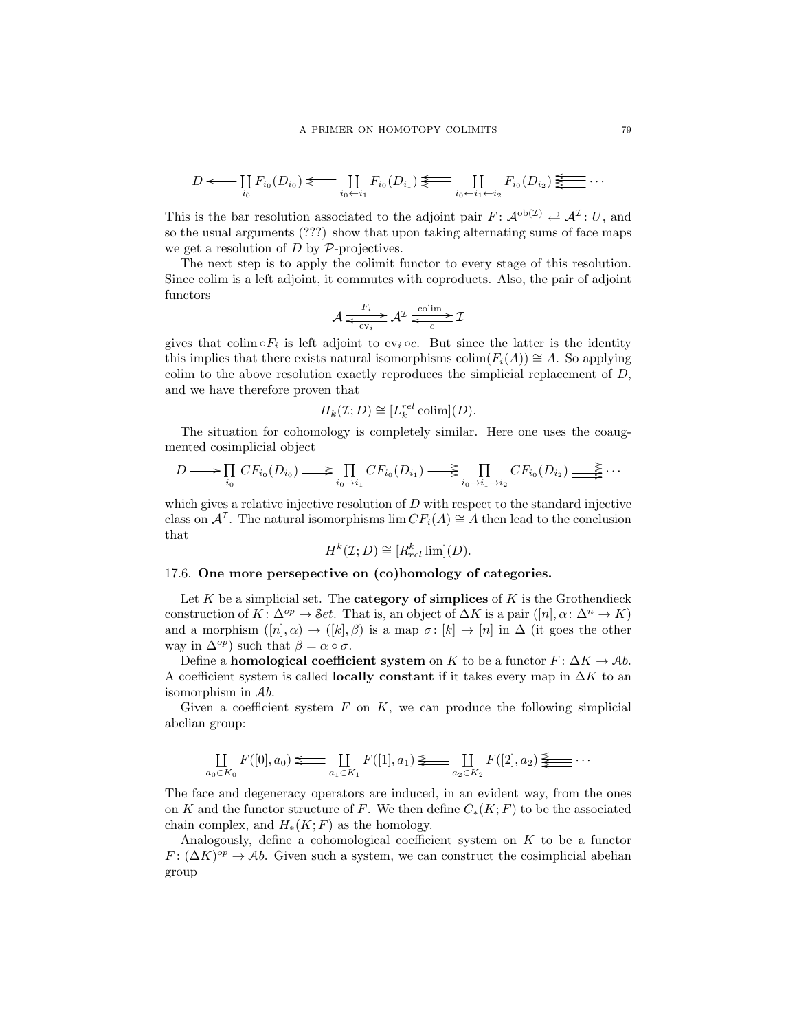$$D \longleftarrow \coprod_{i_0} F_{i_0}(D_{i_0}) \leftleftarrows \coprod_{i_0 \leftarrow i_1} F_{i_0}(D_{i_1}) \overset{\longleftarrow}{\leftleftarrows} \coprod_{i_0 \leftarrow i_1 \leftarrow i_2} F_{i_0}(D_{i_2}) \cdots$$

This is the bar resolution associated to the adjoint pair $F\colon \mathcal{A}^{\mathrm{ob}(\mathcal{I})} \rightleftarrows \mathcal{A}^{\mathcal{I}}\colon U$, and so the usual arguments (???) show that upon taking alternating sums of face maps we get a resolution of $D$ by $\mathcal{P}$-projectives.

The next step is to apply the colimit functor to every stage of this resolution. Since colim is a left adjoint, it commutes with coproducts. Also, the pair of adjoint functors

$$\mathcal{A} \underset{\mathrm{ev}_i}{\overset{F_i}{\rightleftarrows}} \mathcal{A}^{\mathcal{I}} \underset{c}{\overset{\mathrm{colim}}{\rightleftarrows}} \mathcal{I}$$

gives that $\mathrm{colim} \circ F_i$ is left adjoint to $\mathrm{ev}_i \circ c$. But since the latter is the identity this implies that there exists natural isomorphisms $\mathrm{colim}(F_i(A)) \cong A$. So applying colim to the above resolution exactly reproduces the simplicial replacement of $D$, and we have therefore proven that

$$H_k(\mathcal{I}; D) \cong [L_k^{rel} \,\mathrm{colim}](D).$$

The situation for cohomology is completely similar. Here one uses the coaugmented cosimplicial object

$$D \longrightarrow \prod_{i_0} CF_{i_0}(D_{i_0}) \rightrightarrows \prod_{i_0 \to i_1} CF_{i_0}(D_{i_1}) \overset{\longrightarrow}{\rightrightarrows} \prod_{i_0 \to i_1 \to i_2} CF_{i_0}(D_{i_2}) \cdots$$

which gives a relative injective resolution of $D$ with respect to the standard injective class on $\mathcal{A}^{\mathcal{I}}$. The natural isomorphisms $\lim CF_i(A) \cong A$ then lead to the conclusion that

$$H^k(\mathcal{I}; D) \cong [R^k_{rel} \lim](D).$$

## 17.6. One more persepective on (co)homology of categories.

Let $K$ be a simplicial set. The **category of simplices** of $K$ is the Grothendieck construction of $K\colon \Delta^{op} \to \mathcal{S}et$. That is, an object of $\Delta K$ is a pair $([n], \alpha\colon \Delta^n \to K)$ and a morphism $([n], \alpha) \to ([k], \beta)$ is a map $\sigma\colon [k] \to [n]$ in $\Delta$ (it goes the other way in $\Delta^{op}$) such that $\beta = \alpha \circ \sigma$.

Define a **homological coefficient system** on $K$ to be a functor $F\colon \Delta K \to \mathcal{A}b$. A coefficient system is called **locally constant** if it takes every map in $\Delta K$ to an isomorphism in $\mathcal{A}b$.

Given a coefficient system $F$ on $K$, we can produce the following simplicial abelian group:

$$\coprod_{a_0 \in K_0} F([0], a_0) \leftleftarrows \coprod_{a_1 \in K_1} F([1], a_1) \overset{\longleftarrow}{\leftleftarrows} \coprod_{a_2 \in K_2} F([2], a_2) \cdots$$

The face and degeneracy operators are induced, in an evident way, from the ones on $K$ and the functor structure of $F$. We then define $C_*(K; F)$ to be the associated chain complex, and $H_*(K; F)$ as the homology.

Analogously, define a cohomological coefficient system on $K$ to be a functor $F\colon (\Delta K)^{op} \to \mathcal{A}b$. Given such a system, we can construct the cosimplicial abelian group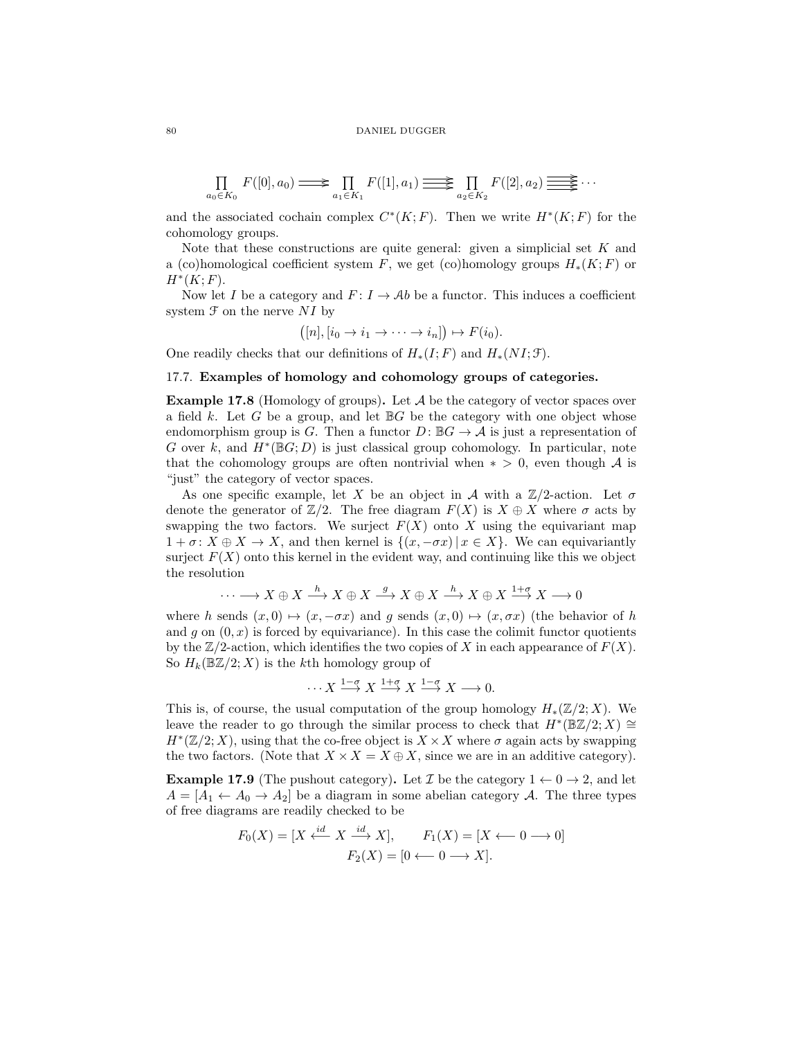$$\prod_{a_0 \in K_0} F([0], a_0) \rightrightarrows \prod_{a_1 \in K_1} F([1], a_1) \, \substack{\longrightarrow\\[-1em] \longrightarrow \\[-1em] \longrightarrow} \, \prod_{a_2 \in K_2} F([2], a_2) \, \substack{\longrightarrow\\[-1em] \longrightarrow \\[-1em] \longrightarrow \\[-1em] \longrightarrow} \cdots$$

and the associated cochain complex $C^*(K; F)$. Then we write $H^*(K; F)$ for the cohomology groups.

Note that these constructions are quite general: given a simplicial set $K$ and a (co)homological coefficient system $F$, we get (co)homology groups $H_*(K; F)$ or $H^*(K; F)$.

Now let $I$ be a category and $F \colon I \to \mathcal{A}b$ be a functor. This induces a coefficient system $\mathcal{F}$ on the nerve $NI$ by

$$\big([n], [i_0 \to i_1 \to \cdots \to i_n]\big) \mapsto F(i_0).$$

One readily checks that our definitions of $H_*(I; F)$ and $H_*(NI; \mathcal{F})$.

### 17.7. Examples of homology and cohomology groups of categories.

**Example 17.8** (Homology of groups)**.** Let $\mathcal{A}$ be the category of vector spaces over a field $k$. Let $G$ be a group, and let $\mathbb{B}G$ be the category with one object whose endomorphism group is $G$. Then a functor $D \colon \mathbb{B}G \to \mathcal{A}$ is just a representation of $G$ over $k$, and $H^*(\mathbb{B}G; D)$ is just classical group cohomology. In particular, note that the cohomology groups are often nontrivial when $* > 0$, even though $\mathcal{A}$ is "just" the category of vector spaces.

As one specific example, let $X$ be an object in $\mathcal{A}$ with a $\mathbb{Z}/2$-action. Let $\sigma$ denote the generator of $\mathbb{Z}/2$. The free diagram $F(X)$ is $X \oplus X$ where $\sigma$ acts by swapping the two factors. We surject $F(X)$ onto $X$ using the equivariant map $1 + \sigma \colon X \oplus X \to X$, and then kernel is $\{(x, -\sigma x) \,|\, x \in X\}$. We can equivariantly surject $F(X)$ onto this kernel in the evident way, and continuing like this we object the resolution

$$\cdots \longrightarrow X \oplus X \xrightarrow{h} X \oplus X \xrightarrow{g} X \oplus X \xrightarrow{h} X \oplus X \xrightarrow{1+\sigma} X \longrightarrow 0$$

where $h$ sends $(x, 0) \mapsto (x, -\sigma x)$ and $g$ sends $(x, 0) \mapsto (x, \sigma x)$ (the behavior of $h$ and $g$ on $(0, x)$ is forced by equivariance). In this case the colimit functor quotients by the $\mathbb{Z}/2$-action, which identifies the two copies of $X$ in each appearance of $F(X)$. So $H_k(\mathbb{B}\mathbb{Z}/2; X)$ is the $k$th homology group of

$$\cdots X \xrightarrow{1-\sigma} X \xrightarrow{1+\sigma} X \xrightarrow{1-\sigma} X \longrightarrow 0.$$

This is, of course, the usual computation of the group homology $H_*(\mathbb{Z}/2; X)$. We leave the reader to go through the similar process to check that $H^*(\mathbb{B}\mathbb{Z}/2; X) \cong H^*(\mathbb{Z}/2; X)$, using that the co-free object is $X \times X$ where $\sigma$ again acts by swapping the two factors. (Note that $X \times X = X \oplus X$, since we are in an additive category).

**Example 17.9** (The pushout category)**.** Let $\mathcal{I}$ be the category $1 \leftarrow 0 \to 2$, and let $A = [A_1 \leftarrow A_0 \to A_2]$ be a diagram in some abelian category $\mathcal{A}$. The three types of free diagrams are readily checked to be

$$F_0(X) = [X \xleftarrow{id} X \xrightarrow{id} X], \qquad F_1(X) = [X \longleftarrow 0 \longrightarrow 0]$$
$$F_2(X) = [0 \longleftarrow 0 \longrightarrow X].$$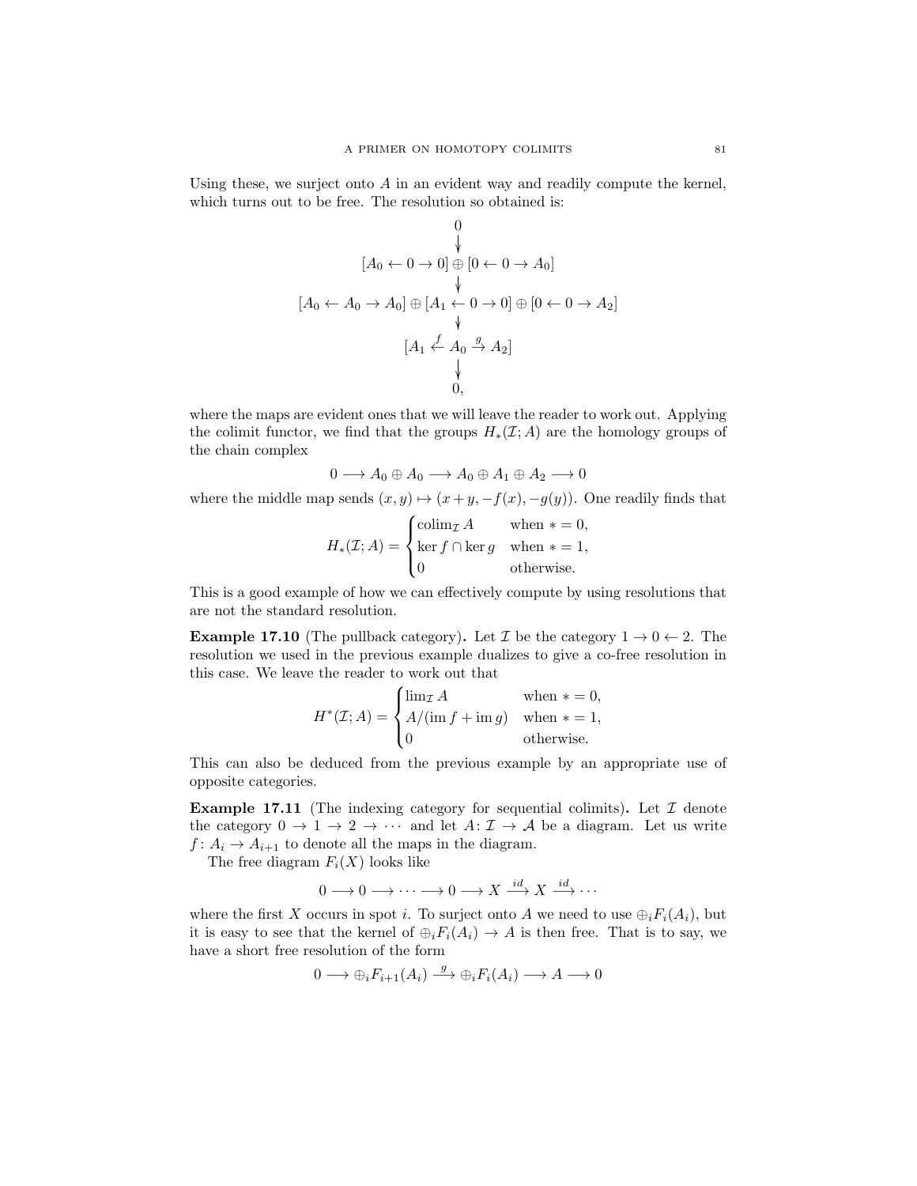Using these, we surject onto $A$ in an evident way and readily compute the kernel, which turns out to be free. The resolution so obtained is:

$$
\begin{array}{c}
0 \\
\downarrow \\
[A_0 \leftarrow 0 \rightarrow 0] \oplus [0 \leftarrow 0 \rightarrow A_0] \\
\downarrow \\
[A_0 \leftarrow A_0 \rightarrow A_0] \oplus [A_1 \leftarrow 0 \rightarrow 0] \oplus [0 \leftarrow 0 \rightarrow A_2] \\
\downarrow \\
[A_1 \xleftarrow{f} A_0 \xrightarrow{g} A_2] \\
\downarrow \\
0,
\end{array}
$$

where the maps are evident ones that we will leave the reader to work out. Applying the colimit functor, we find that the groups $H_*(\mathcal{I}; A)$ are the homology groups of the chain complex

$$0 \longrightarrow A_0 \oplus A_0 \longrightarrow A_0 \oplus A_1 \oplus A_2 \longrightarrow 0$$

where the middle map sends $(x, y) \mapsto (x + y, -f(x), -g(y))$. One readily finds that

$$H_*(\mathcal{I}; A) = \begin{cases} \operatorname{colim}_{\mathcal{I}} A & \text{when } * = 0, \\ \ker f \cap \ker g & \text{when } * = 1, \\ 0 & \text{otherwise.} \end{cases}$$

This is a good example of how we can effectively compute by using resolutions that are not the standard resolution.

**Example 17.10** (The pullback category)**.** Let $\mathcal{I}$ be the category $1 \to 0 \leftarrow 2$. The resolution we used in the previous example dualizes to give a co-free resolution in this case. We leave the reader to work out that

$$H^*(\mathcal{I}; A) = \begin{cases} \lim_{\mathcal{I}} A & \text{when } * = 0, \\ A/(\operatorname{im} f + \operatorname{im} g) & \text{when } * = 1, \\ 0 & \text{otherwise.} \end{cases}$$

This can also be deduced from the previous example by an appropriate use of opposite categories.

**Example 17.11** (The indexing category for sequential colimits)**.** Let $\mathcal{I}$ denote the category $0 \to 1 \to 2 \to \cdots$ and let $A \colon \mathcal{I} \to \mathcal{A}$ be a diagram. Let us write $f \colon A_i \to A_{i+1}$ to denote all the maps in the diagram.

The free diagram $F_i(X)$ looks like

$$0 \longrightarrow 0 \longrightarrow \cdots \longrightarrow 0 \longrightarrow X \xrightarrow{id} X \xrightarrow{id} \cdots$$

where the first $X$ occurs in spot $i$. To surject onto $A$ we need to use $\oplus_i F_i(A_i)$, but it is easy to see that the kernel of $\oplus_i F_i(A_i) \to A$ is then free. That is to say, we have a short free resolution of the form

$$0 \longrightarrow \oplus_i F_{i+1}(A_i) \xrightarrow{g} \oplus_i F_i(A_i) \longrightarrow A \longrightarrow 0$$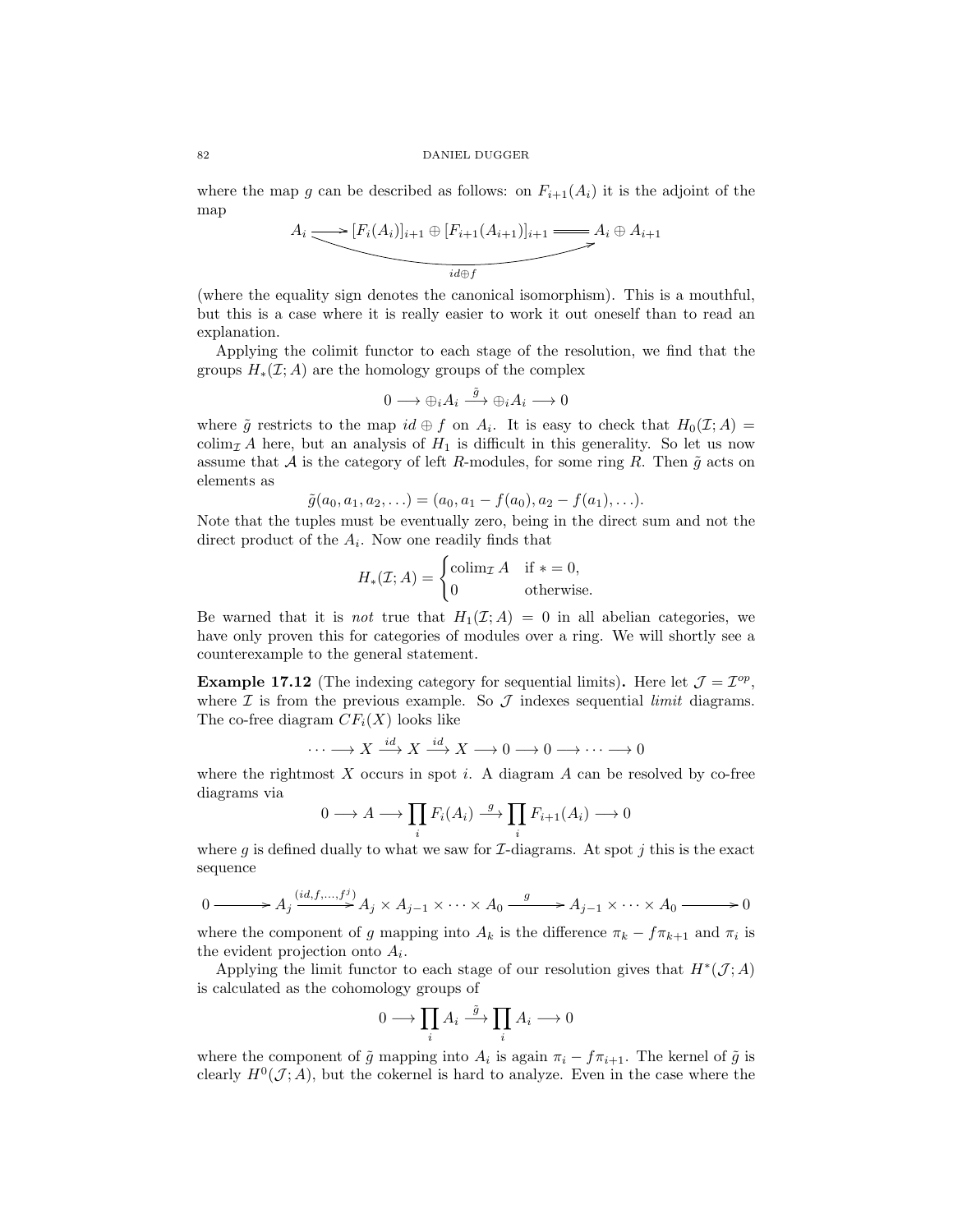where the map $g$ can be described as follows: on $F_{i+1}(A_i)$ it is the adjoint of the map

$$A_i \longrightarrow [F_i(A_i)]_{i+1} \oplus [F_{i+1}(A_{i+1})]_{i+1} = A_i \oplus A_{i+1}$$

(with the composite labeled $id \oplus f$)

(where the equality sign denotes the canonical isomorphism). This is a mouthful, but this is a case where it is really easier to work it out oneself than to read an explanation.

Applying the colimit functor to each stage of the resolution, we find that the groups $H_*(\mathcal{I}; A)$ are the homology groups of the complex

$$0 \longrightarrow \oplus_i A_i \xrightarrow{\tilde{g}} \oplus_i A_i \longrightarrow 0$$

where $\tilde{g}$ restricts to the map $id \oplus f$ on $A_i$. It is easy to check that $H_0(\mathcal{I}; A) = \operatorname{colim}_{\mathcal{I}} A$ here, but an analysis of $H_1$ is difficult in this generality. So let us now assume that $\mathcal{A}$ is the category of left $R$-modules, for some ring $R$. Then $\tilde{g}$ acts on elements as

$$\tilde{g}(a_0, a_1, a_2, \ldots) = (a_0, a_1 - f(a_0), a_2 - f(a_1), \ldots).$$

Note that the tuples must be eventually zero, being in the direct sum and not the direct product of the $A_i$. Now one readily finds that

$$H_*(\mathcal{I}; A) = \begin{cases} \operatorname{colim}_{\mathcal{I}} A & \text{if } * = 0, \\ 0 & \text{otherwise.} \end{cases}$$

Be warned that it is *not* true that $H_1(\mathcal{I}; A) = 0$ in all abelian categories, we have only proven this for categories of modules over a ring. We will shortly see a counterexample to the general statement.

**Example 17.12** (The indexing category for sequential limits)**.** Here let $\mathcal{J} = \mathcal{I}^{op}$, where $\mathcal{I}$ is from the previous example. So $\mathcal{J}$ indexes sequential *limit* diagrams. The co-free diagram $CF_i(X)$ looks like

$$\cdots \longrightarrow X \xrightarrow{id} X \xrightarrow{id} X \longrightarrow 0 \longrightarrow 0 \longrightarrow \cdots \longrightarrow 0$$

where the rightmost $X$ occurs in spot $i$. A diagram $A$ can be resolved by co-free diagrams via

$$0 \longrightarrow A \longrightarrow \prod_i F_i(A_i) \xrightarrow{g} \prod_i F_{i+1}(A_i) \longrightarrow 0$$

where $g$ is defined dually to what we saw for $\mathcal{I}$-diagrams. At spot $j$ this is the exact sequence

$$0 \longrightarrow A_j \xrightarrow{(id, f, \ldots, f^j)} A_j \times A_{j-1} \times \cdots \times A_0 \xrightarrow{g} A_{j-1} \times \cdots \times A_0 \longrightarrow 0$$

where the component of $g$ mapping into $A_k$ is the difference $\pi_k - f\pi_{k+1}$ and $\pi_i$ is the evident projection onto $A_i$.

Applying the limit functor to each stage of our resolution gives that $H^*(\mathcal{J}; A)$ is calculated as the cohomology groups of

$$0 \longrightarrow \prod_i A_i \xrightarrow{\tilde{g}} \prod_i A_i \longrightarrow 0$$

where the component of $\tilde{g}$ mapping into $A_i$ is again $\pi_i - f\pi_{i+1}$. The kernel of $\tilde{g}$ is clearly $H^0(\mathcal{J}; A)$, but the cokernel is hard to analyze. Even in the case where the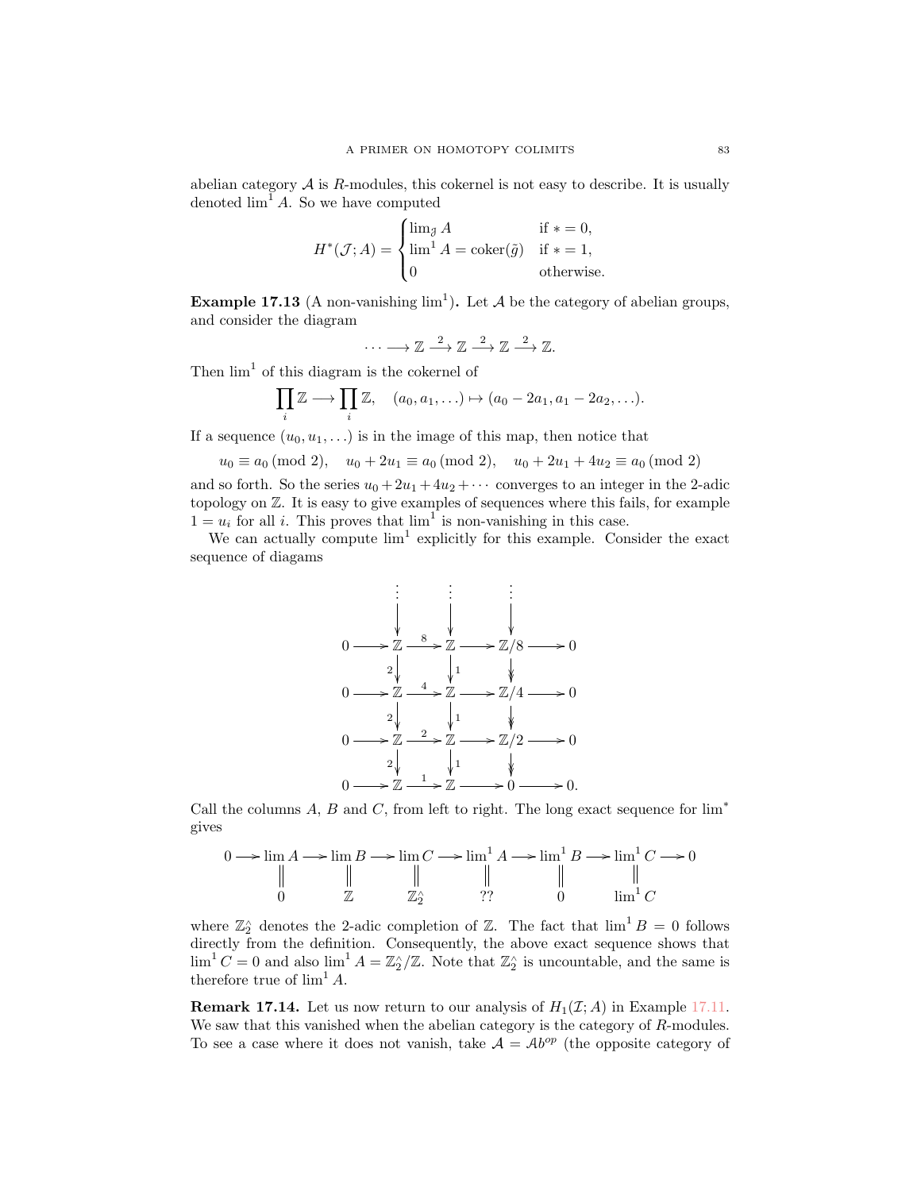abelian category $\mathcal{A}$ is $R$-modules, this cokernel is not easy to describe. It is usually denoted $\lim^1 A$. So we have computed

$$H^*(\mathcal{J}; A) = \begin{cases} \lim_{\mathcal{J}} A & \text{if } * = 0, \\ \lim^1 A = \operatorname{coker}(\tilde{g}) & \text{if } * = 1, \\ 0 & \text{otherwise.} \end{cases}$$

**Example 17.13** (A non-vanishing $\lim^1$)**.** Let $\mathcal{A}$ be the category of abelian groups, and consider the diagram

$$\cdots \longrightarrow \mathbb{Z} \xrightarrow{2} \mathbb{Z} \xrightarrow{2} \mathbb{Z} \xrightarrow{2} \mathbb{Z}.$$

Then $\lim^1$ of this diagram is the cokernel of

$$\prod_i \mathbb{Z} \longrightarrow \prod_i \mathbb{Z}, \quad (a_0, a_1, \ldots) \mapsto (a_0 - 2a_1, a_1 - 2a_2, \ldots).$$

If a sequence $(u_0, u_1, \ldots)$ is in the image of this map, then notice that

$$u_0 \equiv a_0 \pmod 2, \quad u_0 + 2u_1 \equiv a_0 \pmod 2, \quad u_0 + 2u_1 + 4u_2 \equiv a_0 \pmod 2$$

and so forth. So the series $u_0 + 2u_1 + 4u_2 + \cdots$ converges to an integer in the 2-adic topology on $\mathbb{Z}$. It is easy to give examples of sequences where this fails, for example $1 = u_i$ for all $i$. This proves that $\lim^1$ is non-vanishing in this case.

We can actually compute $\lim^1$ explicitly for this example. Consider the exact sequence of diagams

$$\begin{array}{ccccccccc}
 & & \vdots & & \vdots & & \vdots & & \\
 & & \downarrow & & \downarrow & & \downarrow & & \\
0 & \longrightarrow & \mathbb{Z} & \xrightarrow{8} & \mathbb{Z} & \longrightarrow & \mathbb{Z}/8 & \longrightarrow & 0 \\
 & & \downarrow{\scriptstyle 2} & & \downarrow{\scriptstyle 1} & & \downarrow & & \\
0 & \longrightarrow & \mathbb{Z} & \xrightarrow{4} & \mathbb{Z} & \longrightarrow & \mathbb{Z}/4 & \longrightarrow & 0 \\
 & & \downarrow{\scriptstyle 2} & & \downarrow{\scriptstyle 1} & & \downarrow & & \\
0 & \longrightarrow & \mathbb{Z} & \xrightarrow{2} & \mathbb{Z} & \longrightarrow & \mathbb{Z}/2 & \longrightarrow & 0 \\
 & & \downarrow{\scriptstyle 2} & & \downarrow{\scriptstyle 1} & & \downarrow & & \\
0 & \longrightarrow & \mathbb{Z} & \xrightarrow{1} & \mathbb{Z} & \longrightarrow & 0 & \longrightarrow & 0.
\end{array}$$

Call the columns $A$, $B$ and $C$, from left to right. The long exact sequence for $\lim^*$ gives

$$\begin{array}{ccccccccccccccc}
0 & \longrightarrow & \lim A & \longrightarrow & \lim B & \longrightarrow & \lim C & \longrightarrow & \lim^1 A & \longrightarrow & \lim^1 B & \longrightarrow & \lim^1 C & \longrightarrow & 0 \\
 & & \| & & \| & & \| & & \| & & \| & & \| & & \\
 & & 0 & & \mathbb{Z} & & \mathbb{Z}_2^\wedge & & ?? & & 0 & & \lim^1 C & &
\end{array}$$

where $\mathbb{Z}_2^\wedge$ denotes the 2-adic completion of $\mathbb{Z}$. The fact that $\lim^1 B = 0$ follows directly from the definition. Consequently, the above exact sequence shows that $\lim^1 C = 0$ and also $\lim^1 A = \mathbb{Z}_2^\wedge/\mathbb{Z}$. Note that $\mathbb{Z}_2^\wedge$ is uncountable, and the same is therefore true of $\lim^1 A$.

**Remark 17.14.** Let us now return to our analysis of $H_1(\mathcal{I}; A)$ in Example 17.11. We saw that this vanished when the abelian category is the category of $R$-modules. To see a case where it does not vanish, take $\mathcal{A} = \mathcal{A}b^{op}$ (the opposite category of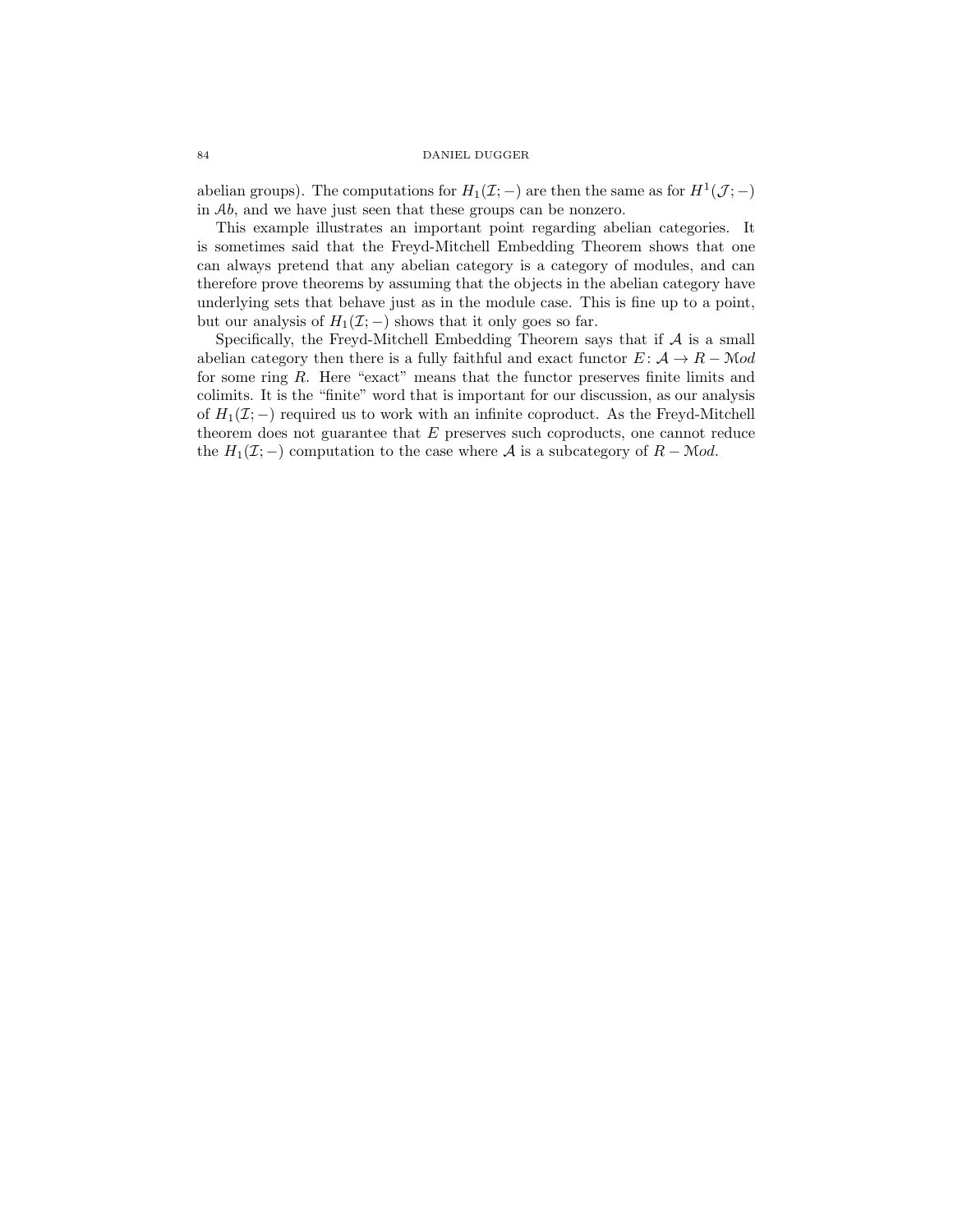abelian groups). The computations for $H_1(\mathcal{I};-)$ are then the same as for $H^1(\mathcal{J};-)$ in $\mathcal{A}b$, and we have just seen that these groups can be nonzero.

This example illustrates an important point regarding abelian categories. It is sometimes said that the Freyd-Mitchell Embedding Theorem shows that one can always pretend that any abelian category is a category of modules, and can therefore prove theorems by assuming that the objects in the abelian category have underlying sets that behave just as in the module case. This is fine up to a point, but our analysis of $H_1(\mathcal{I};-)$ shows that it only goes so far.

Specifically, the Freyd-Mitchell Embedding Theorem says that if $\mathcal{A}$ is a small abelian category then there is a fully faithful and exact functor $E\colon \mathcal{A} \to R-\mathcal{M}od$ for some ring $R$. Here "exact" means that the functor preserves finite limits and colimits. It is the "finite" word that is important for our discussion, as our analysis of $H_1(\mathcal{I};-)$ required us to work with an infinite coproduct. As the Freyd-Mitchell theorem does not guarantee that $E$ preserves such coproducts, one cannot reduce the $H_1(\mathcal{I};-)$ computation to the case where $\mathcal{A}$ is a subcategory of $R-\mathcal{M}od$.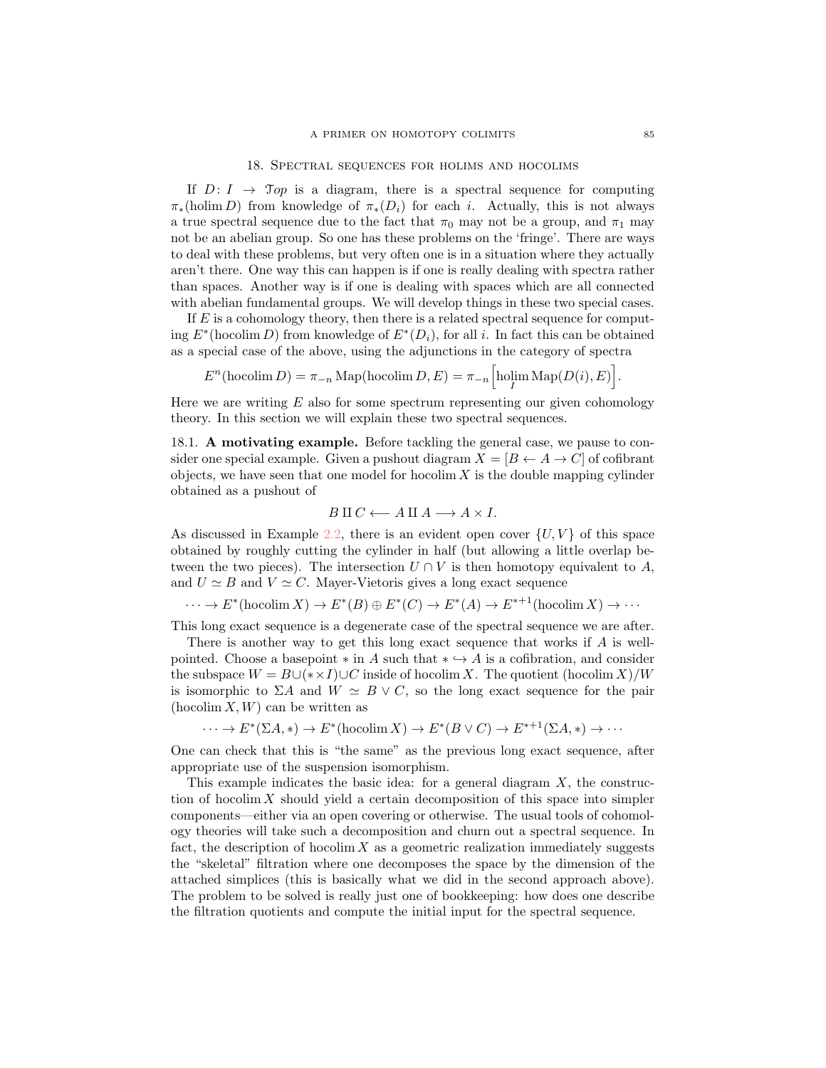## 18. Spectral sequences for holims and hocolims

If $D\colon I \to \mathcal{T}op$ is a diagram, there is a spectral sequence for computing $\pi_*(\operatorname{holim} D)$ from knowledge of $\pi_*(D_i)$ for each $i$. Actually, this is not always a true spectral sequence due to the fact that $\pi_0$ may not be a group, and $\pi_1$ may not be an abelian group. So one has these problems on the 'fringe'. There are ways to deal with these problems, but very often one is in a situation where they actually aren't there. One way this can happen is if one is really dealing with spectra rather than spaces. Another way is if one is dealing with spaces which are all connected with abelian fundamental groups. We will develop things in these two special cases.

If $E$ is a cohomology theory, then there is a related spectral sequence for computing $E^*(\operatorname{hocolim} D)$ from knowledge of $E^*(D_i)$, for all $i$. In fact this can be obtained as a special case of the above, using the adjunctions in the category of spectra

$$E^n(\operatorname{hocolim} D) = \pi_{-n} \operatorname{Map}(\operatorname{hocolim} D, E) = \pi_{-n}\Big[\operatorname{holim}_I \operatorname{Map}(D(i), E)\Big].$$

Here we are writing $E$ also for some spectrum representing our given cohomology theory. In this section we will explain these two spectral sequences.

**18.1. A motivating example.** Before tackling the general case, we pause to consider one special example. Given a pushout diagram $X = [B \leftarrow A \to C]$ of cofibrant objects, we have seen that one model for $\operatorname{hocolim} X$ is the double mapping cylinder obtained as a pushout of

$$B \amalg C \longleftarrow A \amalg A \longrightarrow A \times I.$$

As discussed in Example 2.2, there is an evident open cover $\{U, V\}$ of this space obtained by roughly cutting the cylinder in half (but allowing a little overlap between the two pieces). The intersection $U \cap V$ is then homotopy equivalent to $A$, and $U \simeq B$ and $V \simeq C$. Mayer-Vietoris gives a long exact sequence

$$\cdots \to E^*(\operatorname{hocolim} X) \to E^*(B) \oplus E^*(C) \to E^*(A) \to E^{*+1}(\operatorname{hocolim} X) \to \cdots$$

This long exact sequence is a degenerate case of the spectral sequence we are after.

There is another way to get this long exact sequence that works if $A$ is well-pointed. Choose a basepoint $*$ in $A$ such that $* \hookrightarrow A$ is a cofibration, and consider the subspace $W = B \cup (* \times I) \cup C$ inside of $\operatorname{hocolim} X$. The quotient $(\operatorname{hocolim} X)/W$ is isomorphic to $\Sigma A$ and $W \simeq B \vee C$, so the long exact sequence for the pair $(\operatorname{hocolim} X, W)$ can be written as

$$\cdots \to E^*(\Sigma A, *) \to E^*(\operatorname{hocolim} X) \to E^*(B \vee C) \to E^{*+1}(\Sigma A, *) \to \cdots$$

One can check that this is "the same" as the previous long exact sequence, after appropriate use of the suspension isomorphism.

This example indicates the basic idea: for a general diagram $X$, the construction of $\operatorname{hocolim} X$ should yield a certain decomposition of this space into simpler components—either via an open covering or otherwise. The usual tools of cohomology theories will take such a decomposition and churn out a spectral sequence. In fact, the description of $\operatorname{hocolim} X$ as a geometric realization immediately suggests the "skeletal" filtration where one decomposes the space by the dimension of the attached simplices (this is basically what we did in the second approach above). The problem to be solved is really just one of bookkeeping: how does one describe the filtration quotients and compute the initial input for the spectral sequence.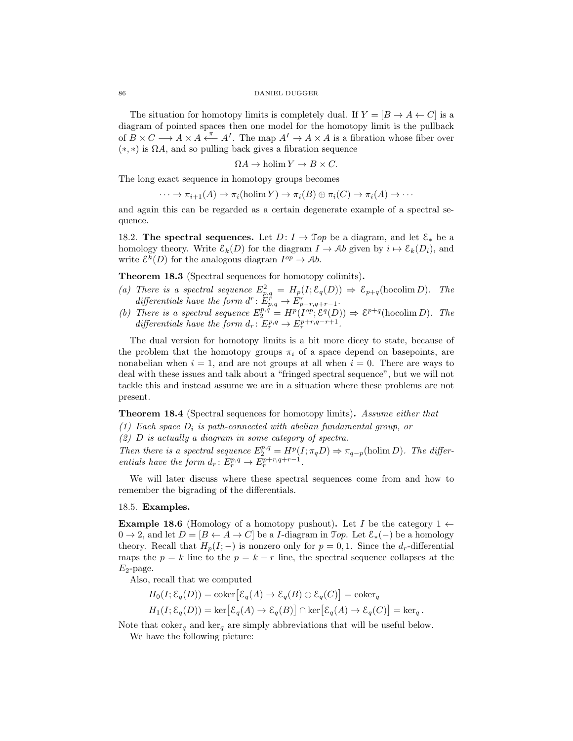The situation for homotopy limits is completely dual. If $Y = [B \to A \leftarrow C]$ is a diagram of pointed spaces then one model for the homotopy limit is the pullback of $B \times C \longrightarrow A \times A \xleftarrow{\pi} A^I$. The map $A^I \to A \times A$ is a fibration whose fiber over $(*, *)$ is $\Omega A$, and so pulling back gives a fibration sequence

$$\Omega A \to \operatorname{holim} Y \to B \times C.$$

The long exact sequence in homotopy groups becomes

$$\cdots \to \pi_{i+1}(A) \to \pi_i(\operatorname{holim} Y) \to \pi_i(B) \oplus \pi_i(C) \to \pi_i(A) \to \cdots$$

and again this can be regarded as a certain degenerate example of a spectral sequence.

18.2. **The spectral sequences.** Let $D\colon I \to \mathcal{T}op$ be a diagram, and let $\mathcal{E}_*$ be a homology theory. Write $\mathcal{E}_k(D)$ for the diagram $I \to \mathcal{A}b$ given by $i \mapsto \mathcal{E}_k(D_i)$, and write $\mathcal{E}^k(D)$ for the analogous diagram $I^{op} \to \mathcal{A}b$.

**Theorem 18.3** (Spectral sequences for homotopy colimits)**.**

*(a) There is a spectral sequence $E^2_{p,q} = H_p(I; \mathcal{E}_q(D)) \Rightarrow \mathcal{E}_{p+q}(\operatorname{hocolim} D)$. The differentials have the form $d^r\colon E^r_{p,q} \to E^r_{p-r,q+r-1}$.*

*(b) There is a spectral sequence $E_2^{p,q} = H^p(I^{op}; \mathcal{E}^q(D)) \Rightarrow \mathcal{E}^{p+q}(\operatorname{hocolim} D)$. The differentials have the form $d_r\colon E_r^{p,q} \to E_r^{p+r,q-r+1}$.*

The dual version for homotopy limits is a bit more dicey to state, because of the problem that the homotopy groups $\pi_i$ of a space depend on basepoints, are nonabelian when $i = 1$, and are not groups at all when $i = 0$. There are ways to deal with these issues and talk about a "fringed spectral sequence", but we will not tackle this and instead assume we are in a situation where these problems are not present.

**Theorem 18.4** (Spectral sequences for homotopy limits)**.** *Assume either that*

*(1) Each space $D_i$ is path-connected with abelian fundamental group, or*

*(2) $D$ is actually a diagram in some category of spectra.*

*Then there is a spectral sequence $E_2^{p,q} = H^p(I; \pi_q D) \Rightarrow \pi_{q-p}(\operatorname{holim} D)$. The differentials have the form $d_r\colon E_r^{p,q} \to E_r^{p+r,q+r-1}$.*

We will later discuss where these spectral sequences come from and how to remember the bigrading of the differentials.

18.5. **Examples.**

**Example 18.6** (Homology of a homotopy pushout)**.** Let $I$ be the category $1 \leftarrow 0 \to 2$, and let $D = [B \leftarrow A \to C]$ be a $I$-diagram in $\mathcal{T}op$. Let $\mathcal{E}_*(-)$ be a homology theory. Recall that $H_p(I; -)$ is nonzero only for $p = 0, 1$. Since the $d_r$-differential maps the $p = k$ line to the $p = k - r$ line, the spectral sequence collapses at the $E_2$-page.

Also, recall that we computed

$$H_0(I; \mathcal{E}_q(D)) = \operatorname{coker}\big[\mathcal{E}_q(A) \to \mathcal{E}_q(B) \oplus \mathcal{E}_q(C)\big] = \operatorname{coker}_q$$

$$H_1(I; \mathcal{E}_q(D)) = \ker\big[\mathcal{E}_q(A) \to \mathcal{E}_q(B)\big] \cap \ker\big[\mathcal{E}_q(A) \to \mathcal{E}_q(C)\big] = \ker_q.$$

Note that $\operatorname{coker}_q$ and $\ker_q$ are simply abbreviations that will be useful below.

We have the following picture: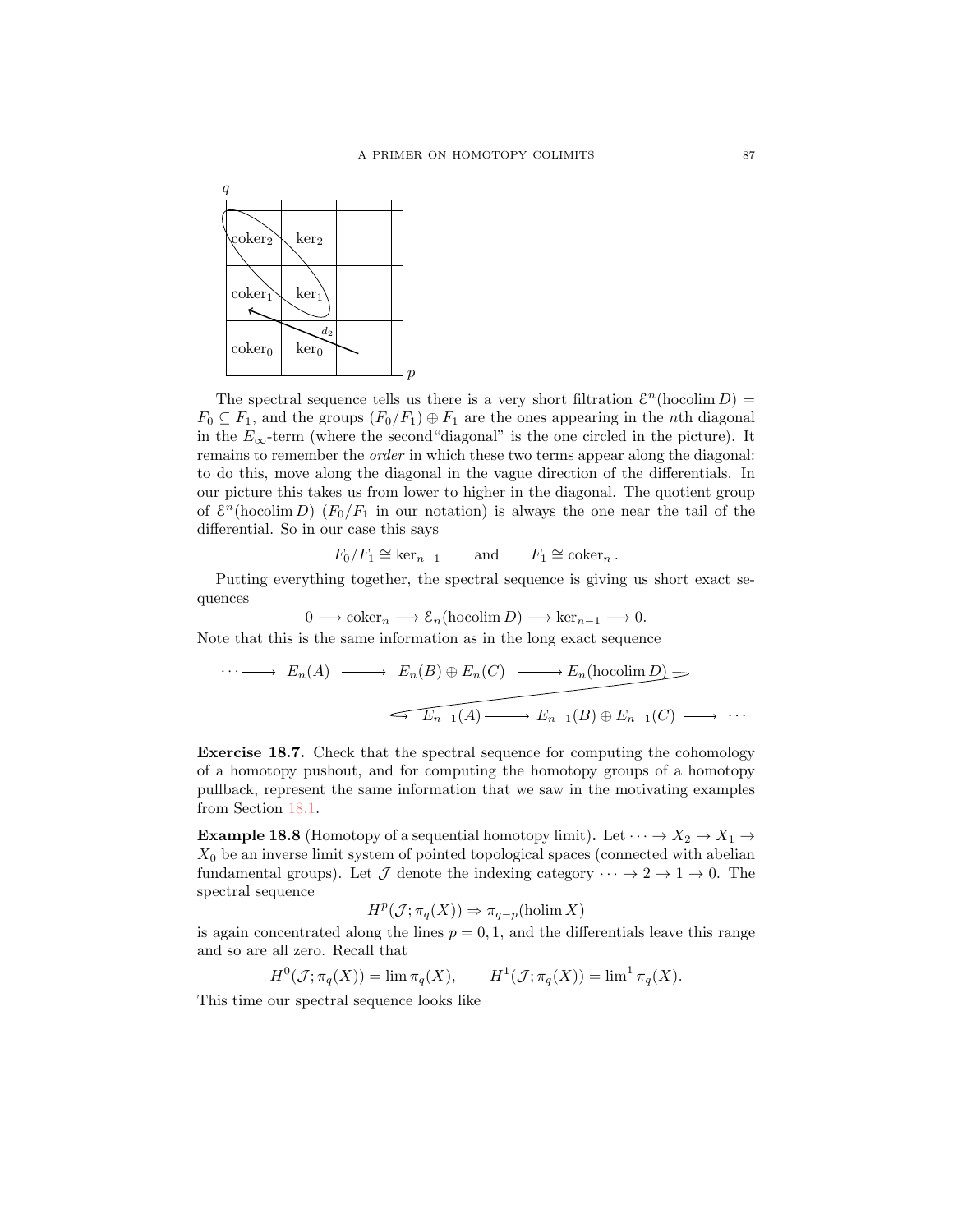The spectral sequence tells us there is a very short filtration $\mathcal{E}^n(\operatorname{hocolim} D) = F_0 \subseteq F_1$, and the groups $(F_0/F_1) \oplus F_1$ are the ones appearing in the $n$th diagonal in the $E_\infty$-term (where the second "diagonal" is the one circled in the picture). It remains to remember the *order* in which these two terms appear along the diagonal: to do this, move along the diagonal in the vague direction of the differentials. In our picture this takes us from lower to higher in the diagonal. The quotient group of $\mathcal{E}^n(\operatorname{hocolim} D)$ ($F_0/F_1$ in our notation) is always the one near the tail of the differential. So in our case this says

$$F_0/F_1 \cong \ker_{n-1} \qquad \text{and} \qquad F_1 \cong \operatorname{coker}_n.$$

Putting everything together, the spectral sequence is giving us short exact sequences

$$0 \longrightarrow \operatorname{coker}_n \longrightarrow \mathcal{E}_n(\operatorname{hocolim} D) \longrightarrow \ker_{n-1} \longrightarrow 0.$$

Note that this is the same information as in the long exact sequence

$$\cdots \longrightarrow E_n(A) \longrightarrow E_n(B) \oplus E_n(C) \longrightarrow E_n(\operatorname{hocolim} D) \longrightarrow E_{n-1}(A) \longrightarrow E_{n-1}(B) \oplus E_{n-1}(C) \longrightarrow \cdots$$

**Exercise 18.7.** Check that the spectral sequence for computing the cohomology of a homotopy pushout, and for computing the homotopy groups of a homotopy pullback, represent the same information that we saw in the motivating examples from Section 18.1.

**Example 18.8** (Homotopy of a sequential homotopy limit)**.** Let $\cdots \to X_2 \to X_1 \to X_0$ be an inverse limit system of pointed topological spaces (connected with abelian fundamental groups). Let $\mathcal{J}$ denote the indexing category $\cdots \to 2 \to 1 \to 0$. The spectral sequence

$$H^p(\mathcal{J}; \pi_q(X)) \Rightarrow \pi_{q-p}(\operatorname{holim} X)$$

is again concentrated along the lines $p = 0, 1$, and the differentials leave this range and so are all zero. Recall that

$$H^0(\mathcal{J}; \pi_q(X)) = \lim \pi_q(X), \qquad H^1(\mathcal{J}; \pi_q(X)) = \lim{}^1 \pi_q(X).$$

This time our spectral sequence looks like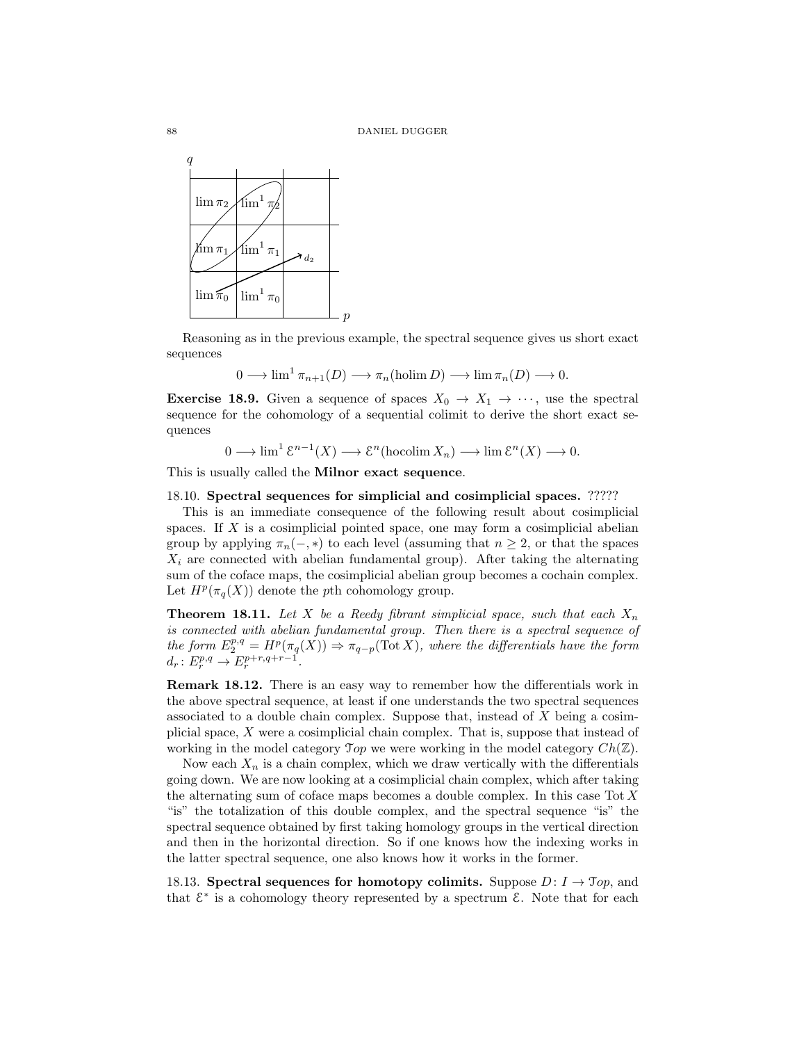Reasoning as in the previous example, the spectral sequence gives us short exact sequences

$$0 \longrightarrow \lim^1 \pi_{n+1}(D) \longrightarrow \pi_n(\operatorname{holim} D) \longrightarrow \lim \pi_n(D) \longrightarrow 0.$$

**Exercise 18.9.** Given a sequence of spaces $X_0 \to X_1 \to \cdots$, use the spectral sequence for the cohomology of a sequential colimit to derive the short exact sequences

$$0 \longrightarrow \lim^1 \mathcal{E}^{n-1}(X) \longrightarrow \mathcal{E}^n(\operatorname{hocolim} X_n) \longrightarrow \lim \mathcal{E}^n(X) \longrightarrow 0.$$

This is usually called the **Milnor exact sequence**.

18.10. **Spectral sequences for simplicial and cosimplicial spaces.** ?????

This is an immediate consequence of the following result about cosimplicial spaces. If $X$ is a cosimplicial pointed space, one may form a cosimplicial abelian group by applying $\pi_n(-,*)$ to each level (assuming that $n \geq 2$, or that the spaces $X_i$ are connected with abelian fundamental group). After taking the alternating sum of the coface maps, the cosimplicial abelian group becomes a cochain complex. Let $H^p(\pi_q(X))$ denote the $p$th cohomology group.

**Theorem 18.11.** *Let $X$ be a Reedy fibrant simplicial space, such that each $X_n$ is connected with abelian fundamental group. Then there is a spectral sequence of the form $E_2^{p,q} = H^p(\pi_q(X)) \Rightarrow \pi_{q-p}(\operatorname{Tot} X)$, where the differentials have the form $d_r \colon E_r^{p,q} \to E_r^{p+r,q+r-1}$.*

**Remark 18.12.** There is an easy way to remember how the differentials work in the above spectral sequence, at least if one understands the two spectral sequences associated to a double chain complex. Suppose that, instead of $X$ being a cosimplicial space, $X$ were a cosimplicial chain complex. That is, suppose that instead of working in the model category $\mathcal{T}op$ we were working in the model category $Ch(\mathbb{Z})$.

Now each $X_n$ is a chain complex, which we draw vertically with the differentials going down. We are now looking at a cosimplicial chain complex, which after taking the alternating sum of coface maps becomes a double complex. In this case $\operatorname{Tot} X$ "is" the totalization of this double complex, and the spectral sequence "is" the spectral sequence obtained by first taking homology groups in the vertical direction and then in the horizontal direction. So if one knows how the indexing works in the latter spectral sequence, one also knows how it works in the former.

18.13. **Spectral sequences for homotopy colimits.** Suppose $D \colon I \to \mathcal{T}op$, and that $\mathcal{E}^*$ is a cohomology theory represented by a spectrum $\mathcal{E}$. Note that for each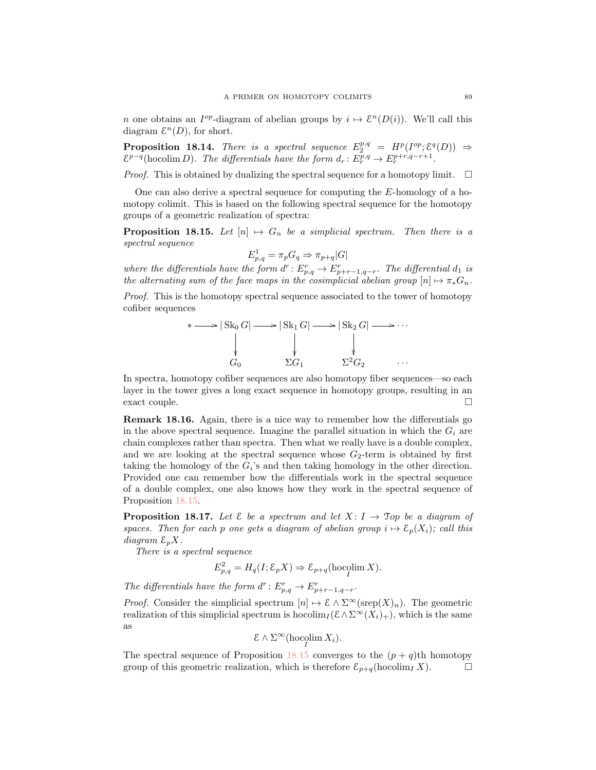$n$ one obtains an $I^{op}$-diagram of abelian groups by $i \mapsto \mathcal{E}^n(D(i))$. We'll call this diagram $\mathcal{E}^n(D)$, for short.

**Proposition 18.14.** *There is a spectral sequence $E_2^{p,q} = H^p(I^{op}; \mathcal{E}^q(D)) \Rightarrow \mathcal{E}^{p-q}(\operatorname{hocolim} D)$. The differentials have the form $d_r \colon E_r^{p,q} \to E_r^{p+r,q-r+1}$.*

*Proof.* This is obtained by dualizing the spectral sequence for a homotopy limit. $\square$

One can also derive a spectral sequence for computing the $E$-homology of a homotopy colimit. This is based on the following spectral sequence for the homotopy groups of a geometric realization of spectra:

**Proposition 18.15.** *Let $[n] \mapsto G_n$ be a simplicial spectrum. Then there is a spectral sequence*

$$E^1_{p,q} = \pi_p G_q \Rightarrow \pi_{p+q}|G|$$

*where the differentials have the form $d^r \colon E^r_{p,q} \to E^r_{p+r-1,q-r}$. The differential $d_1$ is the alternating sum of the face maps in the cosimplicial abelian group $[n] \mapsto \pi_* G_n$.*

*Proof.* This is the homotopy spectral sequence associated to the tower of homotopy cofiber sequences

$$\begin{array}{ccccccccc}
* & \longrightarrow & |\operatorname{Sk}_0 G| & \longrightarrow & |\operatorname{Sk}_1 G| & \longrightarrow & |\operatorname{Sk}_2 G| & \longrightarrow & \cdots \\
 & & \downarrow & & \downarrow & & \downarrow & & \\
 & & G_0 & & \Sigma G_1 & & \Sigma^2 G_2 & & \cdots
\end{array}$$

In spectra, homotopy cofiber sequences are also homotopy fiber sequences—so each layer in the tower gives a long exact sequence in homotopy groups, resulting in an exact couple. $\square$

**Remark 18.16.** Again, there is a nice way to remember how the differentials go in the above spectral sequence. Imagine the parallel situation in which the $G_i$ are chain complexes rather than spectra. Then what we really have is a double complex, and we are looking at the spectral sequence whose $G_2$-term is obtained by first taking the homology of the $G_i$'s and then taking homology in the other direction. Provided one can remember how the differentials work in the spectral sequence of a double complex, one also knows how they work in the spectral sequence of Proposition 18.15.

**Proposition 18.17.** *Let $\mathcal{E}$ be a spectrum and let $X \colon I \to \mathcal{T}op$ be a diagram of spaces. Then for each $p$ one gets a diagram of abelian group $i \mapsto \mathcal{E}_p(X_i)$; call this diagram $\mathcal{E}_p X$.*

*There is a spectral sequence*

$$E^2_{p,q} = H_q(I; \mathcal{E}_p X) \Rightarrow \mathcal{E}_{p+q}(\operatorname*{hocolim}_I X).$$

*The differentials have the form $d^r \colon E^r_{p,q} \to E^r_{p+r-1,q-r}$.*

*Proof.* Consider the simplicial spectrum $[n] \mapsto \mathcal{E} \wedge \Sigma^\infty(\operatorname{srep}(X)_n)$. The geometric realization of this simplicial spectrum is $\operatorname{hocolim}_I(\mathcal{E} \wedge \Sigma^\infty(X_i)_+)$, which is the same as

$$\mathcal{E} \wedge \Sigma^\infty(\operatorname*{hocolim}_I X_i).$$

The spectral sequence of Proposition 18.15 converges to the $(p+q)$th homotopy group of this geometric realization, which is therefore $\mathcal{E}_{p+q}(\operatorname{hocolim}_I X)$. $\square$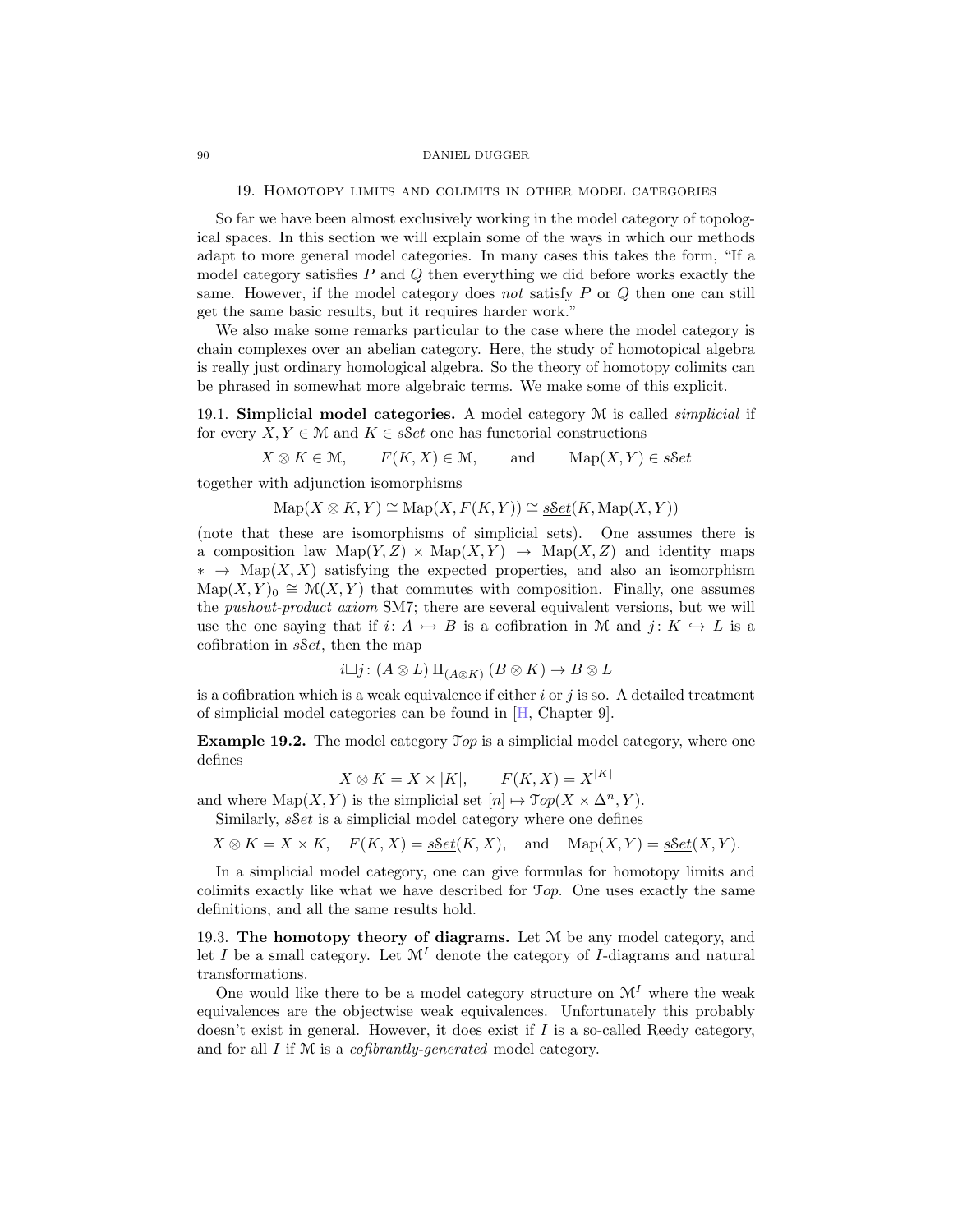## 19. Homotopy limits and colimits in other model categories

So far we have been almost exclusively working in the model category of topological spaces. In this section we will explain some of the ways in which our methods adapt to more general model categories. In many cases this takes the form, "If a model category satisfies $P$ and $Q$ then everything we did before works exactly the same. However, if the model category does *not* satisfy $P$ or $Q$ then one can still get the same basic results, but it requires harder work."

We also make some remarks particular to the case where the model category is chain complexes over an abelian category. Here, the study of homotopical algebra is really just ordinary homological algebra. So the theory of homotopy colimits can be phrased in somewhat more algebraic terms. We make some of this explicit.

19.1. **Simplicial model categories.** A model category $\mathcal{M}$ is called *simplicial* if for every $X, Y \in \mathcal{M}$ and $K \in s\mathcal{S}et$ one has functorial constructions

$$X \otimes K \in \mathcal{M}, \qquad F(K, X) \in \mathcal{M}, \qquad \text{and} \qquad \operatorname{Map}(X, Y) \in s\mathcal{S}et$$

together with adjunction isomorphisms

$$\operatorname{Map}(X \otimes K, Y) \cong \operatorname{Map}(X, F(K, Y)) \cong \underline{s\mathcal{S}et}(K, \operatorname{Map}(X, Y))$$

(note that these are isomorphisms of simplicial sets). One assumes there is a composition law $\operatorname{Map}(Y, Z) \times \operatorname{Map}(X, Y) \to \operatorname{Map}(X, Z)$ and identity maps $* \to \operatorname{Map}(X, X)$ satisfying the expected properties, and also an isomorphism $\operatorname{Map}(X, Y)_0 \cong \mathcal{M}(X, Y)$ that commutes with composition. Finally, one assumes the *pushout-product axiom* SM7; there are several equivalent versions, but we will use the one saying that if $i\colon A \rightarrowtail B$ is a cofibration in $\mathcal{M}$ and $j\colon K \hookrightarrow L$ is a cofibration in $s\mathcal{S}et$, then the map

$$i \square j\colon (A \otimes L) \amalg_{(A \otimes K)} (B \otimes K) \to B \otimes L$$

is a cofibration which is a weak equivalence if either $i$ or $j$ is so. A detailed treatment of simplicial model categories can be found in [H, Chapter 9].

**Example 19.2.** The model category $\mathcal{T}op$ is a simplicial model category, where one defines

$$X \otimes K = X \times |K|, \qquad F(K, X) = X^{|K|}$$

and where $\operatorname{Map}(X, Y)$ is the simplicial set $[n] \mapsto \mathcal{T}op(X \times \Delta^n, Y)$.

Similarly, $s\mathcal{S}et$ is a simplicial model category where one defines

$$X \otimes K = X \times K, \quad F(K, X) = \underline{s\mathcal{S}et}(K, X), \quad \text{and} \quad \operatorname{Map}(X, Y) = \underline{s\mathcal{S}et}(X, Y).$$

In a simplicial model category, one can give formulas for homotopy limits and colimits exactly like what we have described for $\mathcal{T}op$. One uses exactly the same definitions, and all the same results hold.

19.3. **The homotopy theory of diagrams.** Let $\mathcal{M}$ be any model category, and let $I$ be a small category. Let $\mathcal{M}^I$ denote the category of $I$-diagrams and natural transformations.

One would like there to be a model category structure on $\mathcal{M}^I$ where the weak equivalences are the objectwise weak equivalences. Unfortunately this probably doesn't exist in general. However, it does exist if $I$ is a so-called Reedy category, and for all $I$ if $\mathcal{M}$ is a *cofibrantly-generated* model category.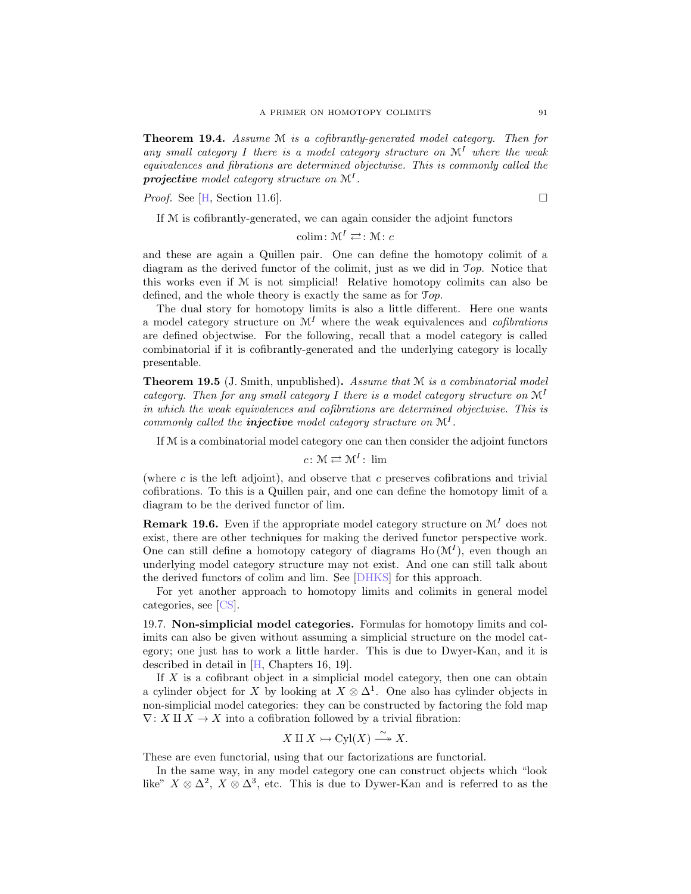**Theorem 19.4.** *Assume $\mathcal{M}$ is a cofibrantly-generated model category. Then for any small category $I$ there is a model category structure on $\mathcal{M}^I$ where the weak equivalences and fibrations are determined objectwise. This is commonly called the* ***projective*** *model category structure on $\mathcal{M}^I$.*

*Proof.* See [H, Section 11.6]. □

If $\mathcal{M}$ is cofibrantly-generated, we can again consider the adjoint functors

$$\operatorname{colim}\colon \mathcal{M}^I \rightleftarrows\colon \mathcal{M}\colon c$$

and these are again a Quillen pair. One can define the homotopy colimit of a diagram as the derived functor of the colimit, just as we did in $\mathcal{T}op$. Notice that this works even if $\mathcal{M}$ is not simplicial! Relative homotopy colimits can also be defined, and the whole theory is exactly the same as for $\mathcal{T}op$.

The dual story for homotopy limits is also a little different. Here one wants a model category structure on $\mathcal{M}^I$ where the weak equivalences and *cofibrations* are defined objectwise. For the following, recall that a model category is called combinatorial if it is cofibrantly-generated and the underlying category is locally presentable.

**Theorem 19.5** (J. Smith, unpublished)**.** *Assume that $\mathcal{M}$ is a combinatorial model category. Then for any small category $I$ there is a model category structure on $\mathcal{M}^I$ in which the weak equivalences and cofibrations are determined objectwise. This is commonly called the* ***injective*** *model category structure on $\mathcal{M}^I$.*

If $\mathcal{M}$ is a combinatorial model category one can then consider the adjoint functors

$$c\colon \mathcal{M} \rightleftarrows \mathcal{M}^I\colon \lim$$

(where $c$ is the left adjoint), and observe that $c$ preserves cofibrations and trivial cofibrations. To this is a Quillen pair, and one can define the homotopy limit of a diagram to be the derived functor of lim.

**Remark 19.6.** Even if the appropriate model category structure on $\mathcal{M}^I$ does not exist, there are other techniques for making the derived functor perspective work. One can still define a homotopy category of diagrams $\operatorname{Ho}(\mathcal{M}^I)$, even though an underlying model category structure may not exist. And one can still talk about the derived functors of colim and lim. See [DHKS] for this approach.

For yet another approach to homotopy limits and colimits in general model categories, see [CS].

19.7. **Non-simplicial model categories.** Formulas for homotopy limits and colimits can also be given without assuming a simplicial structure on the model category; one just has to work a little harder. This is due to Dwyer-Kan, and it is described in detail in [H, Chapters 16, 19].

If $X$ is a cofibrant object in a simplicial model category, then one can obtain a cylinder object for $X$ by looking at $X \otimes \Delta^1$. One also has cylinder objects in non-simplicial model categories: they can be constructed by factoring the fold map $\nabla\colon X \amalg X \to X$ into a cofibration followed by a trivial fibration:

$$X \amalg X \rightarrowtail \operatorname{Cyl}(X) \xrightarrow{\sim} X.$$

These are even functorial, using that our factorizations are functorial.

In the same way, in any model category one can construct objects which "look like" $X \otimes \Delta^2$, $X \otimes \Delta^3$, etc. This is due to Dywer-Kan and is referred to as the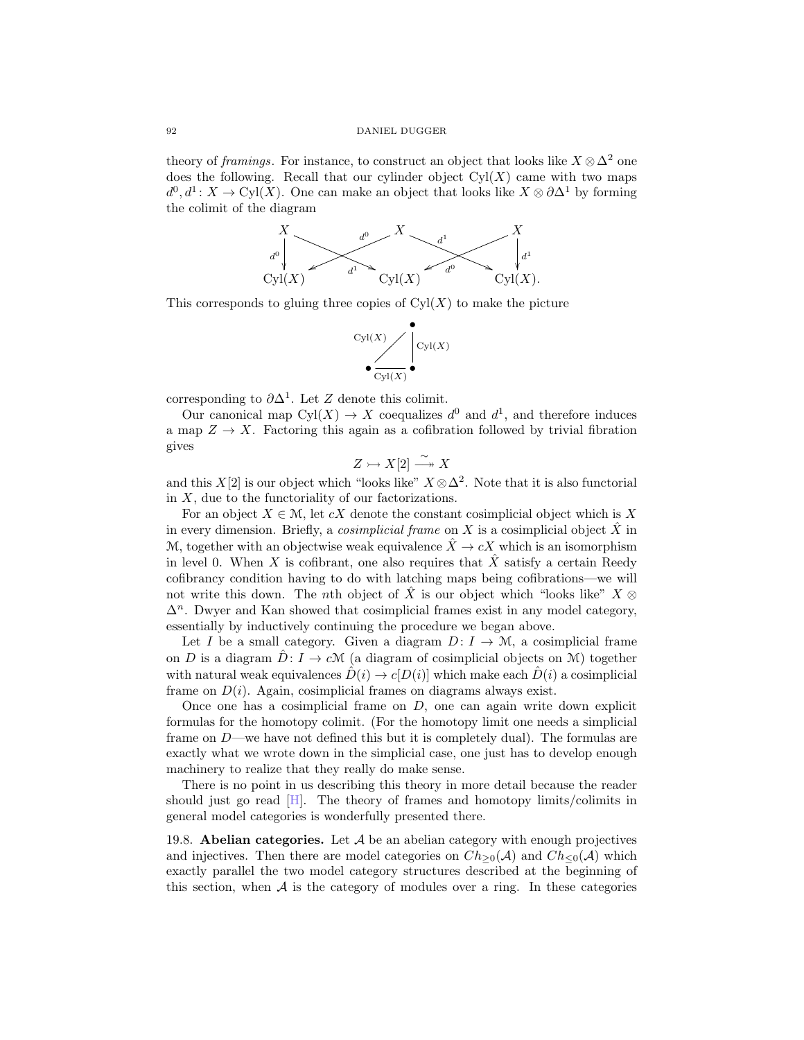theory of *framings*. For instance, to construct an object that looks like $X \otimes \Delta^2$ one does the following. Recall that our cylinder object $\mathrm{Cyl}(X)$ came with two maps $d^0, d^1 \colon X \to \mathrm{Cyl}(X)$. One can make an object that looks like $X \otimes \partial\Delta^1$ by forming the colimit of the diagram

$$\begin{array}{ccccc} X & & X & & X \\ \downarrow d^0 & \searrow^{d^1} \; {}^{d^0}\swarrow & & \searrow^{d^1} \; {}^{d^0}\swarrow & \downarrow d^1 \\ \mathrm{Cyl}(X) & & \mathrm{Cyl}(X) & & \mathrm{Cyl}(X). \end{array}$$

This corresponds to gluing three copies of $\mathrm{Cyl}(X)$ to make the picture

$$\begin{array}{ccc} & & \bullet \\ & {}^{\mathrm{Cyl}(X)}\diagup & \Big| \, \mathrm{Cyl}(X) \\ \bullet & \underset{\mathrm{Cyl}(X)}{\rule{2em}{0.4pt}} & \bullet \end{array}$$

corresponding to $\partial\Delta^1$. Let $Z$ denote this colimit.

Our canonical map $\mathrm{Cyl}(X) \to X$ coequalizes $d^0$ and $d^1$, and therefore induces a map $Z \to X$. Factoring this again as a cofibration followed by trivial fibration gives

$$Z \rightarrowtail X[2] \xrightarrow{\sim} X$$

and this $X[2]$ is our object which "looks like" $X \otimes \Delta^2$. Note that it is also functorial in $X$, due to the functoriality of our factorizations.

For an object $X \in \mathcal{M}$, let $cX$ denote the constant cosimplicial object which is $X$ in every dimension. Briefly, a *cosimplicial frame* on $X$ is a cosimplicial object $\hat{X}$ in $\mathcal{M}$, together with an objectwise weak equivalence $\hat{X} \to cX$ which is an isomorphism in level 0. When $X$ is cofibrant, one also requires that $\hat{X}$ satisfy a certain Reedy cofibrancy condition having to do with latching maps being cofibrations—we will not write this down. The $n$th object of $\hat{X}$ is our object which "looks like" $X \otimes \Delta^n$. Dwyer and Kan showed that cosimplicial frames exist in any model category, essentially by inductively continuing the procedure we began above.

Let $I$ be a small category. Given a diagram $D \colon I \to \mathcal{M}$, a cosimplicial frame on $D$ is a diagram $\hat{D} \colon I \to c\mathcal{M}$ (a diagram of cosimplicial objects on $\mathcal{M}$) together with natural weak equivalences $\hat{D}(i) \to c[D(i)]$ which make each $\hat{D}(i)$ a cosimplicial frame on $D(i)$. Again, cosimplicial frames on diagrams always exist.

Once one has a cosimplicial frame on $D$, one can again write down explicit formulas for the homotopy colimit. (For the homotopy limit one needs a simplicial frame on $D$—we have not defined this but it is completely dual). The formulas are exactly what we wrote down in the simplicial case, one just has to develop enough machinery to realize that they really do make sense.

There is no point in us describing this theory in more detail because the reader should just go read [H]. The theory of frames and homotopy limits/colimits in general model categories is wonderfully presented there.

19.8. **Abelian categories.** Let $\mathcal{A}$ be an abelian category with enough projectives and injectives. Then there are model categories on $Ch_{\geq 0}(\mathcal{A})$ and $Ch_{\leq 0}(\mathcal{A})$ which exactly parallel the two model category structures described at the beginning of this section, when $\mathcal{A}$ is the category of modules over a ring. In these categories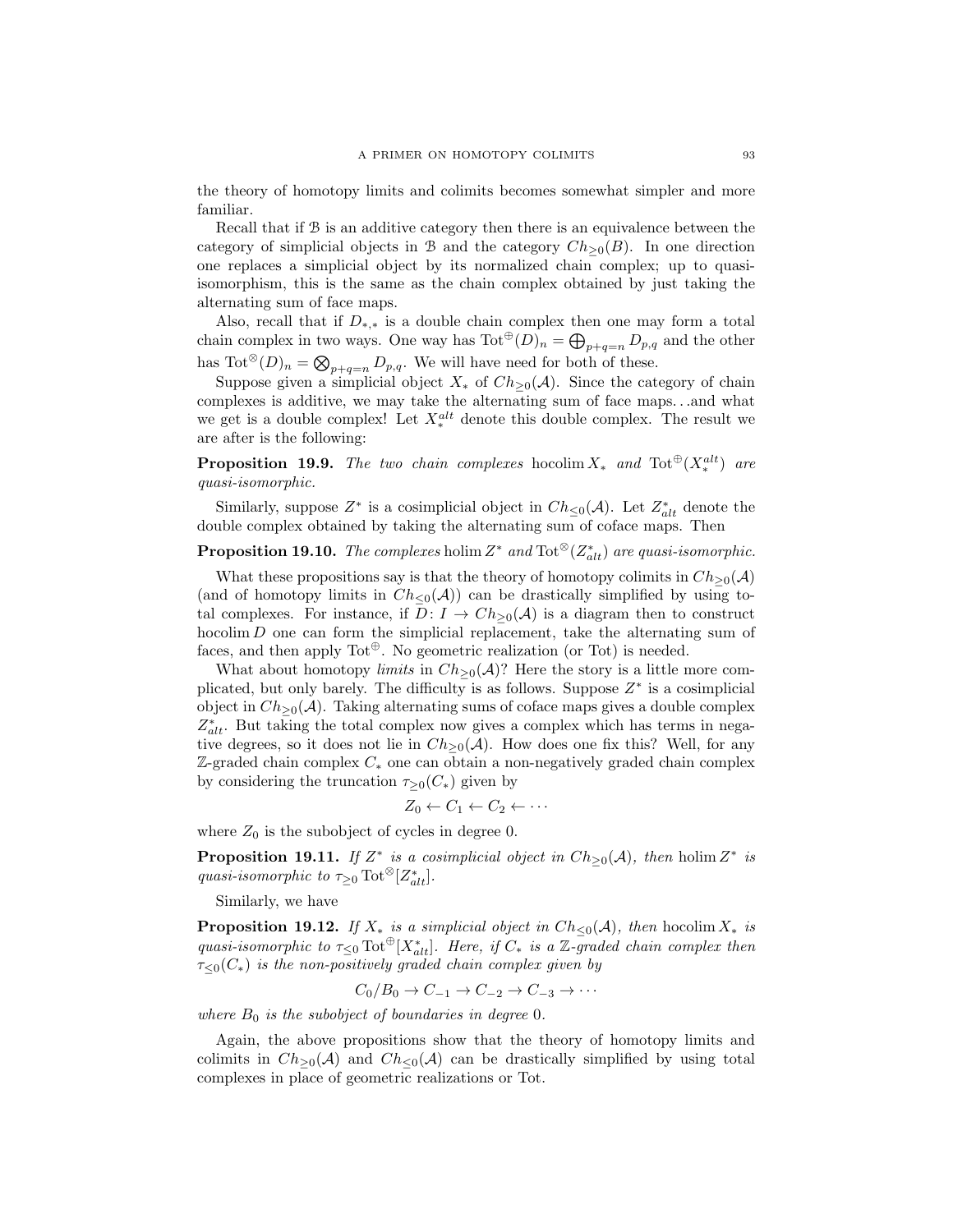the theory of homotopy limits and colimits becomes somewhat simpler and more familiar.

Recall that if $\mathcal{B}$ is an additive category then there is an equivalence between the category of simplicial objects in $\mathcal{B}$ and the category $Ch_{\geq 0}(B)$. In one direction one replaces a simplicial object by its normalized chain complex; up to quasi-isomorphism, this is the same as the chain complex obtained by just taking the alternating sum of face maps.

Also, recall that if $D_{*,*}$ is a double chain complex then one may form a total chain complex in two ways. One way has $\operatorname{Tot}^{\oplus}(D)_n = \bigoplus_{p+q=n} D_{p,q}$ and the other has $\operatorname{Tot}^{\otimes}(D)_n = \bigotimes_{p+q=n} D_{p,q}$. We will have need for both of these.

Suppose given a simplicial object $X_*$ of $Ch_{\geq 0}(\mathcal{A})$. Since the category of chain complexes is additive, we may take the alternating sum of face maps...and what we get is a double complex! Let $X_*^{alt}$ denote this double complex. The result we are after is the following:

**Proposition 19.9.** *The two chain complexes* $\operatorname{hocolim} X_*$ *and* $\operatorname{Tot}^{\oplus}(X_*^{alt})$ *are quasi-isomorphic.*

Similarly, suppose $Z^*$ is a cosimplicial object in $Ch_{\leq 0}(\mathcal{A})$. Let $Z^*_{alt}$ denote the double complex obtained by taking the alternating sum of coface maps. Then

**Proposition 19.10.** *The complexes* $\operatorname{holim} Z^*$ *and* $\operatorname{Tot}^{\otimes}(Z^*_{alt})$ *are quasi-isomorphic.*

What these propositions say is that the theory of homotopy colimits in $Ch_{\geq 0}(\mathcal{A})$ (and of homotopy limits in $Ch_{\leq 0}(\mathcal{A})$) can be drastically simplified by using total complexes. For instance, if $D\colon I \to Ch_{\geq 0}(\mathcal{A})$ is a diagram then to construct $\operatorname{hocolim} D$ one can form the simplicial replacement, take the alternating sum of faces, and then apply $\operatorname{Tot}^{\oplus}$. No geometric realization (or Tot) is needed.

What about homotopy *limits* in $Ch_{\geq 0}(\mathcal{A})$? Here the story is a little more complicated, but only barely. The difficulty is as follows. Suppose $Z^*$ is a cosimplicial object in $Ch_{\geq 0}(\mathcal{A})$. Taking alternating sums of coface maps gives a double complex $Z^*_{alt}$. But taking the total complex now gives a complex which has terms in negative degrees, so it does not lie in $Ch_{\geq 0}(\mathcal{A})$. How does one fix this? Well, for any $\mathbb{Z}$-graded chain complex $C_*$ one can obtain a non-negatively graded chain complex by considering the truncation $\tau_{\geq 0}(C_*)$ given by

$$Z_0 \leftarrow C_1 \leftarrow C_2 \leftarrow \cdots$$

where $Z_0$ is the subobject of cycles in degree 0.

**Proposition 19.11.** *If* $Z^*$ *is a cosimplicial object in* $Ch_{\geq 0}(\mathcal{A})$*, then* $\operatorname{holim} Z^*$ *is quasi-isomorphic to* $\tau_{\geq 0} \operatorname{Tot}^{\otimes}[Z^*_{alt}]$.

Similarly, we have

**Proposition 19.12.** *If* $X_*$ *is a simplicial object in* $Ch_{\leq 0}(\mathcal{A})$*, then* $\operatorname{hocolim} X_*$ *is quasi-isomorphic to* $\tau_{\leq 0} \operatorname{Tot}^{\oplus}[X^*_{alt}]$*. Here, if* $C_*$ *is a* $\mathbb{Z}$*-graded chain complex then* $\tau_{\leq 0}(C_*)$ *is the non-positively graded chain complex given by*

$$C_0/B_0 \to C_{-1} \to C_{-2} \to C_{-3} \to \cdots$$

*where* $B_0$ *is the subobject of boundaries in degree* 0.

Again, the above propositions show that the theory of homotopy limits and colimits in $Ch_{\geq 0}(\mathcal{A})$ and $Ch_{\leq 0}(\mathcal{A})$ can be drastically simplified by using total complexes in place of geometric realizations or Tot.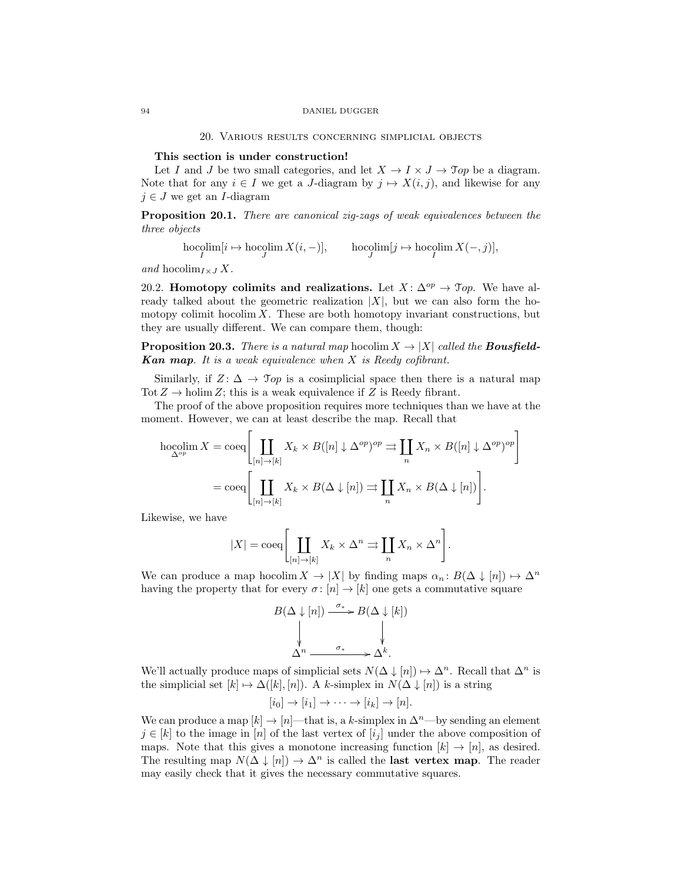## 20. Various results concerning simplicial objects

**This section is under construction!**

Let $I$ and $J$ be two small categories, and let $X \to I \times J \to \mathcal{T}op$ be a diagram. Note that for any $i \in I$ we get a $J$-diagram by $j \mapsto X(i,j)$, and likewise for any $j \in J$ we get an $I$-diagram

**Proposition 20.1.** *There are canonical zig-zags of weak equivalences between the three objects*

$$\operatorname*{hocolim}_I [i \mapsto \operatorname*{hocolim}_J X(i,-)], \qquad \operatorname*{hocolim}_J [j \mapsto \operatorname*{hocolim}_I X(-,j)],$$

*and* $\operatorname{hocolim}_{I\times J} X$.

20.2. **Homotopy colimits and realizations.** Let $X \colon \Delta^{op} \to \mathcal{T}op$. We have already talked about the geometric realization $|X|$, but we can also form the homotopy colimit $\operatorname{hocolim} X$. These are both homotopy invariant constructions, but they are usually different. We can compare them, though:

**Proposition 20.3.** *There is a natural map* $\operatorname{hocolim} X \to |X|$ *called the* ***Bousfield-Kan map****. It is a weak equivalence when* $X$ *is Reedy cofibrant.*

Similarly, if $Z \colon \Delta \to \mathcal{T}op$ is a cosimplicial space then there is a natural map $\operatorname{Tot} Z \to \operatorname{holim} Z$; this is a weak equivalence if $Z$ is Reedy fibrant.

The proof of the above proposition requires more techniques than we have at the moment. However, we can at least describe the map. Recall that

$$\begin{aligned}
\operatorname*{hocolim}_{\Delta^{op}} X &= \operatorname{coeq}\left[ \coprod_{[n]\to[k]} X_k \times B([n]\downarrow \Delta^{op})^{op} \rightrightarrows \coprod_n X_n \times B([n]\downarrow \Delta^{op})^{op} \right] \\
&= \operatorname{coeq}\left[ \coprod_{[n]\to[k]} X_k \times B(\Delta\downarrow [n]) \rightrightarrows \coprod_n X_n \times B(\Delta \downarrow [n]) \right].
\end{aligned}$$

Likewise, we have

$$|X| = \operatorname{coeq}\left[ \coprod_{[n]\to[k]} X_k \times \Delta^n \rightrightarrows \coprod_n X_n \times \Delta^n \right].$$

We can produce a map $\operatorname{hocolim} X \to |X|$ by finding maps $\alpha_n \colon B(\Delta\downarrow[n]) \mapsto \Delta^n$ having the property that for every $\sigma\colon [n] \to [k]$ one gets a commutative square

$$\begin{array}{ccc}
B(\Delta\downarrow[n]) & \xrightarrow{\sigma_*} & B(\Delta\downarrow[k]) \\
\downarrow & & \downarrow \\
\Delta^n & \xrightarrow{\sigma_*} & \Delta^k.
\end{array}$$

We'll actually produce maps of simplicial sets $N(\Delta\downarrow[n]) \mapsto \Delta^n$. Recall that $\Delta^n$ is the simplicial set $[k] \mapsto \Delta([k],[n])$. A $k$-simplex in $N(\Delta\downarrow[n])$ is a string

$$[i_0] \to [i_1] \to \cdots \to [i_k] \to [n].$$

We can produce a map $[k] \to [n]$—that is, a $k$-simplex in $\Delta^n$—by sending an element $j \in [k]$ to the image in $[n]$ of the last vertex of $[i_j]$ under the above composition of maps. Note that this gives a monotone increasing function $[k] \to [n]$, as desired. The resulting map $N(\Delta\downarrow[n]) \to \Delta^n$ is called the **last vertex map**. The reader may easily check that it gives the necessary commutative squares.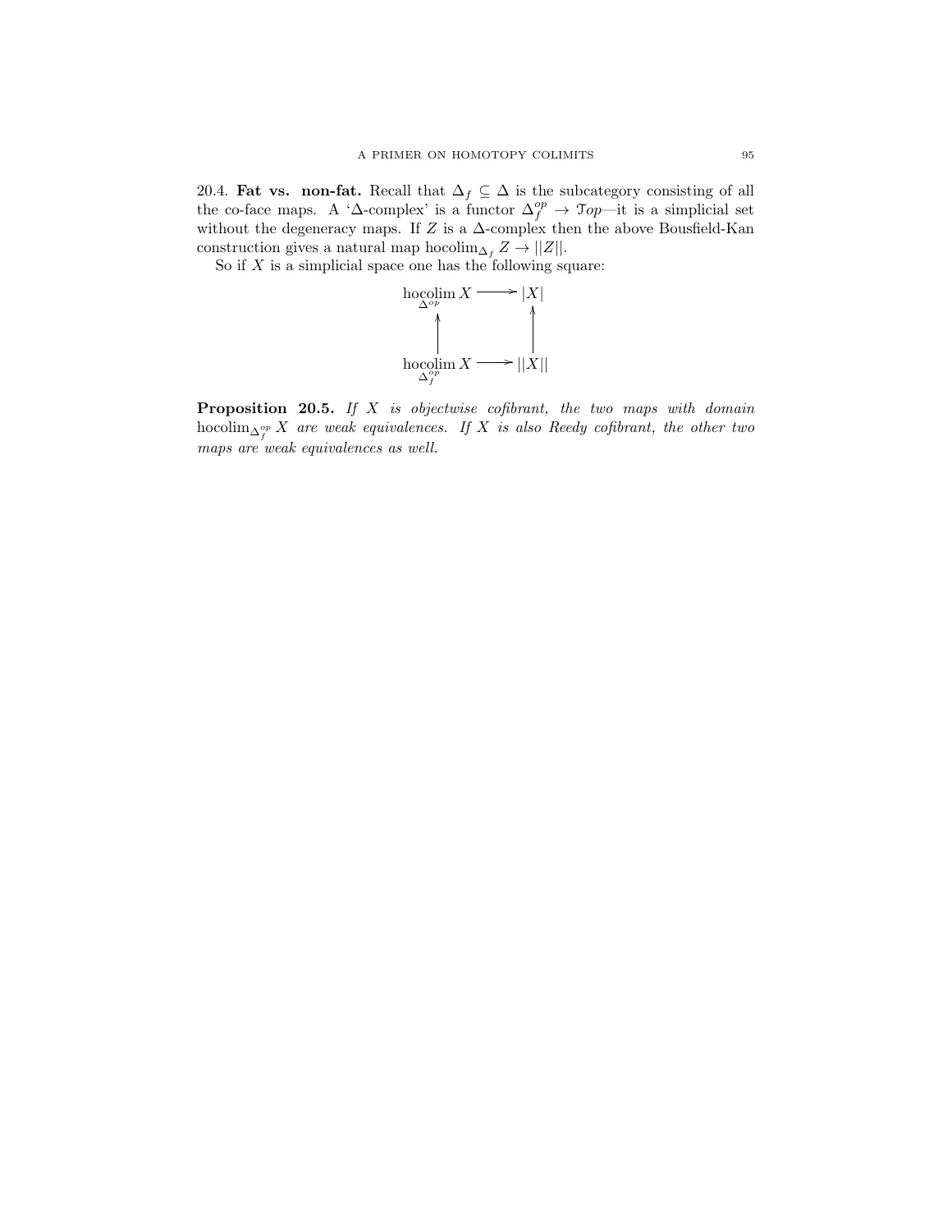20.4. **Fat vs. non-fat.** Recall that $\Delta_f \subseteq \Delta$ is the subcategory consisting of all the co-face maps. A '$\Delta$-complex' is a functor $\Delta_f^{op} \to \mathcal{T}op$—it is a simplicial set without the degeneracy maps. If $Z$ is a $\Delta$-complex then the above Bousfield-Kan construction gives a natural map $\operatorname{hocolim}_{\Delta_f} Z \to ||Z||$.

So if $X$ is a simplicial space one has the following square:

$$
\begin{array}{ccc}
\operatorname{hocolim}_{\Delta^{op}} X & \longrightarrow & |X| \\
\uparrow & & \uparrow \\
\operatorname{hocolim}_{\Delta_f^{op}} X & \longrightarrow & ||X||
\end{array}
$$

**Proposition 20.5.** *If $X$ is objectwise cofibrant, the two maps with domain $\operatorname{hocolim}_{\Delta_f^{op}} X$ are weak equivalences. If $X$ is also Reedy cofibrant, the other two maps are weak equivalences as well.*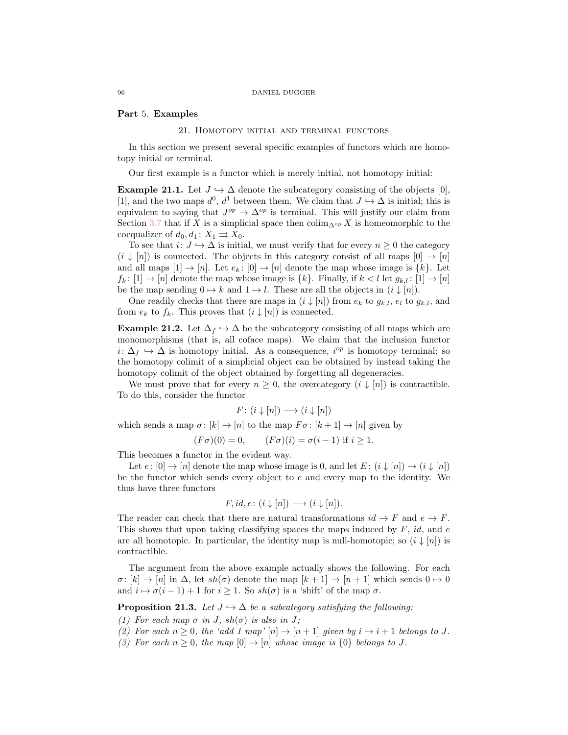# Part 5. Examples

## 21. Homotopy initial and terminal functors

In this section we present several specific examples of functors which are homotopy initial or terminal.

Our first example is a functor which is merely initial, not homotopy initial:

**Example 21.1.** Let $J \hookrightarrow \Delta$ denote the subcategory consisting of the objects $[0]$, $[1]$, and the two maps $d^0$, $d^1$ between them. We claim that $J \hookrightarrow \Delta$ is initial; this is equivalent to saying that $J^{op} \to \Delta^{op}$ is terminal. This will justify our claim from Section 3.7 that if $X$ is a simplicial space then $\operatorname{colim}_{\Delta^{op}} X$ is homeomorphic to the coequalizer of $d_0, d_1 \colon X_1 \rightrightarrows X_0$.

To see that $i \colon J \hookrightarrow \Delta$ is initial, we must verify that for every $n \geq 0$ the category $(i \downarrow [n])$ is connected. The objects in this category consist of all maps $[0] \to [n]$ and all maps $[1] \to [n]$. Let $e_k \colon [0] \to [n]$ denote the map whose image is $\{k\}$. Let $f_k \colon [1] \to [n]$ denote the map whose image is $\{k\}$. Finally, if $k < l$ let $g_{k,l} \colon [1] \to [n]$ be the map sending $0 \mapsto k$ and $1 \mapsto l$. These are all the objects in $(i \downarrow [n])$.

One readily checks that there are maps in $(i \downarrow [n])$ from $e_k$ to $g_{k,l}$, $e_l$ to $g_{k,l}$, and from $e_k$ to $f_k$. This proves that $(i \downarrow [n])$ is connected.

**Example 21.2.** Let $\Delta_f \hookrightarrow \Delta$ be the subcategory consisting of all maps which are monomorphisms (that is, all coface maps). We claim that the inclusion functor $i \colon \Delta_f \hookrightarrow \Delta$ is homotopy initial. As a consequence, $i^{op}$ is homotopy terminal; so the homotopy colimit of a simplicial object can be obtained by instead taking the homotopy colimit of the object obtained by forgetting all degeneracies.

We must prove that for every $n \geq 0$, the overcategory $(i \downarrow [n])$ is contractible. To do this, consider the functor

$$F \colon (i \downarrow [n]) \longrightarrow (i \downarrow [n])$$

which sends a map $\sigma \colon [k] \to [n]$ to the map $F\sigma \colon [k+1] \to [n]$ given by

$$(F\sigma)(0) = 0, \qquad (F\sigma)(i) = \sigma(i-1) \text{ if } i \geq 1.$$

This becomes a functor in the evident way.

Let $e \colon [0] \to [n]$ denote the map whose image is 0, and let $E \colon (i \downarrow [n]) \to (i \downarrow [n])$ be the functor which sends every object to $e$ and every map to the identity. We thus have three functors

$$F, id, e \colon (i \downarrow [n]) \longrightarrow (i \downarrow [n]).$$

The reader can check that there are natural transformations $id \to F$ and $e \to F$. This shows that upon taking classifying spaces the maps induced by $F$, $id$, and $e$ are all homotopic. In particular, the identity map is null-homotopic; so $(i \downarrow [n])$ is contractible.

The argument from the above example actually shows the following. For each $\sigma \colon [k] \to [n]$ in $\Delta$, let $sh(\sigma)$ denote the map $[k+1] \to [n+1]$ which sends $0 \mapsto 0$ and $i \mapsto \sigma(i-1) + 1$ for $i \geq 1$. So $sh(\sigma)$ is a 'shift' of the map $\sigma$.

**Proposition 21.3.** *Let $J \hookrightarrow \Delta$ be a subcategory satisfying the following:*

*(1) For each map $\sigma$ in $J$, $sh(\sigma)$ is also in $J$;*
*(2) For each $n \geq 0$, the 'add 1 map' $[n] \to [n+1]$ given by $i \mapsto i+1$ belongs to $J$.*
*(3) For each $n \geq 0$, the map $[0] \to [n]$ whose image is $\{0\}$ belongs to $J$.*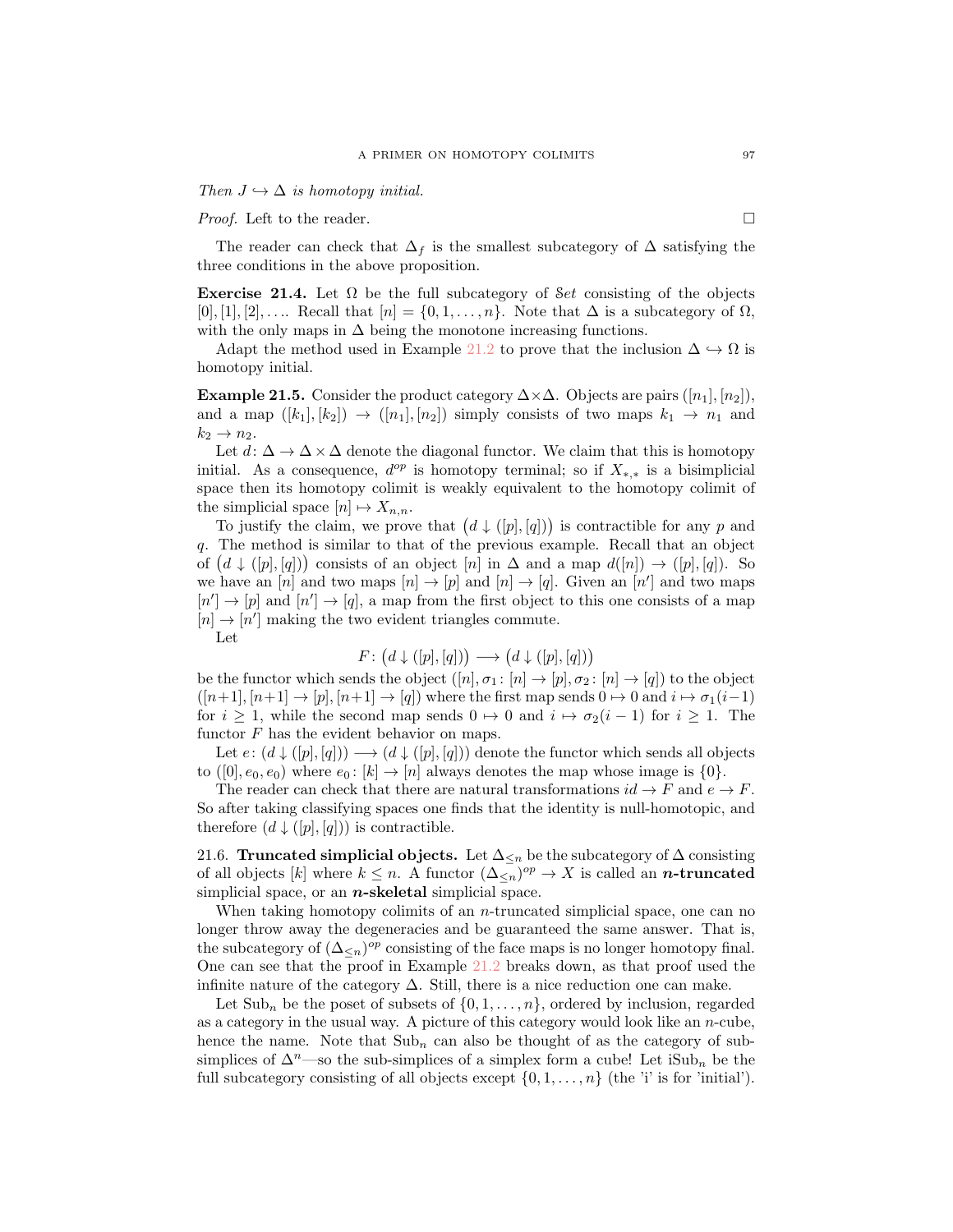*Then $J \hookrightarrow \Delta$ is homotopy initial.*

*Proof.* Left to the reader. $\square$

The reader can check that $\Delta_f$ is the smallest subcategory of $\Delta$ satisfying the three conditions in the above proposition.

**Exercise 21.4.** Let $\Omega$ be the full subcategory of $\mathcal{S}et$ consisting of the objects $[0], [1], [2], \ldots$. Recall that $[n] = \{0, 1, \ldots, n\}$. Note that $\Delta$ is a subcategory of $\Omega$, with the only maps in $\Delta$ being the monotone increasing functions.

Adapt the method used in Example 21.2 to prove that the inclusion $\Delta \hookrightarrow \Omega$ is homotopy initial.

**Example 21.5.** Consider the product category $\Delta \times \Delta$. Objects are pairs $([n_1], [n_2])$, and a map $([k_1], [k_2]) \to ([n_1], [n_2])$ simply consists of two maps $k_1 \to n_1$ and $k_2 \to n_2$.

Let $d\colon \Delta \to \Delta \times \Delta$ denote the diagonal functor. We claim that this is homotopy initial. As a consequence, $d^{op}$ is homotopy terminal; so if $X_{*,*}$ is a bisimplicial space then its homotopy colimit is weakly equivalent to the homotopy colimit of the simplicial space $[n] \mapsto X_{n,n}$.

To justify the claim, we prove that $\big(d \downarrow ([p],[q])\big)$ is contractible for any $p$ and $q$. The method is similar to that of the previous example. Recall that an object of $\big(d \downarrow ([p],[q])\big)$ consists of an object $[n]$ in $\Delta$ and a map $d([n]) \to ([p],[q])$. So we have an $[n]$ and two maps $[n] \to [p]$ and $[n] \to [q]$. Given an $[n']$ and two maps $[n'] \to [p]$ and $[n'] \to [q]$, a map from the first object to this one consists of a map $[n] \to [n']$ making the two evident triangles commute.

Let

$$F\colon \big(d \downarrow ([p],[q])\big) \longrightarrow \big(d \downarrow ([p],[q])\big)$$

be the functor which sends the object $([n], \sigma_1\colon [n] \to [p], \sigma_2\colon [n] \to [q])$ to the object $([n+1], [n+1] \to [p], [n+1] \to [q])$ where the first map sends $0 \mapsto 0$ and $i \mapsto \sigma_1(i-1)$ for $i \geq 1$, while the second map sends $0 \mapsto 0$ and $i \mapsto \sigma_2(i-1)$ for $i \geq 1$. The functor $F$ has the evident behavior on maps.

Let $e\colon (d \downarrow ([p],[q])) \longrightarrow (d \downarrow ([p],[q]))$ denote the functor which sends all objects to $([0], e_0, e_0)$ where $e_0\colon [k] \to [n]$ always denotes the map whose image is $\{0\}$.

The reader can check that there are natural transformations $id \to F$ and $e \to F$. So after taking classifying spaces one finds that the identity is null-homotopic, and therefore $(d \downarrow ([p],[q]))$ is contractible.

21.6. **Truncated simplicial objects.** Let $\Delta_{\leq n}$ be the subcategory of $\Delta$ consisting of all objects $[k]$ where $k \leq n$. A functor $(\Delta_{\leq n})^{op} \to X$ is called an ***n*-truncated** simplicial space, or an ***n*-skeletal** simplicial space.

When taking homotopy colimits of an $n$-truncated simplicial space, one can no longer throw away the degeneracies and be guaranteed the same answer. That is, the subcategory of $(\Delta_{\leq n})^{op}$ consisting of the face maps is no longer homotopy final. One can see that the proof in Example 21.2 breaks down, as that proof used the infinite nature of the category $\Delta$. Still, there is a nice reduction one can make.

Let $\mathrm{Sub}_n$ be the poset of subsets of $\{0, 1, \ldots, n\}$, ordered by inclusion, regarded as a category in the usual way. A picture of this category would look like an $n$-cube, hence the name. Note that $\mathrm{Sub}_n$ can also be thought of as the category of sub-simplices of $\Delta^n$—so the sub-simplices of a simplex form a cube! Let $\mathrm{iSub}_n$ be the full subcategory consisting of all objects except $\{0, 1, \ldots, n\}$ (the 'i' is for 'initial').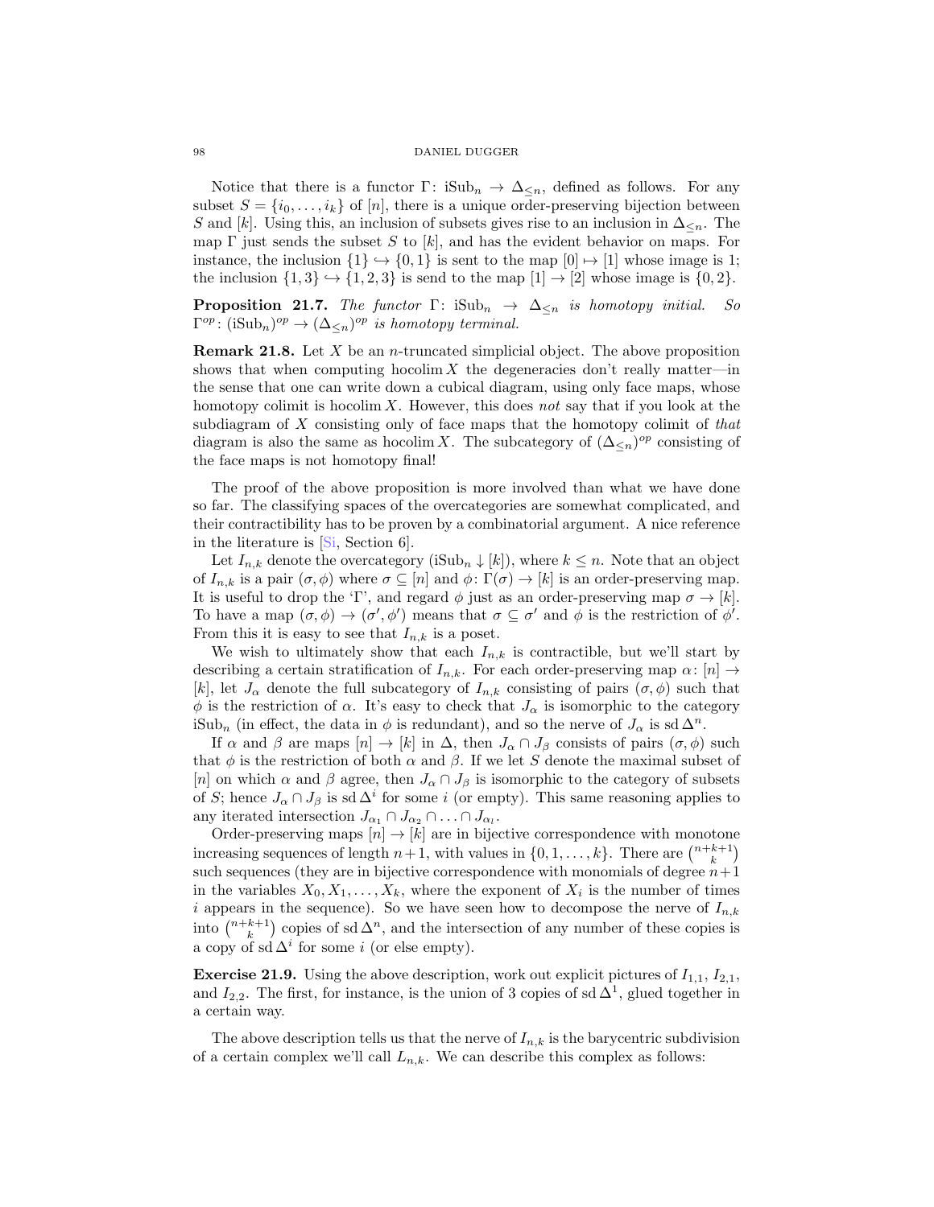Notice that there is a functor $\Gamma\colon \text{iSub}_n \to \Delta_{\leq n}$, defined as follows. For any subset $S = \{i_0, \ldots, i_k\}$ of $[n]$, there is a unique order-preserving bijection between $S$ and $[k]$. Using this, an inclusion of subsets gives rise to an inclusion in $\Delta_{\leq n}$. The map $\Gamma$ just sends the subset $S$ to $[k]$, and has the evident behavior on maps. For instance, the inclusion $\{1\} \hookrightarrow \{0,1\}$ is sent to the map $[0] \mapsto [1]$ whose image is 1; the inclusion $\{1,3\} \hookrightarrow \{1,2,3\}$ is send to the map $[1] \to [2]$ whose image is $\{0,2\}$.

**Proposition 21.7.** *The functor $\Gamma\colon \text{iSub}_n \to \Delta_{\leq n}$ is homotopy initial. So $\Gamma^{op}\colon (\text{iSub}_n)^{op} \to (\Delta_{\leq n})^{op}$ is homotopy terminal.*

**Remark 21.8.** Let $X$ be an $n$-truncated simplicial object. The above proposition shows that when computing $\operatorname{hocolim} X$ the degeneracies don't really matter—in the sense that one can write down a cubical diagram, using only face maps, whose homotopy colimit is $\operatorname{hocolim} X$. However, this does *not* say that if you look at the subdiagram of $X$ consisting only of face maps that the homotopy colimit of *that* diagram is also the same as $\operatorname{hocolim} X$. The subcategory of $(\Delta_{\leq n})^{op}$ consisting of the face maps is not homotopy final!

The proof of the above proposition is more involved than what we have done so far. The classifying spaces of the overcategories are somewhat complicated, and their contractibility has to be proven by a combinatorial argument. A nice reference in the literature is [Si, Section 6].

Let $I_{n,k}$ denote the overcategory $(\text{iSub}_n \downarrow [k])$, where $k \leq n$. Note that an object of $I_{n,k}$ is a pair $(\sigma, \phi)$ where $\sigma \subseteq [n]$ and $\phi\colon \Gamma(\sigma) \to [k]$ is an order-preserving map. It is useful to drop the '$\Gamma$', and regard $\phi$ just as an order-preserving map $\sigma \to [k]$. To have a map $(\sigma, \phi) \to (\sigma', \phi')$ means that $\sigma \subseteq \sigma'$ and $\phi$ is the restriction of $\phi'$. From this it is easy to see that $I_{n,k}$ is a poset.

We wish to ultimately show that each $I_{n,k}$ is contractible, but we'll start by describing a certain stratification of $I_{n,k}$. For each order-preserving map $\alpha\colon [n] \to [k]$, let $J_\alpha$ denote the full subcategory of $I_{n,k}$ consisting of pairs $(\sigma, \phi)$ such that $\phi$ is the restriction of $\alpha$. It's easy to check that $J_\alpha$ is isomorphic to the category $\text{iSub}_n$ (in effect, the data in $\phi$ is redundant), and so the nerve of $J_\alpha$ is $\operatorname{sd} \Delta^n$.

If $\alpha$ and $\beta$ are maps $[n] \to [k]$ in $\Delta$, then $J_\alpha \cap J_\beta$ consists of pairs $(\sigma, \phi)$ such that $\phi$ is the restriction of both $\alpha$ and $\beta$. If we let $S$ denote the maximal subset of $[n]$ on which $\alpha$ and $\beta$ agree, then $J_\alpha \cap J_\beta$ is isomorphic to the category of subsets of $S$; hence $J_\alpha \cap J_\beta$ is $\operatorname{sd} \Delta^i$ for some $i$ (or empty). This same reasoning applies to any iterated intersection $J_{\alpha_1} \cap J_{\alpha_2} \cap \ldots \cap J_{\alpha_l}$.

Order-preserving maps $[n] \to [k]$ are in bijective correspondence with monotone increasing sequences of length $n+1$, with values in $\{0, 1, \ldots, k\}$. There are $\binom{n+k+1}{k}$ such sequences (they are in bijective correspondence with monomials of degree $n+1$ in the variables $X_0, X_1, \ldots, X_k$, where the exponent of $X_i$ is the number of times $i$ appears in the sequence). So we have seen how to decompose the nerve of $I_{n,k}$ into $\binom{n+k+1}{k}$ copies of $\operatorname{sd} \Delta^n$, and the intersection of any number of these copies is a copy of $\operatorname{sd} \Delta^i$ for some $i$ (or else empty).

**Exercise 21.9.** Using the above description, work out explicit pictures of $I_{1,1}$, $I_{2,1}$, and $I_{2,2}$. The first, for instance, is the union of 3 copies of $\operatorname{sd} \Delta^1$, glued together in a certain way.

The above description tells us that the nerve of $I_{n,k}$ is the barycentric subdivision of a certain complex we'll call $L_{n,k}$. We can describe this complex as follows: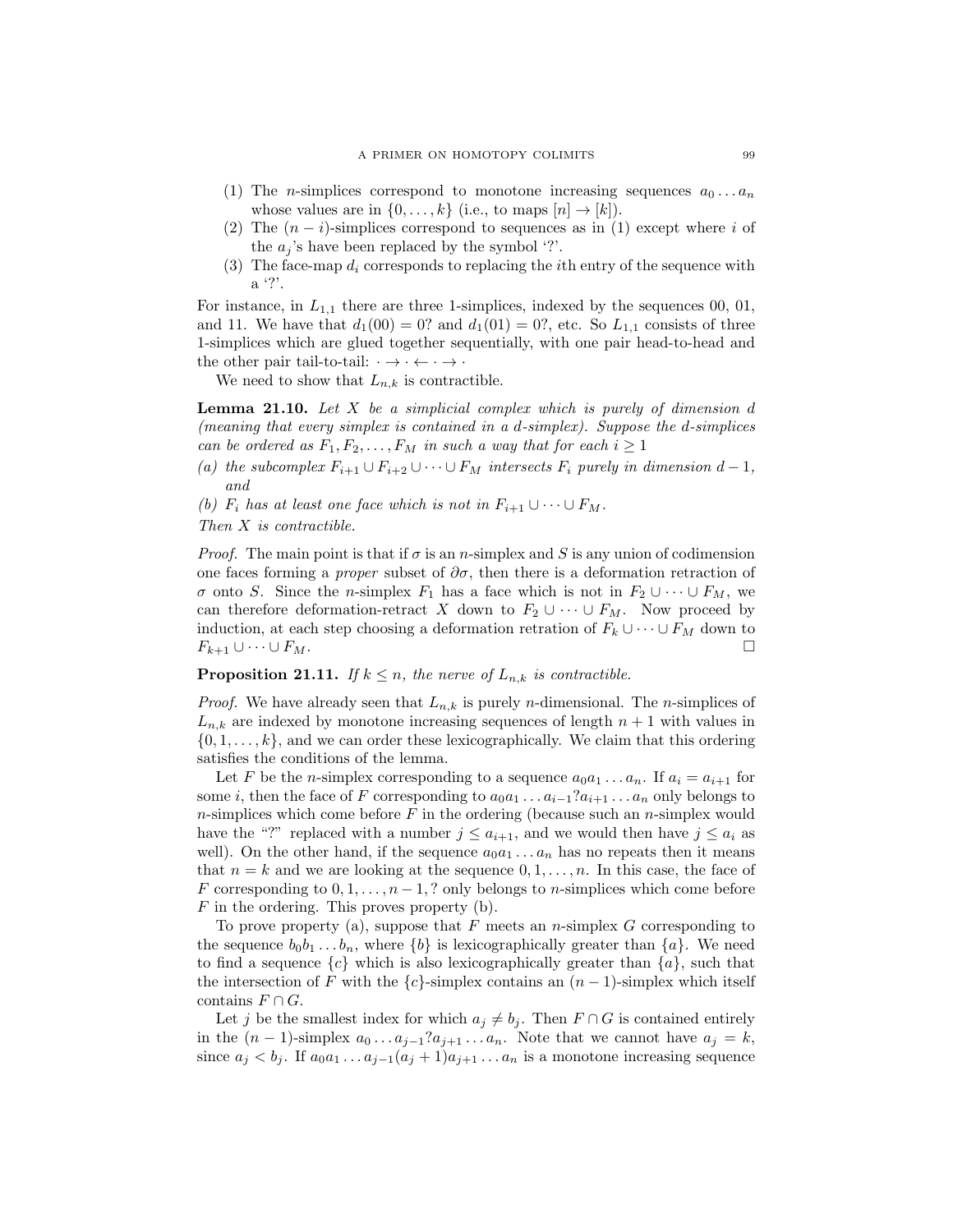(1) The $n$-simplices correspond to monotone increasing sequences $a_0 \dots a_n$ whose values are in $\{0, \dots, k\}$ (i.e., to maps $[n] \to [k]$).
(2) The $(n-i)$-simplices correspond to sequences as in (1) except where $i$ of the $a_j$'s have been replaced by the symbol '?'.
(3) The face-map $d_i$ corresponds to replacing the $i$th entry of the sequence with a '?'.

For instance, in $L_{1,1}$ there are three 1-simplices, indexed by the sequences 00, 01, and 11. We have that $d_1(00) = 0?$ and $d_1(01) = 0?$, etc. So $L_{1,1}$ consists of three 1-simplices which are glued together sequentially, with one pair head-to-head and the other pair tail-to-tail: $\cdot \to \cdot \leftarrow \cdot \to \cdot$

We need to show that $L_{n,k}$ is contractible.

**Lemma 21.10.** *Let $X$ be a simplicial complex which is purely of dimension $d$ (meaning that every simplex is contained in a $d$-simplex). Suppose the $d$-simplices can be ordered as $F_1, F_2, \dots, F_M$ in such a way that for each $i \geq 1$*

*(a) the subcomplex $F_{i+1} \cup F_{i+2} \cup \dots \cup F_M$ intersects $F_i$ purely in dimension $d-1$, and*

*(b) $F_i$ has at least one face which is not in $F_{i+1} \cup \dots \cup F_M$.*

*Then $X$ is contractible.*

*Proof.* The main point is that if $\sigma$ is an $n$-simplex and $S$ is any union of codimension one faces forming a *proper* subset of $\partial\sigma$, then there is a deformation retraction of $\sigma$ onto $S$. Since the $n$-simplex $F_1$ has a face which is not in $F_2 \cup \dots \cup F_M$, we can therefore deformation-retract $X$ down to $F_2 \cup \dots \cup F_M$. Now proceed by induction, at each step choosing a deformation retration of $F_k \cup \dots \cup F_M$ down to $F_{k+1} \cup \dots \cup F_M$. □

**Proposition 21.11.** *If $k \leq n$, the nerve of $L_{n,k}$ is contractible.*

*Proof.* We have already seen that $L_{n,k}$ is purely $n$-dimensional. The $n$-simplices of $L_{n,k}$ are indexed by monotone increasing sequences of length $n+1$ with values in $\{0, 1, \dots, k\}$, and we can order these lexicographically. We claim that this ordering satisfies the conditions of the lemma.

Let $F$ be the $n$-simplex corresponding to a sequence $a_0 a_1 \dots a_n$. If $a_i = a_{i+1}$ for some $i$, then the face of $F$ corresponding to $a_0 a_1 \dots a_{i-1} ? a_{i+1} \dots a_n$ only belongs to $n$-simplices which come before $F$ in the ordering (because such an $n$-simplex would have the "?" replaced with a number $j \leq a_{i+1}$, and we would then have $j \leq a_i$ as well). On the other hand, if the sequence $a_0 a_1 \dots a_n$ has no repeats then it means that $n = k$ and we are looking at the sequence $0, 1, \dots, n$. In this case, the face of $F$ corresponding to $0, 1, \dots, n-1, ?$ only belongs to $n$-simplices which come before $F$ in the ordering. This proves property (b).

To prove property (a), suppose that $F$ meets an $n$-simplex $G$ corresponding to the sequence $b_0 b_1 \dots b_n$, where $\{b\}$ is lexicographically greater than $\{a\}$. We need to find a sequence $\{c\}$ which is also lexicographically greater than $\{a\}$, such that the intersection of $F$ with the $\{c\}$-simplex contains an $(n-1)$-simplex which itself contains $F \cap G$.

Let $j$ be the smallest index for which $a_j \neq b_j$. Then $F \cap G$ is contained entirely in the $(n-1)$-simplex $a_0 \dots a_{j-1} ? a_{j+1} \dots a_n$. Note that we cannot have $a_j = k$, since $a_j < b_j$. If $a_0 a_1 \dots a_{j-1} (a_j + 1) a_{j+1} \dots a_n$ is a monotone increasing sequence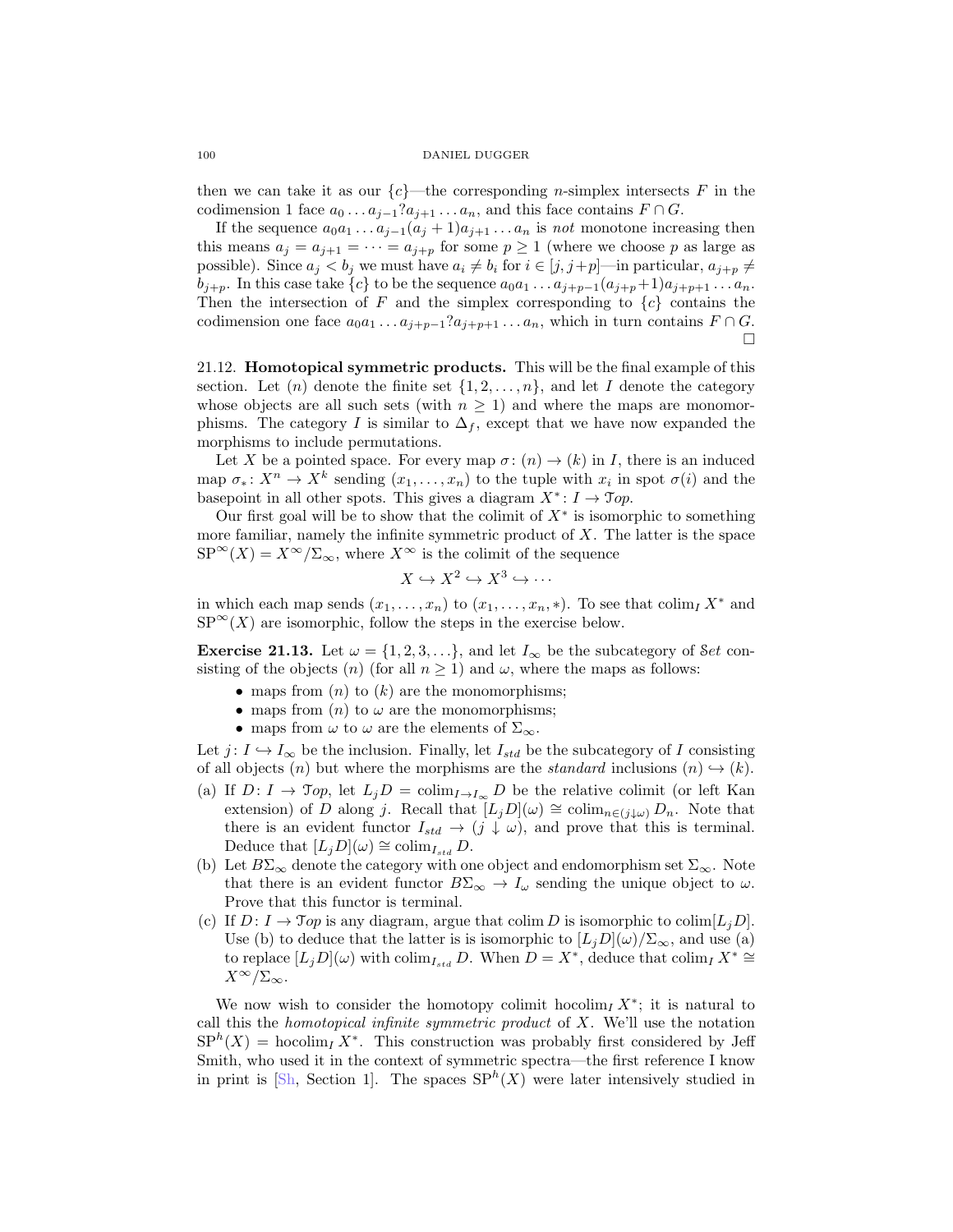then we can take it as our $\{c\}$—the corresponding $n$-simplex intersects $F$ in the codimension 1 face $a_0 \dots a_{j-1} ? a_{j+1} \dots a_n$, and this face contains $F \cap G$.

If the sequence $a_0 a_1 \dots a_{j-1}(a_j + 1)a_{j+1} \dots a_n$ is *not* monotone increasing then this means $a_j = a_{j+1} = \cdots = a_{j+p}$ for some $p \geq 1$ (where we choose $p$ as large as possible). Since $a_j < b_j$ we must have $a_i \neq b_i$ for $i \in [j, j+p]$—in particular, $a_{j+p} \neq b_{j+p}$. In this case take $\{c\}$ to be the sequence $a_0 a_1 \dots a_{j+p-1}(a_{j+p}+1)a_{j+p+1} \dots a_n$. Then the intersection of $F$ and the simplex corresponding to $\{c\}$ contains the codimension one face $a_0 a_1 \dots a_{j+p-1} ? a_{j+p+1} \dots a_n$, which in turn contains $F \cap G$. □

21.12. **Homotopical symmetric products.** This will be the final example of this section. Let $(n)$ denote the finite set $\{1, 2, \dots, n\}$, and let $I$ denote the category whose objects are all such sets (with $n \geq 1$) and where the maps are monomorphisms. The category $I$ is similar to $\Delta_f$, except that we have now expanded the morphisms to include permutations.

Let $X$ be a pointed space. For every map $\sigma\colon (n) \to (k)$ in $I$, there is an induced map $\sigma_*\colon X^n \to X^k$ sending $(x_1, \dots, x_n)$ to the tuple with $x_i$ in spot $\sigma(i)$ and the basepoint in all other spots. This gives a diagram $X^*\colon I \to \mathcal{T}op$.

Our first goal will be to show that the colimit of $X^*$ is isomorphic to something more familiar, namely the infinite symmetric product of $X$. The latter is the space $\mathrm{SP}^\infty(X) = X^\infty/\Sigma_\infty$, where $X^\infty$ is the colimit of the sequence

$$X \hookrightarrow X^2 \hookrightarrow X^3 \hookrightarrow \cdots$$

in which each map sends $(x_1, \dots, x_n)$ to $(x_1, \dots, x_n, *)$. To see that $\mathrm{colim}_I X^*$ and $\mathrm{SP}^\infty(X)$ are isomorphic, follow the steps in the exercise below.

**Exercise 21.13.** Let $\omega = \{1, 2, 3, \dots\}$, and let $I_\infty$ be the subcategory of $\mathcal{S}et$ consisting of the objects $(n)$ (for all $n \geq 1$) and $\omega$, where the maps as follows:

- maps from $(n)$ to $(k)$ are the monomorphisms;
- maps from $(n)$ to $\omega$ are the monomorphisms;
- maps from $\omega$ to $\omega$ are the elements of $\Sigma_\infty$.

Let $j\colon I \hookrightarrow I_\infty$ be the inclusion. Finally, let $I_{std}$ be the subcategory of $I$ consisting of all objects $(n)$ but where the morphisms are the *standard* inclusions $(n) \hookrightarrow (k)$.

(a) If $D\colon I \to \mathcal{T}op$, let $L_j D = \mathrm{colim}_{I \to I_\infty} D$ be the relative colimit (or left Kan extension) of $D$ along $j$. Recall that $[L_j D](\omega) \cong \mathrm{colim}_{n \in (j \downarrow \omega)} D_n$. Note that there is an evident functor $I_{std} \to (j \downarrow \omega)$, and prove that this is terminal. Deduce that $[L_j D](\omega) \cong \mathrm{colim}_{I_{std}} D$.

(b) Let $B\Sigma_\infty$ denote the category with one object and endomorphism set $\Sigma_\infty$. Note that there is an evident functor $B\Sigma_\infty \to I_\omega$ sending the unique object to $\omega$. Prove that this functor is terminal.

(c) If $D\colon I \to \mathcal{T}op$ is any diagram, argue that $\mathrm{colim}\, D$ is isomorphic to $\mathrm{colim}[L_j D]$. Use (b) to deduce that the latter is is isomorphic to $[L_j D](\omega)/\Sigma_\infty$, and use (a) to replace $[L_j D](\omega)$ with $\mathrm{colim}_{I_{std}} D$. When $D = X^*$, deduce that $\mathrm{colim}_I X^* \cong X^\infty/\Sigma_\infty$.

We now wish to consider the homotopy colimit $\mathrm{hocolim}_I X^*$; it is natural to call this the *homotopical infinite symmetric product* of $X$. We'll use the notation $\mathrm{SP}^h(X) = \mathrm{hocolim}_I X^*$. This construction was probably first considered by Jeff Smith, who used it in the context of symmetric spectra—the first reference I know in print is [Sh, Section 1]. The spaces $\mathrm{SP}^h(X)$ were later intensively studied in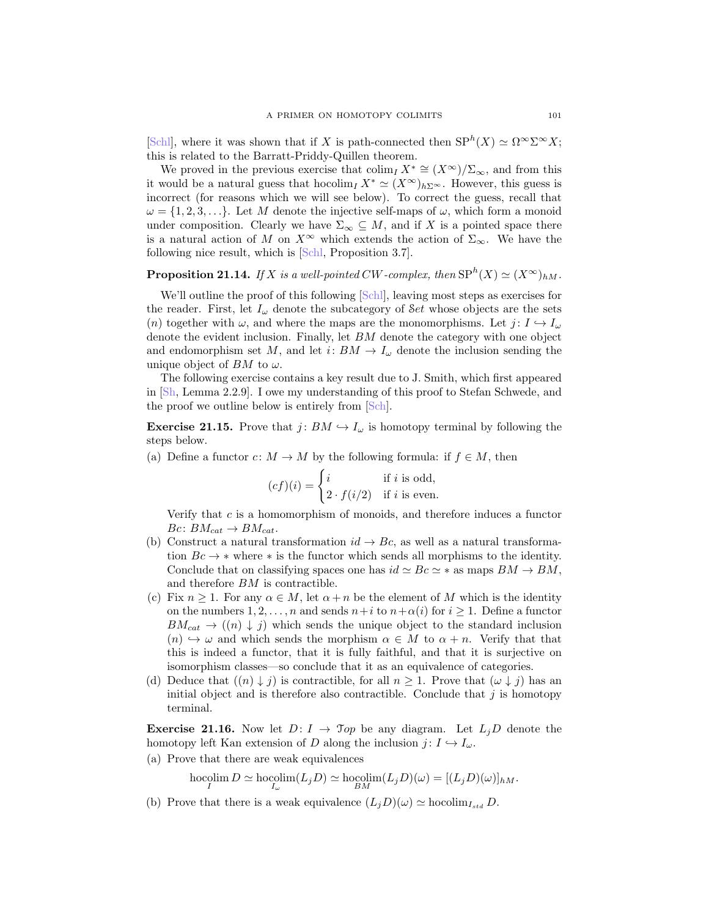[Schl], where it was shown that if $X$ is path-connected then $\mathrm{SP}^h(X) \simeq \Omega^\infty\Sigma^\infty X$; this is related to the Barratt-Priddy-Quillen theorem.

We proved in the previous exercise that $\operatorname{colim}_I X^* \cong (X^\infty)/\Sigma_\infty$, and from this it would be a natural guess that $\operatorname{hocolim}_I X^* \simeq (X^\infty)_{h\Sigma^\infty}$. However, this guess is incorrect (for reasons which we will see below). To correct the guess, recall that $\omega = \{1, 2, 3, \ldots\}$. Let $M$ denote the injective self-maps of $\omega$, which form a monoid under composition. Clearly we have $\Sigma_\infty \subseteq M$, and if $X$ is a pointed space there is a natural action of $M$ on $X^\infty$ which extends the action of $\Sigma_\infty$. We have the following nice result, which is [Schl, Proposition 3.7].

**Proposition 21.14.** *If $X$ is a well-pointed CW-complex, then $\mathrm{SP}^h(X) \simeq (X^\infty)_{hM}$.*

We'll outline the proof of this following [Schl], leaving most steps as exercises for the reader. First, let $I_\omega$ denote the subcategory of $\mathcal{S}et$ whose objects are the sets $(n)$ together with $\omega$, and where the maps are the monomorphisms. Let $j\colon I \hookrightarrow I_\omega$ denote the evident inclusion. Finally, let $BM$ denote the category with one object and endomorphism set $M$, and let $i\colon BM \to I_\omega$ denote the inclusion sending the unique object of $BM$ to $\omega$.

The following exercise contains a key result due to J. Smith, which first appeared in [Sh, Lemma 2.2.9]. I owe my understanding of this proof to Stefan Schwede, and the proof we outline below is entirely from [Sch].

**Exercise 21.15.** Prove that $j\colon BM \hookrightarrow I_\omega$ is homotopy terminal by following the steps below.

(a) Define a functor $c\colon M \to M$ by the following formula: if $f \in M$, then

$$(cf)(i) = \begin{cases} i & \text{if } i \text{ is odd,} \\ 2 \cdot f(i/2) & \text{if } i \text{ is even.} \end{cases}$$

Verify that $c$ is a homomorphism of monoids, and therefore induces a functor $Bc\colon BM_{cat} \to BM_{cat}$.

(b) Construct a natural transformation $id \to Bc$, as well as a natural transformation $Bc \to *$ where $*$ is the functor which sends all morphisms to the identity. Conclude that on classifying spaces one has $id \simeq Bc \simeq *$ as maps $BM \to BM$, and therefore $BM$ is contractible.

(c) Fix $n \geq 1$. For any $\alpha \in M$, let $\alpha + n$ be the element of $M$ which is the identity on the numbers $1, 2, \ldots, n$ and sends $n+i$ to $n+\alpha(i)$ for $i \geq 1$. Define a functor $BM_{cat} \to ((n) \downarrow j)$ which sends the unique object to the standard inclusion $(n) \hookrightarrow \omega$ and which sends the morphism $\alpha \in M$ to $\alpha + n$. Verify that this is indeed a functor, that it is fully faithful, and that it is surjective on isomorphism classes—so conclude that it as an equivalence of categories.

(d) Deduce that $((n) \downarrow j)$ is contractible, for all $n \geq 1$. Prove that $(\omega \downarrow j)$ has an initial object and is therefore also contractible. Conclude that $j$ is homotopy terminal.

**Exercise 21.16.** Now let $D\colon I \to \mathcal{T}op$ be any diagram. Let $L_j D$ denote the homotopy left Kan extension of $D$ along the inclusion $j\colon I \hookrightarrow I_\omega$.

(a) Prove that there are weak equivalences

$$\operatorname*{hocolim}_{I} D \simeq \operatorname*{hocolim}_{I_\omega}(L_j D) \simeq \operatorname*{hocolim}_{BM}(L_j D)(\omega) = [(L_j D)(\omega)]_{hM}.$$

(b) Prove that there is a weak equivalence $(L_j D)(\omega) \simeq \operatorname{hocolim}_{I_{std}} D$.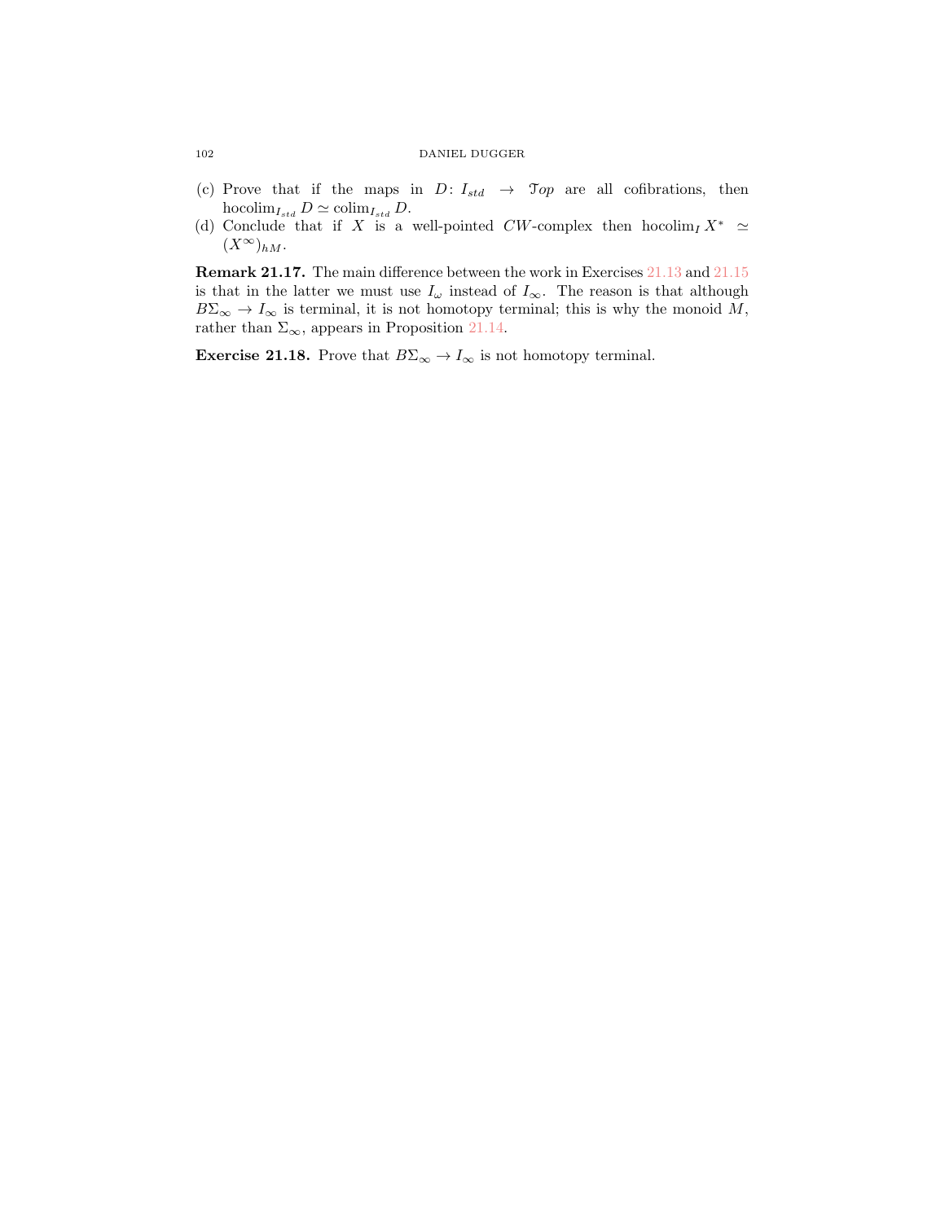(c) Prove that if the maps in $D\colon I_{std} \to \mathcal{T}op$ are all cofibrations, then $\operatorname{hocolim}_{I_{std}} D \simeq \operatorname{colim}_{I_{std}} D$.

(d) Conclude that if $X$ is a well-pointed $CW$-complex then $\operatorname{hocolim}_I X^* \simeq (X^\infty)_{hM}$.

**Remark 21.17.** The main difference between the work in Exercises 21.13 and 21.15 is that in the latter we must use $I_\omega$ instead of $I_\infty$. The reason is that although $B\Sigma_\infty \to I_\infty$ is terminal, it is not homotopy terminal; this is why the monoid $M$, rather than $\Sigma_\infty$, appears in Proposition 21.14.

**Exercise 21.18.** Prove that $B\Sigma_\infty \to I_\infty$ is not homotopy terminal.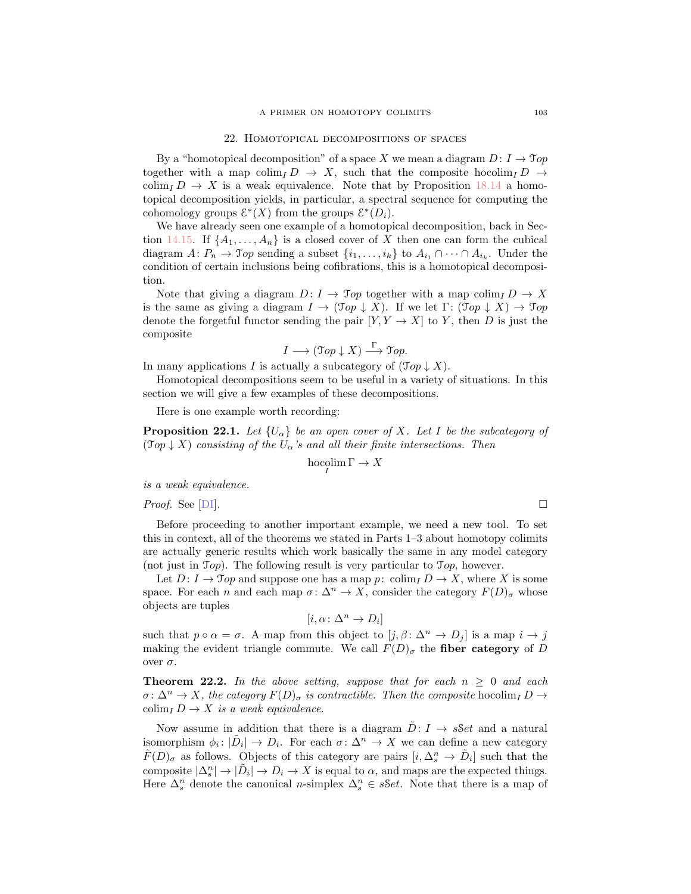## 22. Homotopical decompositions of spaces

By a "homotopical decomposition" of a space $X$ we mean a diagram $D\colon I \to \mathcal{T}op$ together with a map $\operatorname{colim}_I D \to X$, such that the composite $\operatorname{hocolim}_I D \to \operatorname{colim}_I D \to X$ is a weak equivalence. Note that by Proposition 18.14 a homotopical decomposition yields, in particular, a spectral sequence for computing the cohomology groups $\mathcal{E}^*(X)$ from the groups $\mathcal{E}^*(D_i)$.

We have already seen one example of a homotopical decomposition, back in Section 14.15. If $\{A_1, \ldots, A_n\}$ is a closed cover of $X$ then one can form the cubical diagram $A\colon P_n \to \mathcal{T}op$ sending a subset $\{i_1, \ldots, i_k\}$ to $A_{i_1} \cap \cdots \cap A_{i_k}$. Under the condition of certain inclusions being cofibrations, this is a homotopical decomposition.

Note that giving a diagram $D\colon I \to \mathcal{T}op$ together with a map $\operatorname{colim}_I D \to X$ is the same as giving a diagram $I \to (\mathcal{T}op \downarrow X)$. If we let $\Gamma\colon (\mathcal{T}op \downarrow X) \to \mathcal{T}op$ denote the forgetful functor sending the pair $[Y, Y \to X]$ to $Y$, then $D$ is just the composite

$$I \longrightarrow (\mathcal{T}op \downarrow X) \xrightarrow{\Gamma} \mathcal{T}op.$$

In many applications $I$ is actually a subcategory of $(\mathcal{T}op \downarrow X)$.

Homotopical decompositions seem to be useful in a variety of situations. In this section we will give a few examples of these decompositions.

Here is one example worth recording:

**Proposition 22.1.** *Let $\{U_\alpha\}$ be an open cover of $X$. Let $I$ be the subcategory of $(\mathcal{T}op \downarrow X)$ consisting of the $U_\alpha$'s and all their finite intersections. Then*

$$\operatorname*{hocolim}_I \Gamma \to X$$

*is a weak equivalence.*

*Proof.* See [DI]. □

Before proceeding to another important example, we need a new tool. To set this in context, all of the theorems we stated in Parts 1–3 about homotopy colimits are actually generic results which work basically the same in any model category (not just in $\mathcal{T}op$). The following result is very particular to $\mathcal{T}op$, however.

Let $D\colon I \to \mathcal{T}op$ and suppose one has a map $p\colon \operatorname{colim}_I D \to X$, where $X$ is some space. For each $n$ and each map $\sigma\colon \Delta^n \to X$, consider the category $F(D)_\sigma$ whose objects are tuples

$$[i, \alpha\colon \Delta^n \to D_i]$$

such that $p \circ \alpha = \sigma$. A map from this object to $[j, \beta\colon \Delta^n \to D_j]$ is a map $i \to j$ making the evident triangle commute. We call $F(D)_\sigma$ the **fiber category** of $D$ over $\sigma$.

**Theorem 22.2.** *In the above setting, suppose that for each $n \geq 0$ and each $\sigma\colon \Delta^n \to X$, the category $F(D)_\sigma$ is contractible. Then the composite* $\operatorname{hocolim}_I D \to \operatorname{colim}_I D \to X$ *is a weak equivalence.*

Now assume in addition that there is a diagram $\tilde{D}\colon I \to s\mathcal{S}et$ and a natural isomorphism $\phi_i\colon |\tilde{D}_i| \to D_i$. For each $\sigma\colon \Delta^n \to X$ we can define a new category $\tilde{F}(D)_\sigma$ as follows. Objects of this category are pairs $[i, \Delta^n_s \to \tilde{D}_i]$ such that the composite $|\Delta^n_s| \to |\tilde{D}_i| \to D_i \to X$ is equal to $\alpha$, and maps are the expected things. Here $\Delta^n_s$ denote the canonical $n$-simplex $\Delta^n_s \in s\mathcal{S}et$. Note that there is a map of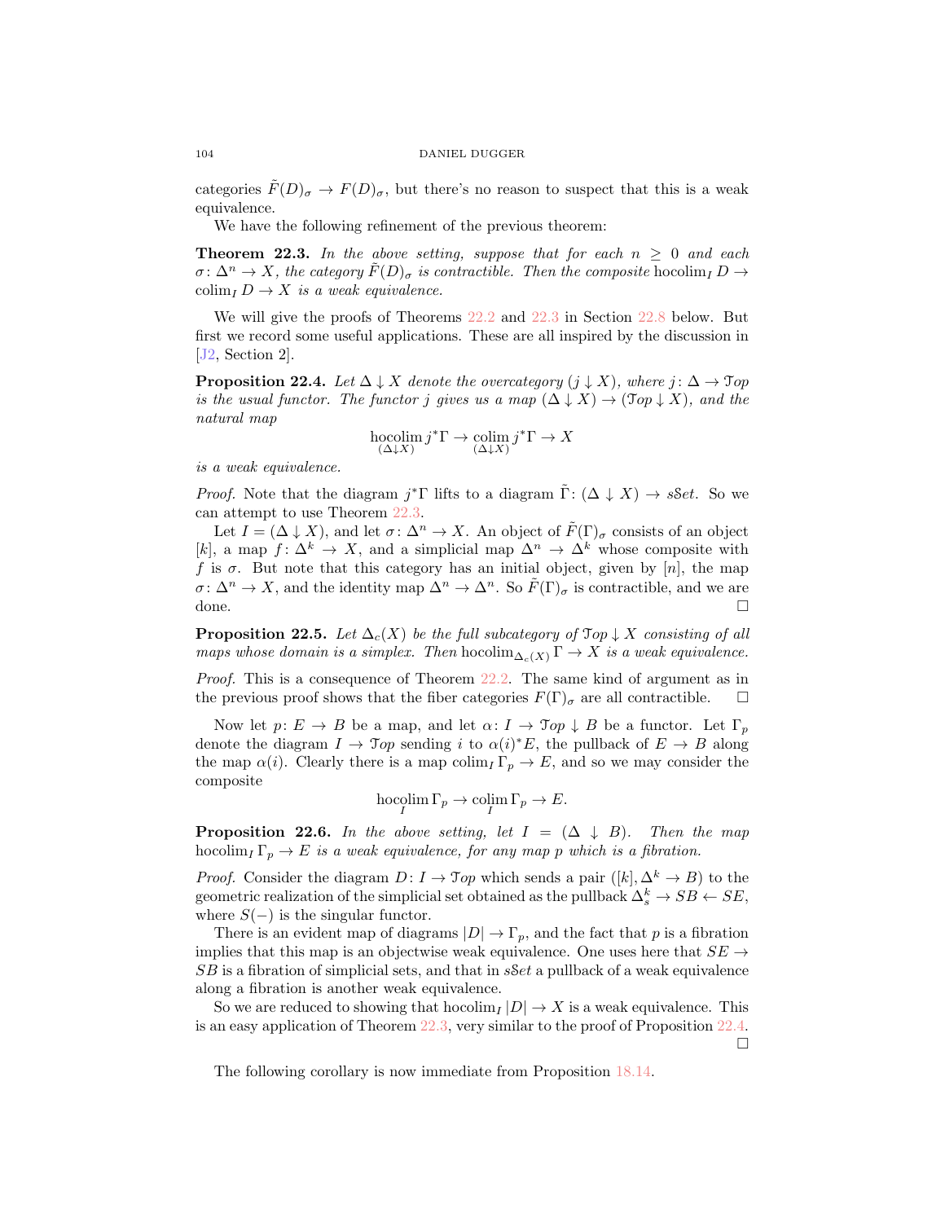categories $\tilde{F}(D)_\sigma \to F(D)_\sigma$, but there's no reason to suspect that this is a weak equivalence.

We have the following refinement of the previous theorem:

**Theorem 22.3.** *In the above setting, suppose that for each $n \geq 0$ and each $\sigma\colon \Delta^n \to X$, the category $\tilde{F}(D)_\sigma$ is contractible. Then the composite $\operatorname{hocolim}_I D \to \operatorname{colim}_I D \to X$ is a weak equivalence.*

We will give the proofs of Theorems 22.2 and 22.3 in Section 22.8 below. But first we record some useful applications. These are all inspired by the discussion in [J2, Section 2].

**Proposition 22.4.** *Let $\Delta \downarrow X$ denote the overcategory $(j \downarrow X)$, where $j\colon \Delta \to \mathcal{T}op$ is the usual functor. The functor $j$ gives us a map $(\Delta \downarrow X) \to (\mathcal{T}op \downarrow X)$, and the natural map*

$$\operatorname*{hocolim}_{(\Delta\downarrow X)} j^*\Gamma \to \operatorname*{colim}_{(\Delta\downarrow X)} j^*\Gamma \to X$$

*is a weak equivalence.*

*Proof.* Note that the diagram $j^*\Gamma$ lifts to a diagram $\tilde{\Gamma}\colon (\Delta \downarrow X) \to s\mathcal{S}et$. So we can attempt to use Theorem 22.3.

Let $I = (\Delta \downarrow X)$, and let $\sigma\colon \Delta^n \to X$. An object of $\tilde{F}(\Gamma)_\sigma$ consists of an object $[k]$, a map $f\colon \Delta^k \to X$, and a simplicial map $\Delta^n \to \Delta^k$ whose composite with $f$ is $\sigma$. But note that this category has an initial object, given by $[n]$, the map $\sigma\colon \Delta^n \to X$, and the identity map $\Delta^n \to \Delta^n$. So $\tilde{F}(\Gamma)_\sigma$ is contractible, and we are done. □

**Proposition 22.5.** *Let $\Delta_c(X)$ be the full subcategory of $\mathcal{T}op \downarrow X$ consisting of all maps whose domain is a simplex. Then $\operatorname{hocolim}_{\Delta_c(X)} \Gamma \to X$ is a weak equivalence.*

*Proof.* This is a consequence of Theorem 22.2. The same kind of argument as in the previous proof shows that the fiber categories $F(\Gamma)_\sigma$ are all contractible. □

Now let $p\colon E \to B$ be a map, and let $\alpha\colon I \to \mathcal{T}op \downarrow B$ be a functor. Let $\Gamma_p$ denote the diagram $I \to \mathcal{T}op$ sending $i$ to $\alpha(i)^*E$, the pullback of $E \to B$ along the map $\alpha(i)$. Clearly there is a map $\operatorname{colim}_I \Gamma_p \to E$, and so we may consider the composite

$$\operatorname*{hocolim}_I \Gamma_p \to \operatorname*{colim}_I \Gamma_p \to E.$$

**Proposition 22.6.** *In the above setting, let $I = (\Delta \downarrow B)$. Then the map $\operatorname{hocolim}_I \Gamma_p \to E$ is a weak equivalence, for any map $p$ which is a fibration.*

*Proof.* Consider the diagram $D\colon I \to \mathcal{T}op$ which sends a pair $([k], \Delta^k \to B)$ to the geometric realization of the simplicial set obtained as the pullback $\Delta^k_s \to SB \leftarrow SE$, where $S(-)$ is the singular functor.

There is an evident map of diagrams $|D| \to \Gamma_p$, and the fact that $p$ is a fibration implies that this map is an objectwise weak equivalence. One uses here that $SE \to SB$ is a fibration of simplicial sets, and that in $s\mathcal{S}et$ a pullback of a weak equivalence along a fibration is another weak equivalence.

So we are reduced to showing that $\operatorname{hocolim}_I |D| \to X$ is a weak equivalence. This is an easy application of Theorem 22.3, very similar to the proof of Proposition 22.4. □

The following corollary is now immediate from Proposition 18.14.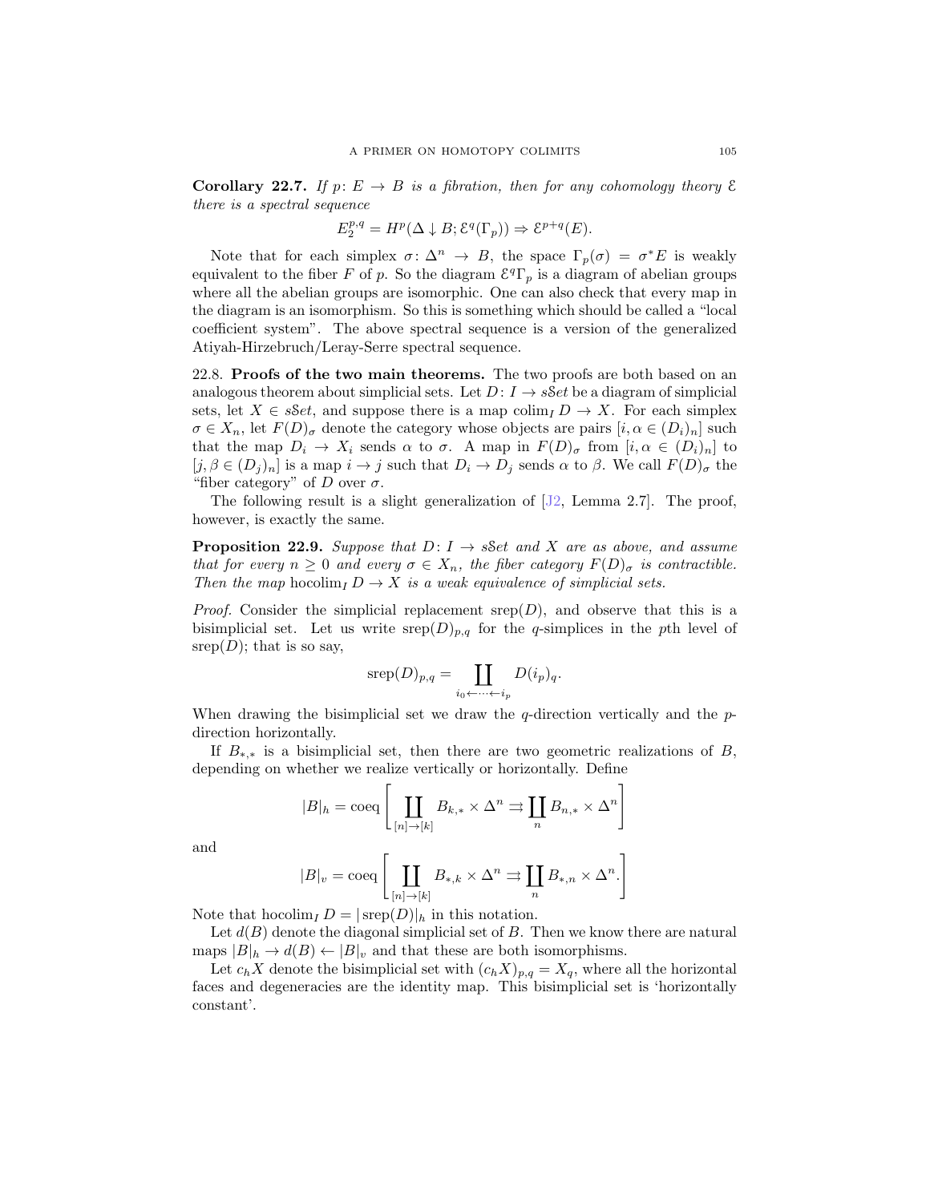**Corollary 22.7.** *If $p\colon E \to B$ is a fibration, then for any cohomology theory $\mathcal{E}$ there is a spectral sequence*

$$E_2^{p,q} = H^p(\Delta \downarrow B; \mathcal{E}^q(\Gamma_p)) \Rightarrow \mathcal{E}^{p+q}(E).$$

Note that for each simplex $\sigma\colon \Delta^n \to B$, the space $\Gamma_p(\sigma) = \sigma^* E$ is weakly equivalent to the fiber $F$ of $p$. So the diagram $\mathcal{E}^q\Gamma_p$ is a diagram of abelian groups where all the abelian groups are isomorphic. One can also check that every map in the diagram is an isomorphism. So this is something which should be called a "local coefficient system". The above spectral sequence is a version of the generalized Atiyah-Hirzebruch/Leray-Serre spectral sequence.

22.8. **Proofs of the two main theorems.** The two proofs are both based on an analogous theorem about simplicial sets. Let $D\colon I \to s\mathcal{S}et$ be a diagram of simplicial sets, let $X \in s\mathcal{S}et$, and suppose there is a map $\operatorname{colim}_I D \to X$. For each simplex $\sigma \in X_n$, let $F(D)_\sigma$ denote the category whose objects are pairs $[i, \alpha \in (D_i)_n]$ such that the map $D_i \to X_i$ sends $\alpha$ to $\sigma$. A map in $F(D)_\sigma$ from $[i, \alpha \in (D_i)_n]$ to $[j, \beta \in (D_j)_n]$ is a map $i \to j$ such that $D_i \to D_j$ sends $\alpha$ to $\beta$. We call $F(D)_\sigma$ the "fiber category" of $D$ over $\sigma$.

The following result is a slight generalization of [J2, Lemma 2.7]. The proof, however, is exactly the same.

**Proposition 22.9.** *Suppose that $D\colon I \to s\mathcal{S}et$ and $X$ are as above, and assume that for every $n \geq 0$ and every $\sigma \in X_n$, the fiber category $F(D)_\sigma$ is contractible. Then the map $\operatorname{hocolim}_I D \to X$ is a weak equivalence of simplicial sets.*

*Proof.* Consider the simplicial replacement $\operatorname{srep}(D)$, and observe that this is a bisimplicial set. Let us write $\operatorname{srep}(D)_{p,q}$ for the $q$-simplices in the $p$th level of $\operatorname{srep}(D)$; that is so say,

$$\operatorname{srep}(D)_{p,q} = \coprod_{i_0 \leftarrow \cdots \leftarrow i_p} D(i_p)_q.$$

When drawing the bisimplicial set we draw the $q$-direction vertically and the $p$-direction horizontally.

If $B_{*,*}$ is a bisimplicial set, then there are two geometric realizations of $B$, depending on whether we realize vertically or horizontally. Define

$$|B|_h = \operatorname{coeq}\left[\coprod_{[n]\to[k]} B_{k,*} \times \Delta^n \rightrightarrows \coprod_n B_{n,*} \times \Delta^n\right]$$

and

$$|B|_v = \operatorname{coeq}\left[\coprod_{[n]\to[k]} B_{*,k} \times \Delta^n \rightrightarrows \coprod_n B_{*,n} \times \Delta^n.\right]$$

Note that $\operatorname{hocolim}_I D = |\operatorname{srep}(D)|_h$ in this notation.

Let $d(B)$ denote the diagonal simplicial set of $B$. Then we know there are natural maps $|B|_h \to d(B) \leftarrow |B|_v$ and that these are both isomorphisms.

Let $c_h X$ denote the bisimplicial set with $(c_h X)_{p,q} = X_q$, where all the horizontal faces and degeneracies are the identity map. This bisimplicial set is 'horizontally constant'.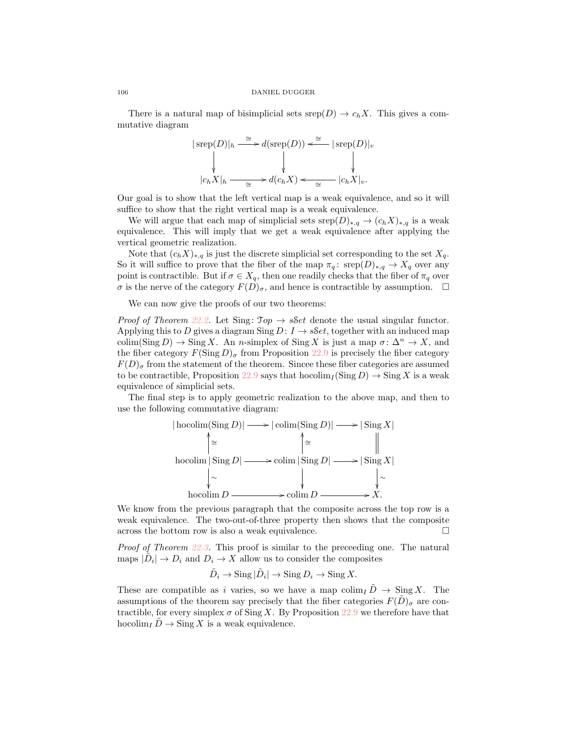There is a natural map of bisimplicial sets $\operatorname{srep}(D) \to c_h X$. This gives a commutative diagram

$$\begin{array}{ccccc}
|\operatorname{srep}(D)|_h & \xrightarrow{\cong} & d(\operatorname{srep}(D)) & \xleftarrow{\cong} & |\operatorname{srep}(D)|_v \\
\downarrow & & \downarrow & & \downarrow \\
|c_h X|_h & \xrightarrow[\cong]{} & d(c_h X) & \xleftarrow[\cong]{} & |c_h X|_v.
\end{array}$$

Our goal is to show that the left vertical map is a weak equivalence, and so it will suffice to show that the right vertical map is a weak equivalence.

We will argue that each map of simplicial sets $\operatorname{srep}(D)_{*,q} \to (c_h X)_{*,q}$ is a weak equivalence. This will imply that we get a weak equivalence after applying the vertical geometric realization.

Note that $(c_h X)_{*,q}$ is just the discrete simplicial set corresponding to the set $X_q$. So it will suffice to prove that the fiber of the map $\pi_q \colon \operatorname{srep}(D)_{*,q} \to X_q$ over any point is contractible. But if $\sigma \in X_q$, then one readily checks that the fiber of $\pi_q$ over $\sigma$ is the nerve of the category $F(D)_\sigma$, and hence is contractible by assumption. $\square$

We can now give the proofs of our two theorems:

*Proof of Theorem 22.2.* Let $\operatorname{Sing}\colon \mathcal{T}op \to s\mathcal{S}et$ denote the usual singular functor. Applying this to $D$ gives a diagram $\operatorname{Sing} D \colon I \to s\mathcal{S}et$, together with an induced map $\operatorname{colim}(\operatorname{Sing} D) \to \operatorname{Sing} X$. An $n$-simplex of $\operatorname{Sing} X$ is just a map $\sigma \colon \Delta^n \to X$, and the fiber category $F(\operatorname{Sing} D)_\sigma$ from Proposition 22.9 is precisely the fiber category $F(D)_\sigma$ from the statement of the theorem. Sincee these fiber categories are assumed to be contractible, Proposition 22.9 says that $\operatorname{hocolim}_I(\operatorname{Sing} D) \to \operatorname{Sing} X$ is a weak equivalence of simplicial sets.

The final step is to apply geometric realization to the above map, and then to use the following commutative diagram:

$$\begin{array}{ccccc}
|\operatorname{hocolim}(\operatorname{Sing} D)| & \longrightarrow & |\operatorname{colim}(\operatorname{Sing} D)| & \longrightarrow & |\operatorname{Sing} X| \\
\uparrow \cong & & \uparrow \cong & & \| \\
\operatorname{hocolim} |\operatorname{Sing} D| & \longrightarrow & \operatorname{colim} |\operatorname{Sing} D| & \longrightarrow & |\operatorname{Sing} X| \\
\downarrow \sim & & \downarrow & & \downarrow \sim \\
\operatorname{hocolim} D & \longrightarrow & \operatorname{colim} D & \longrightarrow & X.
\end{array}$$

We know from the previous paragraph that the composite across the top row is a weak equivalence. The two-out-of-three property then shows that the composite across the bottom row is also a weak equivalence. $\square$

*Proof of Theorem 22.3.* This proof is similar to the preceeding one. The natural maps $|\tilde{D}_i| \to D_i$ and $D_i \to X$ allow us to consider the composites

$$\tilde{D}_i \to \operatorname{Sing} |\tilde{D}_i| \to \operatorname{Sing} D_i \to \operatorname{Sing} X.$$

These are compatible as $i$ varies, so we have a map $\operatorname{colim}_I \tilde{D} \to \operatorname{Sing} X$. The assumptions of the theorem say precisely that the fiber categories $F(\tilde{D})_\sigma$ are contractible, for every simplex $\sigma$ of $\operatorname{Sing} X$. By Proposition 22.9 we therefore have that $\operatorname{hocolim}_I \tilde{D} \to \operatorname{Sing} X$ is a weak equivalence.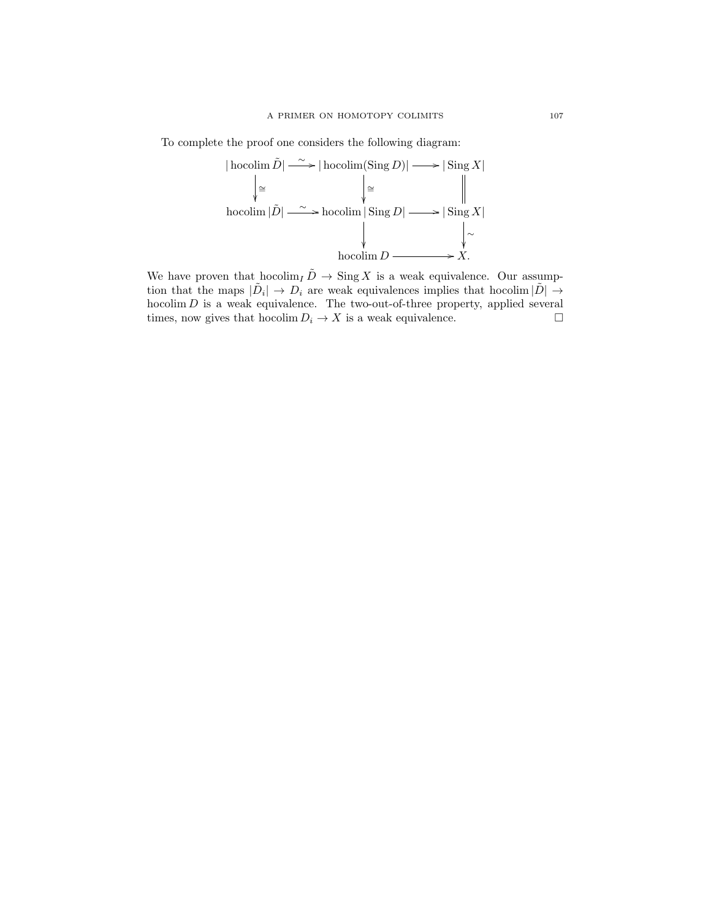To complete the proof one considers the following diagram:

$$
\begin{array}{ccccc}
|\operatorname{hocolim} \tilde{D}| & \xrightarrow{\sim} & |\operatorname{hocolim}(\operatorname{Sing} D)| & \longrightarrow & |\operatorname{Sing} X| \\
\downarrow{\cong} & & \downarrow{\cong} & & \| \\
\operatorname{hocolim} |\tilde{D}| & \xrightarrow{\sim} & \operatorname{hocolim} |\operatorname{Sing} D| & \longrightarrow & |\operatorname{Sing} X| \\
& & \downarrow & & \downarrow{\sim} \\
& & \operatorname{hocolim} D & \longrightarrow & X.
\end{array}
$$

We have proven that $\operatorname{hocolim}_I \tilde{D} \to \operatorname{Sing} X$ is a weak equivalence. Our assumption that the maps $|\tilde{D}_i| \to D_i$ are weak equivalences implies that $\operatorname{hocolim} |\tilde{D}| \to \operatorname{hocolim} D$ is a weak equivalence. The two-out-of-three property, applied several times, now gives that $\operatorname{hocolim} D_i \to X$ is a weak equivalence. □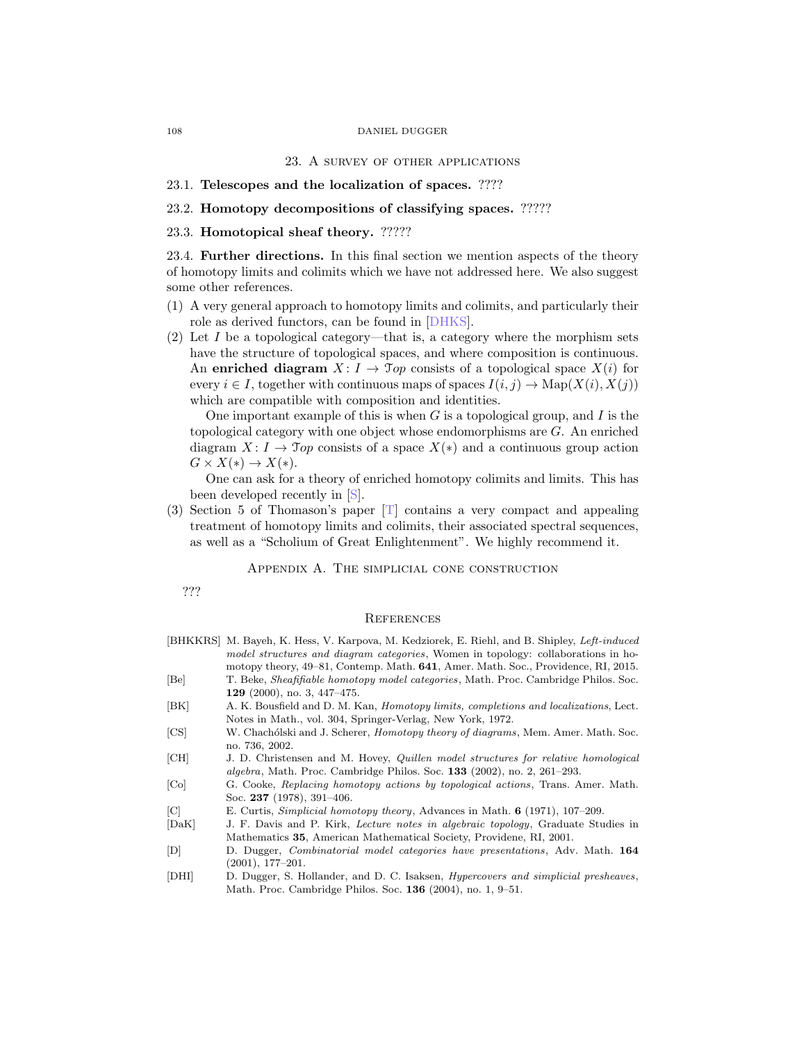## 23. A survey of other applications

**23.1. Telescopes and the localization of spaces.** ????

**23.2. Homotopy decompositions of classifying spaces.** ?????

**23.3. Homotopical sheaf theory.** ?????

**23.4. Further directions.** In this final section we mention aspects of the theory of homotopy limits and colimits which we have not addressed here. We also suggest some other references.

(1) A very general approach to homotopy limits and colimits, and particularly their role as derived functors, can be found in [DHKS].

(2) Let $I$ be a topological category—that is, a category where the morphism sets have the structure of topological spaces, and where composition is continuous. An **enriched diagram** $X\colon I \to \mathcal{T}op$ consists of a topological space $X(i)$ for every $i \in I$, together with continuous maps of spaces $I(i,j) \to \text{Map}(X(i), X(j))$ which are compatible with composition and identities.

   One important example of this is when $G$ is a topological group, and $I$ is the topological category with one object whose endomorphisms are $G$. An enriched diagram $X\colon I \to \mathcal{T}op$ consists of a space $X(*)$ and a continuous group action $G \times X(*) \to X(*)$.

   One can ask for a theory of enriched homotopy colimits and limits. This has been developed recently in [S].

(3) Section 5 of Thomason's paper [T] contains a very compact and appealing treatment of homotopy limits and colimits, their associated spectral sequences, as well as a "Scholium of Great Enlightenment". We highly recommend it.

## Appendix A. The simplicial cone construction

???

## References

[BHKKRS] M. Bayeh, K. Hess, V. Karpova, M. Kedziorek, E. Riehl, and B. Shipley, *Left-induced model structures and diagram categories*, Women in topology: collaborations in homotopy theory, 49–81, Contemp. Math. **641**, Amer. Math. Soc., Providence, RI, 2015.

[Be] T. Beke, *Sheafifiable homotopy model categories*, Math. Proc. Cambridge Philos. Soc. **129** (2000), no. 3, 447–475.

[BK] A. K. Bousfield and D. M. Kan, *Homotopy limits, completions and localizations*, Lect. Notes in Math., vol. 304, Springer-Verlag, New York, 1972.

[CS] W. Chachólski and J. Scherer, *Homotopy theory of diagrams*, Mem. Amer. Math. Soc. no. 736, 2002.

[CH] J. D. Christensen and M. Hovey, *Quillen model structures for relative homological algebra*, Math. Proc. Cambridge Philos. Soc. **133** (2002), no. 2, 261–293.

[Co] G. Cooke, *Replacing homotopy actions by topological actions*, Trans. Amer. Math. Soc. **237** (1978), 391–406.

[C] E. Curtis, *Simplicial homotopy theory*, Advances in Math. **6** (1971), 107–209.

[DaK] J. F. Davis and P. Kirk, *Lecture notes in algebraic topology*, Graduate Studies in Mathematics **35**, American Mathematical Society, Providene, RI, 2001.

[D] D. Dugger, *Combinatorial model categories have presentations*, Adv. Math. **164** (2001), 177–201.

[DHI] D. Dugger, S. Hollander, and D. C. Isaksen, *Hypercovers and simplicial presheaves*, Math. Proc. Cambridge Philos. Soc. **136** (2004), no. 1, 9–51.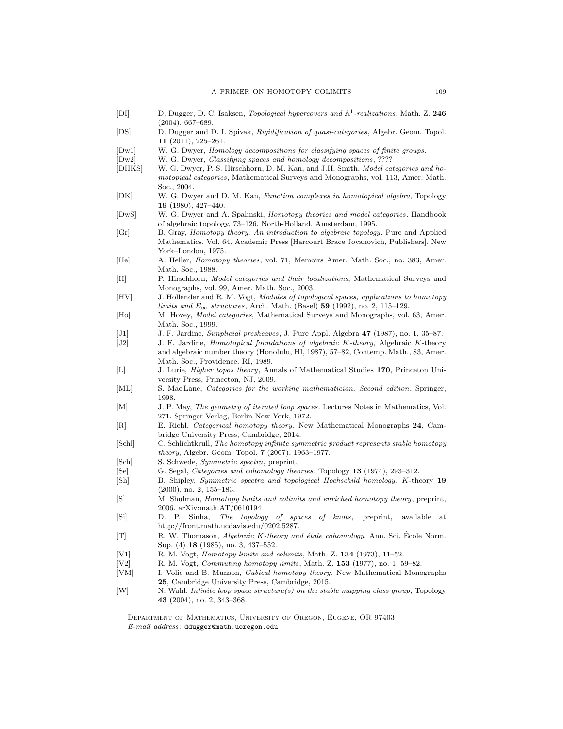[DI] D. Dugger, D. C. Isaksen, *Topological hypercovers and $\mathbb{A}^1$-realizations*, Math. Z. **246** (2004), 667–689.

[DS] D. Dugger and D. I. Spivak, *Rigidification of quasi-categories*, Algebr. Geom. Topol. **11** (2011), 225–261.

[Dw1] W. G. Dwyer, *Homology decompositions for classifying spaces of finite groups*.

[Dw2] W. G. Dwyer, *Classifying spaces and homology decompositions*, ????

[DHKS] W. G. Dwyer, P. S. Hirschhorn, D. M. Kan, and J.H. Smith, *Model categories and homotopical categories*, Mathematical Surveys and Monographs, vol. 113, Amer. Math. Soc., 2004.

[DK] W. G. Dwyer and D. M. Kan, *Function complexes in homotopical algebra*, Topology **19** (1980), 427–440.

[DwS] W. G. Dwyer and A. Spalinski, *Homotopy theories and model categories*. Handbook of algebraic topology, 73–126, North-Holland, Amsterdam, 1995.

[Gr] B. Gray, *Homotopy theory. An introduction to algebraic topology*. Pure and Applied Mathematics, Vol. 64. Academic Press [Harcourt Brace Jovanovich, Publishers], New York–London, 1975.

[He] A. Heller, *Homotopy theories*, vol. 71, Memoirs Amer. Math. Soc., no. 383, Amer. Math. Soc., 1988.

[H] P. Hirschhorn, *Model categories and their localizations*, Mathematical Surveys and Monographs, vol. 99, Amer. Math. Soc., 2003.

[HV] J. Hollender and R. M. Vogt, *Modules of topological spaces, applications to homotopy limits and $E_\infty$ structures*, Arch. Math. (Basel) **59** (1992), no. 2, 115–129.

[Ho] M. Hovey, *Model categories*, Mathematical Surveys and Monographs, vol. 63, Amer. Math. Soc., 1999.

[J1] J. F. Jardine, *Simplicial presheaves*, J. Pure Appl. Algebra **47** (1987), no. 1, 35–87.

[J2] J. F. Jardine, *Homotopical foundations of algebraic K-theory*, Algebraic K-theory and algebraic number theory (Honolulu, HI, 1987), 57–82, Contemp. Math., 83, Amer. Math. Soc., Providence, RI, 1989.

[L] J. Lurie, *Higher topos theory*, Annals of Mathematical Studies **170**, Princeton University Press, Princeton, NJ, 2009.

[ML] S. Mac Lane, *Categories for the working mathematician, Second edition*, Springer, 1998.

[M] J. P. May, *The geometry of iterated loop spaces*. Lectures Notes in Mathematics, Vol. 271. Springer-Verlag, Berlin-New York, 1972.

[R] E. Riehl, *Categorical homotopy theory*, New Mathematical Monographs **24**, Cambridge University Press, Cambridge, 2014.

[Schl] C. Schlichtkrull, *The homotopy infinite symmetric product represents stable homotopy theory*, Algebr. Geom. Topol. **7** (2007), 1963–1977.

[Sch] S. Schwede, *Symmetric spectra*, preprint.

[Se] G. Segal, *Categories and cohomology theories*. Topology **13** (1974), 293–312.

[Sh] B. Shipley, *Symmetric spectra and topological Hochschild homology*, K-theory **19** (2000), no. 2, 155–183.

[S] M. Shulman, *Homotopy limits and colimits and enriched homotopy theory*, preprint, 2006. arXiv:math.AT/0610194

[Si] D. P. Sinha, *The topology of spaces of knots*, preprint, available at http://front.math.ucdavis.edu/0202.5287.

[T] R. W. Thomason, *Algebraic K-theory and étale cohomology*, Ann. Sci. École Norm. Sup. (4) **18** (1985), no. 3, 437–552.

[V1] R. M. Vogt, *Homotopy limits and colimits*, Math. Z. **134** (1973), 11–52.

[V2] R. M. Vogt, *Commuting homotopy limits*, Math. Z. **153** (1977), no. 1, 59–82.

[VM] I. Volic and B. Munson, *Cubical homotopy theory*, New Mathematical Monographs **25**, Cambridge University Press, Cambridge, 2015.

[W] N. Wahl, *Infinite loop space structure(s) on the stable mapping class group*, Topology **43** (2004), no. 2, 343–368.

Department of Mathematics, University of Oregon, Eugene, OR 97403

*E-mail address*: ddugger@math.uoregon.edu